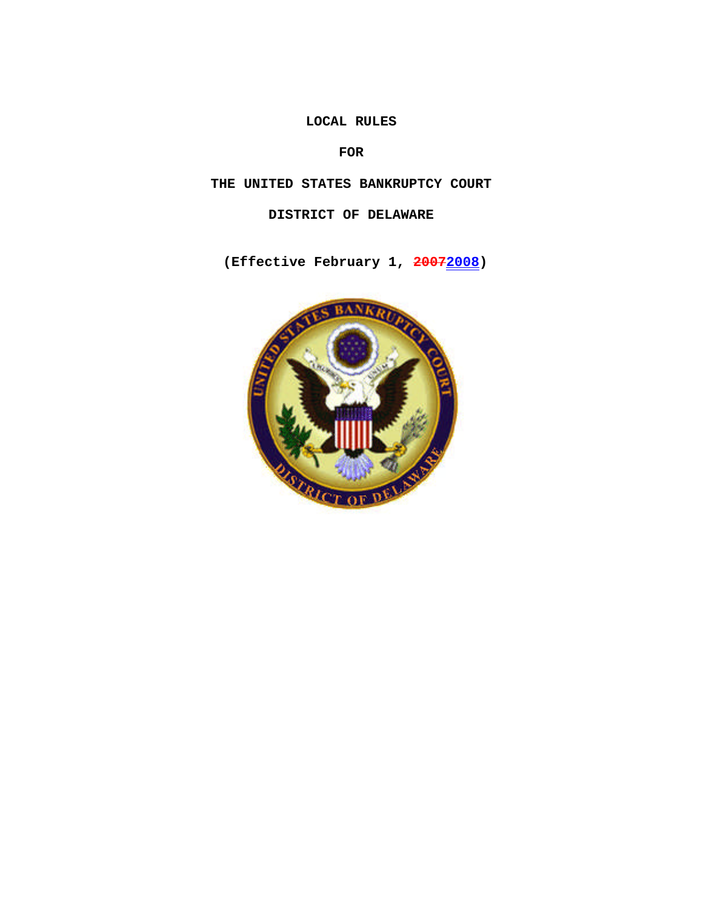# LOCAL RULES

# FOR

# THE UNITED STATES BANKRUPTCY COURT

# DISTRICT OF DELAWARE

**(Effective February 1, ~~2007~~2008)**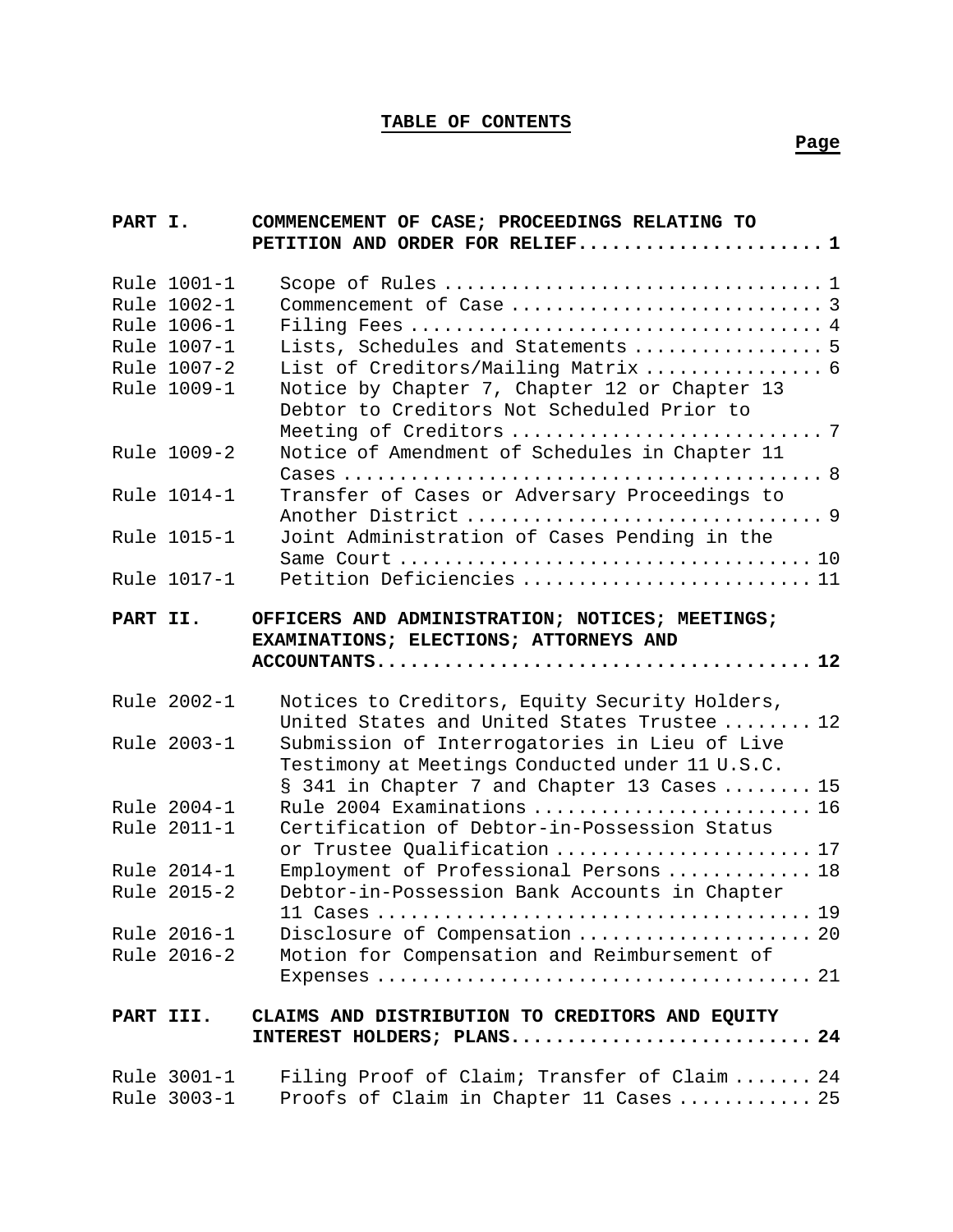# TABLE OF CONTENTS

| | | Page |
|---|---|---|
| **PART I.** | **COMMENCEMENT OF CASE; PROCEEDINGS RELATING TO PETITION AND ORDER FOR RELIEF** | **1** |
| Rule 1001-1 | Scope of Rules | 1 |
| Rule 1002-1 | Commencement of Case | 3 |
| Rule 1006-1 | Filing Fees | 4 |
| Rule 1007-1 | Lists, Schedules and Statements | 5 |
| Rule 1007-2 | List of Creditors/Mailing Matrix | 6 |
| Rule 1009-1 | Notice by Chapter 7, Chapter 12 or Chapter 13 Debtor to Creditors Not Scheduled Prior to Meeting of Creditors | 7 |
| Rule 1009-2 | Notice of Amendment of Schedules in Chapter 11 Cases | 8 |
| Rule 1014-1 | Transfer of Cases or Adversary Proceedings to Another District | 9 |
| Rule 1015-1 | Joint Administration of Cases Pending in the Same Court | 10 |
| Rule 1017-1 | Petition Deficiencies | 11 |
| **PART II.** | **OFFICERS AND ADMINISTRATION; NOTICES; MEETINGS; EXAMINATIONS; ELECTIONS; ATTORNEYS AND ACCOUNTANTS** | **12** |
| Rule 2002-1 | Notices to Creditors, Equity Security Holders, United States and United States Trustee | 12 |
| Rule 2003-1 | Submission of Interrogatories in Lieu of Live Testimony at Meetings Conducted under 11 U.S.C. § 341 in Chapter 7 and Chapter 13 Cases | 15 |
| Rule 2004-1 | Rule 2004 Examinations | 16 |
| Rule 2011-1 | Certification of Debtor-in-Possession Status or Trustee Qualification | 17 |
| Rule 2014-1 | Employment of Professional Persons | 18 |
| Rule 2015-2 | Debtor-in-Possession Bank Accounts in Chapter 11 Cases | 19 |
| Rule 2016-1 | Disclosure of Compensation | 20 |
| Rule 2016-2 | Motion for Compensation and Reimbursement of Expenses | 21 |
| **PART III.** | **CLAIMS AND DISTRIBUTION TO CREDITORS AND EQUITY INTEREST HOLDERS; PLANS** | **24** |
| Rule 3001-1 | Filing Proof of Claim; Transfer of Claim | 24 |
| Rule 3003-1 | Proofs of Claim in Chapter 11 Cases | 25 |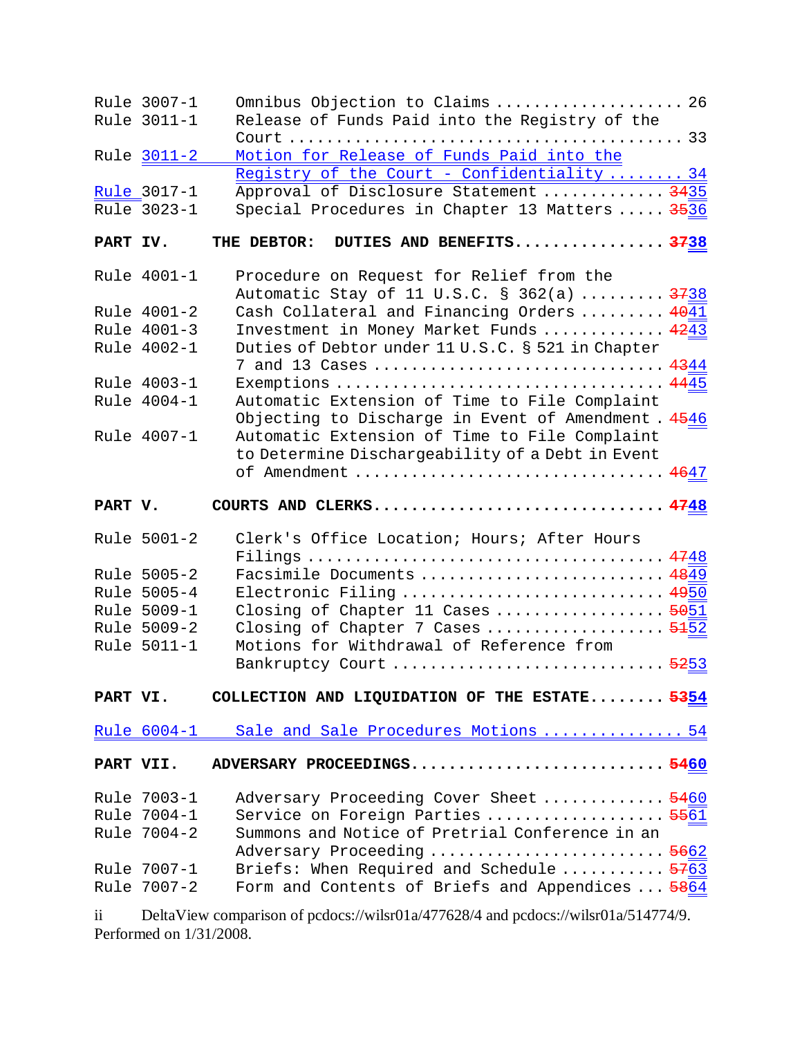| | | |
|---|---|---|
| Rule 3007-1 | Omnibus Objection to Claims | 26 |
| Rule 3011-1 | Release of Funds Paid into the Registry of the Court | 33 |
| Rule 3011-2 | Motion for Release of Funds Paid into the Registry of the Court - Confidentiality | 34 |
| Rule 3017-1 | Approval of Disclosure Statement | ~~34~~35 |
| Rule 3023-1 | Special Procedures in Chapter 13 Matters | ~~35~~36 |

**PART IV. THE DEBTOR: DUTIES AND BENEFITS ................ ~~37~~38**

| | | |
|---|---|---|
| Rule 4001-1 | Procedure on Request for Relief from the Automatic Stay of 11 U.S.C. § 362(a) | ~~37~~38 |
| Rule 4001-2 | Cash Collateral and Financing Orders | ~~40~~41 |
| Rule 4001-3 | Investment in Money Market Funds | ~~42~~43 |
| Rule 4002-1 | Duties of Debtor under 11 U.S.C. § 521 in Chapter 7 and 13 Cases | ~~43~~44 |
| Rule 4003-1 | Exemptions | ~~44~~45 |
| Rule 4004-1 | Automatic Extension of Time to File Complaint Objecting to Discharge in Event of Amendment | ~~45~~46 |
| Rule 4007-1 | Automatic Extension of Time to File Complaint to Determine Dischargeability of a Debt in Event of Amendment | ~~46~~47 |

**PART V. COURTS AND CLERKS .............................. ~~47~~48**

| | | |
|---|---|---|
| Rule 5001-2 | Clerk's Office Location; Hours; After Hours Filings | ~~47~~48 |
| Rule 5005-2 | Facsimile Documents | ~~48~~49 |
| Rule 5005-4 | Electronic Filing | ~~49~~50 |
| Rule 5009-1 | Closing of Chapter 11 Cases | ~~50~~51 |
| Rule 5009-2 | Closing of Chapter 7 Cases | ~~51~~52 |
| Rule 5011-1 | Motions for Withdrawal of Reference from Bankruptcy Court | ~~52~~53 |

**PART VI. COLLECTION AND LIQUIDATION OF THE ESTATE ........ ~~53~~54**

| | | |
|---|---|---|
| Rule 6004-1 | Sale and Sale Procedures Motions | 54 |

**PART VII. ADVERSARY PROCEEDINGS .......................... ~~54~~60**

| | | |
|---|---|---|
| Rule 7003-1 | Adversary Proceeding Cover Sheet | ~~54~~60 |
| Rule 7004-1 | Service on Foreign Parties | ~~55~~61 |
| Rule 7004-2 | Summons and Notice of Pretrial Conference in an Adversary Proceeding | ~~56~~62 |
| Rule 7007-1 | Briefs: When Required and Schedule | ~~57~~63 |
| Rule 7007-2 | Form and Contents of Briefs and Appendices | ~~58~~64 |

DeltaView comparison of pcdocs://wilsr01a/477628/4 and pcdocs://wilsr01a/514774/9. Performed on 1/31/2008.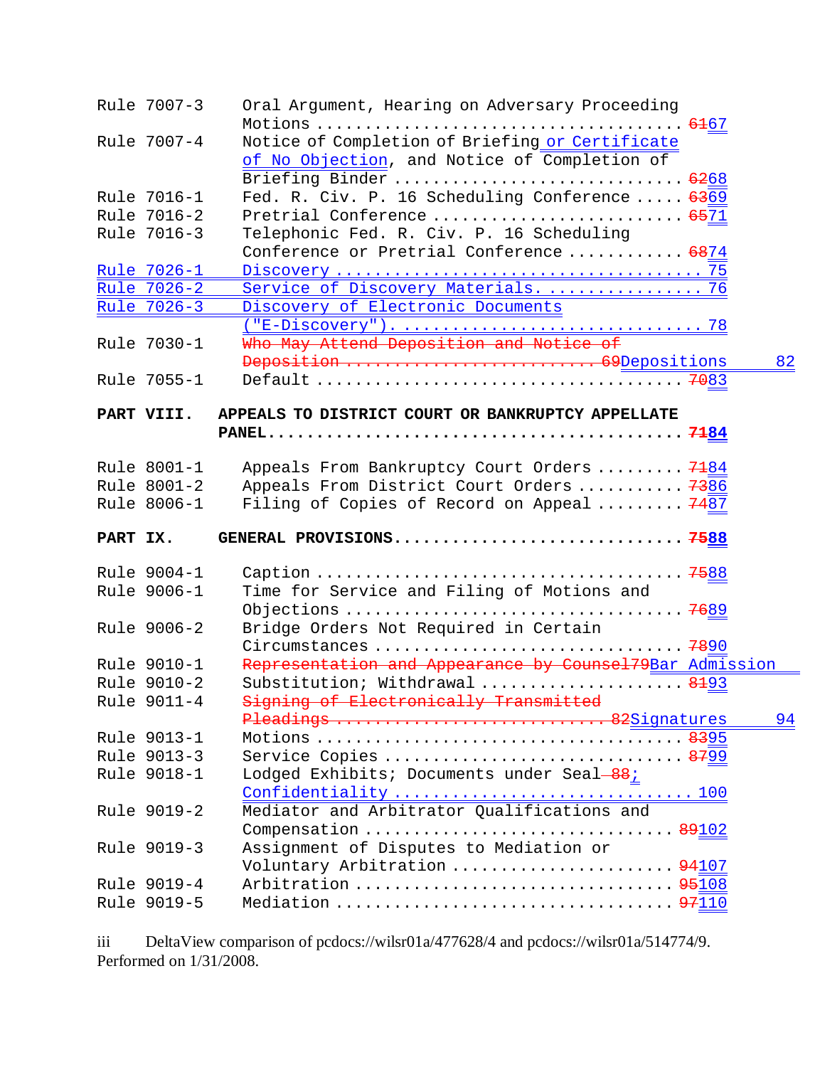| Rule | Title | Page |
|---|---|---|
| Rule 7007-3 | Oral Argument, Hearing on Adversary Proceeding Motions | ~~61~~67 |
| Rule 7007-4 | Notice of Completion of Briefing or Certificate of No Objection, and Notice of Completion of Briefing Binder | ~~62~~68 |
| Rule 7016-1 | Fed. R. Civ. P. 16 Scheduling Conference | ~~63~~69 |
| Rule 7016-2 | Pretrial Conference | ~~65~~71 |
| Rule 7016-3 | Telephonic Fed. R. Civ. P. 16 Scheduling Conference or Pretrial Conference | ~~68~~74 |
| Rule 7026-1 | Discovery | 75 |
| Rule 7026-2 | Service of Discovery Materials. | 76 |
| Rule 7026-3 | Discovery of Electronic Documents ("E-Discovery"). | 78 |
| Rule 7030-1 | ~~Who May Attend Deposition and Notice of Deposition~~ ~~69~~Depositions | 82 |
| Rule 7055-1 | Default | ~~70~~83 |

**PART VIII. APPEALS TO DISTRICT COURT OR BANKRUPTCY APPELLATE PANEL** ........ **~~71~~84**

| Rule | Title | Page |
|---|---|---|
| Rule 8001-1 | Appeals From Bankruptcy Court Orders | ~~71~~84 |
| Rule 8001-2 | Appeals From District Court Orders | ~~73~~86 |
| Rule 8006-1 | Filing of Copies of Record on Appeal | ~~74~~87 |

**PART IX. GENERAL PROVISIONS** ........ **~~75~~88**

| Rule | Title | Page |
|---|---|---|
| Rule 9004-1 | Caption | ~~75~~88 |
| Rule 9006-1 | Time for Service and Filing of Motions and Objections | ~~76~~89 |
| Rule 9006-2 | Bridge Orders Not Required in Certain Circumstances | ~~78~~90 |
| Rule 9010-1 | ~~Representation and Appearance by Counsel~~ ~~79~~Bar Admission | |
| Rule 9010-2 | Substitution; Withdrawal | ~~81~~93 |
| Rule 9011-4 | ~~Signing of Electronically Transmitted Pleadings~~ ~~82~~Signatures | 94 |
| Rule 9013-1 | Motions | ~~83~~95 |
| Rule 9013-3 | Service Copies | ~~87~~99 |
| Rule 9018-1 | Lodged Exhibits; Documents under Seal ~~88~~; Confidentiality | 100 |
| Rule 9019-2 | Mediator and Arbitrator Qualifications and Compensation | ~~89~~102 |
| Rule 9019-3 | Assignment of Disputes to Mediation or Voluntary Arbitration | ~~94~~107 |
| Rule 9019-4 | Arbitration | ~~95~~108 |
| Rule 9019-5 | Mediation | ~~97~~110 |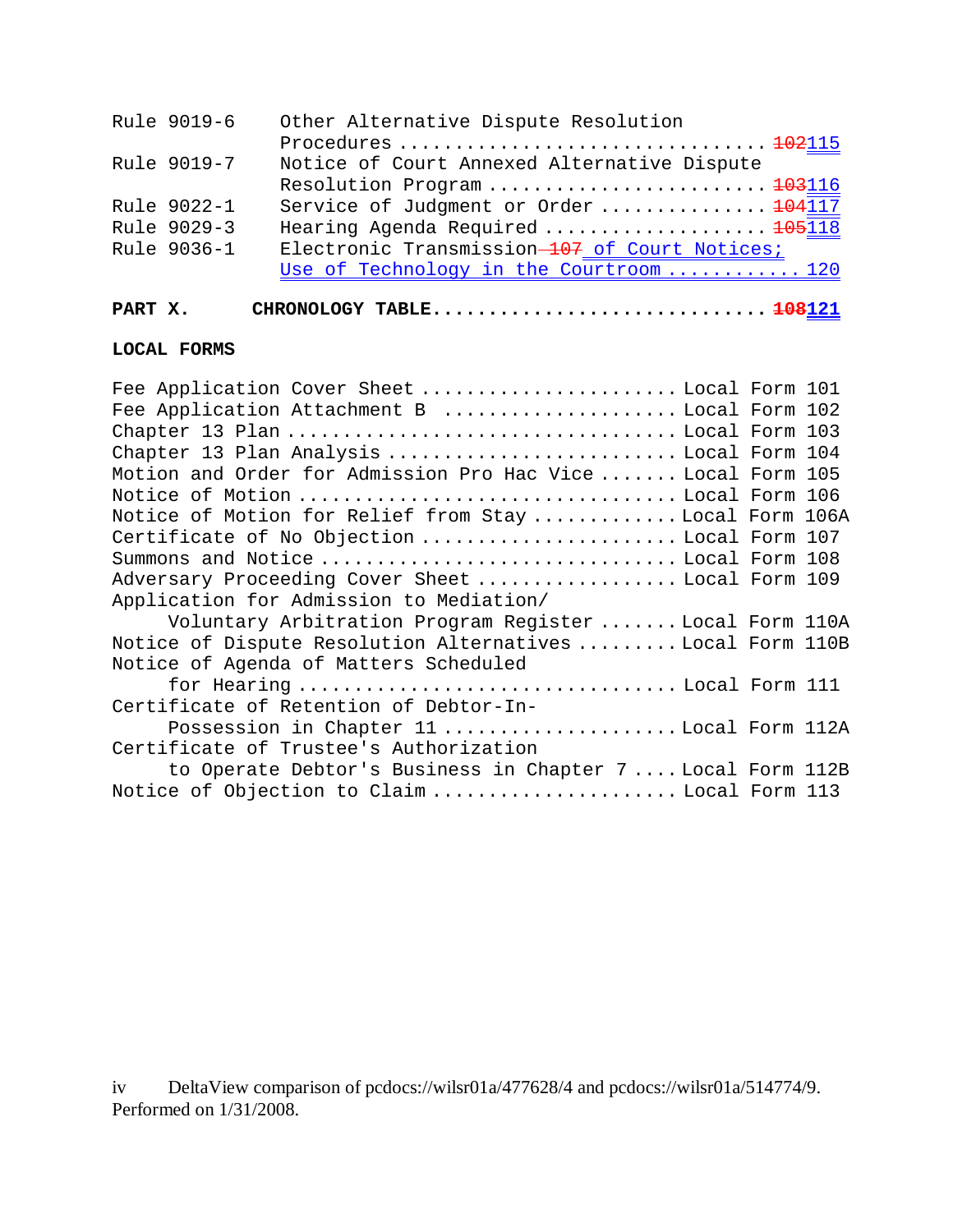| | | |
|---|---|---|
| Rule 9019-6 | Other Alternative Dispute Resolution Procedures | ~~102~~115 |
| Rule 9019-7 | Notice of Court Annexed Alternative Dispute Resolution Program | ~~103~~116 |
| Rule 9022-1 | Service of Judgment or Order | ~~104~~117 |
| Rule 9029-3 | Hearing Agenda Required | ~~105~~118 |
| Rule 9036-1 | Electronic Transmission ~~107~~ of Court Notices; Use of Technology in the Courtroom | 120 |

**PART X. CHRONOLOGY TABLE ............................ ~~108~~121**

**LOCAL FORMS**

| | |
|---|---|
| Fee Application Cover Sheet | Local Form 101 |
| Fee Application Attachment B | Local Form 102 |
| Chapter 13 Plan | Local Form 103 |
| Chapter 13 Plan Analysis | Local Form 104 |
| Motion and Order for Admission Pro Hac Vice | Local Form 105 |
| Notice of Motion | Local Form 106 |
| Notice of Motion for Relief from Stay | Local Form 106A |
| Certificate of No Objection | Local Form 107 |
| Summons and Notice | Local Form 108 |
| Adversary Proceeding Cover Sheet | Local Form 109 |
| Application for Admission to Mediation/ Voluntary Arbitration Program Register | Local Form 110A |
| Notice of Dispute Resolution Alternatives | Local Form 110B |
| Notice of Agenda of Matters Scheduled for Hearing | Local Form 111 |
| Certificate of Retention of Debtor-In-Possession in Chapter 11 | Local Form 112A |
| Certificate of Trustee's Authorization to Operate Debtor's Business in Chapter 7 | Local Form 112B |
| Notice of Objection to Claim | Local Form 113 |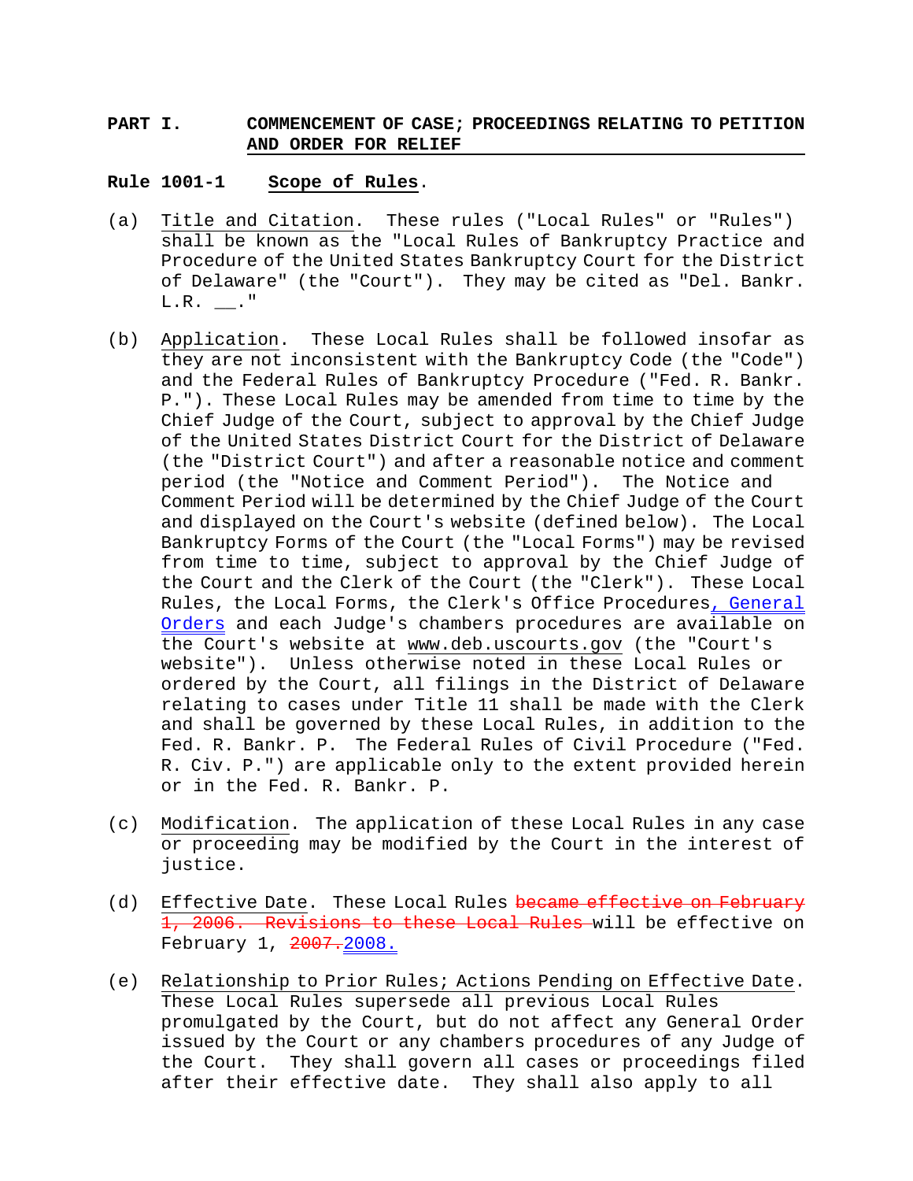## PART I. COMMENCEMENT OF CASE; PROCEEDINGS RELATING TO PETITION AND ORDER FOR RELIEF

### Rule 1001-1 Scope of Rules.

(a) Title and Citation. These rules ("Local Rules" or "Rules") shall be known as the "Local Rules of Bankruptcy Practice and Procedure of the United States Bankruptcy Court for the District of Delaware" (the "Court"). They may be cited as "Del. Bankr. L.R. __."

(b) Application. These Local Rules shall be followed insofar as they are not inconsistent with the Bankruptcy Code (the "Code") and the Federal Rules of Bankruptcy Procedure ("Fed. R. Bankr. P."). These Local Rules may be amended from time to time by the Chief Judge of the Court, subject to approval by the Chief Judge of the United States District Court for the District of Delaware (the "District Court") and after a reasonable notice and comment period (the "Notice and Comment Period"). The Notice and Comment Period will be determined by the Chief Judge of the Court and displayed on the Court's website (defined below). The Local Bankruptcy Forms of the Court (the "Local Forms") may be revised from time to time, subject to approval by the Chief Judge of the Court and the Clerk of the Court (the "Clerk"). These Local Rules, the Local Forms, the Clerk's Office Procedures, General Orders and each Judge's chambers procedures are available on the Court's website at www.deb.uscourts.gov (the "Court's website"). Unless otherwise noted in these Local Rules or ordered by the Court, all filings in the District of Delaware relating to cases under Title 11 shall be made with the Clerk and shall be governed by these Local Rules, in addition to the Fed. R. Bankr. P. The Federal Rules of Civil Procedure ("Fed. R. Civ. P.") are applicable only to the extent provided herein or in the Fed. R. Bankr. P.

(c) Modification. The application of these Local Rules in any case or proceeding may be modified by the Court in the interest of justice.

(d) Effective Date. These Local Rules ~~became effective on February 1, 2006. Revisions to these Local Rules~~ will be effective on February 1, ~~2007.~~2008.

(e) Relationship to Prior Rules; Actions Pending on Effective Date. These Local Rules supersede all previous Local Rules promulgated by the Court, but do not affect any General Order issued by the Court or any chambers procedures of any Judge of the Court. They shall govern all cases or proceedings filed after their effective date. They shall also apply to all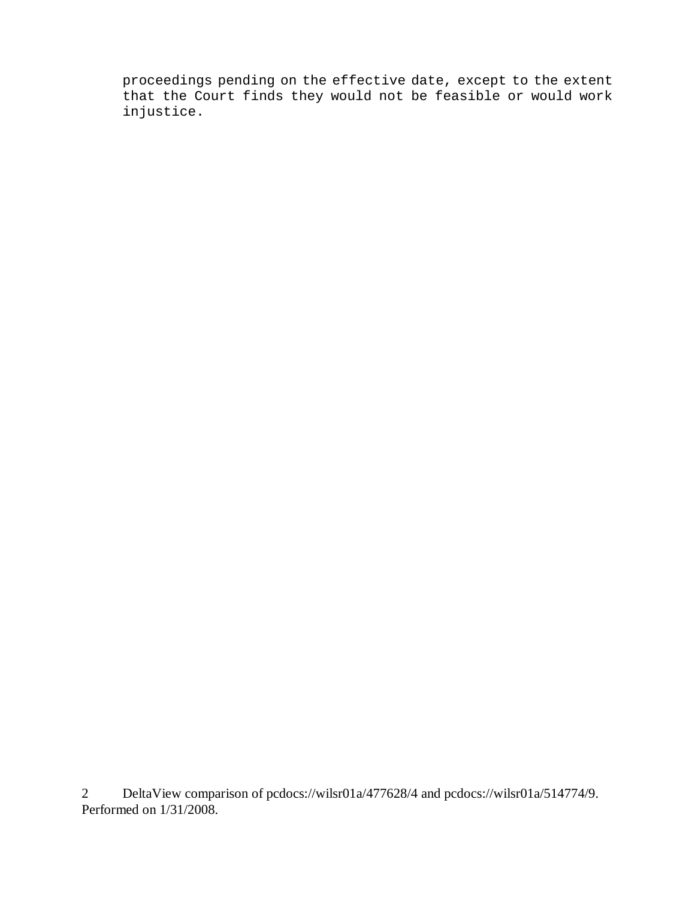proceedings pending on the effective date, except to the extent that the Court finds they would not be feasible or would work injustice.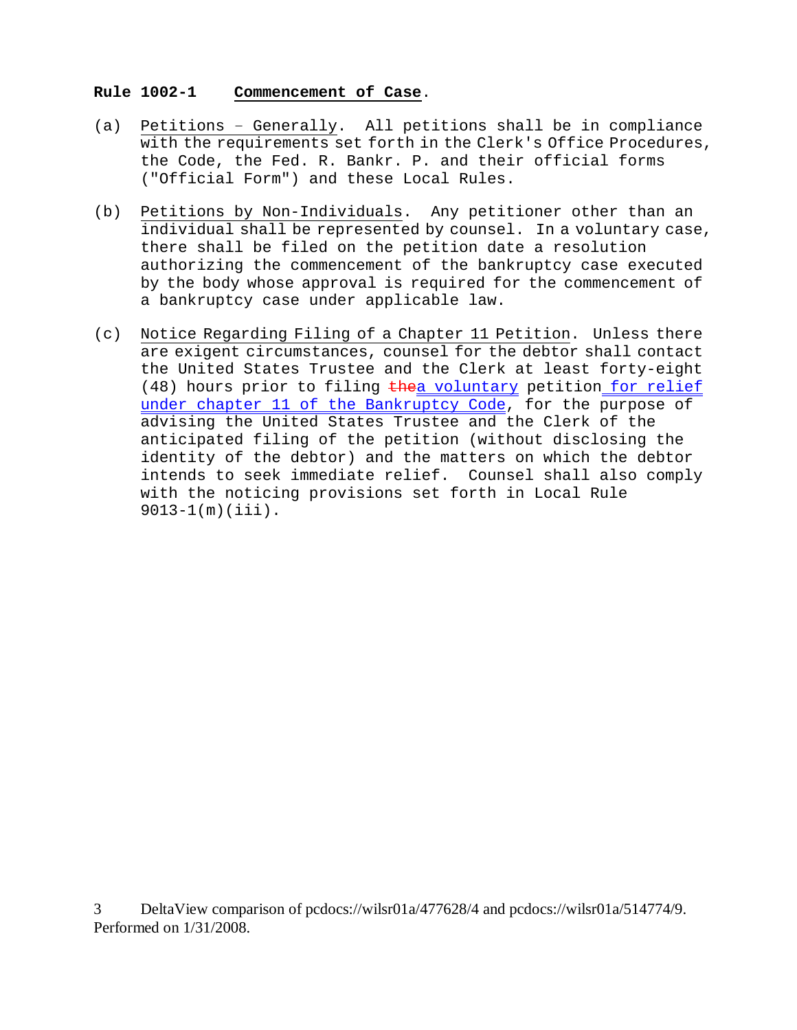**Rule 1002-1 Commencement of Case.**

(a) Petitions – Generally. All petitions shall be in compliance with the requirements set forth in the Clerk's Office Procedures, the Code, the Fed. R. Bankr. P. and their official forms ("Official Form") and these Local Rules.

(b) Petitions by Non-Individuals. Any petitioner other than an individual shall be represented by counsel. In a voluntary case, there shall be filed on the petition date a resolution authorizing the commencement of the bankruptcy case executed by the body whose approval is required for the commencement of a bankruptcy case under applicable law.

(c) Notice Regarding Filing of a Chapter 11 Petition. Unless there are exigent circumstances, counsel for the debtor shall contact the United States Trustee and the Clerk at least forty-eight (48) hours prior to filing ~~the~~a voluntary petition for relief under chapter 11 of the Bankruptcy Code, for the purpose of advising the United States Trustee and the Clerk of the anticipated filing of the petition (without disclosing the identity of the debtor) and the matters on which the debtor intends to seek immediate relief. Counsel shall also comply with the noticing provisions set forth in Local Rule 9013-1(m)(iii).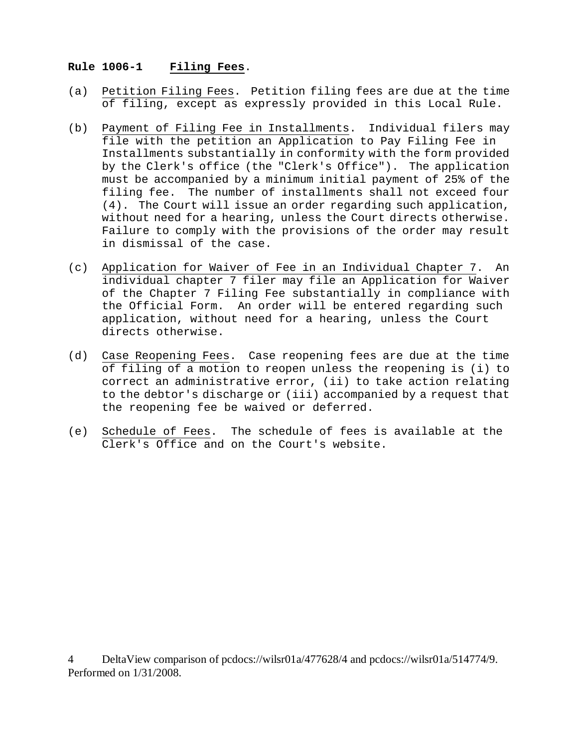**Rule 1006-1 Filing Fees.**

(a) Petition Filing Fees. Petition filing fees are due at the time of filing, except as expressly provided in this Local Rule.

(b) Payment of Filing Fee in Installments. Individual filers may file with the petition an Application to Pay Filing Fee in Installments substantially in conformity with the form provided by the Clerk's office (the "Clerk's Office"). The application must be accompanied by a minimum initial payment of 25% of the filing fee. The number of installments shall not exceed four (4). The Court will issue an order regarding such application, without need for a hearing, unless the Court directs otherwise. Failure to comply with the provisions of the order may result in dismissal of the case.

(c) Application for Waiver of Fee in an Individual Chapter 7. An individual chapter 7 filer may file an Application for Waiver of the Chapter 7 Filing Fee substantially in compliance with the Official Form. An order will be entered regarding such application, without need for a hearing, unless the Court directs otherwise.

(d) Case Reopening Fees. Case reopening fees are due at the time of filing of a motion to reopen unless the reopening is (i) to correct an administrative error, (ii) to take action relating to the debtor's discharge or (iii) accompanied by a request that the reopening fee be waived or deferred.

(e) Schedule of Fees. The schedule of fees is available at the Clerk's Office and on the Court's website.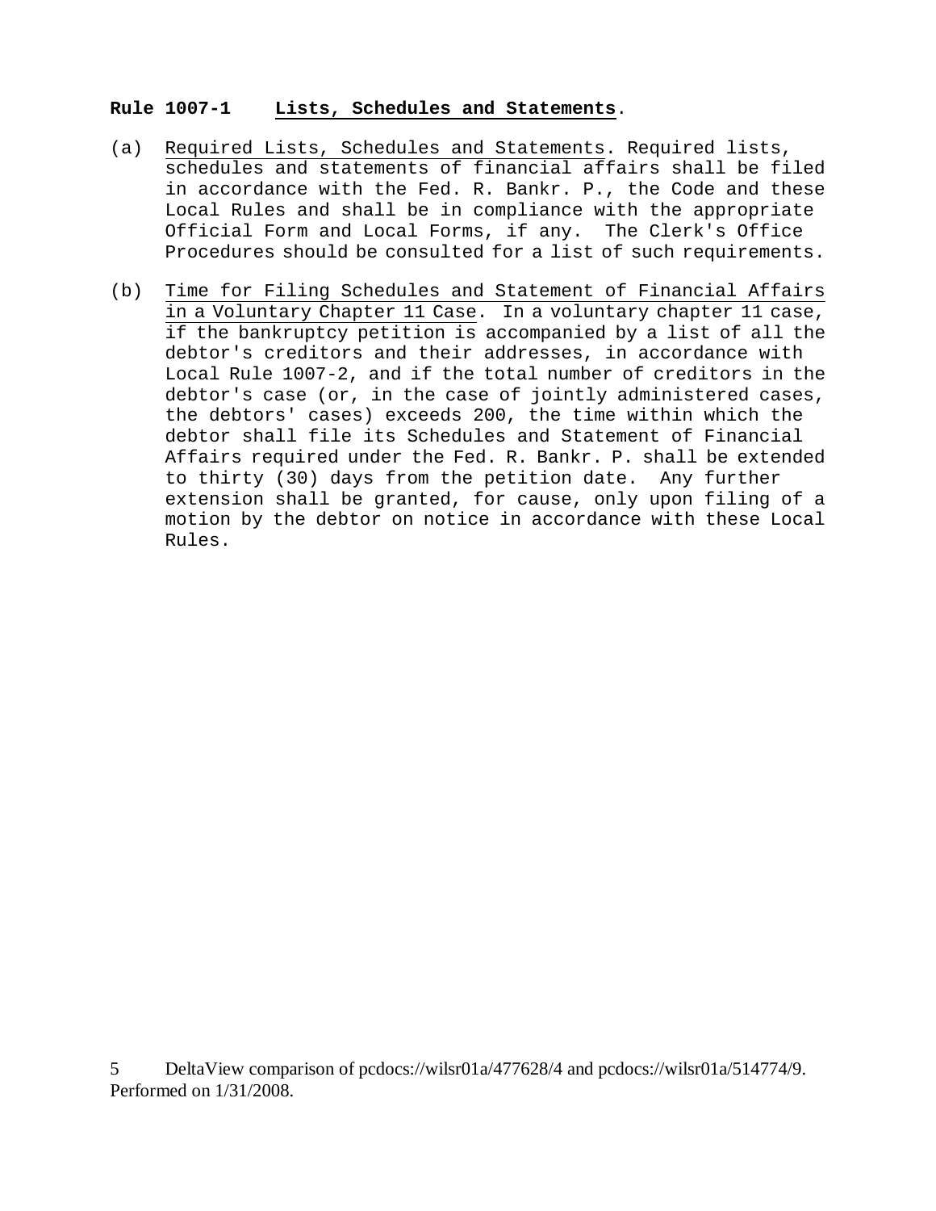**Rule 1007-1 Lists, Schedules and Statements.**

(a) Required Lists, Schedules and Statements. Required lists, schedules and statements of financial affairs shall be filed in accordance with the Fed. R. Bankr. P., the Code and these Local Rules and shall be in compliance with the appropriate Official Form and Local Forms, if any. The Clerk's Office Procedures should be consulted for a list of such requirements.

(b) Time for Filing Schedules and Statement of Financial Affairs in a Voluntary Chapter 11 Case. In a voluntary chapter 11 case, if the bankruptcy petition is accompanied by a list of all the debtor's creditors and their addresses, in accordance with Local Rule 1007-2, and if the total number of creditors in the debtor's case (or, in the case of jointly administered cases, the debtors' cases) exceeds 200, the time within which the debtor shall file its Schedules and Statement of Financial Affairs required under the Fed. R. Bankr. P. shall be extended to thirty (30) days from the petition date. Any further extension shall be granted, for cause, only upon filing of a motion by the debtor on notice in accordance with these Local Rules.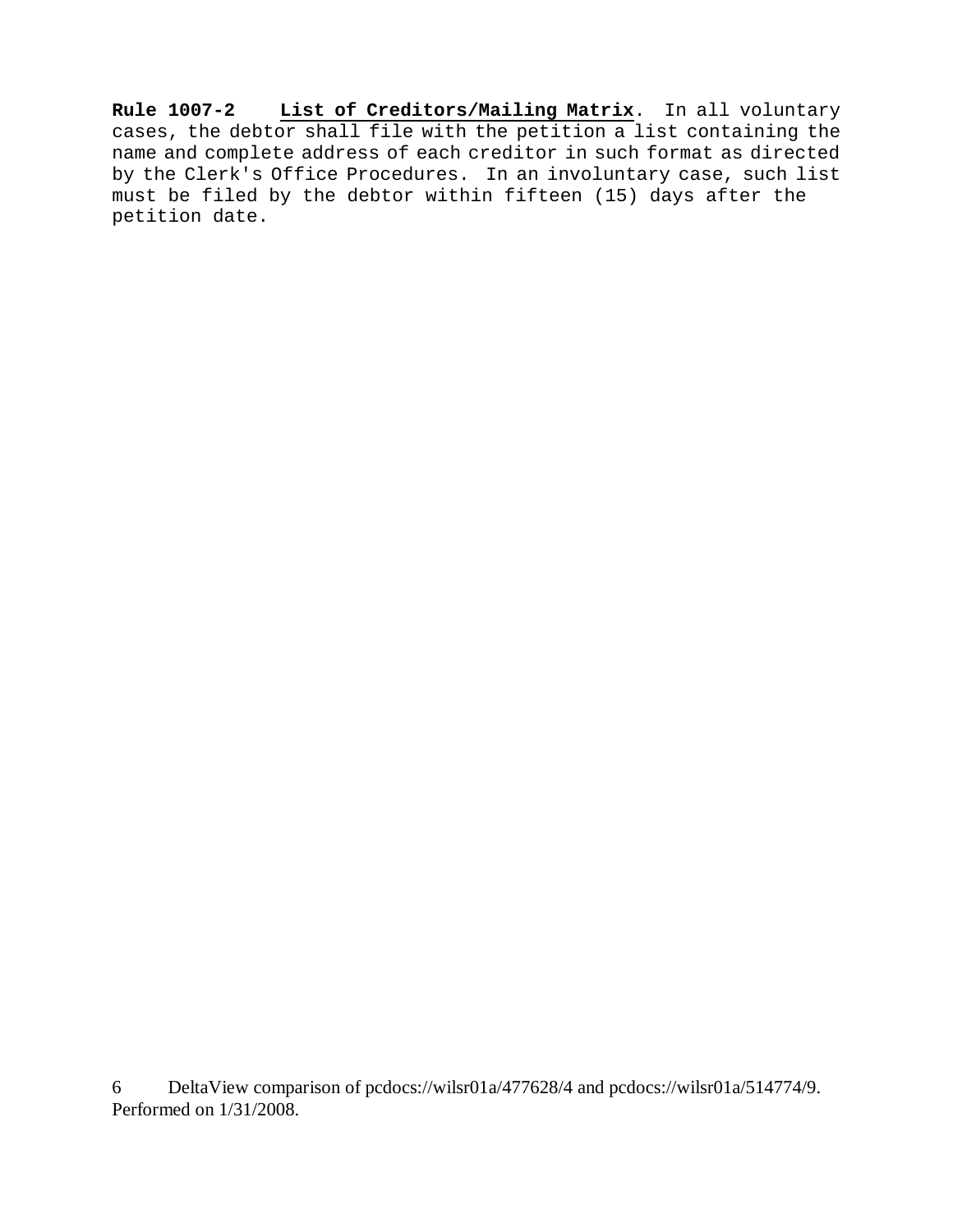**Rule 1007-2** **List of Creditors/Mailing Matrix**. In all voluntary cases, the debtor shall file with the petition a list containing the name and complete address of each creditor in such format as directed by the Clerk's Office Procedures. In an involuntary case, such list must be filed by the debtor within fifteen (15) days after the petition date.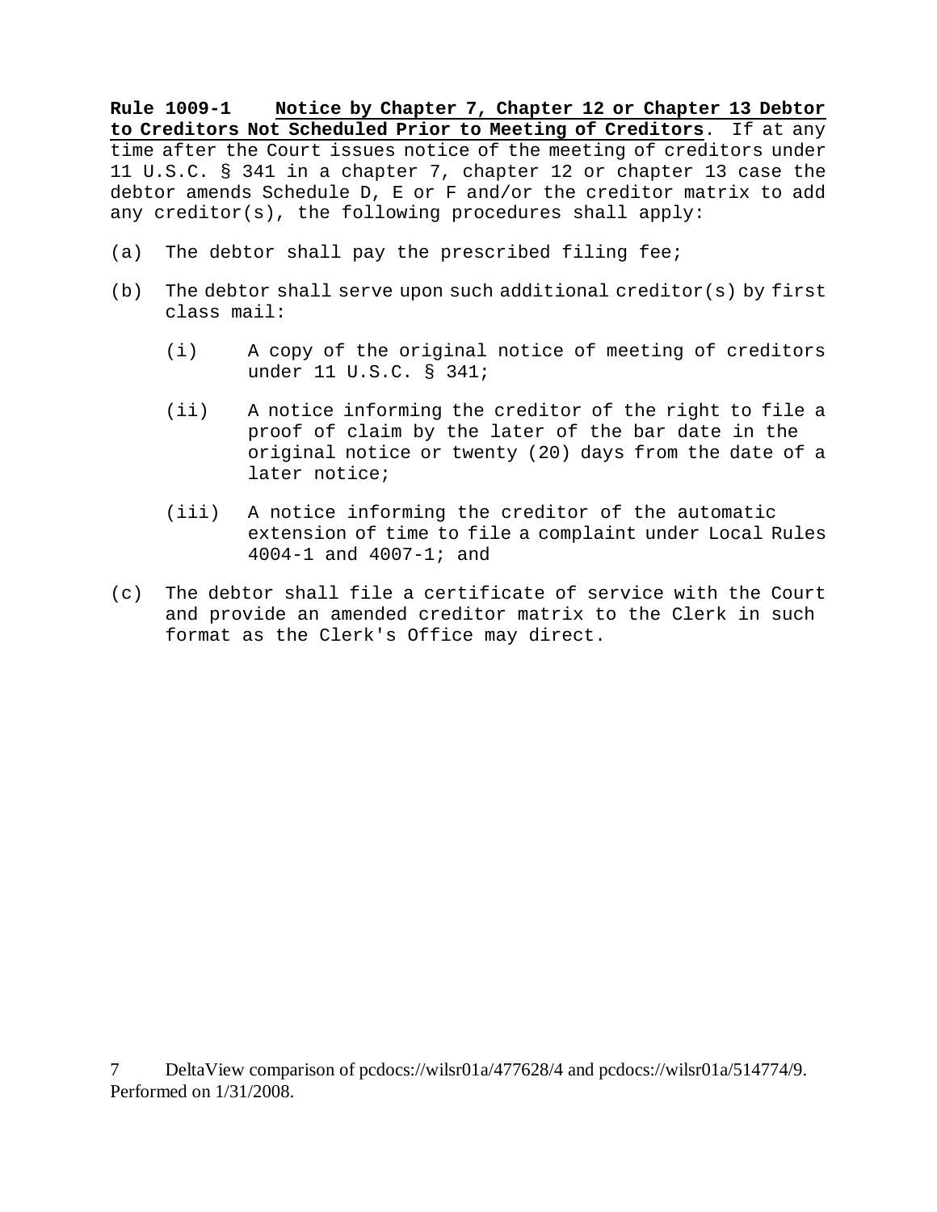**Rule 1009-1** **<u>Notice by Chapter 7, Chapter 12 or Chapter 13 Debtor to Creditors Not Scheduled Prior to Meeting of Creditors</u>**. If at any time after the Court issues notice of the meeting of creditors under 11 U.S.C. § 341 in a chapter 7, chapter 12 or chapter 13 case the debtor amends Schedule D, E or F and/or the creditor matrix to add any creditor(s), the following procedures shall apply:

(a) The debtor shall pay the prescribed filing fee;

(b) The debtor shall serve upon such additional creditor(s) by first class mail:

  (i) A copy of the original notice of meeting of creditors under 11 U.S.C. § 341;

  (ii) A notice informing the creditor of the right to file a proof of claim by the later of the bar date in the original notice or twenty (20) days from the date of a later notice;

  (iii) A notice informing the creditor of the automatic extension of time to file a complaint under Local Rules 4004-1 and 4007-1; and

(c) The debtor shall file a certificate of service with the Court and provide an amended creditor matrix to the Clerk in such format as the Clerk's Office may direct.

7 DeltaView comparison of pcdocs://wilsr01a/477628/4 and pcdocs://wilsr01a/514774/9. Performed on 1/31/2008.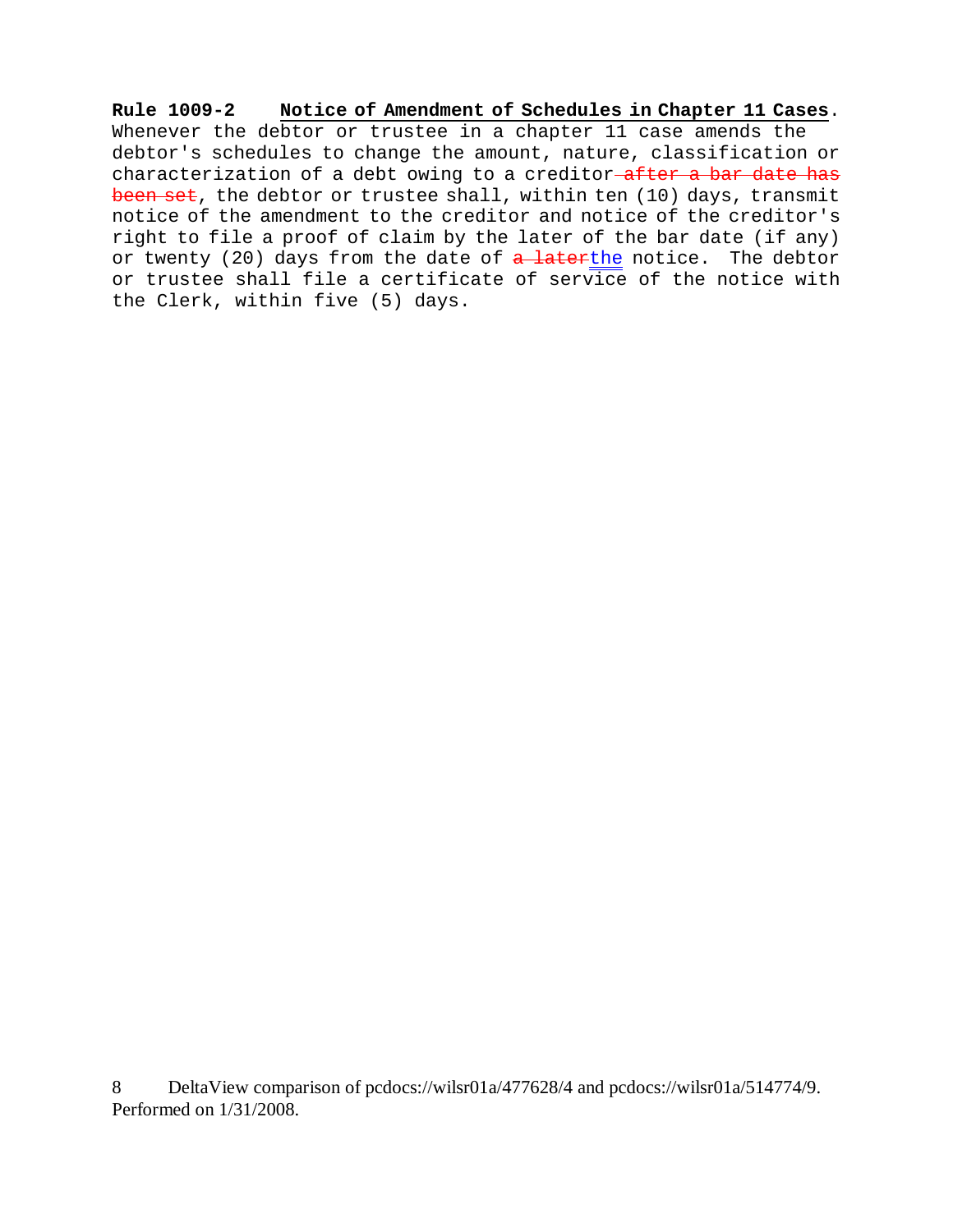**Rule 1009-2 Notice of Amendment of Schedules in Chapter 11 Cases**. Whenever the debtor or trustee in a chapter 11 case amends the debtor's schedules to change the amount, nature, classification or characterization of a debt owing to a creditor ~~after a bar date has been set~~, the debtor or trustee shall, within ten (10) days, transmit notice of the amendment to the creditor and notice of the creditor's right to file a proof of claim by the later of the bar date (if any) or twenty (20) days from the date of ~~a later~~the notice. The debtor or trustee shall file a certificate of service of the notice with the Clerk, within five (5) days.

8 DeltaView comparison of pcdocs://wilsr01a/477628/4 and pcdocs://wilsr01a/514774/9. Performed on 1/31/2008.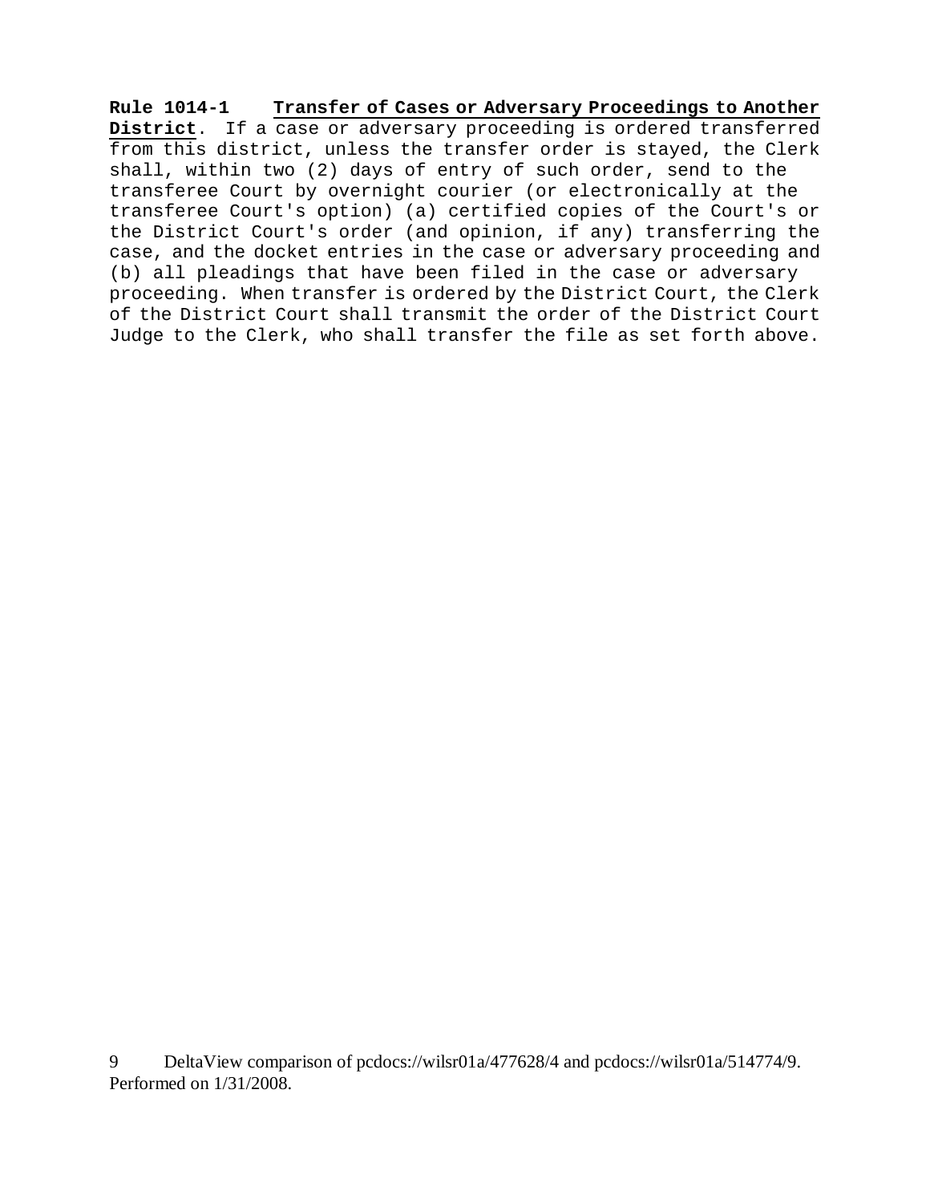**Rule 1014-1 Transfer of Cases or Adversary Proceedings to Another District**. If a case or adversary proceeding is ordered transferred from this district, unless the transfer order is stayed, the Clerk shall, within two (2) days of entry of such order, send to the transferee Court by overnight courier (or electronically at the transferee Court's option) (a) certified copies of the Court's or the District Court's order (and opinion, if any) transferring the case, and the docket entries in the case or adversary proceeding and (b) all pleadings that have been filed in the case or adversary proceeding. When transfer is ordered by the District Court, the Clerk of the District Court shall transmit the order of the District Court Judge to the Clerk, who shall transfer the file as set forth above.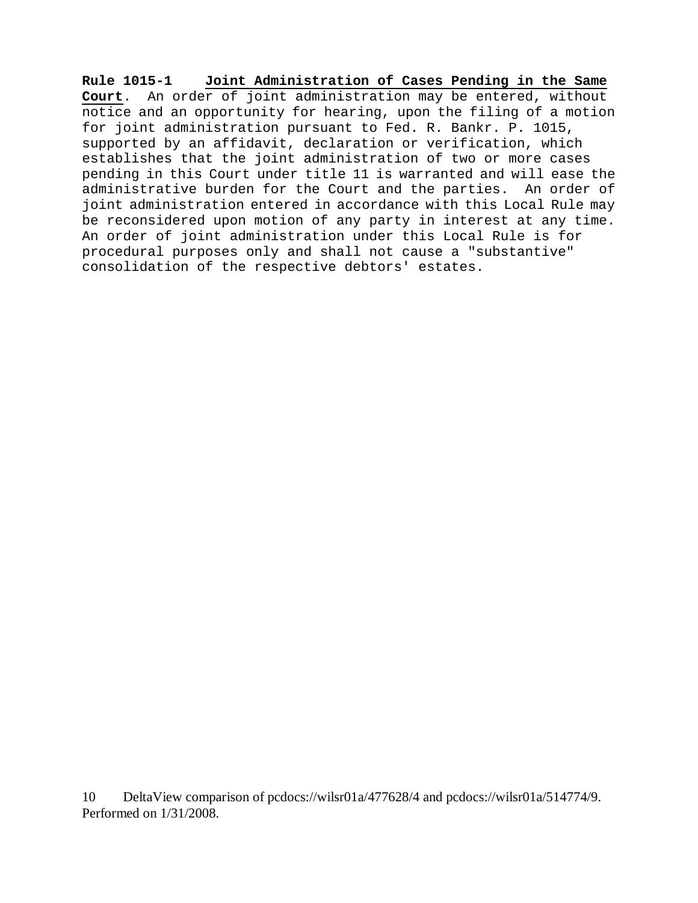**Rule 1015-1** **Joint Administration of Cases Pending in the Same Court**. An order of joint administration may be entered, without notice and an opportunity for hearing, upon the filing of a motion for joint administration pursuant to Fed. R. Bankr. P. 1015, supported by an affidavit, declaration or verification, which establishes that the joint administration of two or more cases pending in this Court under title 11 is warranted and will ease the administrative burden for the Court and the parties. An order of joint administration entered in accordance with this Local Rule may be reconsidered upon motion of any party in interest at any time. An order of joint administration under this Local Rule is for procedural purposes only and shall not cause a "substantive" consolidation of the respective debtors' estates.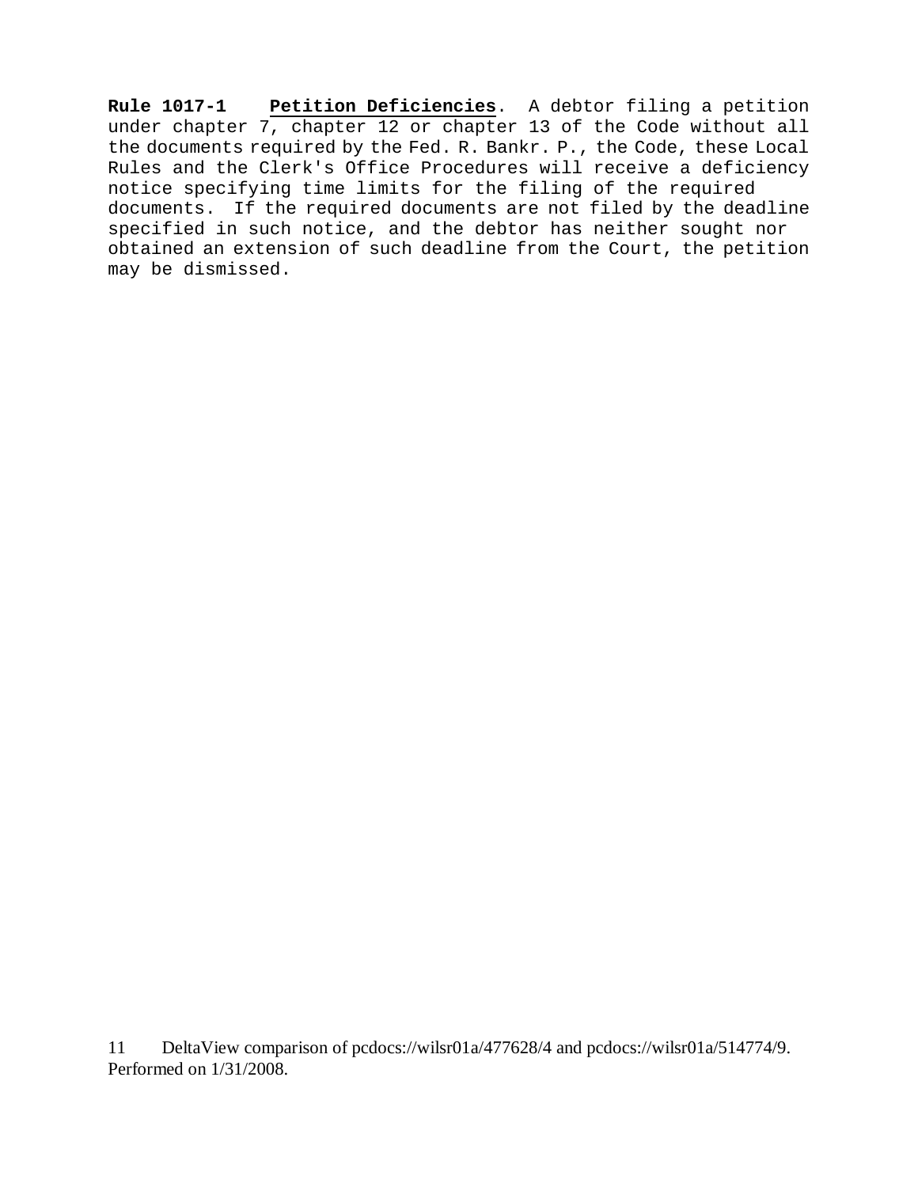**Rule 1017-1** **Petition Deficiencies**. A debtor filing a petition under chapter 7, chapter 12 or chapter 13 of the Code without all the documents required by the Fed. R. Bankr. P., the Code, these Local Rules and the Clerk's Office Procedures will receive a deficiency notice specifying time limits for the filing of the required documents. If the required documents are not filed by the deadline specified in such notice, and the debtor has neither sought nor obtained an extension of such deadline from the Court, the petition may be dismissed.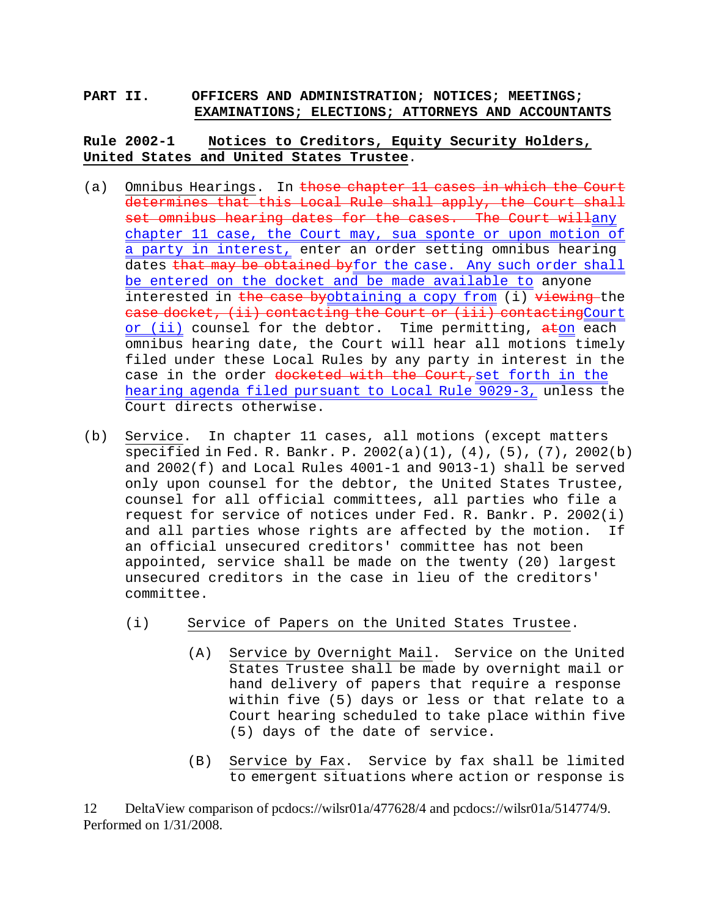## PART II. OFFICERS AND ADMINISTRATION; NOTICES; MEETINGS; EXAMINATIONS; ELECTIONS; ATTORNEYS AND ACCOUNTANTS

### Rule 2002-1 Notices to Creditors, Equity Security Holders, United States and United States Trustee.

(a) Omnibus Hearings. In ~~those chapter 11 cases in which the Court determines that this Local Rule shall apply, the Court shall set omnibus hearing dates for the cases. The Court will~~any chapter 11 case, the Court may, sua sponte or upon motion of a party in interest, enter an order setting omnibus hearing dates ~~that may be obtained by~~for the case. Any such order shall be entered on the docket and be made available to anyone interested in ~~the case by~~obtaining a copy from (i) ~~viewing~~ the ~~case docket, (ii) contacting the Court or (iii) contacting~~Court or (ii) counsel for the debtor. Time permitting, ~~at~~on each omnibus hearing date, the Court will hear all motions timely filed under these Local Rules by any party in interest in the case in the order ~~docketed with the Court,~~set forth in the hearing agenda filed pursuant to Local Rule 9029-3, unless the Court directs otherwise.

(b) Service. In chapter 11 cases, all motions (except matters specified in Fed. R. Bankr. P. 2002(a)(1), (4), (5), (7), 2002(b) and 2002(f) and Local Rules 4001-1 and 9013-1) shall be served only upon counsel for the debtor, the United States Trustee, counsel for all official committees, all parties who file a request for service of notices under Fed. R. Bankr. P. 2002(i) and all parties whose rights are affected by the motion. If an official unsecured creditors' committee has not been appointed, service shall be made on the twenty (20) largest unsecured creditors in the case in lieu of the creditors' committee.

   (i) Service of Papers on the United States Trustee.

      (A) Service by Overnight Mail. Service on the United States Trustee shall be made by overnight mail or hand delivery of papers that require a response within five (5) days or less or that relate to a Court hearing scheduled to take place within five (5) days of the date of service.

      (B) Service by Fax. Service by fax shall be limited to emergent situations where action or response is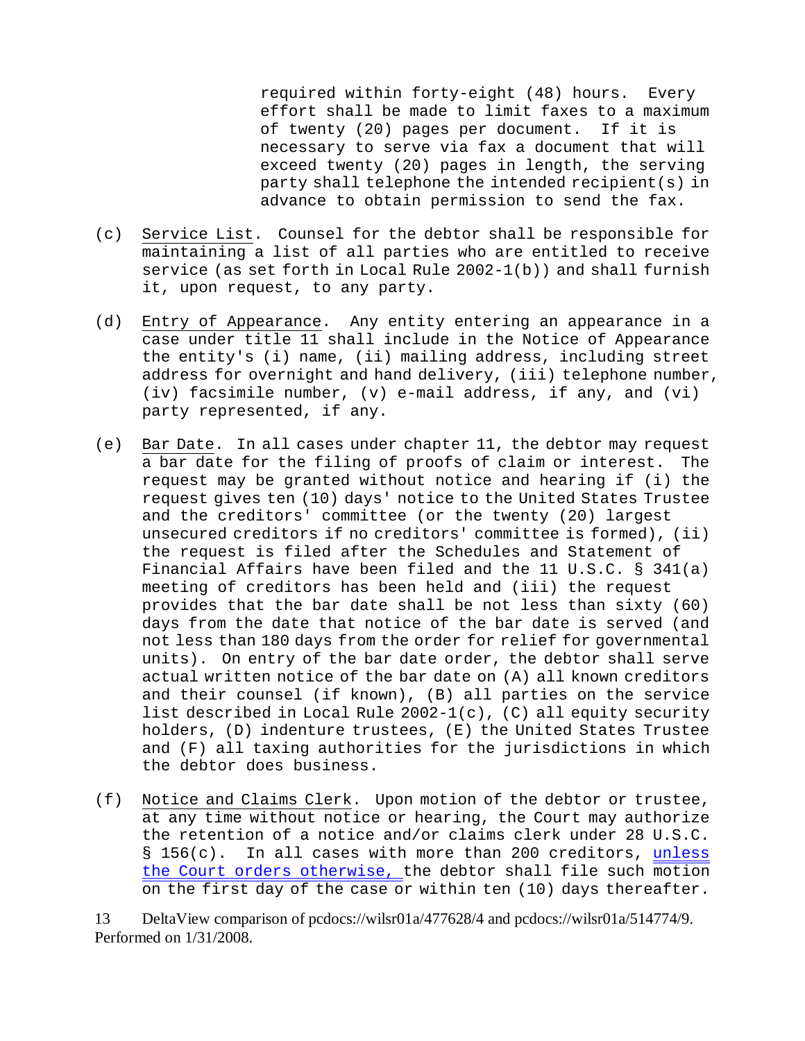required within forty-eight (48) hours. Every effort shall be made to limit faxes to a maximum of twenty (20) pages per document. If it is necessary to serve via fax a document that will exceed twenty (20) pages in length, the serving party shall telephone the intended recipient(s) in advance to obtain permission to send the fax.

(c) Service List. Counsel for the debtor shall be responsible for maintaining a list of all parties who are entitled to receive service (as set forth in Local Rule 2002-1(b)) and shall furnish it, upon request, to any party.

(d) Entry of Appearance. Any entity entering an appearance in a case under title 11 shall include in the Notice of Appearance the entity's (i) name, (ii) mailing address, including street address for overnight and hand delivery, (iii) telephone number, (iv) facsimile number, (v) e-mail address, if any, and (vi) party represented, if any.

(e) Bar Date. In all cases under chapter 11, the debtor may request a bar date for the filing of proofs of claim or interest. The request may be granted without notice and hearing if (i) the request gives ten (10) days' notice to the United States Trustee and the creditors' committee (or the twenty (20) largest unsecured creditors if no creditors' committee is formed), (ii) the request is filed after the Schedules and Statement of Financial Affairs have been filed and the 11 U.S.C. § 341(a) meeting of creditors has been held and (iii) the request provides that the bar date shall be not less than sixty (60) days from the date that notice of the bar date is served (and not less than 180 days from the order for relief for governmental units). On entry of the bar date order, the debtor shall serve actual written notice of the bar date on (A) all known creditors and their counsel (if known), (B) all parties on the service list described in Local Rule 2002-1(c), (C) all equity security holders, (D) indenture trustees, (E) the United States Trustee and (F) all taxing authorities for the jurisdictions in which the debtor does business.

(f) Notice and Claims Clerk. Upon motion of the debtor or trustee, at any time without notice or hearing, the Court may authorize the retention of a notice and/or claims clerk under 28 U.S.C. § 156(c). In all cases with more than 200 creditors, unless the Court orders otherwise, the debtor shall file such motion on the first day of the case or within ten (10) days thereafter.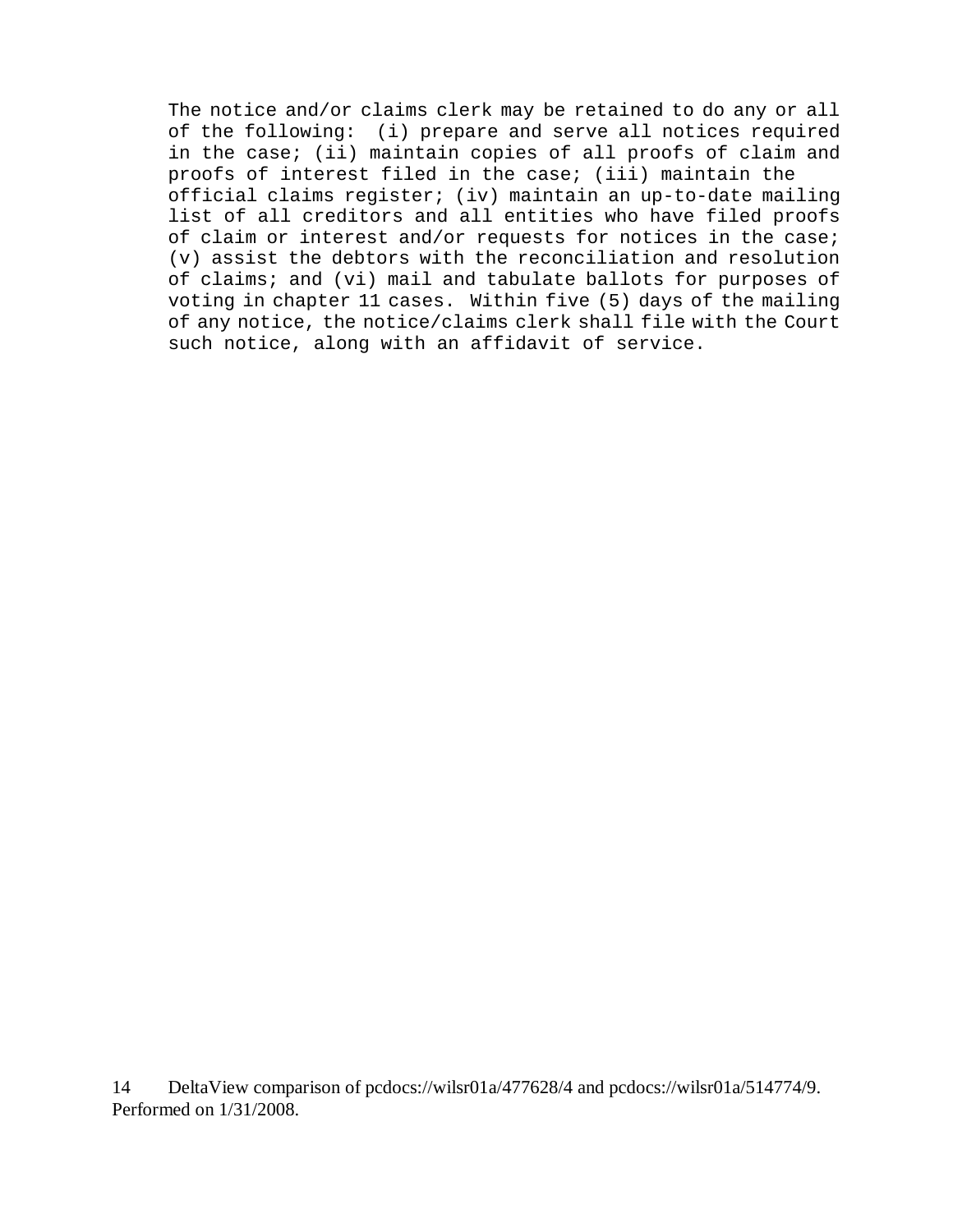The notice and/or claims clerk may be retained to do any or all of the following: (i) prepare and serve all notices required in the case; (ii) maintain copies of all proofs of claim and proofs of interest filed in the case; (iii) maintain the official claims register; (iv) maintain an up-to-date mailing list of all creditors and all entities who have filed proofs of claim or interest and/or requests for notices in the case; (v) assist the debtors with the reconciliation and resolution of claims; and (vi) mail and tabulate ballots for purposes of voting in chapter 11 cases. Within five (5) days of the mailing of any notice, the notice/claims clerk shall file with the Court such notice, along with an affidavit of service.

DeltaView comparison of pcdocs://wilsr01a/477628/4 and pcdocs://wilsr01a/514774/9. Performed on 1/31/2008.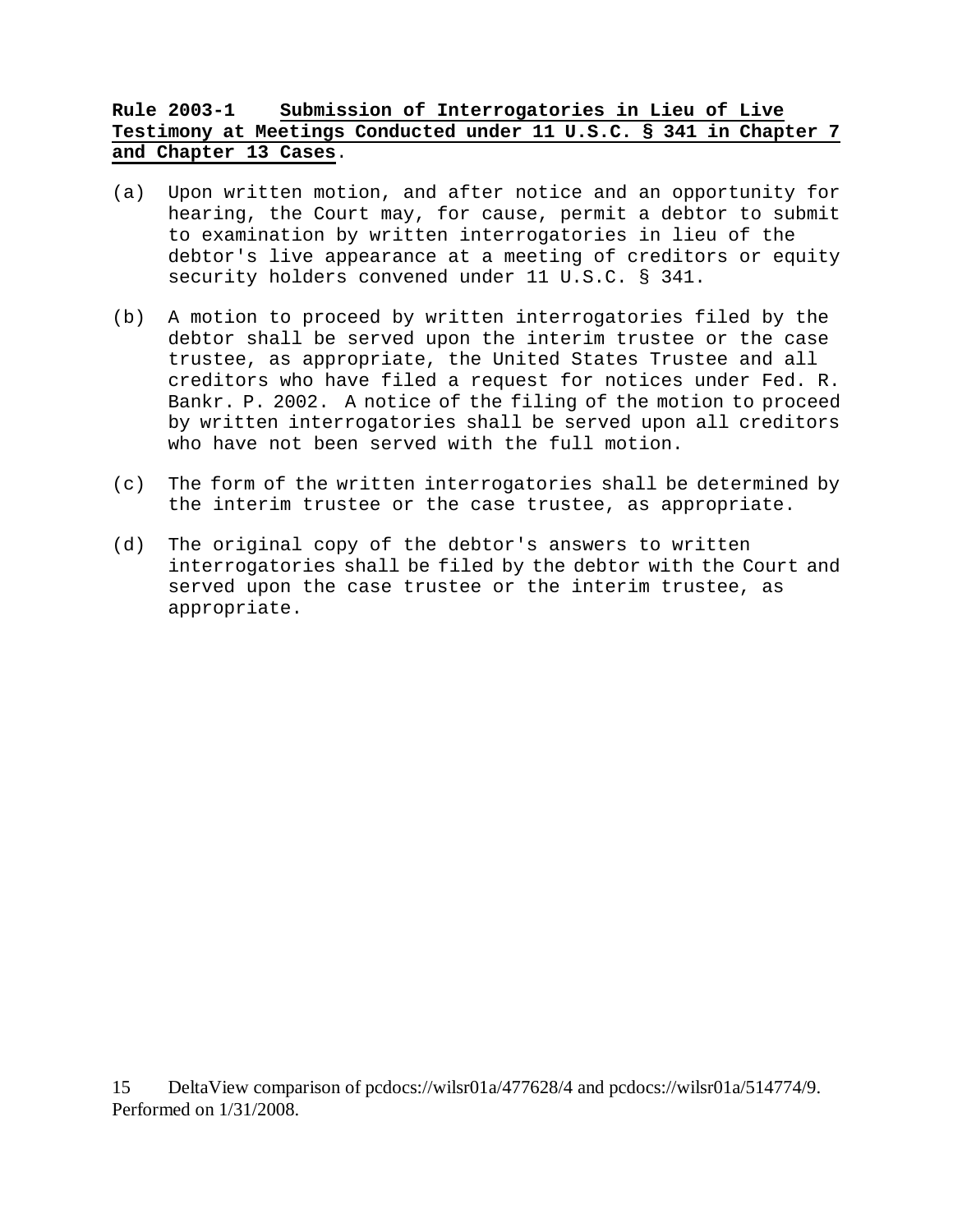**Rule 2003-1 Submission of Interrogatories in Lieu of Live Testimony at Meetings Conducted under 11 U.S.C. § 341 in Chapter 7 and Chapter 13 Cases**.

(a) Upon written motion, and after notice and an opportunity for hearing, the Court may, for cause, permit a debtor to submit to examination by written interrogatories in lieu of the debtor's live appearance at a meeting of creditors or equity security holders convened under 11 U.S.C. § 341.

(b) A motion to proceed by written interrogatories filed by the debtor shall be served upon the interim trustee or the case trustee, as appropriate, the United States Trustee and all creditors who have filed a request for notices under Fed. R. Bankr. P. 2002. A notice of the filing of the motion to proceed by written interrogatories shall be served upon all creditors who have not been served with the full motion.

(c) The form of the written interrogatories shall be determined by the interim trustee or the case trustee, as appropriate.

(d) The original copy of the debtor's answers to written interrogatories shall be filed by the debtor with the Court and served upon the case trustee or the interim trustee, as appropriate.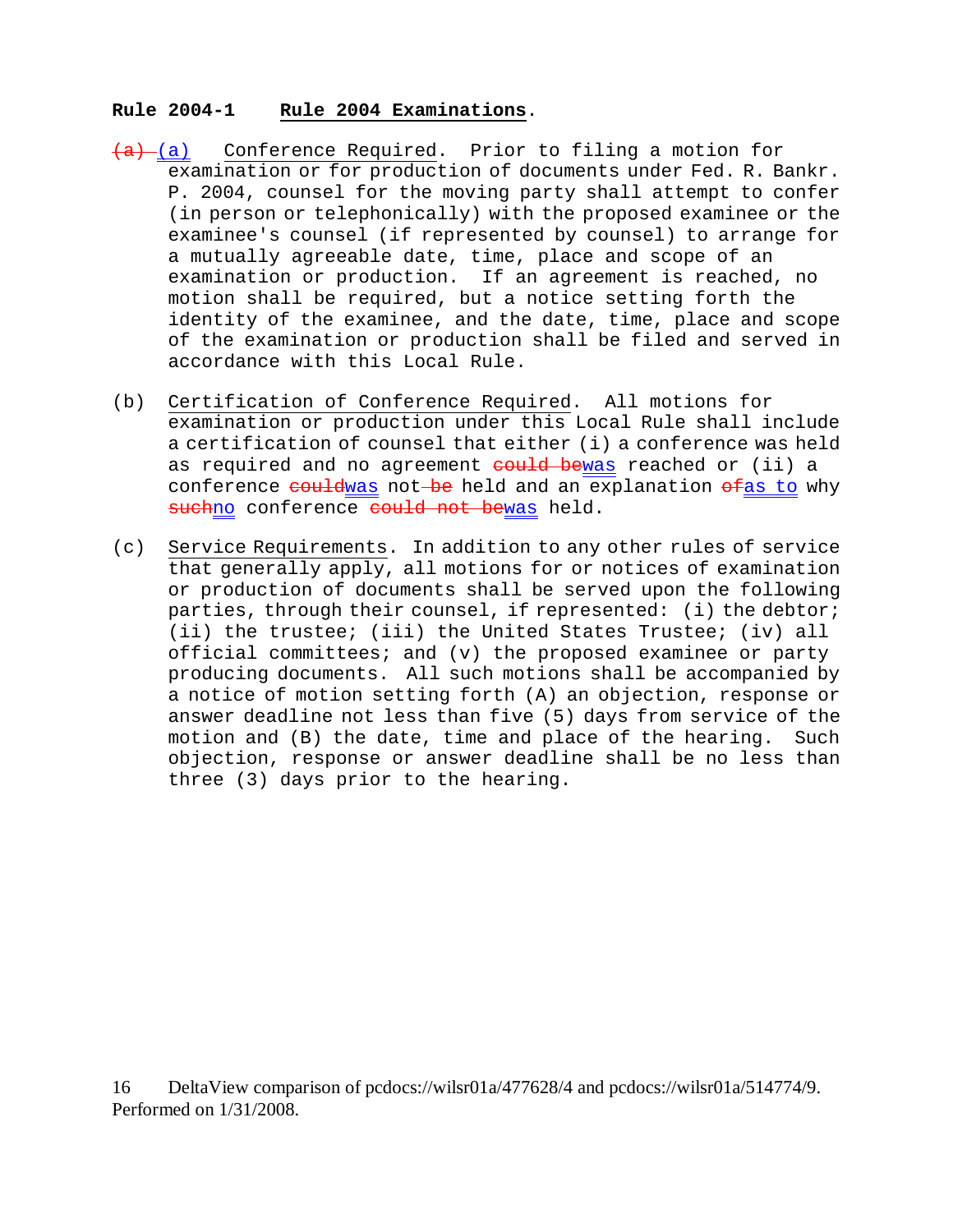**Rule 2004-1 Rule 2004 Examinations.**

~~(a)~~ (a) Conference Required. Prior to filing a motion for examination or for production of documents under Fed. R. Bankr. P. 2004, counsel for the moving party shall attempt to confer (in person or telephonically) with the proposed examinee or the examinee's counsel (if represented by counsel) to arrange for a mutually agreeable date, time, place and scope of an examination or production. If an agreement is reached, no motion shall be required, but a notice setting forth the identity of the examinee, and the date, time, place and scope of the examination or production shall be filed and served in accordance with this Local Rule.

(b) Certification of Conference Required. All motions for examination or production under this Local Rule shall include a certification of counsel that either (i) a conference was held as required and no agreement ~~could be~~was reached or (ii) a conference ~~could~~was not ~~be~~ held and an explanation ~~of~~as to why ~~such~~no conference ~~could not be~~was held.

(c) Service Requirements. In addition to any other rules of service that generally apply, all motions for or notices of examination or production of documents shall be served upon the following parties, through their counsel, if represented: (i) the debtor; (ii) the trustee; (iii) the United States Trustee; (iv) all official committees; and (v) the proposed examinee or party producing documents. All such motions shall be accompanied by a notice of motion setting forth (A) an objection, response or answer deadline not less than five (5) days from service of the motion and (B) the date, time and place of the hearing. Such objection, response or answer deadline shall be no less than three (3) days prior to the hearing.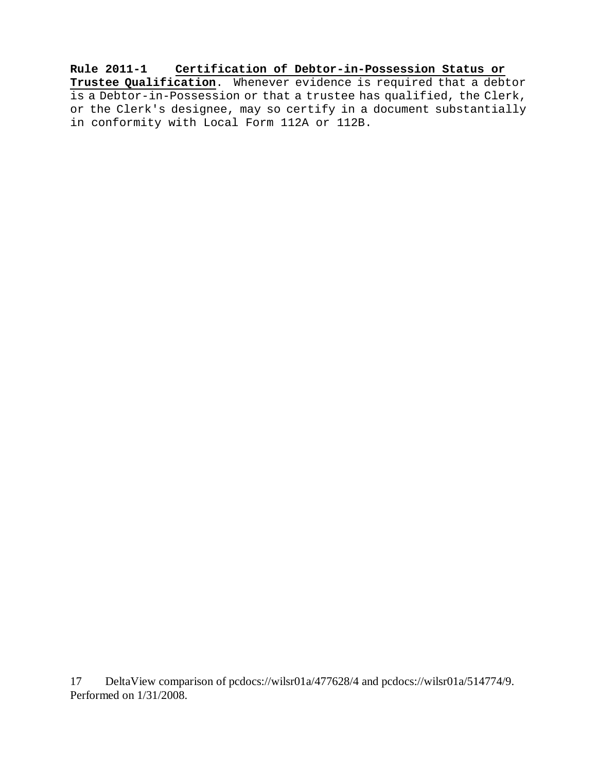**Rule 2011-1 Certification of Debtor-in-Possession Status or Trustee Qualification**. Whenever evidence is required that a debtor is a Debtor-in-Possession or that a trustee has qualified, the Clerk, or the Clerk's designee, may so certify in a document substantially in conformity with Local Form 112A or 112B.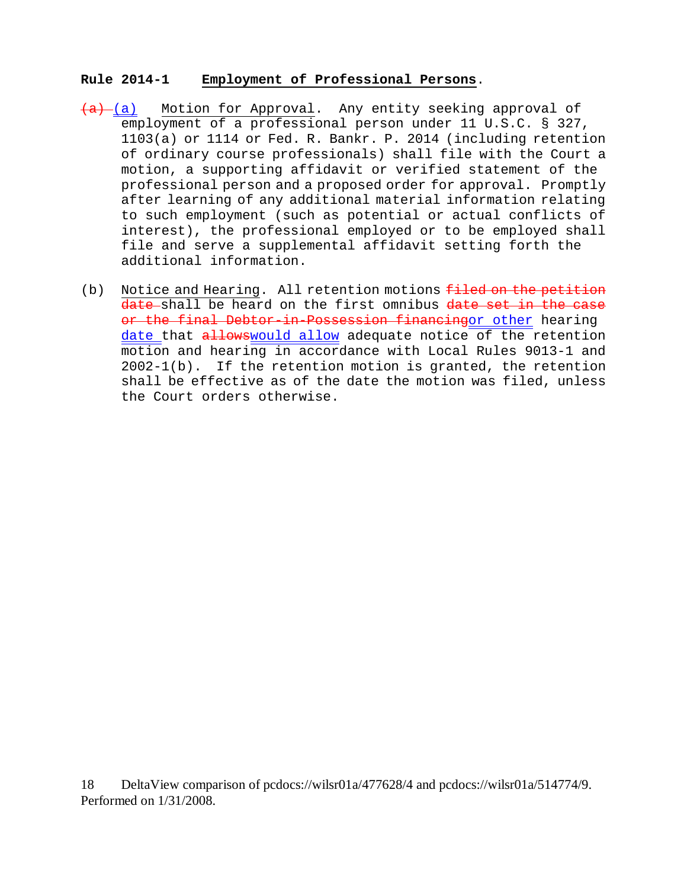**Rule 2014-1 Employment of Professional Persons.**

~~(a)~~ (a) Motion for Approval. Any entity seeking approval of employment of a professional person under 11 U.S.C. § 327, 1103(a) or 1114 or Fed. R. Bankr. P. 2014 (including retention of ordinary course professionals) shall file with the Court a motion, a supporting affidavit or verified statement of the professional person and a proposed order for approval. Promptly after learning of any additional material information relating to such employment (such as potential or actual conflicts of interest), the professional employed or to be employed shall file and serve a supplemental affidavit setting forth the additional information.

(b) Notice and Hearing. All retention motions ~~filed on the petition date~~ shall be heard on the first omnibus ~~date set in the case or the final Debtor-in-Possession financing~~or other hearing date that ~~allows~~would allow adequate notice of the retention motion and hearing in accordance with Local Rules 9013-1 and 2002-1(b). If the retention motion is granted, the retention shall be effective as of the date the motion was filed, unless the Court orders otherwise.

18 DeltaView comparison of pcdocs://wilsr01a/477628/4 and pcdocs://wilsr01a/514774/9. Performed on 1/31/2008.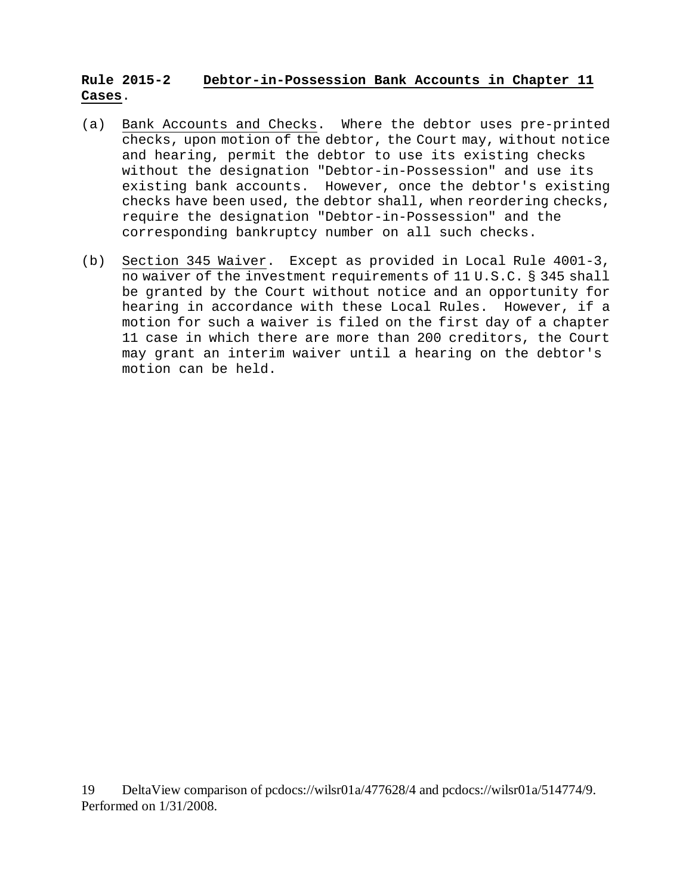**Rule 2015-2 Debtor-in-Possession Bank Accounts in Chapter 11 Cases**.

(a) Bank Accounts and Checks. Where the debtor uses pre-printed checks, upon motion of the debtor, the Court may, without notice and hearing, permit the debtor to use its existing checks without the designation "Debtor-in-Possession" and use its existing bank accounts. However, once the debtor's existing checks have been used, the debtor shall, when reordering checks, require the designation "Debtor-in-Possession" and the corresponding bankruptcy number on all such checks.

(b) Section 345 Waiver. Except as provided in Local Rule 4001-3, no waiver of the investment requirements of 11 U.S.C. § 345 shall be granted by the Court without notice and an opportunity for hearing in accordance with these Local Rules. However, if a motion for such a waiver is filed on the first day of a chapter 11 case in which there are more than 200 creditors, the Court may grant an interim waiver until a hearing on the debtor's motion can be held.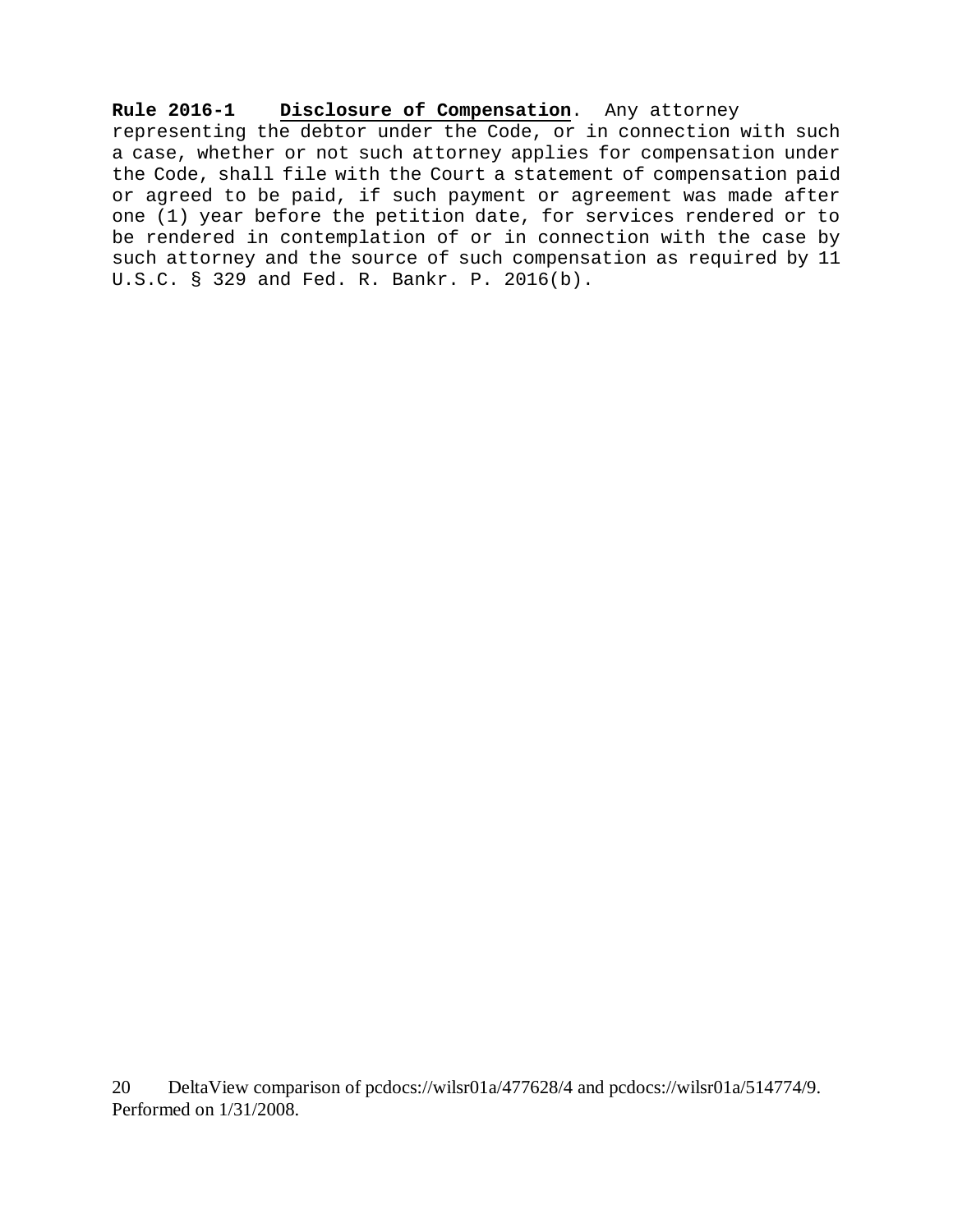**Rule 2016-1** **Disclosure of Compensation**. Any attorney representing the debtor under the Code, or in connection with such a case, whether or not such attorney applies for compensation under the Code, shall file with the Court a statement of compensation paid or agreed to be paid, if such payment or agreement was made after one (1) year before the petition date, for services rendered or to be rendered in contemplation of or in connection with the case by such attorney and the source of such compensation as required by 11 U.S.C. § 329 and Fed. R. Bankr. P. 2016(b).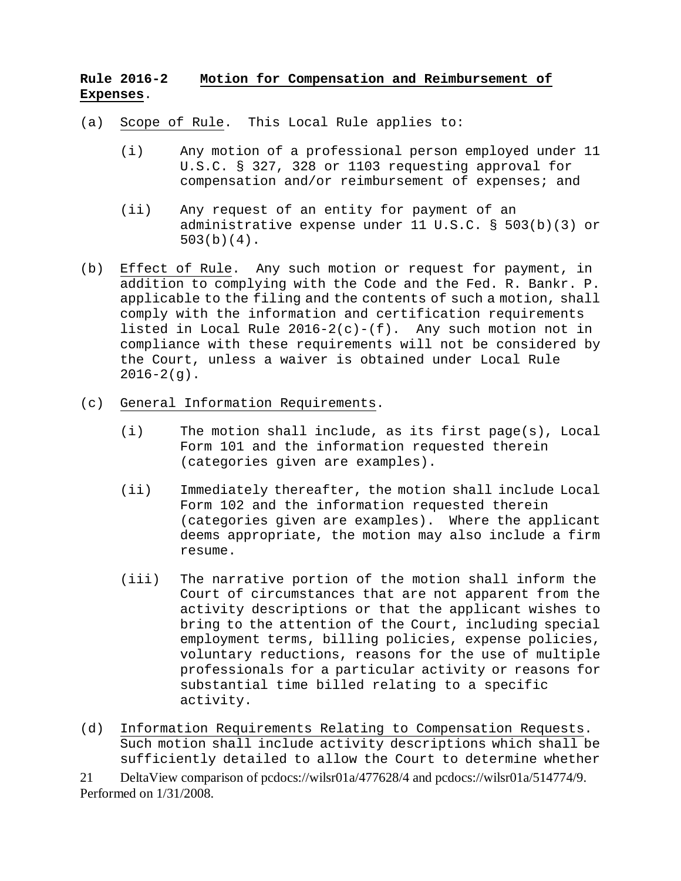**Rule 2016-2 Motion for Compensation and Reimbursement of Expenses.**

(a) Scope of Rule. This Local Rule applies to:

   (i) Any motion of a professional person employed under 11 U.S.C. § 327, 328 or 1103 requesting approval for compensation and/or reimbursement of expenses; and

   (ii) Any request of an entity for payment of an administrative expense under 11 U.S.C. § 503(b)(3) or 503(b)(4).

(b) Effect of Rule. Any such motion or request for payment, in addition to complying with the Code and the Fed. R. Bankr. P. applicable to the filing and the contents of such a motion, shall comply with the information and certification requirements listed in Local Rule 2016-2(c)-(f). Any such motion not in compliance with these requirements will not be considered by the Court, unless a waiver is obtained under Local Rule 2016-2(g).

(c) General Information Requirements.

   (i) The motion shall include, as its first page(s), Local Form 101 and the information requested therein (categories given are examples).

   (ii) Immediately thereafter, the motion shall include Local Form 102 and the information requested therein (categories given are examples). Where the applicant deems appropriate, the motion may also include a firm resume.

   (iii) The narrative portion of the motion shall inform the Court of circumstances that are not apparent from the activity descriptions or that the applicant wishes to bring to the attention of the Court, including special employment terms, billing policies, expense policies, voluntary reductions, reasons for the use of multiple professionals for a particular activity or reasons for substantial time billed relating to a specific activity.

(d) Information Requirements Relating to Compensation Requests. Such motion shall include activity descriptions which shall be sufficiently detailed to allow the Court to determine whether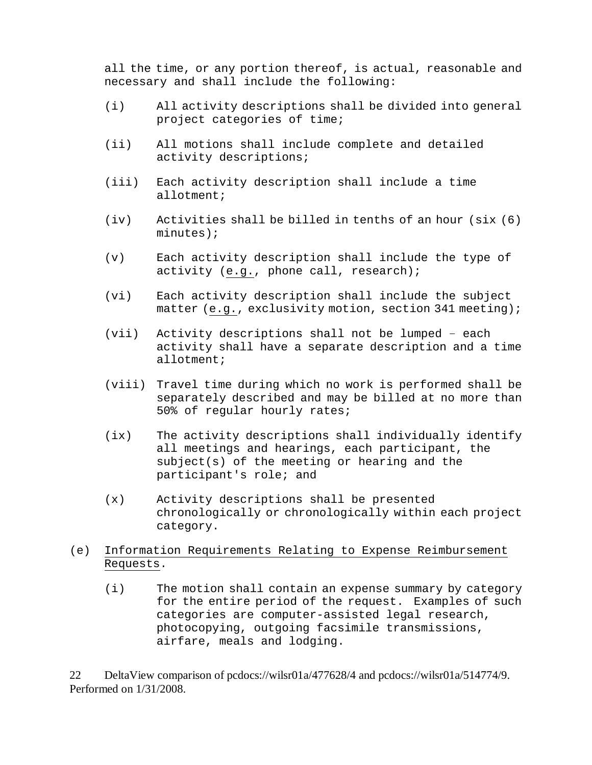all the time, or any portion thereof, is actual, reasonable and necessary and shall include the following:

(i) All activity descriptions shall be divided into general project categories of time;

(ii) All motions shall include complete and detailed activity descriptions;

(iii) Each activity description shall include a time allotment;

(iv) Activities shall be billed in tenths of an hour (six (6) minutes);

(v) Each activity description shall include the type of activity (e.g., phone call, research);

(vi) Each activity description shall include the subject matter (e.g., exclusivity motion, section 341 meeting);

(vii) Activity descriptions shall not be lumped – each activity shall have a separate description and a time allotment;

(viii) Travel time during which no work is performed shall be separately described and may be billed at no more than 50% of regular hourly rates;

(ix) The activity descriptions shall individually identify all meetings and hearings, each participant, the subject(s) of the meeting or hearing and the participant's role; and

(x) Activity descriptions shall be presented chronologically or chronologically within each project category.

(e) Information Requirements Relating to Expense Reimbursement Requests.

(i) The motion shall contain an expense summary by category for the entire period of the request. Examples of such categories are computer-assisted legal research, photocopying, outgoing facsimile transmissions, airfare, meals and lodging.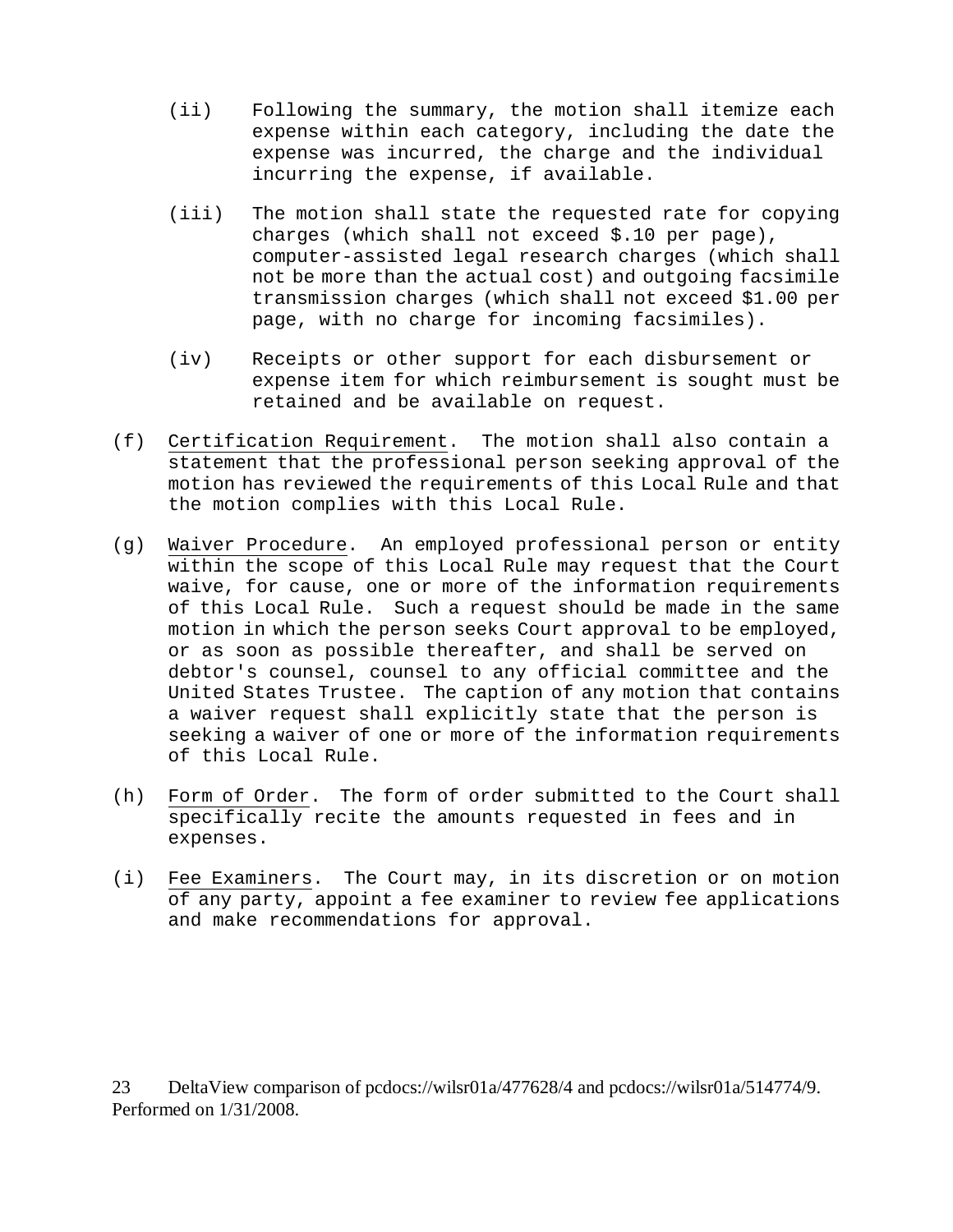(ii) Following the summary, the motion shall itemize each expense within each category, including the date the expense was incurred, the charge and the individual incurring the expense, if available.

(iii) The motion shall state the requested rate for copying charges (which shall not exceed $.10 per page), computer-assisted legal research charges (which shall not be more than the actual cost) and outgoing facsimile transmission charges (which shall not exceed $1.00 per page, with no charge for incoming facsimiles).

(iv) Receipts or other support for each disbursement or expense item for which reimbursement is sought must be retained and be available on request.

(f) Certification Requirement. The motion shall also contain a statement that the professional person seeking approval of the motion has reviewed the requirements of this Local Rule and that the motion complies with this Local Rule.

(g) Waiver Procedure. An employed professional person or entity within the scope of this Local Rule may request that the Court waive, for cause, one or more of the information requirements of this Local Rule. Such a request should be made in the same motion in which the person seeks Court approval to be employed, or as soon as possible thereafter, and shall be served on debtor's counsel, counsel to any official committee and the United States Trustee. The caption of any motion that contains a waiver request shall explicitly state that the person is seeking a waiver of one or more of the information requirements of this Local Rule.

(h) Form of Order. The form of order submitted to the Court shall specifically recite the amounts requested in fees and in expenses.

(i) Fee Examiners. The Court may, in its discretion or on motion of any party, appoint a fee examiner to review fee applications and make recommendations for approval.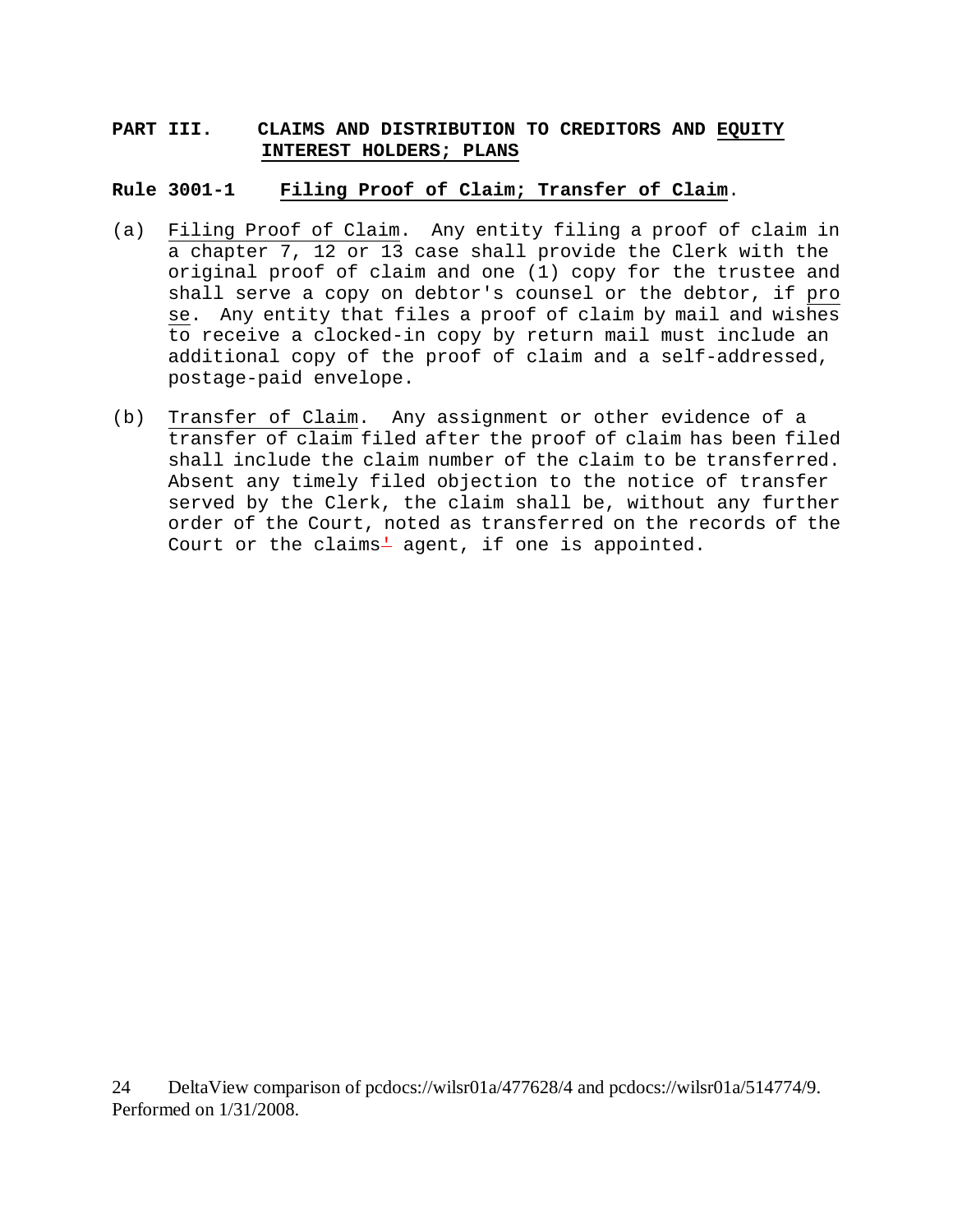## PART III. CLAIMS AND DISTRIBUTION TO CREDITORS AND EQUITY INTEREST HOLDERS; PLANS

### Rule 3001-1 Filing Proof of Claim; Transfer of Claim.

(a) Filing Proof of Claim. Any entity filing a proof of claim in a chapter 7, 12 or 13 case shall provide the Clerk with the original proof of claim and one (1) copy for the trustee and shall serve a copy on debtor's counsel or the debtor, if *pro se*. Any entity that files a proof of claim by mail and wishes to receive a clocked-in copy by return mail must include an additional copy of the proof of claim and a self-addressed, postage-paid envelope.

(b) Transfer of Claim. Any assignment or other evidence of a transfer of claim filed after the proof of claim has been filed shall include the claim number of the claim to be transferred. Absent any timely filed objection to the notice of transfer served by the Clerk, the claim shall be, without any further order of the Court, noted as transferred on the records of the Court or the claims' agent, if one is appointed.

24 DeltaView comparison of pcdocs://wilsr01a/477628/4 and pcdocs://wilsr01a/514774/9. Performed on 1/31/2008.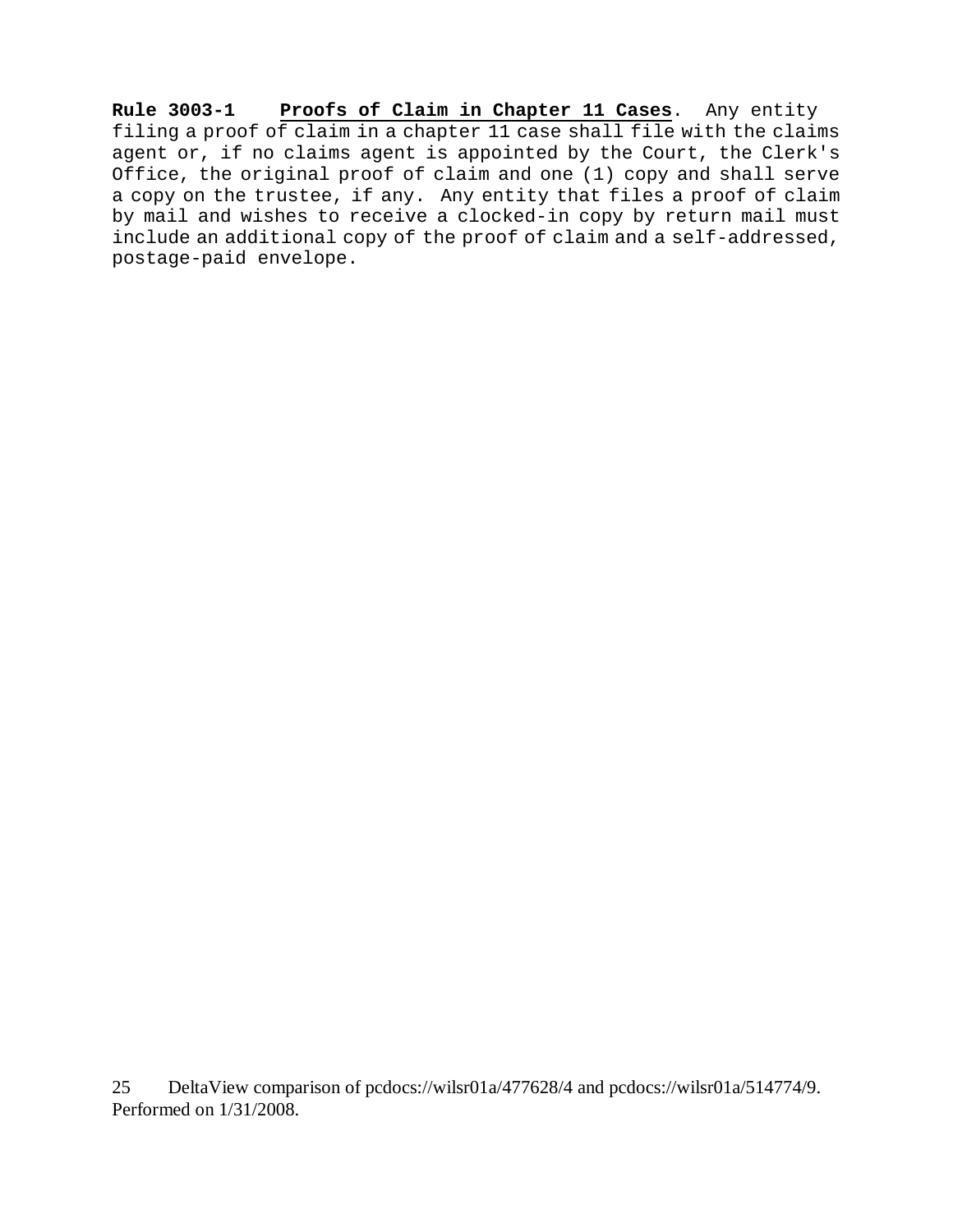**Rule 3003-1** **Proofs of Claim in Chapter 11 Cases**. Any entity filing a proof of claim in a chapter 11 case shall file with the claims agent or, if no claims agent is appointed by the Court, the Clerk's Office, the original proof of claim and one (1) copy and shall serve a copy on the trustee, if any. Any entity that files a proof of claim by mail and wishes to receive a clocked-in copy by return mail must include an additional copy of the proof of claim and a self-addressed, postage-paid envelope.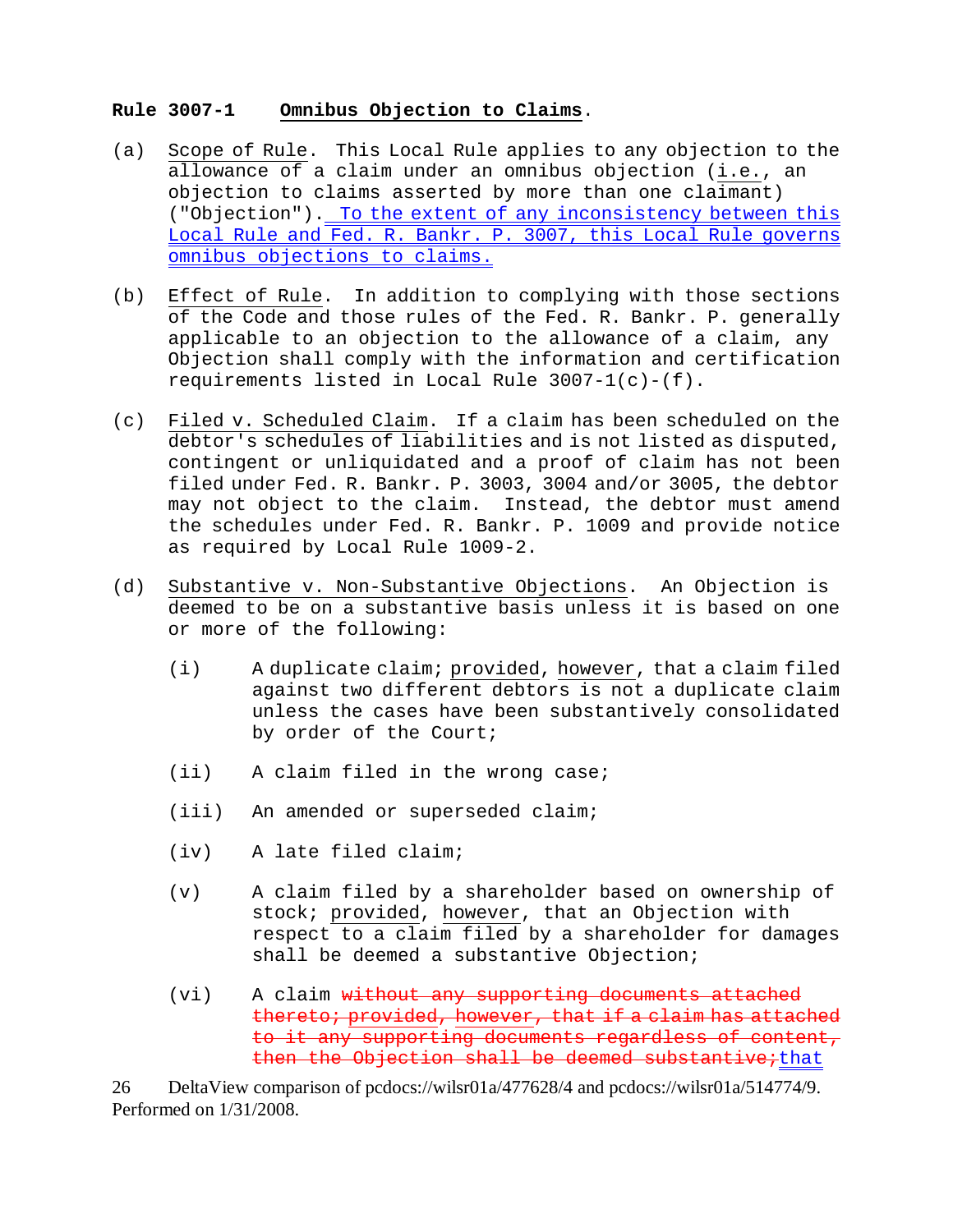**Rule 3007-1 Omnibus Objection to Claims.**

(a) Scope of Rule. This Local Rule applies to any objection to the allowance of a claim under an omnibus objection (i.e., an objection to claims asserted by more than one claimant) ("Objection"). To the extent of any inconsistency between this Local Rule and Fed. R. Bankr. P. 3007, this Local Rule governs omnibus objections to claims.

(b) Effect of Rule. In addition to complying with those sections of the Code and those rules of the Fed. R. Bankr. P. generally applicable to an objection to the allowance of a claim, any Objection shall comply with the information and certification requirements listed in Local Rule 3007-1(c)-(f).

(c) Filed v. Scheduled Claim. If a claim has been scheduled on the debtor's schedules of liabilities and is not listed as disputed, contingent or unliquidated and a proof of claim has not been filed under Fed. R. Bankr. P. 3003, 3004 and/or 3005, the debtor may not object to the claim. Instead, the debtor must amend the schedules under Fed. R. Bankr. P. 1009 and provide notice as required by Local Rule 1009-2.

(d) Substantive v. Non-Substantive Objections. An Objection is deemed to be on a substantive basis unless it is based on one or more of the following:

(i) A duplicate claim; provided, however, that a claim filed against two different debtors is not a duplicate claim unless the cases have been substantively consolidated by order of the Court;

(ii) A claim filed in the wrong case;

(iii) An amended or superseded claim;

(iv) A late filed claim;

(v) A claim filed by a shareholder based on ownership of stock; provided, however, that an Objection with respect to a claim filed by a shareholder for damages shall be deemed a substantive Objection;

(vi) A claim ~~without any supporting documents attached thereto; provided, however, that if a claim has attached to it any supporting documents regardless of content, then the Objection shall be deemed substantive;~~that

26 DeltaView comparison of pcdocs://wilsr01a/477628/4 and pcdocs://wilsr01a/514774/9. Performed on 1/31/2008.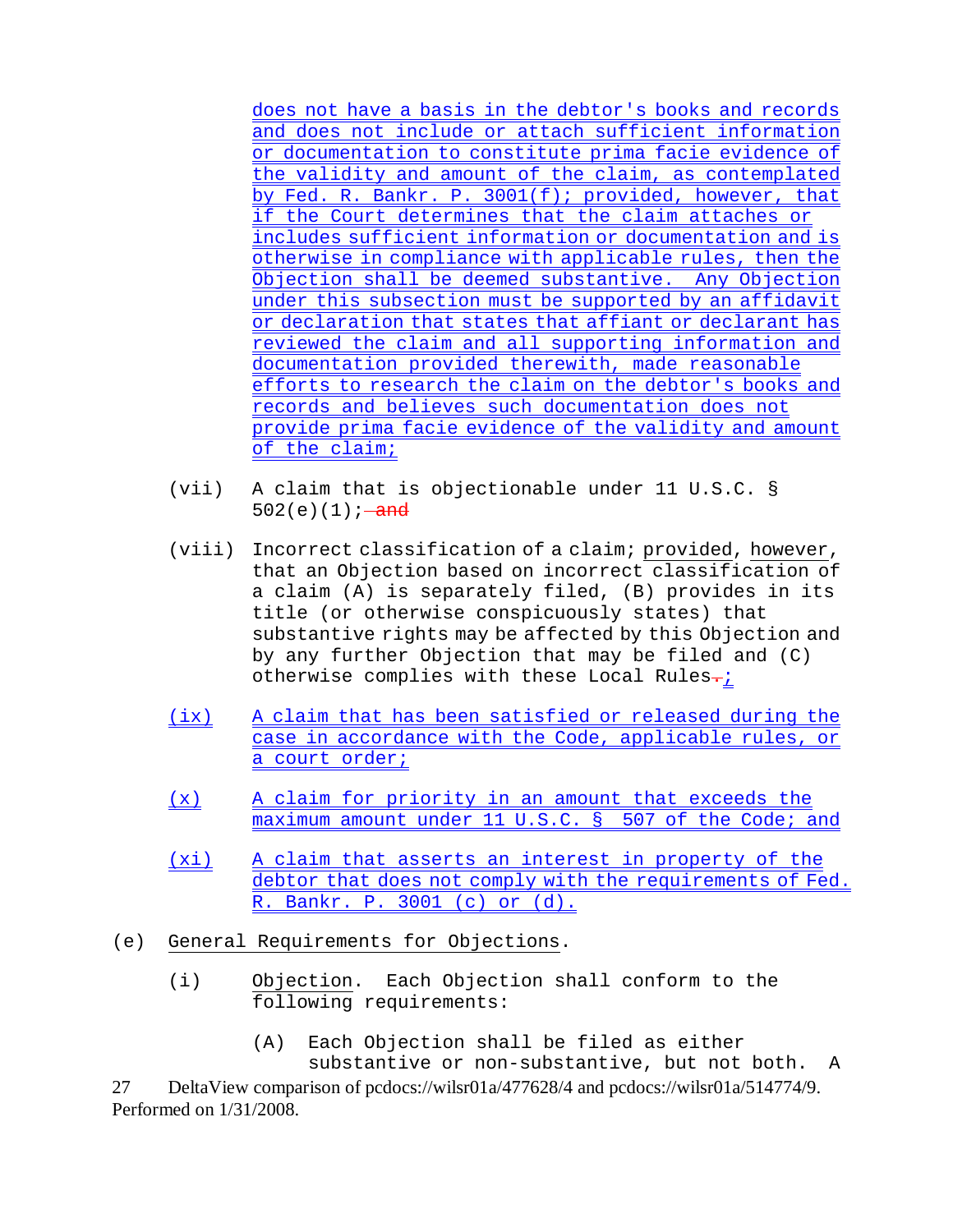does not have a basis in the debtor's books and records and does not include or attach sufficient information or documentation to constitute prima facie evidence of the validity and amount of the claim, as contemplated by Fed. R. Bankr. P. 3001(f); provided, however, that if the Court determines that the claim attaches or includes sufficient information or documentation and is otherwise in compliance with applicable rules, then the Objection shall be deemed substantive. Any Objection under this subsection must be supported by an affidavit or declaration that states that affiant or declarant has reviewed the claim and all supporting information and documentation provided therewith, made reasonable efforts to research the claim on the debtor's books and records and believes such documentation does not provide prima facie evidence of the validity and amount of the claim;

(vii) A claim that is objectionable under 11 U.S.C. § 502(e)(1); ~~and~~

(viii) Incorrect classification of a claim; provided, however, that an Objection based on incorrect classification of a claim (A) is separately filed, (B) provides in its title (or otherwise conspicuously states) that substantive rights may be affected by this Objection and by any further Objection that may be filed and (C) otherwise complies with these Local Rules~~.~~;

(ix) A claim that has been satisfied or released during the case in accordance with the Code, applicable rules, or a court order;

(x) A claim for priority in an amount that exceeds the maximum amount under 11 U.S.C. § 507 of the Code; and

(xi) A claim that asserts an interest in property of the debtor that does not comply with the requirements of Fed. R. Bankr. P. 3001 (c) or (d).

(e) General Requirements for Objections.

(i) Objection. Each Objection shall conform to the following requirements:

(A) Each Objection shall be filed as either substantive or non-substantive, but not both. A

27 DeltaView comparison of pcdocs://wilsr01a/477628/4 and pcdocs://wilsr01a/514774/9. Performed on 1/31/2008.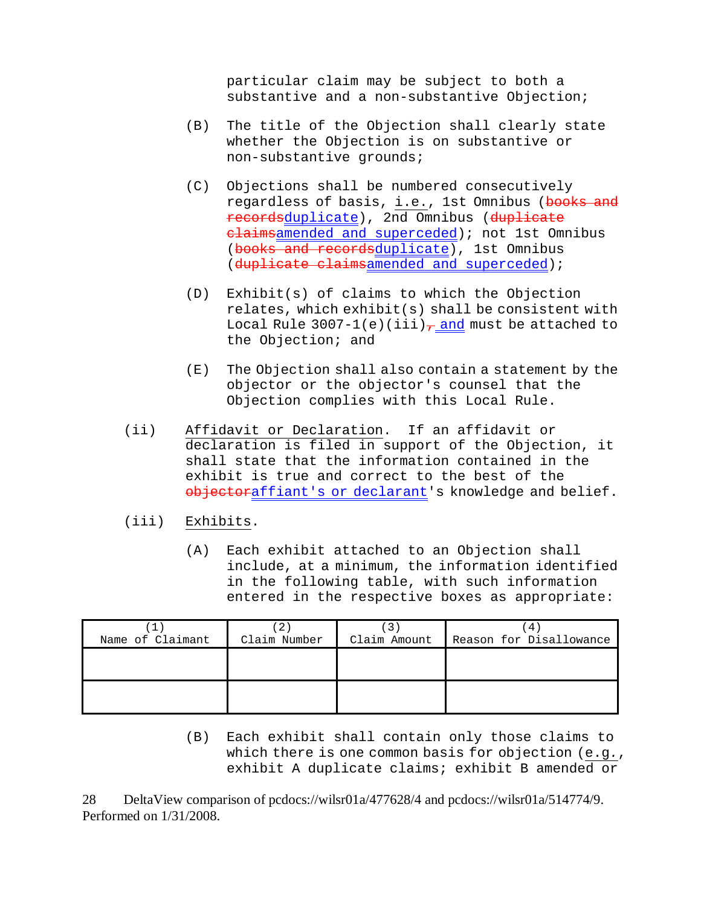particular claim may be subject to both a substantive and a non-substantive Objection;

(B) The title of the Objection shall clearly state whether the Objection is on substantive or non-substantive grounds;

(C) Objections shall be numbered consecutively regardless of basis, i.e., 1st Omnibus (~~books and records~~duplicate), 2nd Omnibus (~~duplicate claims~~amended and superceded); not 1st Omnibus (~~books and records~~duplicate), 1st Omnibus (~~duplicate claims~~amended and superceded);

(D) Exhibit(s) of claims to which the Objection relates, which exhibit(s) shall be consistent with Local Rule 3007-1(e)(iii)~~,~~ and must be attached to the Objection; and

(E) The Objection shall also contain a statement by the objector or the objector's counsel that the Objection complies with this Local Rule.

(ii) Affidavit or Declaration. If an affidavit or declaration is filed in support of the Objection, it shall state that the information contained in the exhibit is true and correct to the best of the ~~objector~~affiant's or declarant's knowledge and belief.

(iii) Exhibits.

(A) Each exhibit attached to an Objection shall include, at a minimum, the information identified in the following table, with such information entered in the respective boxes as appropriate:

| (1) Name of Claimant | (2) Claim Number | (3) Claim Amount | (4) Reason for Disallowance |
|---|---|---|---|
| | | | |
| | | | |

(B) Each exhibit shall contain only those claims to which there is one common basis for objection (e.g., exhibit A duplicate claims; exhibit B amended or

DeltaView comparison of pcdocs://wilsr01a/477628/4 and pcdocs://wilsr01a/514774/9. Performed on 1/31/2008.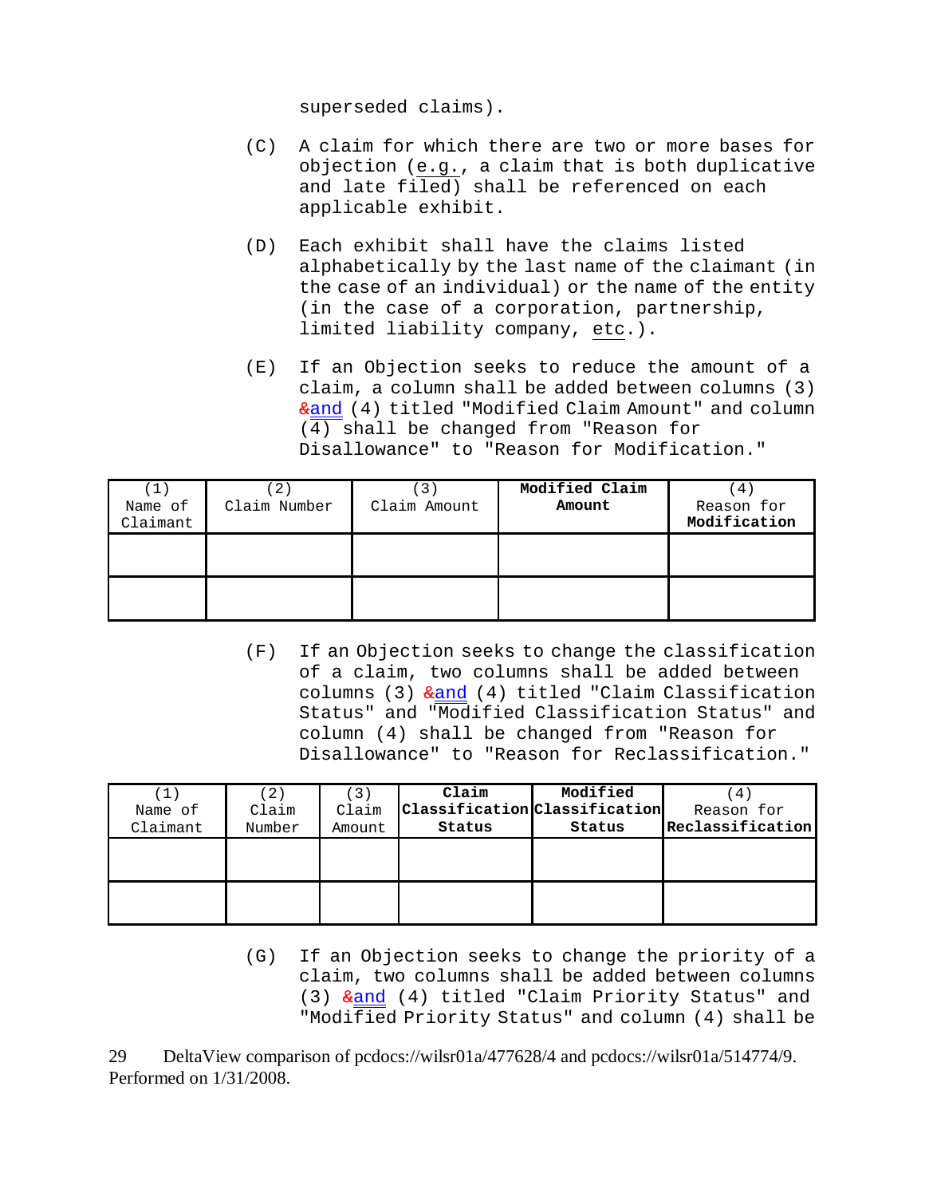superseded claims).

(C) A claim for which there are two or more bases for objection (e.g., a claim that is both duplicative and late filed) shall be referenced on each applicable exhibit.

(D) Each exhibit shall have the claims listed alphabetically by the last name of the claimant (in the case of an individual) or the name of the entity (in the case of a corporation, partnership, limited liability company, etc.).

(E) If an Objection seeks to reduce the amount of a claim, a column shall be added between columns (3) ~~&~~and (4) titled "Modified Claim Amount" and column (4) shall be changed from "Reason for Disallowance" to "Reason for Modification."

| (1) Name of Claimant | (2) Claim Number | (3) Claim Amount | **Modified Claim Amount** | (4) Reason for **Modification** |
|---|---|---|---|---|
| | | | | |
| | | | | |

(F) If an Objection seeks to change the classification of a claim, two columns shall be added between columns (3) ~~&~~and (4) titled "Claim Classification Status" and "Modified Classification Status" and column (4) shall be changed from "Reason for Disallowance" to "Reason for Reclassification."

| (1) Name of Claimant | (2) Claim Number | (3) Claim Amount | **Claim Classification Status** | **Modified Classification Status** | (4) Reason for **Reclassification** |
|---|---|---|---|---|---|
| | | | | | |
| | | | | | |

(G) If an Objection seeks to change the priority of a claim, two columns shall be added between columns (3) ~~&~~and (4) titled "Claim Priority Status" and "Modified Priority Status" and column (4) shall be

DeltaView comparison of pcdocs://wilsr01a/477628/4 and pcdocs://wilsr01a/514774/9. Performed on 1/31/2008.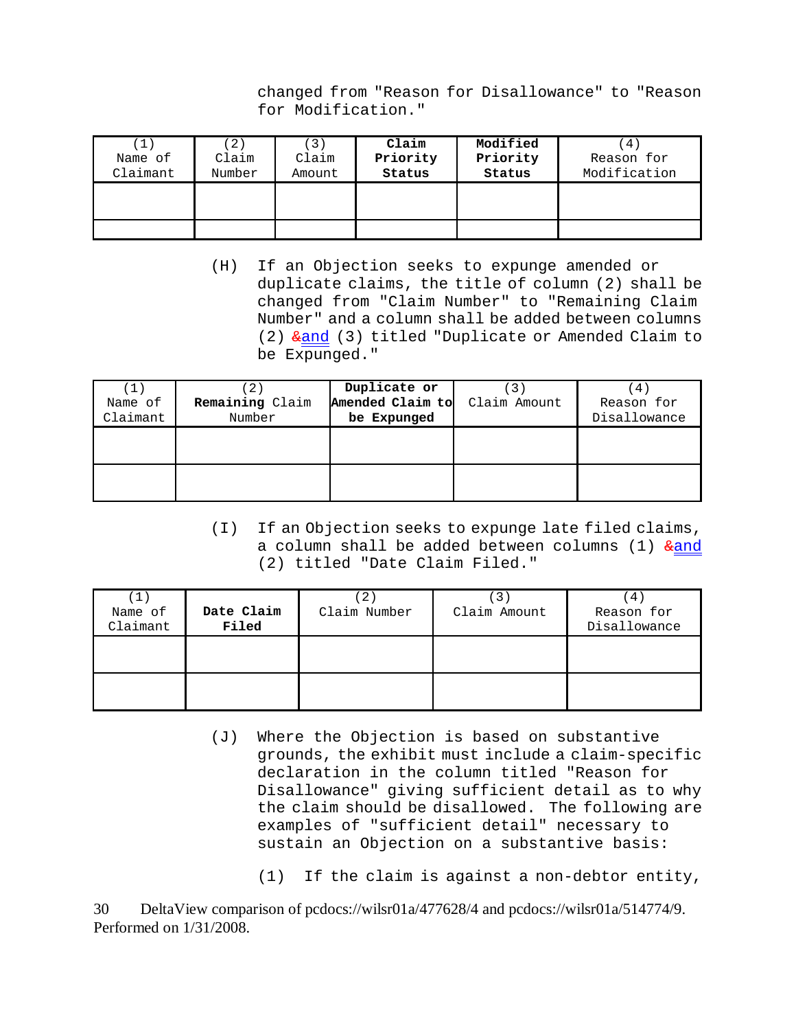changed from "Reason for Disallowance" to "Reason for Modification."

| (1) Name of Claimant | (2) Claim Number | (3) Claim Amount | **Claim Priority Status** | **Modified Priority Status** | (4) Reason for Modification |
|---|---|---|---|---|---|
| | | | | | |
| | | | | | |

(H) If an Objection seeks to expunge amended or duplicate claims, the title of column (2) shall be changed from "Claim Number" to "Remaining Claim Number" and a column shall be added between columns (2) ~~&~~and (3) titled "Duplicate or Amended Claim to be Expunged."

| (1) Name of Claimant | (2) **Remaining** Claim Number | **Duplicate or Amended Claim to be Expunged** | (3) Claim Amount | (4) Reason for Disallowance |
|---|---|---|---|---|
| | | | | |
| | | | | |

(I) If an Objection seeks to expunge late filed claims, a column shall be added between columns (1) ~~&~~and (2) titled "Date Claim Filed."

| (1) Name of Claimant | **Date Claim Filed** | (2) Claim Number | (3) Claim Amount | (4) Reason for Disallowance |
|---|---|---|---|---|
| | | | | |
| | | | | |

(J) Where the Objection is based on substantive grounds, the exhibit must include a claim-specific declaration in the column titled "Reason for Disallowance" giving sufficient detail as to why the claim should be disallowed. The following are examples of "sufficient detail" necessary to sustain an Objection on a substantive basis:

(1) If the claim is against a non-debtor entity,

DeltaView comparison of pcdocs://wilsr01a/477628/4 and pcdocs://wilsr01a/514774/9. Performed on 1/31/2008.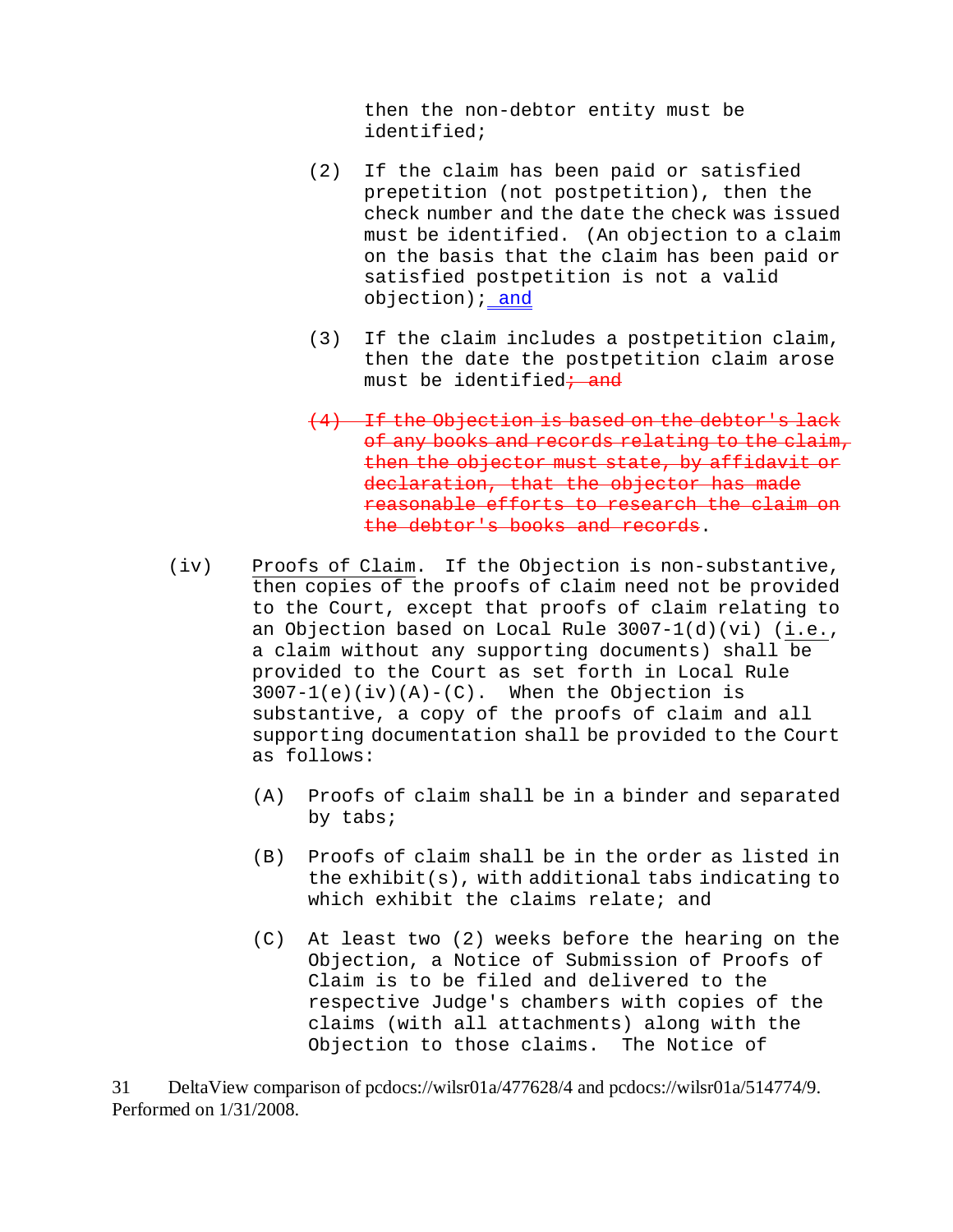then the non-debtor entity must be identified;

(2) If the claim has been paid or satisfied prepetition (not postpetition), then the check number and the date the check was issued must be identified. (An objection to a claim on the basis that the claim has been paid or satisfied postpetition is not a valid objection); and

(3) If the claim includes a postpetition claim, then the date the postpetition claim arose must be identified~~; and~~

~~(4) If the Objection is based on the debtor's lack of any books and records relating to the claim, then the objector must state, by affidavit or declaration, that the objector has made reasonable efforts to research the claim on the debtor's books and records~~.

(iv) Proofs of Claim. If the Objection is non-substantive, then copies of the proofs of claim need not be provided to the Court, except that proofs of claim relating to an Objection based on Local Rule 3007-1(d)(vi) (i.e., a claim without any supporting documents) shall be provided to the Court as set forth in Local Rule 3007-1(e)(iv)(A)-(C). When the Objection is substantive, a copy of the proofs of claim and all supporting documentation shall be provided to the Court as follows:

(A) Proofs of claim shall be in a binder and separated by tabs;

(B) Proofs of claim shall be in the order as listed in the exhibit(s), with additional tabs indicating to which exhibit the claims relate; and

(C) At least two (2) weeks before the hearing on the Objection, a Notice of Submission of Proofs of Claim is to be filed and delivered to the respective Judge's chambers with copies of the claims (with all attachments) along with the Objection to those claims. The Notice of

31 DeltaView comparison of pcdocs://wilsr01a/477628/4 and pcdocs://wilsr01a/514774/9. Performed on 1/31/2008.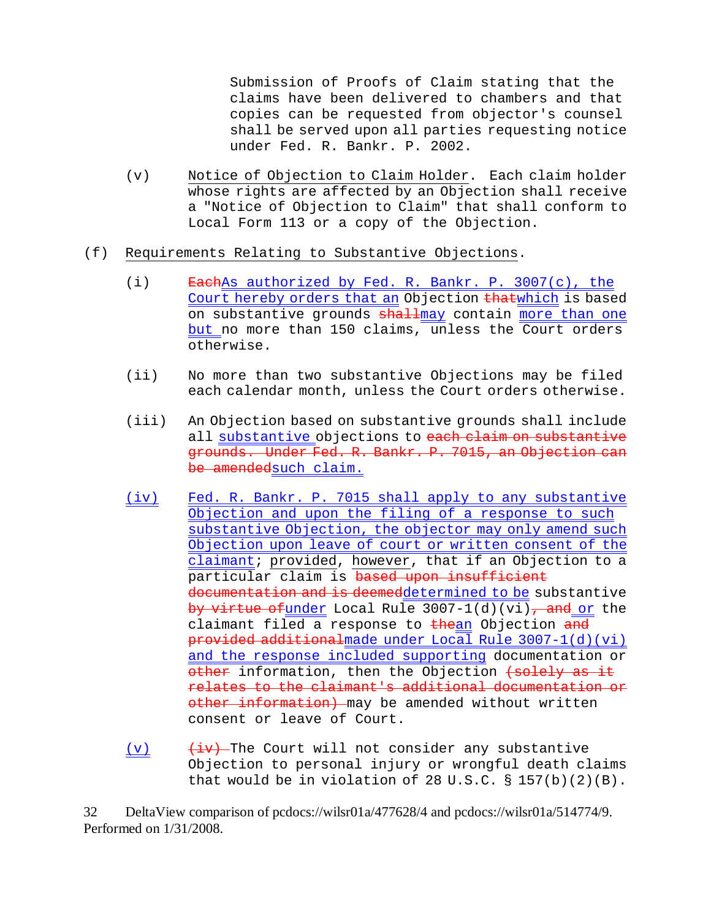Submission of Proofs of Claim stating that the claims have been delivered to chambers and that copies can be requested from objector's counsel shall be served upon all parties requesting notice under Fed. R. Bankr. P. 2002.

(v) Notice of Objection to Claim Holder. Each claim holder whose rights are affected by an Objection shall receive a "Notice of Objection to Claim" that shall conform to Local Form 113 or a copy of the Objection.

(f) Requirements Relating to Substantive Objections.

(i) ~~Each~~As authorized by Fed. R. Bankr. P. 3007(c), the Court hereby orders that an Objection ~~that~~which is based on substantive grounds ~~shall~~may contain more than one but no more than 150 claims, unless the Court orders otherwise.

(ii) No more than two substantive Objections may be filed each calendar month, unless the Court orders otherwise.

(iii) An Objection based on substantive grounds shall include all substantive objections to ~~each claim on substantive grounds. Under Fed. R. Bankr. P. 7015, an Objection can be amended~~such claim.

(iv) Fed. R. Bankr. P. 7015 shall apply to any substantive Objection and upon the filing of a response to such substantive Objection, the objector may only amend such Objection upon leave of court or written consent of the claimant; provided, however, that if an Objection to a particular claim is ~~based upon insufficient documentation and is deemed~~determined to be substantive ~~by virtue of~~under Local Rule 3007-1(d)(vi)~~, and~~ or the claimant filed a response to ~~the~~an Objection ~~and provided additional~~made under Local Rule 3007-1(d)(vi) and the response included supporting documentation or ~~other~~ information, then the Objection ~~(solely as it relates to the claimant's additional documentation or other information)~~ may be amended without written consent or leave of Court.

(v) ~~(iv)~~ The Court will not consider any substantive Objection to personal injury or wrongful death claims that would be in violation of 28 U.S.C. § 157(b)(2)(B).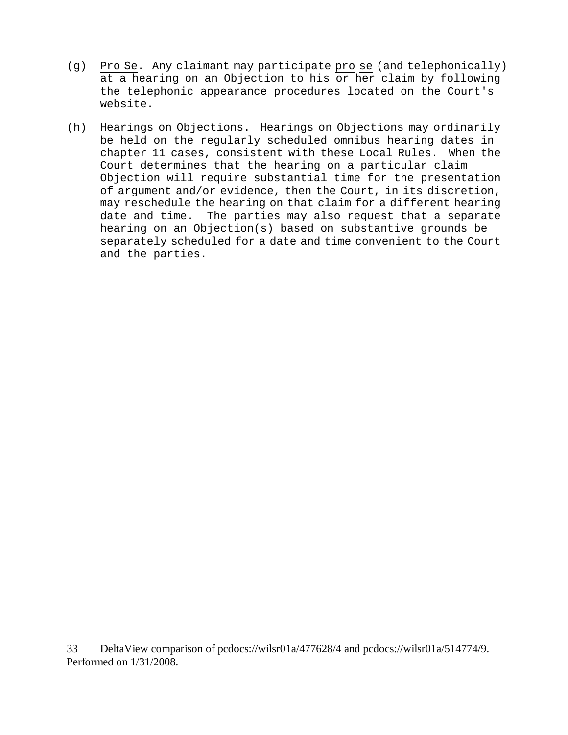(g) Pro Se. Any claimant may participate pro se (and telephonically) at a hearing on an Objection to his or her claim by following the telephonic appearance procedures located on the Court's website.

(h) Hearings on Objections. Hearings on Objections may ordinarily be held on the regularly scheduled omnibus hearing dates in chapter 11 cases, consistent with these Local Rules. When the Court determines that the hearing on a particular claim Objection will require substantial time for the presentation of argument and/or evidence, then the Court, in its discretion, may reschedule the hearing on that claim for a different hearing date and time. The parties may also request that a separate hearing on an Objection(s) based on substantive grounds be separately scheduled for a date and time convenient to the Court and the parties.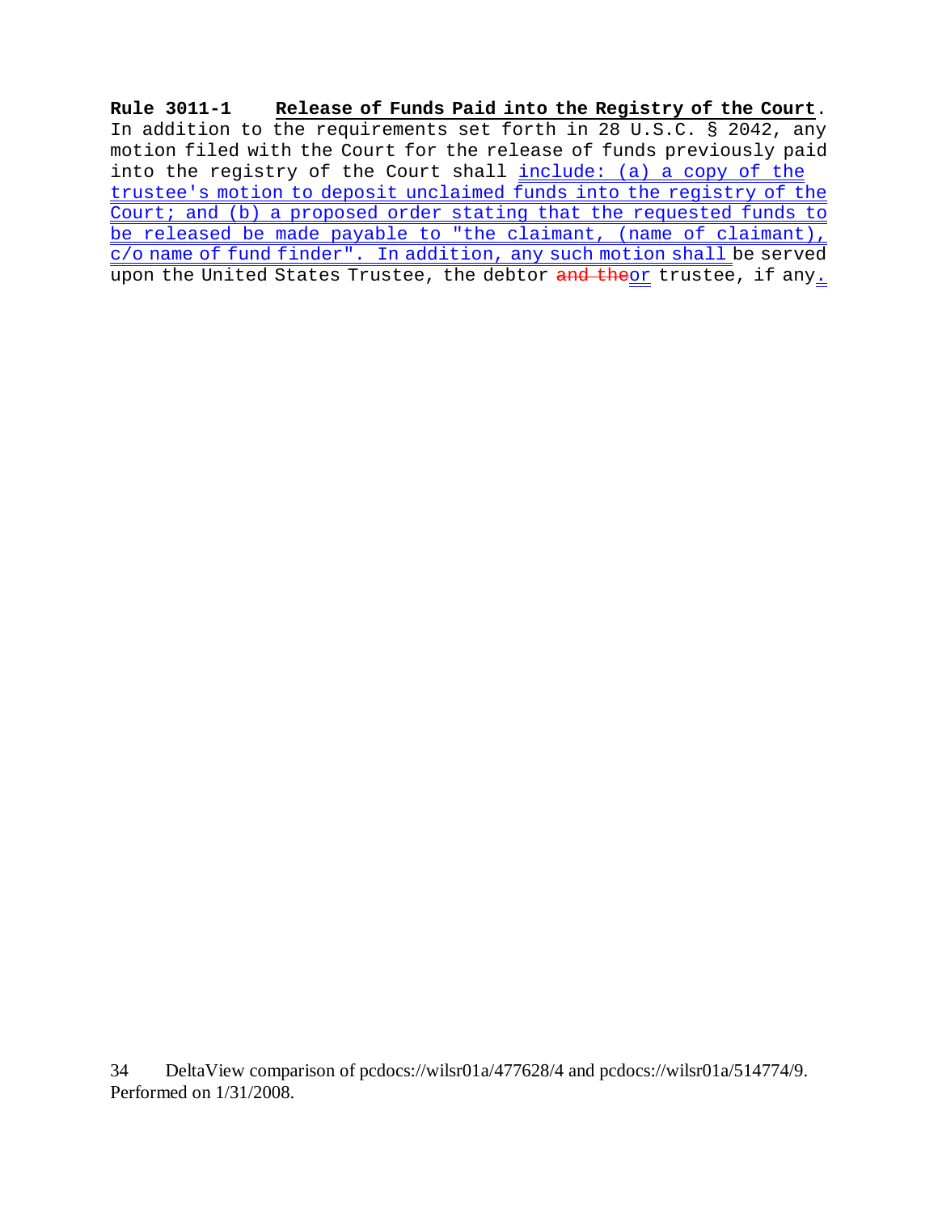**Rule 3011-1 Release of Funds Paid into the Registry of the Court**. In addition to the requirements set forth in 28 U.S.C. § 2042, any motion filed with the Court for the release of funds previously paid into the registry of the Court shall include: (a) a copy of the trustee's motion to deposit unclaimed funds into the registry of the Court; and (b) a proposed order stating that the requested funds to be released be made payable to "the claimant, (name of claimant), c/o name of fund finder". In addition, any such motion shall be served upon the United States Trustee, the debtor ~~and the~~or trustee, if any.

DeltaView comparison of pcdocs://wilsr01a/477628/4 and pcdocs://wilsr01a/514774/9. Performed on 1/31/2008.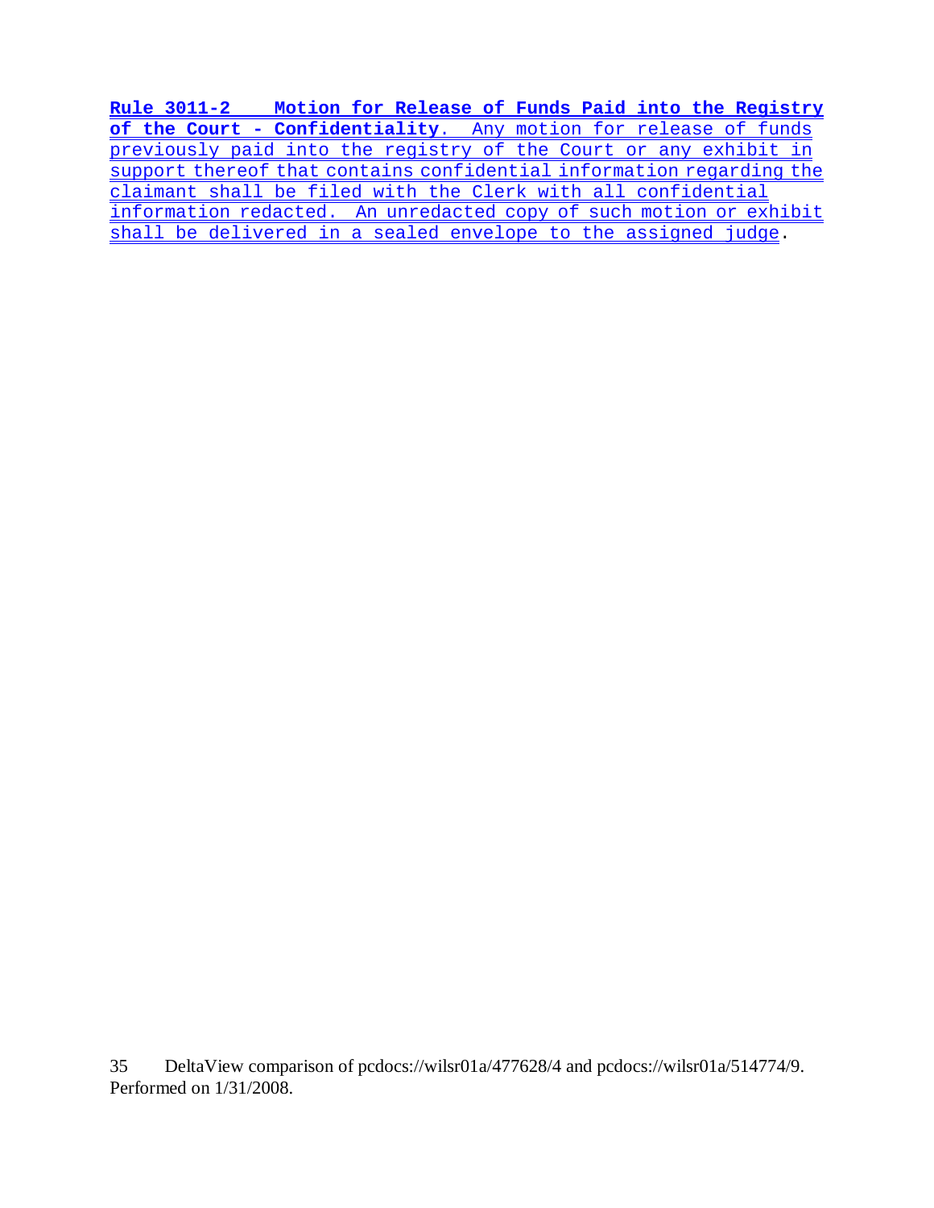**Rule 3011-2 Motion for Release of Funds Paid into the Registry of the Court - Confidentiality**. Any motion for release of funds previously paid into the registry of the Court or any exhibit in support thereof that contains confidential information regarding the claimant shall be filed with the Clerk with all confidential information redacted. An unredacted copy of such motion or exhibit shall be delivered in a sealed envelope to the assigned judge.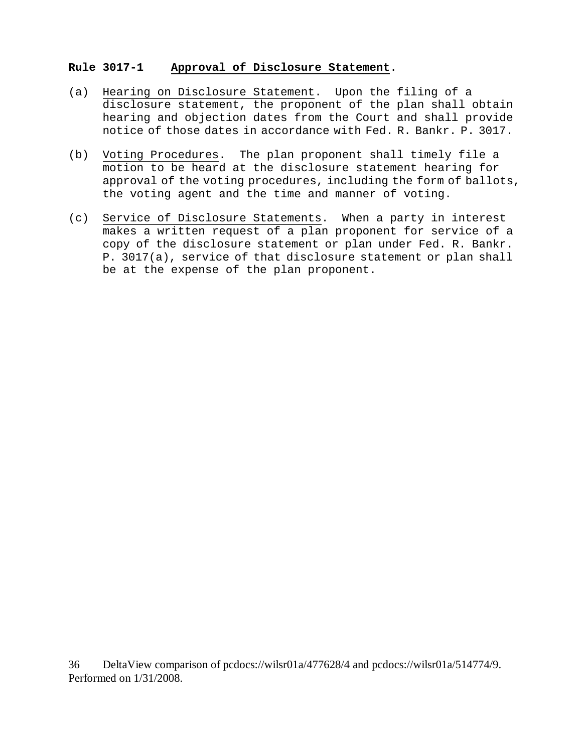**Rule 3017-1 Approval of Disclosure Statement.**

(a) Hearing on Disclosure Statement. Upon the filing of a disclosure statement, the proponent of the plan shall obtain hearing and objection dates from the Court and shall provide notice of those dates in accordance with Fed. R. Bankr. P. 3017.

(b) Voting Procedures. The plan proponent shall timely file a motion to be heard at the disclosure statement hearing for approval of the voting procedures, including the form of ballots, the voting agent and the time and manner of voting.

(c) Service of Disclosure Statements. When a party in interest makes a written request of a plan proponent for service of a copy of the disclosure statement or plan under Fed. R. Bankr. P. 3017(a), service of that disclosure statement or plan shall be at the expense of the plan proponent.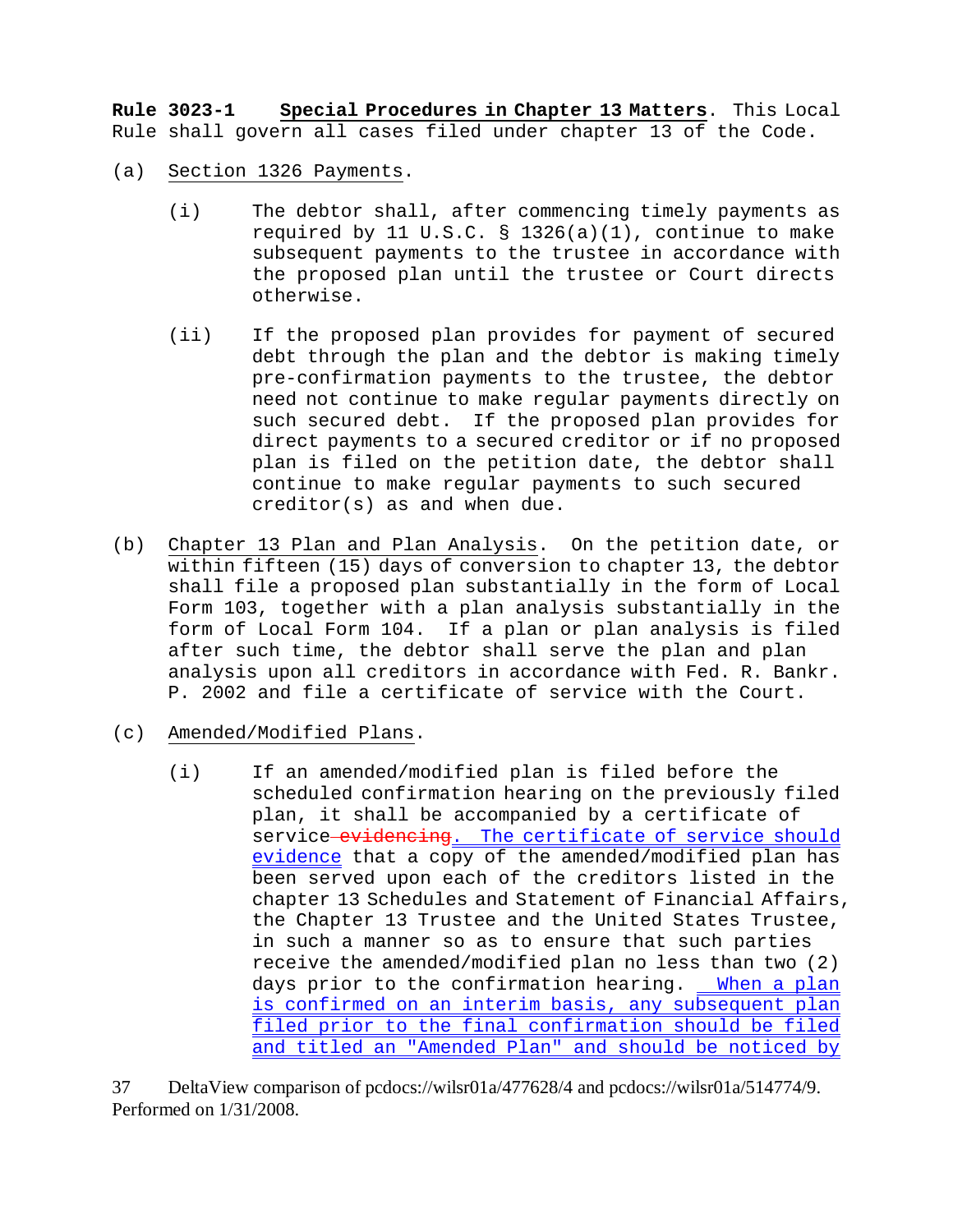**Rule 3023-1** <u>**Special Procedures in Chapter 13 Matters**</u>. This Local Rule shall govern all cases filed under chapter 13 of the Code.

(a) <u>Section 1326 Payments</u>.

(i) The debtor shall, after commencing timely payments as required by 11 U.S.C. § 1326(a)(1), continue to make subsequent payments to the trustee in accordance with the proposed plan until the trustee or Court directs otherwise.

(ii) If the proposed plan provides for payment of secured debt through the plan and the debtor is making timely pre-confirmation payments to the trustee, the debtor need not continue to make regular payments directly on such secured debt. If the proposed plan provides for direct payments to a secured creditor or if no proposed plan is filed on the petition date, the debtor shall continue to make regular payments to such secured creditor(s) as and when due.

(b) <u>Chapter 13 Plan and Plan Analysis</u>. On the petition date, or within fifteen (15) days of conversion to chapter 13, the debtor shall file a proposed plan substantially in the form of Local Form 103, together with a plan analysis substantially in the form of Local Form 104. If a plan or plan analysis is filed after such time, the debtor shall serve the plan and plan analysis upon all creditors in accordance with Fed. R. Bankr. P. 2002 and file a certificate of service with the Court.

(c) <u>Amended/Modified Plans</u>.

(i) If an amended/modified plan is filed before the scheduled confirmation hearing on the previously filed plan, it shall be accompanied by a certificate of service ~~evidencing~~<u>. The certificate of service should evidence</u> that a copy of the amended/modified plan has been served upon each of the creditors listed in the chapter 13 Schedules and Statement of Financial Affairs, the Chapter 13 Trustee and the United States Trustee, in such a manner so as to ensure that such parties receive the amended/modified plan no less than two (2) days prior to the confirmation hearing. <u>When a plan is confirmed on an interim basis, any subsequent plan filed prior to the final confirmation should be filed and titled an "Amended Plan" and should be noticed by</u>

37 DeltaView comparison of pcdocs://wilsr01a/477628/4 and pcdocs://wilsr01a/514774/9. Performed on 1/31/2008.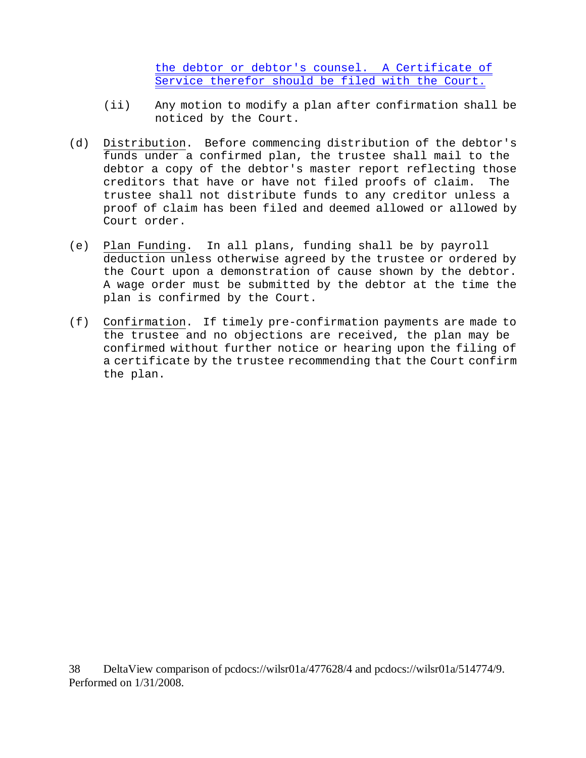the debtor or debtor's counsel. A Certificate of Service therefor should be filed with the Court.

(ii) Any motion to modify a plan after confirmation shall be noticed by the Court.

(d) Distribution. Before commencing distribution of the debtor's funds under a confirmed plan, the trustee shall mail to the debtor a copy of the debtor's master report reflecting those creditors that have or have not filed proofs of claim. The trustee shall not distribute funds to any creditor unless a proof of claim has been filed and deemed allowed or allowed by Court order.

(e) Plan Funding. In all plans, funding shall be by payroll deduction unless otherwise agreed by the trustee or ordered by the Court upon a demonstration of cause shown by the debtor. A wage order must be submitted by the debtor at the time the plan is confirmed by the Court.

(f) Confirmation. If timely pre-confirmation payments are made to the trustee and no objections are received, the plan may be confirmed without further notice or hearing upon the filing of a certificate by the trustee recommending that the Court confirm the plan.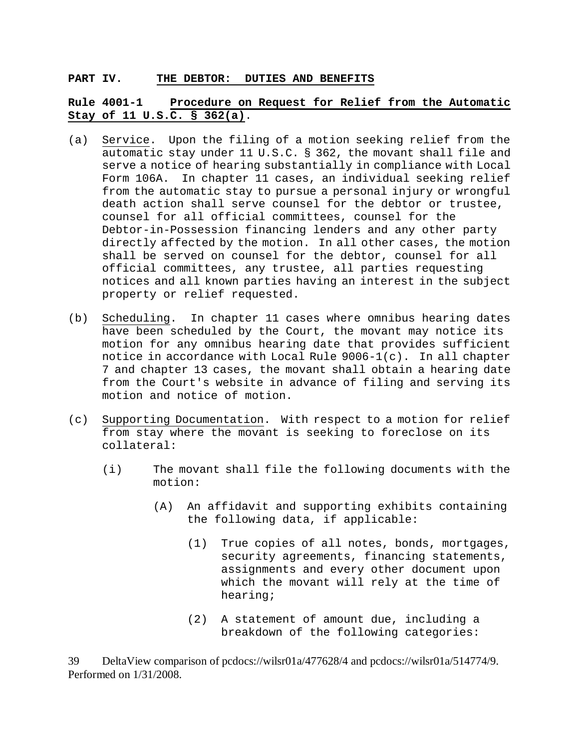## PART IV. THE DEBTOR: DUTIES AND BENEFITS

### Rule 4001-1 Procedure on Request for Relief from the Automatic Stay of 11 U.S.C. § 362(a).

(a) Service. Upon the filing of a motion seeking relief from the automatic stay under 11 U.S.C. § 362, the movant shall file and serve a notice of hearing substantially in compliance with Local Form 106A. In chapter 11 cases, an individual seeking relief from the automatic stay to pursue a personal injury or wrongful death action shall serve counsel for the debtor or trustee, counsel for all official committees, counsel for the Debtor-in-Possession financing lenders and any other party directly affected by the motion. In all other cases, the motion shall be served on counsel for the debtor, counsel for all official committees, any trustee, all parties requesting notices and all known parties having an interest in the subject property or relief requested.

(b) Scheduling. In chapter 11 cases where omnibus hearing dates have been scheduled by the Court, the movant may notice its motion for any omnibus hearing date that provides sufficient notice in accordance with Local Rule 9006-1(c). In all chapter 7 and chapter 13 cases, the movant shall obtain a hearing date from the Court's website in advance of filing and serving its motion and notice of motion.

(c) Supporting Documentation. With respect to a motion for relief from stay where the movant is seeking to foreclose on its collateral:

- (i) The movant shall file the following documents with the motion:
  - (A) An affidavit and supporting exhibits containing the following data, if applicable:
    - (1) True copies of all notes, bonds, mortgages, security agreements, financing statements, assignments and every other document upon which the movant will rely at the time of hearing;
    - (2) A statement of amount due, including a breakdown of the following categories:

39 DeltaView comparison of pcdocs://wilsr01a/477628/4 and pcdocs://wilsr01a/514774/9. Performed on 1/31/2008.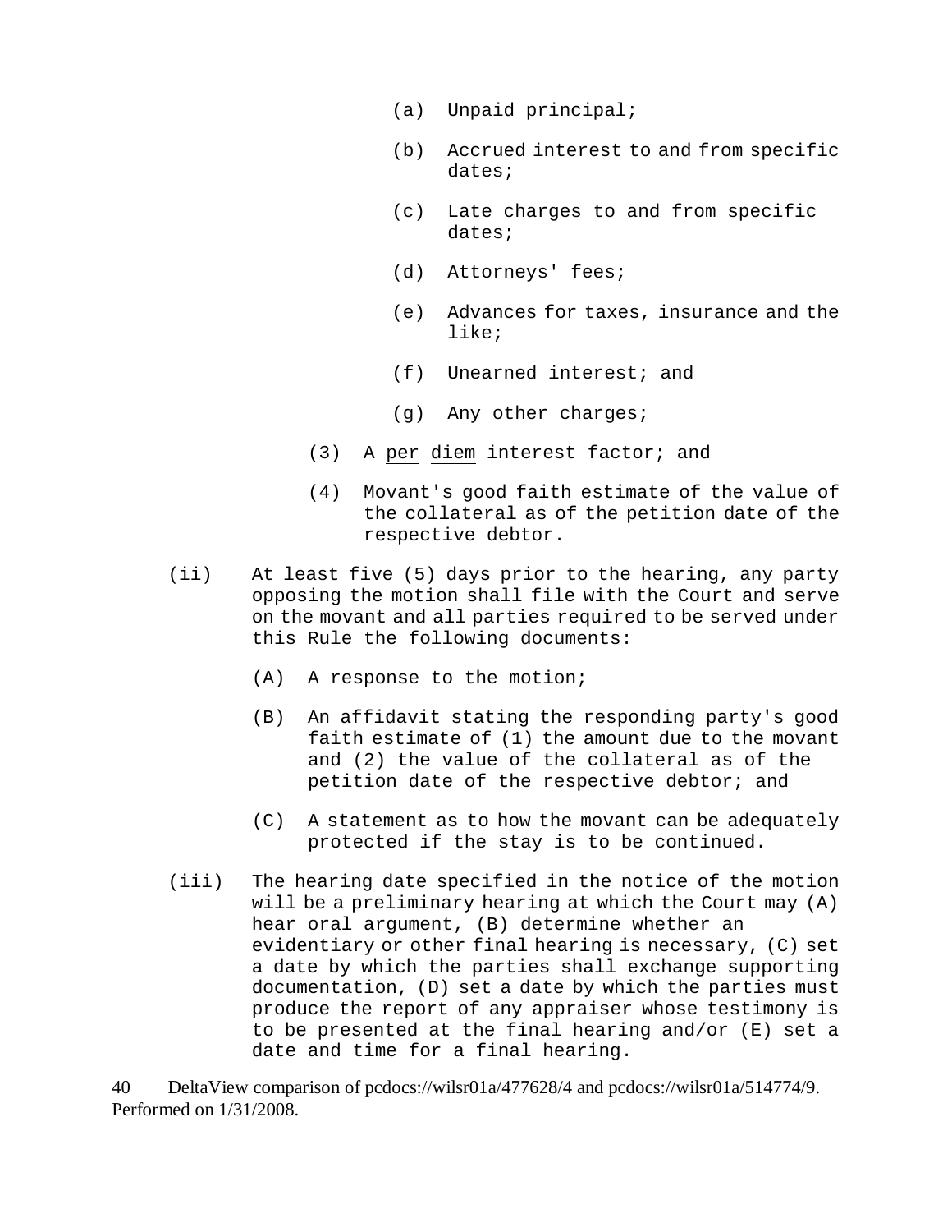(a) Unpaid principal;

(b) Accrued interest to and from specific dates;

(c) Late charges to and from specific dates;

(d) Attorneys' fees;

(e) Advances for taxes, insurance and the like;

(f) Unearned interest; and

(g) Any other charges;

(3) A per diem interest factor; and

(4) Movant's good faith estimate of the value of the collateral as of the petition date of the respective debtor.

(ii) At least five (5) days prior to the hearing, any party opposing the motion shall file with the Court and serve on the movant and all parties required to be served under this Rule the following documents:

(A) A response to the motion;

(B) An affidavit stating the responding party's good faith estimate of (1) the amount due to the movant and (2) the value of the collateral as of the petition date of the respective debtor; and

(C) A statement as to how the movant can be adequately protected if the stay is to be continued.

(iii) The hearing date specified in the notice of the motion will be a preliminary hearing at which the Court may (A) hear oral argument, (B) determine whether an evidentiary or other final hearing is necessary, (C) set a date by which the parties shall exchange supporting documentation, (D) set a date by which the parties must produce the report of any appraiser whose testimony is to be presented at the final hearing and/or (E) set a date and time for a final hearing.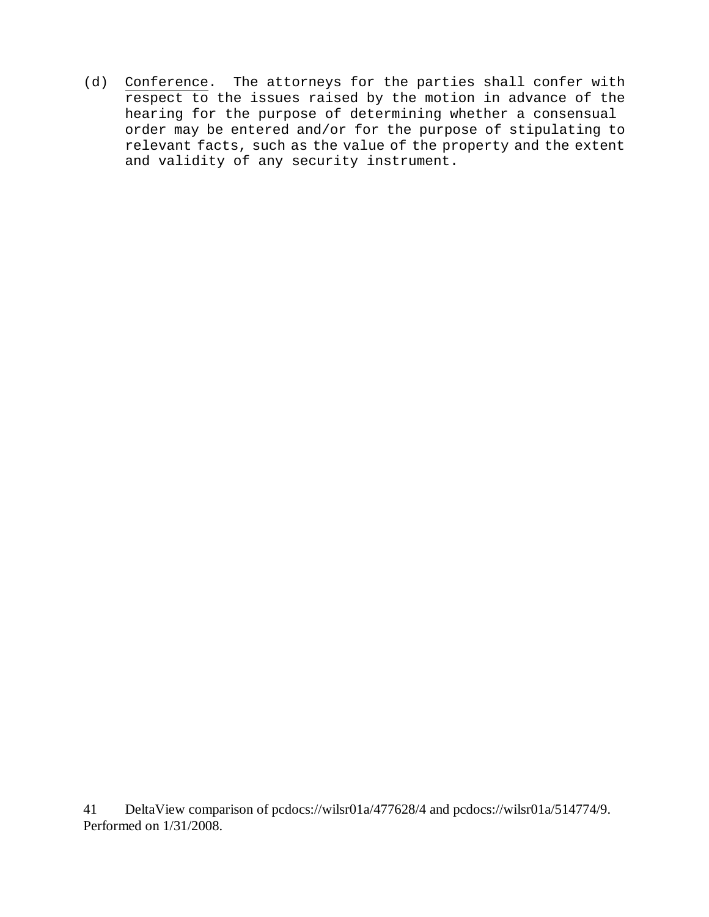(d) Conference. The attorneys for the parties shall confer with respect to the issues raised by the motion in advance of the hearing for the purpose of determining whether a consensual order may be entered and/or for the purpose of stipulating to relevant facts, such as the value of the property and the extent and validity of any security instrument.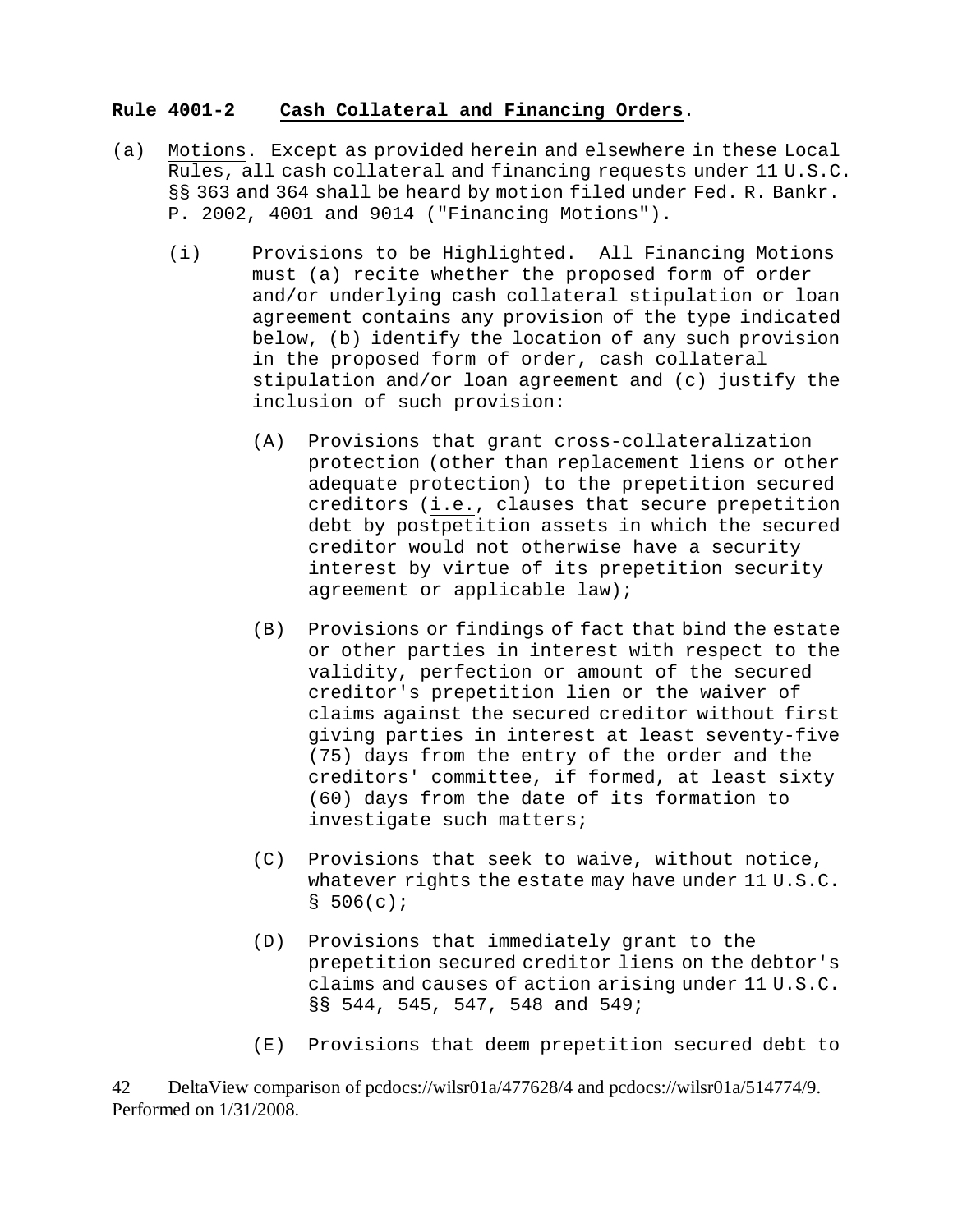**Rule 4001-2 Cash Collateral and Financing Orders.**

(a) Motions. Except as provided herein and elsewhere in these Local Rules, all cash collateral and financing requests under 11 U.S.C. §§ 363 and 364 shall be heard by motion filed under Fed. R. Bankr. P. 2002, 4001 and 9014 ("Financing Motions").

(i) Provisions to be Highlighted. All Financing Motions must (a) recite whether the proposed form of order and/or underlying cash collateral stipulation or loan agreement contains any provision of the type indicated below, (b) identify the location of any such provision in the proposed form of order, cash collateral stipulation and/or loan agreement and (c) justify the inclusion of such provision:

(A) Provisions that grant cross-collateralization protection (other than replacement liens or other adequate protection) to the prepetition secured creditors (i.e., clauses that secure prepetition debt by postpetition assets in which the secured creditor would not otherwise have a security interest by virtue of its prepetition security agreement or applicable law);

(B) Provisions or findings of fact that bind the estate or other parties in interest with respect to the validity, perfection or amount of the secured creditor's prepetition lien or the waiver of claims against the secured creditor without first giving parties in interest at least seventy-five (75) days from the entry of the order and the creditors' committee, if formed, at least sixty (60) days from the date of its formation to investigate such matters;

(C) Provisions that seek to waive, without notice, whatever rights the estate may have under 11 U.S.C. § 506(c);

(D) Provisions that immediately grant to the prepetition secured creditor liens on the debtor's claims and causes of action arising under 11 U.S.C. §§ 544, 545, 547, 548 and 549;

(E) Provisions that deem prepetition secured debt to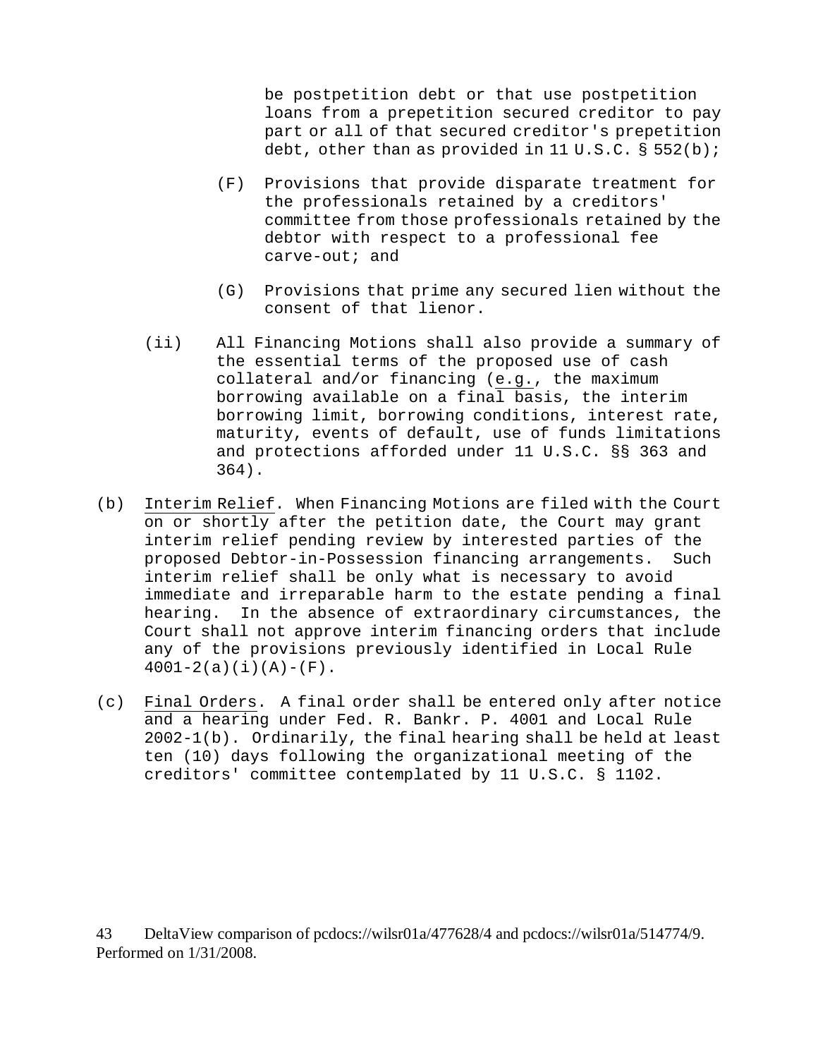be postpetition debt or that use postpetition loans from a prepetition secured creditor to pay part or all of that secured creditor's prepetition debt, other than as provided in 11 U.S.C. § 552(b);

(F) Provisions that provide disparate treatment for the professionals retained by a creditors' committee from those professionals retained by the debtor with respect to a professional fee carve-out; and

(G) Provisions that prime any secured lien without the consent of that lienor.

(ii) All Financing Motions shall also provide a summary of the essential terms of the proposed use of cash collateral and/or financing (e.g., the maximum borrowing available on a final basis, the interim borrowing limit, borrowing conditions, interest rate, maturity, events of default, use of funds limitations and protections afforded under 11 U.S.C. §§ 363 and 364).

(b) Interim Relief. When Financing Motions are filed with the Court on or shortly after the petition date, the Court may grant interim relief pending review by interested parties of the proposed Debtor-in-Possession financing arrangements. Such interim relief shall be only what is necessary to avoid immediate and irreparable harm to the estate pending a final hearing. In the absence of extraordinary circumstances, the Court shall not approve interim financing orders that include any of the provisions previously identified in Local Rule 4001-2(a)(i)(A)-(F).

(c) Final Orders. A final order shall be entered only after notice and a hearing under Fed. R. Bankr. P. 4001 and Local Rule 2002-1(b). Ordinarily, the final hearing shall be held at least ten (10) days following the organizational meeting of the creditors' committee contemplated by 11 U.S.C. § 1102.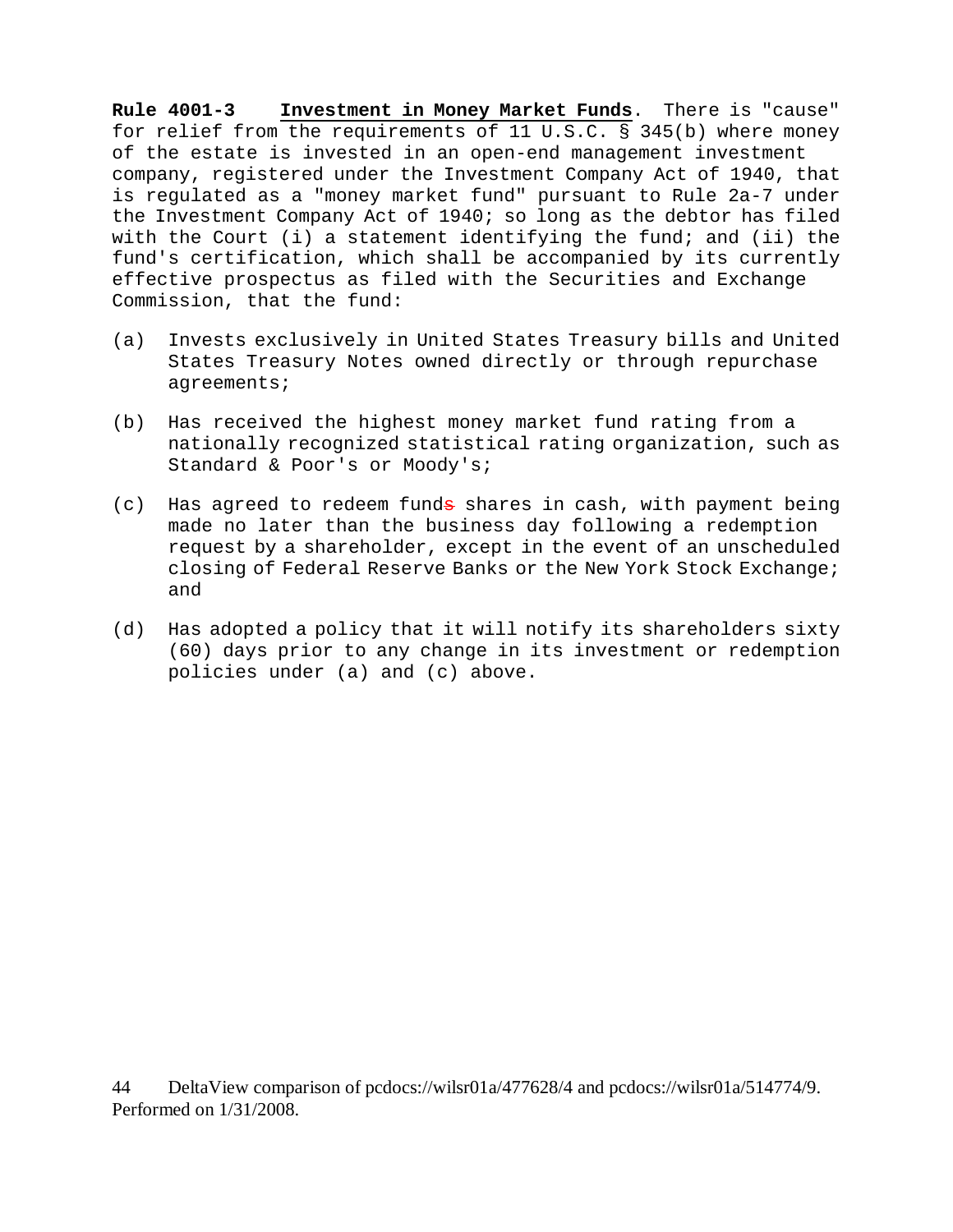**Rule 4001-3** **Investment in Money Market Funds**. There is "cause" for relief from the requirements of 11 U.S.C. § 345(b) where money of the estate is invested in an open-end management investment company, registered under the Investment Company Act of 1940, that is regulated as a "money market fund" pursuant to Rule 2a-7 under the Investment Company Act of 1940; so long as the debtor has filed with the Court (i) a statement identifying the fund; and (ii) the fund's certification, which shall be accompanied by its currently effective prospectus as filed with the Securities and Exchange Commission, that the fund:

(a) Invests exclusively in United States Treasury bills and United States Treasury Notes owned directly or through repurchase agreements;

(b) Has received the highest money market fund rating from a nationally recognized statistical rating organization, such as Standard & Poor's or Moody's;

(c) Has agreed to redeem funds shares in cash, with payment being made no later than the business day following a redemption request by a shareholder, except in the event of an unscheduled closing of Federal Reserve Banks or the New York Stock Exchange; and

(d) Has adopted a policy that it will notify its shareholders sixty (60) days prior to any change in its investment or redemption policies under (a) and (c) above.

DeltaView comparison of pcdocs://wilsr01a/477628/4 and pcdocs://wilsr01a/514774/9. Performed on 1/31/2008.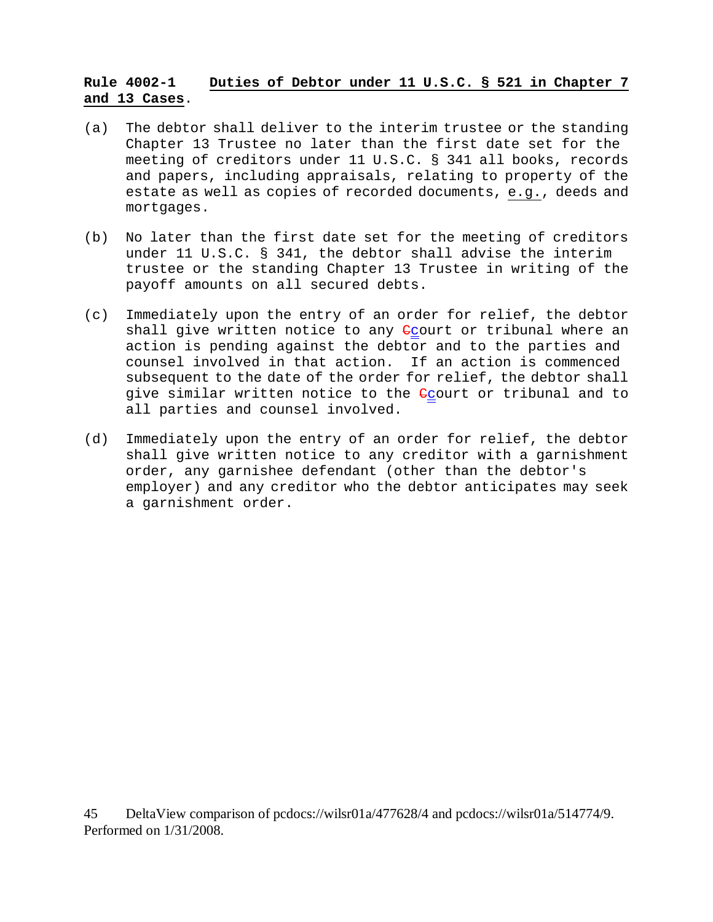**Rule 4002-1 Duties of Debtor under 11 U.S.C. § 521 in Chapter 7 and 13 Cases.**

(a) The debtor shall deliver to the interim trustee or the standing Chapter 13 Trustee no later than the first date set for the meeting of creditors under 11 U.S.C. § 341 all books, records and papers, including appraisals, relating to property of the estate as well as copies of recorded documents, e.g., deeds and mortgages.

(b) No later than the first date set for the meeting of creditors under 11 U.S.C. § 341, the debtor shall advise the interim trustee or the standing Chapter 13 Trustee in writing of the payoff amounts on all secured debts.

(c) Immediately upon the entry of an order for relief, the debtor shall give written notice to any ~~C~~court or tribunal where an action is pending against the debtor and to the parties and counsel involved in that action. If an action is commenced subsequent to the date of the order for relief, the debtor shall give similar written notice to the ~~C~~court or tribunal and to all parties and counsel involved.

(d) Immediately upon the entry of an order for relief, the debtor shall give written notice to any creditor with a garnishment order, any garnishee defendant (other than the debtor's employer) and any creditor who the debtor anticipates may seek a garnishment order.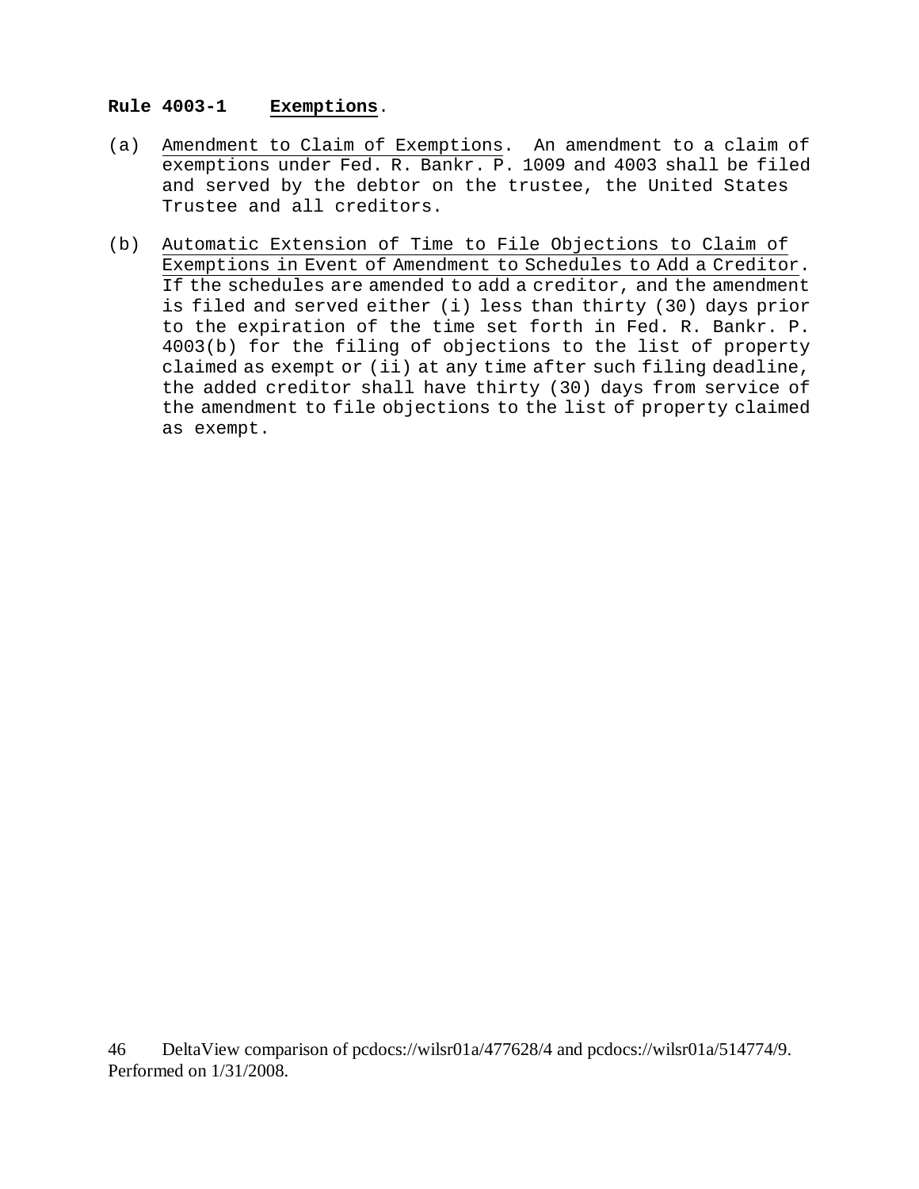**Rule 4003-1 Exemptions.**

(a) Amendment to Claim of Exemptions. An amendment to a claim of exemptions under Fed. R. Bankr. P. 1009 and 4003 shall be filed and served by the debtor on the trustee, the United States Trustee and all creditors.

(b) Automatic Extension of Time to File Objections to Claim of Exemptions in Event of Amendment to Schedules to Add a Creditor. If the schedules are amended to add a creditor, and the amendment is filed and served either (i) less than thirty (30) days prior to the expiration of the time set forth in Fed. R. Bankr. P. 4003(b) for the filing of objections to the list of property claimed as exempt or (ii) at any time after such filing deadline, the added creditor shall have thirty (30) days from service of the amendment to file objections to the list of property claimed as exempt.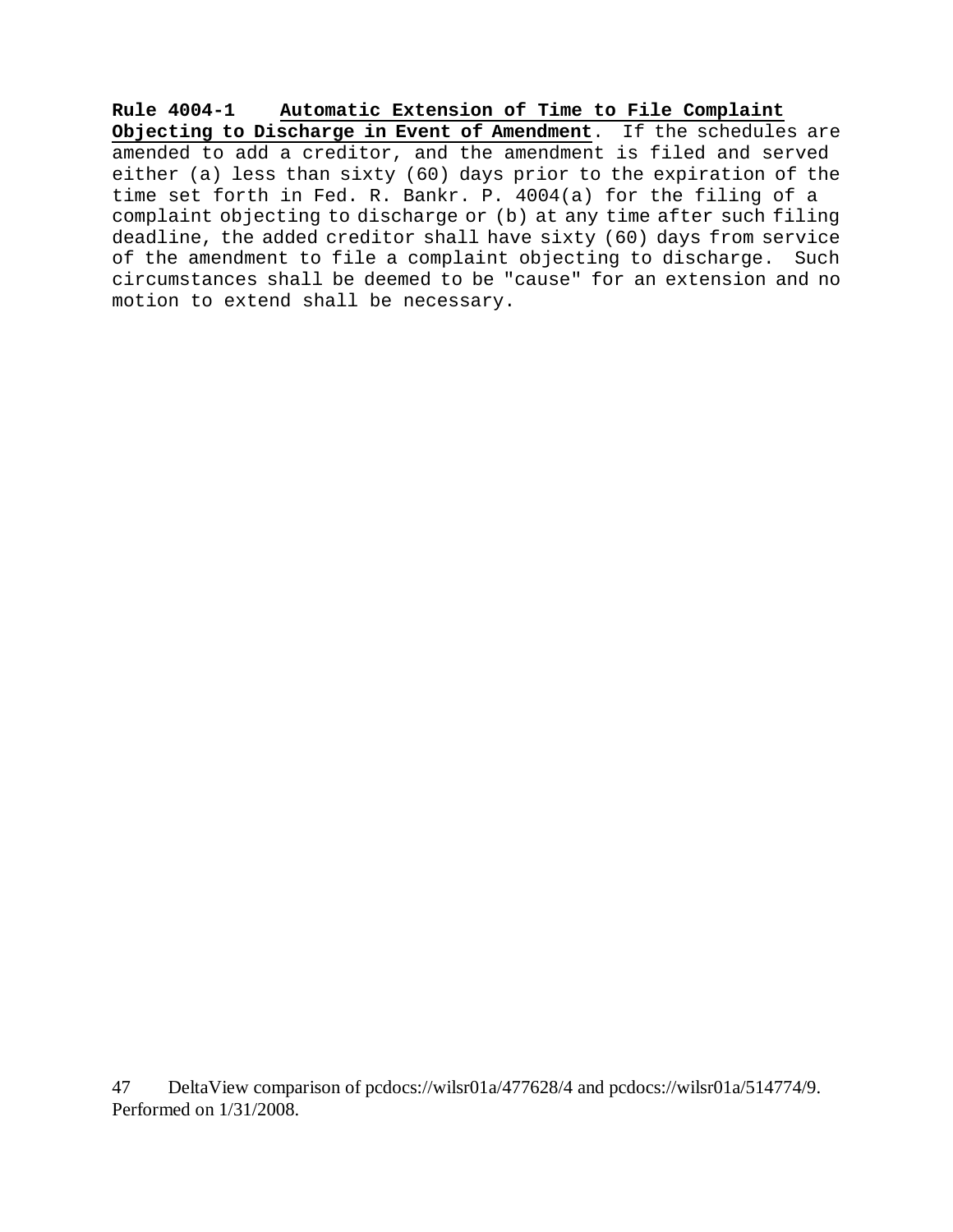**Rule 4004-1** **Automatic Extension of Time to File Complaint Objecting to Discharge in Event of Amendment**. If the schedules are amended to add a creditor, and the amendment is filed and served either (a) less than sixty (60) days prior to the expiration of the time set forth in Fed. R. Bankr. P. 4004(a) for the filing of a complaint objecting to discharge or (b) at any time after such filing deadline, the added creditor shall have sixty (60) days from service of the amendment to file a complaint objecting to discharge. Such circumstances shall be deemed to be "cause" for an extension and no motion to extend shall be necessary.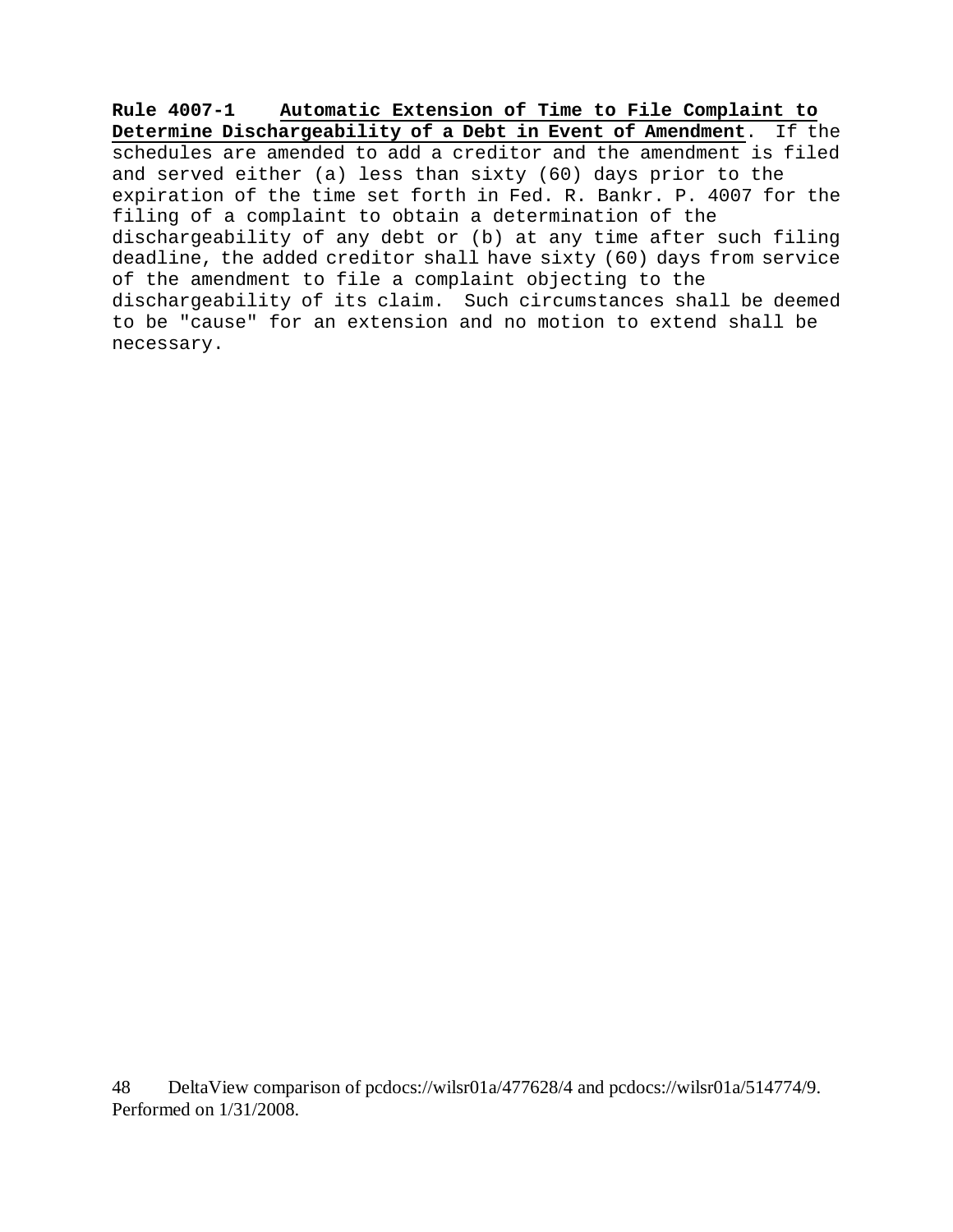**Rule 4007-1 Automatic Extension of Time to File Complaint to Determine Dischargeability of a Debt in Event of Amendment**. If the schedules are amended to add a creditor and the amendment is filed and served either (a) less than sixty (60) days prior to the expiration of the time set forth in Fed. R. Bankr. P. 4007 for the filing of a complaint to obtain a determination of the dischargeability of any debt or (b) at any time after such filing deadline, the added creditor shall have sixty (60) days from service of the amendment to file a complaint objecting to the dischargeability of its claim. Such circumstances shall be deemed to be "cause" for an extension and no motion to extend shall be necessary.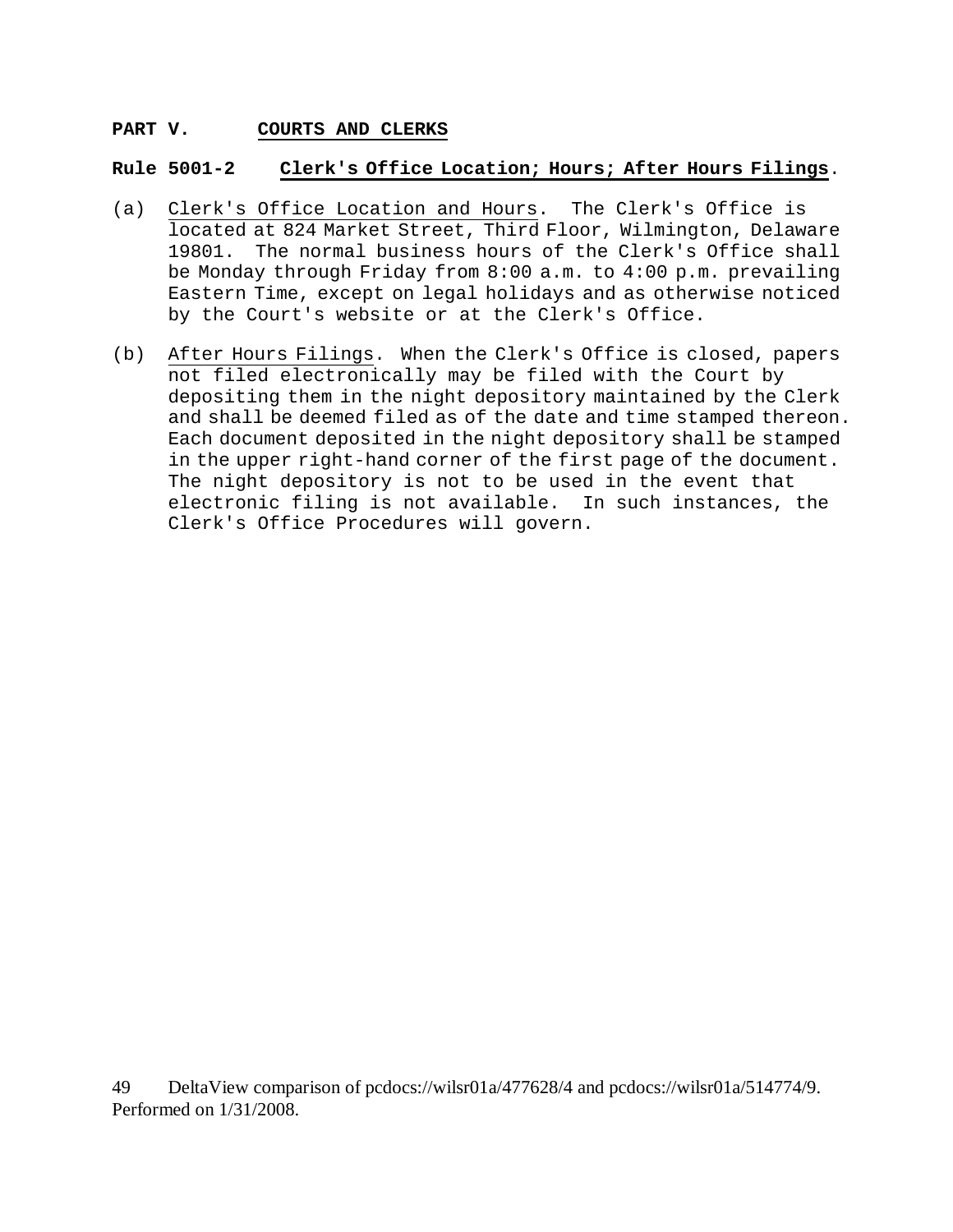**PART V. COURTS AND CLERKS**

**Rule 5001-2 Clerk's Office Location; Hours; After Hours Filings.**

(a) Clerk's Office Location and Hours. The Clerk's Office is located at 824 Market Street, Third Floor, Wilmington, Delaware 19801. The normal business hours of the Clerk's Office shall be Monday through Friday from 8:00 a.m. to 4:00 p.m. prevailing Eastern Time, except on legal holidays and as otherwise noticed by the Court's website or at the Clerk's Office.

(b) After Hours Filings. When the Clerk's Office is closed, papers not filed electronically may be filed with the Court by depositing them in the night depository maintained by the Clerk and shall be deemed filed as of the date and time stamped thereon. Each document deposited in the night depository shall be stamped in the upper right-hand corner of the first page of the document. The night depository is not to be used in the event that electronic filing is not available. In such instances, the Clerk's Office Procedures will govern.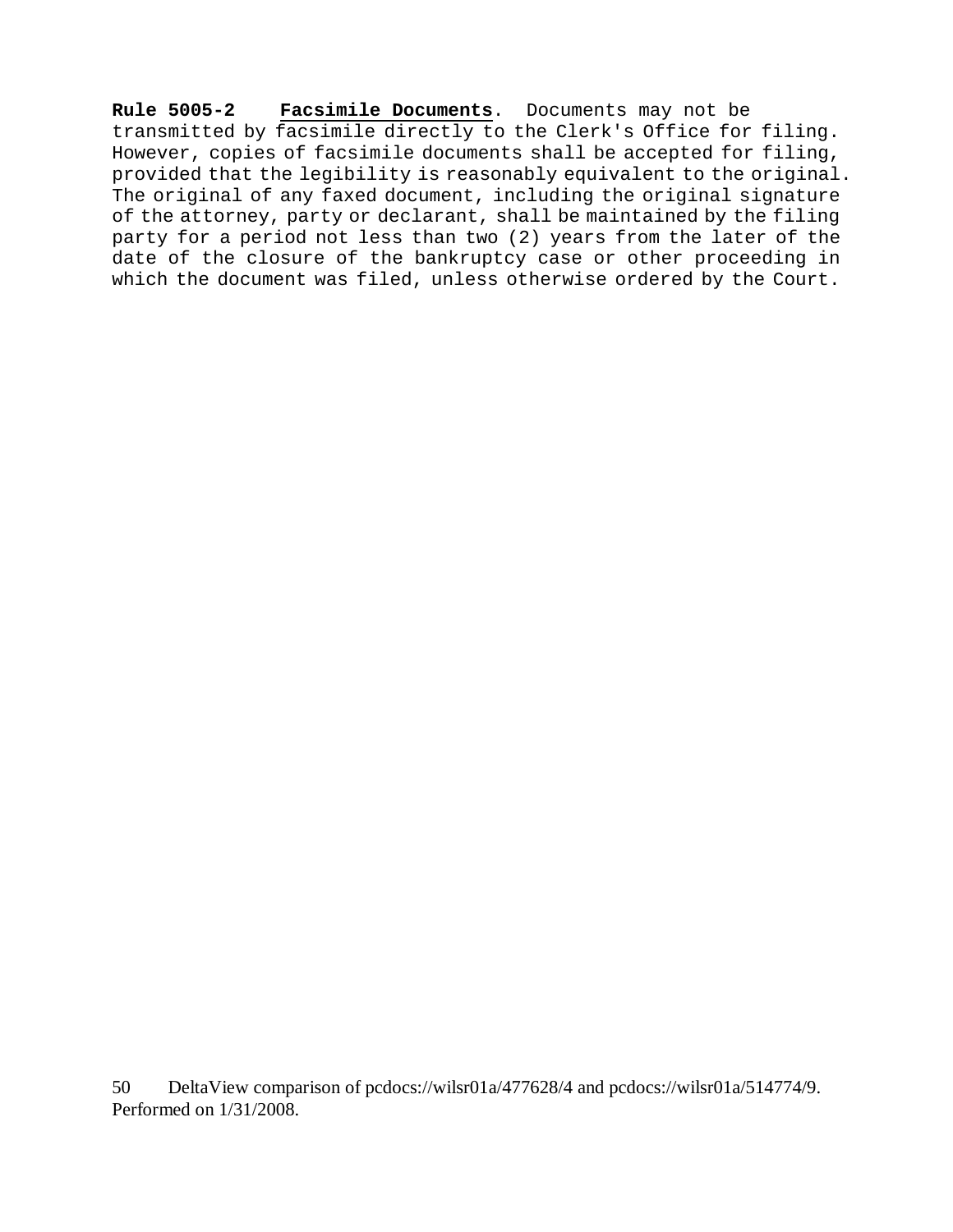**Rule 5005-2** **Facsimile Documents**. Documents may not be transmitted by facsimile directly to the Clerk's Office for filing. However, copies of facsimile documents shall be accepted for filing, provided that the legibility is reasonably equivalent to the original. The original of any faxed document, including the original signature of the attorney, party or declarant, shall be maintained by the filing party for a period not less than two (2) years from the later of the date of the closure of the bankruptcy case or other proceeding in which the document was filed, unless otherwise ordered by the Court.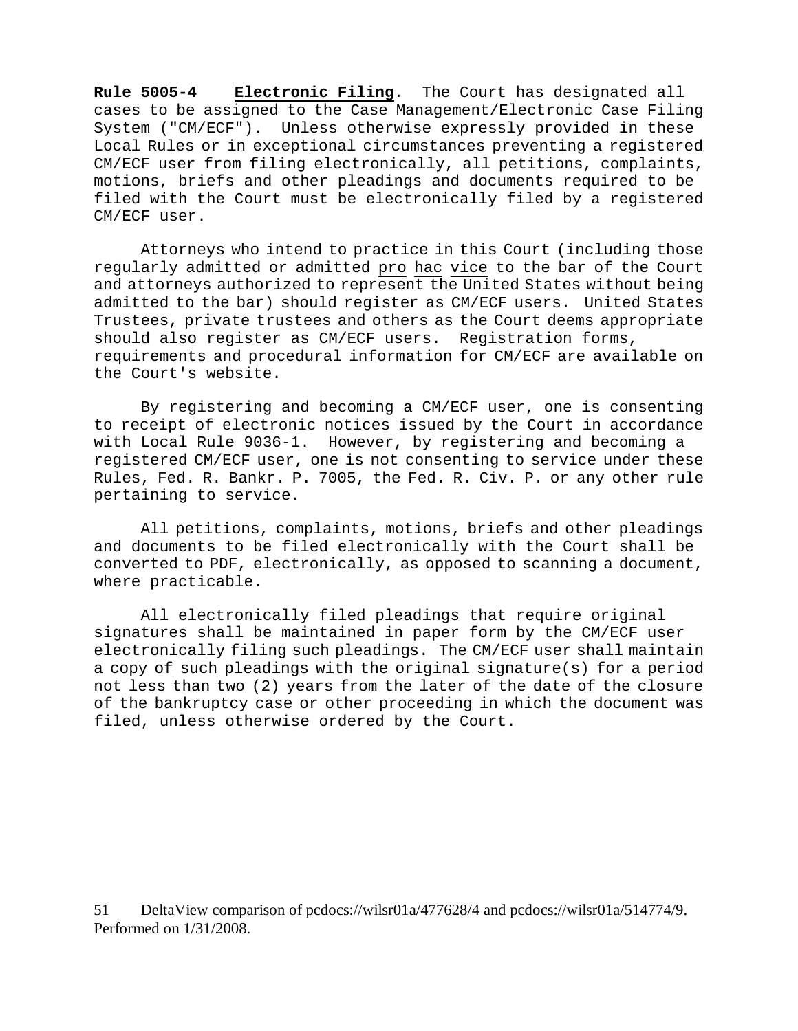**Rule 5005-4** **Electronic Filing**. The Court has designated all cases to be assigned to the Case Management/Electronic Case Filing System ("CM/ECF"). Unless otherwise expressly provided in these Local Rules or in exceptional circumstances preventing a registered CM/ECF user from filing electronically, all petitions, complaints, motions, briefs and other pleadings and documents required to be filed with the Court must be electronically filed by a registered CM/ECF user.

Attorneys who intend to practice in this Court (including those regularly admitted or admitted pro hac vice to the bar of the Court and attorneys authorized to represent the United States without being admitted to the bar) should register as CM/ECF users. United States Trustees, private trustees and others as the Court deems appropriate should also register as CM/ECF users. Registration forms, requirements and procedural information for CM/ECF are available on the Court's website.

By registering and becoming a CM/ECF user, one is consenting to receipt of electronic notices issued by the Court in accordance with Local Rule 9036-1. However, by registering and becoming a registered CM/ECF user, one is not consenting to service under these Rules, Fed. R. Bankr. P. 7005, the Fed. R. Civ. P. or any other rule pertaining to service.

All petitions, complaints, motions, briefs and other pleadings and documents to be filed electronically with the Court shall be converted to PDF, electronically, as opposed to scanning a document, where practicable.

All electronically filed pleadings that require original signatures shall be maintained in paper form by the CM/ECF user electronically filing such pleadings. The CM/ECF user shall maintain a copy of such pleadings with the original signature(s) for a period not less than two (2) years from the later of the date of the closure of the bankruptcy case or other proceeding in which the document was filed, unless otherwise ordered by the Court.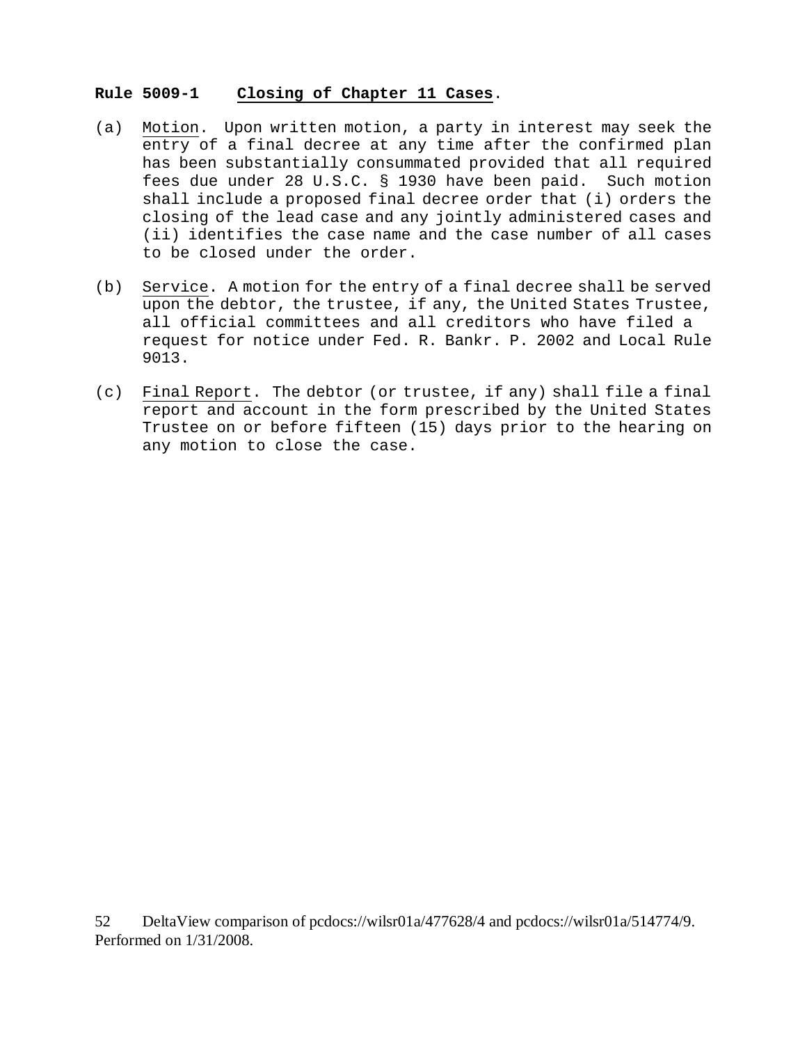**Rule 5009-1 Closing of Chapter 11 Cases.**

(a) Motion. Upon written motion, a party in interest may seek the entry of a final decree at any time after the confirmed plan has been substantially consummated provided that all required fees due under 28 U.S.C. § 1930 have been paid. Such motion shall include a proposed final decree order that (i) orders the closing of the lead case and any jointly administered cases and (ii) identifies the case name and the case number of all cases to be closed under the order.

(b) Service. A motion for the entry of a final decree shall be served upon the debtor, the trustee, if any, the United States Trustee, all official committees and all creditors who have filed a request for notice under Fed. R. Bankr. P. 2002 and Local Rule 9013.

(c) Final Report. The debtor (or trustee, if any) shall file a final report and account in the form prescribed by the United States Trustee on or before fifteen (15) days prior to the hearing on any motion to close the case.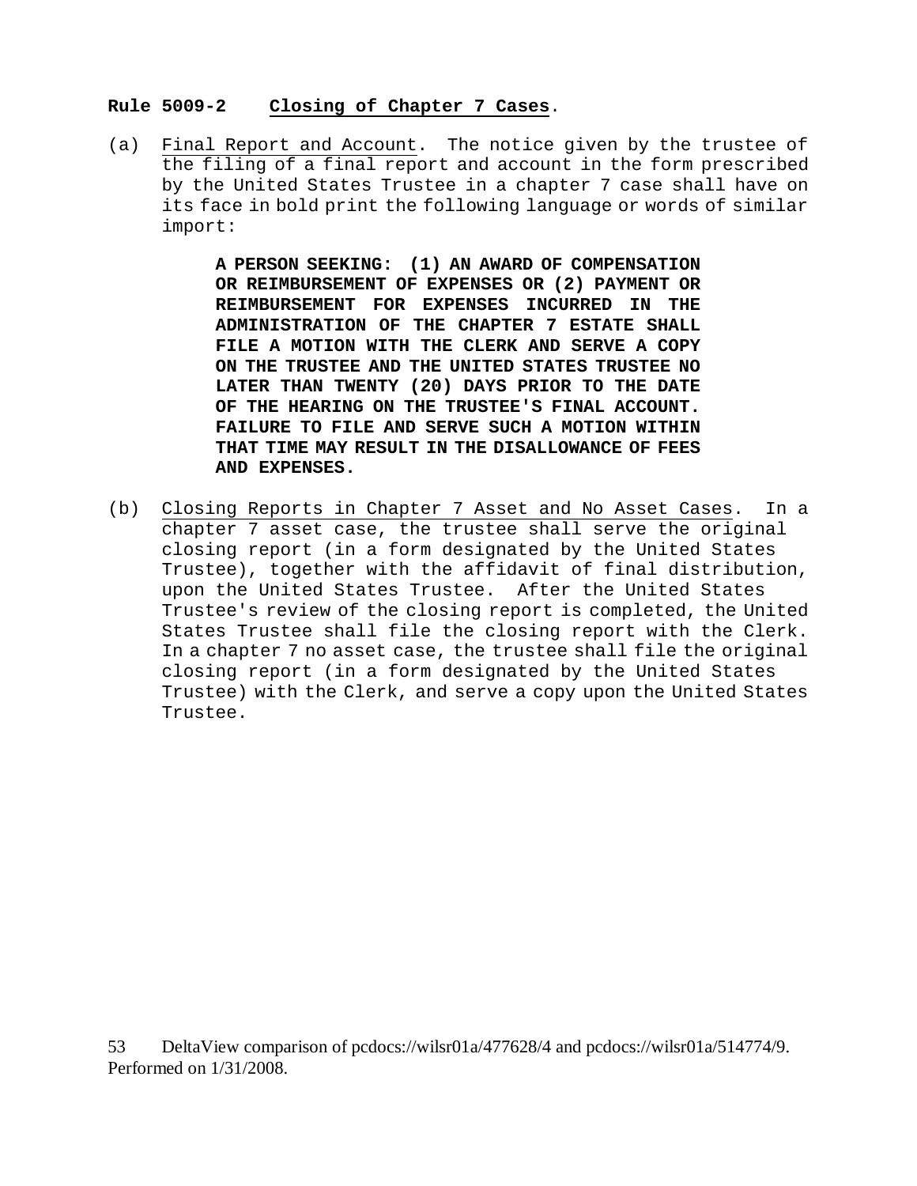**Rule 5009-2 Closing of Chapter 7 Cases.**

(a) Final Report and Account. The notice given by the trustee of the filing of a final report and account in the form prescribed by the United States Trustee in a chapter 7 case shall have on its face in bold print the following language or words of similar import:

> **A PERSON SEEKING: (1) AN AWARD OF COMPENSATION OR REIMBURSEMENT OF EXPENSES OR (2) PAYMENT OR REIMBURSEMENT FOR EXPENSES INCURRED IN THE ADMINISTRATION OF THE CHAPTER 7 ESTATE SHALL FILE A MOTION WITH THE CLERK AND SERVE A COPY ON THE TRUSTEE AND THE UNITED STATES TRUSTEE NO LATER THAN TWENTY (20) DAYS PRIOR TO THE DATE OF THE HEARING ON THE TRUSTEE'S FINAL ACCOUNT. FAILURE TO FILE AND SERVE SUCH A MOTION WITHIN THAT TIME MAY RESULT IN THE DISALLOWANCE OF FEES AND EXPENSES.**

(b) Closing Reports in Chapter 7 Asset and No Asset Cases. In a chapter 7 asset case, the trustee shall serve the original closing report (in a form designated by the United States Trustee), together with the affidavit of final distribution, upon the United States Trustee. After the United States Trustee's review of the closing report is completed, the United States Trustee shall file the closing report with the Clerk. In a chapter 7 no asset case, the trustee shall file the original closing report (in a form designated by the United States Trustee) with the Clerk, and serve a copy upon the United States Trustee.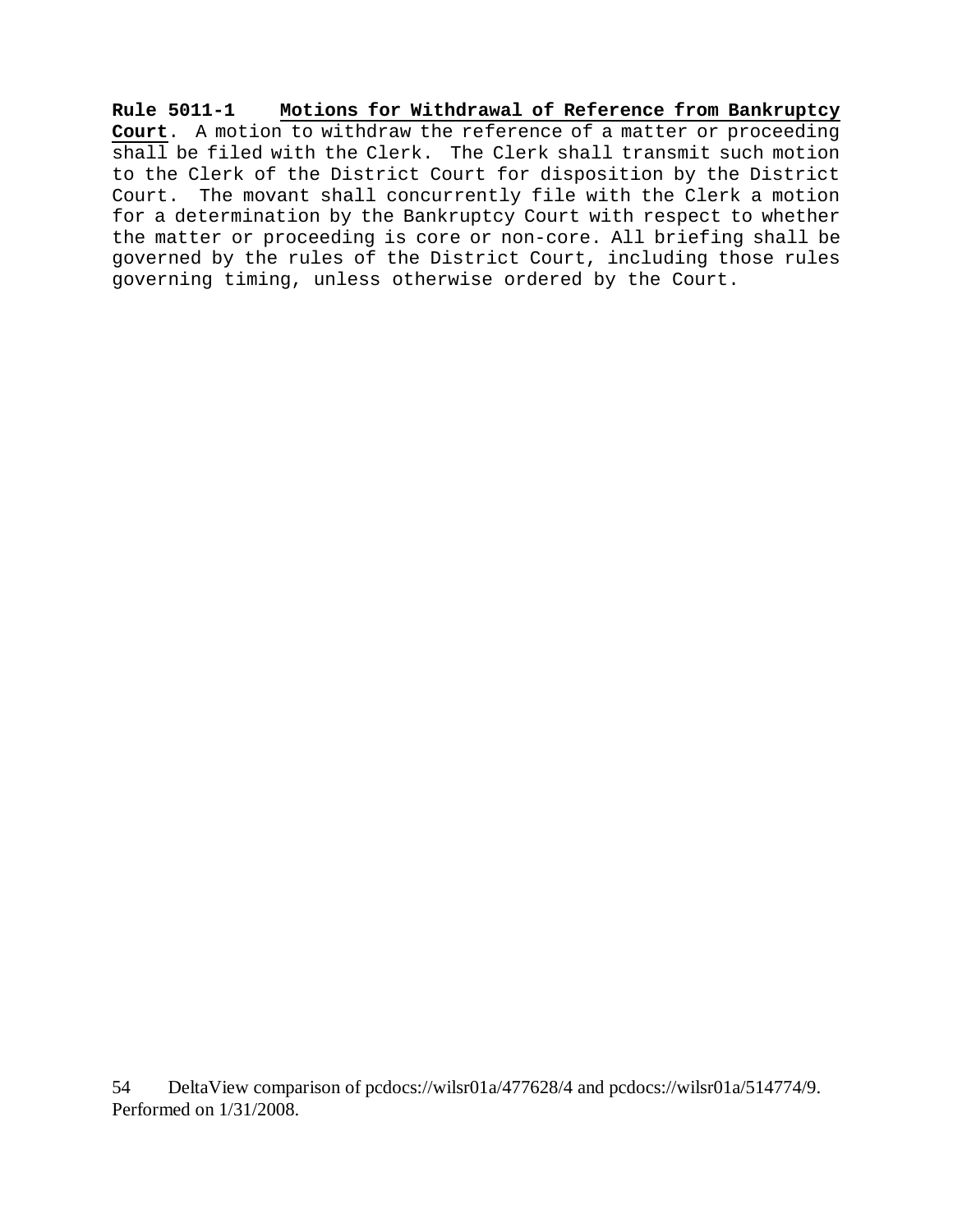**Rule 5011-1** **Motions for Withdrawal of Reference from Bankruptcy Court**. A motion to withdraw the reference of a matter or proceeding shall be filed with the Clerk. The Clerk shall transmit such motion to the Clerk of the District Court for disposition by the District Court. The movant shall concurrently file with the Clerk a motion for a determination by the Bankruptcy Court with respect to whether the matter or proceeding is core or non-core. All briefing shall be governed by the rules of the District Court, including those rules governing timing, unless otherwise ordered by the Court.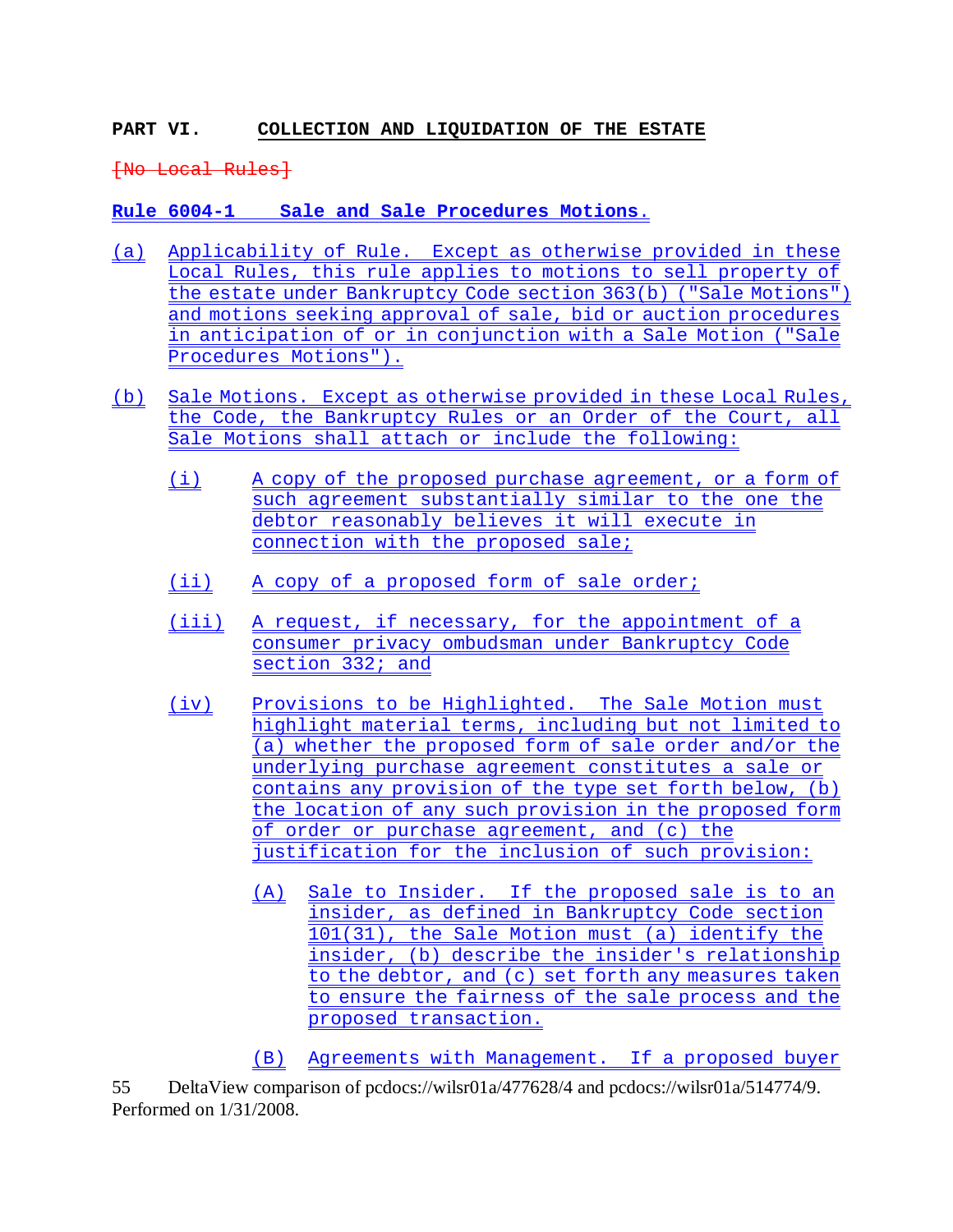**PART VI. COLLECTION AND LIQUIDATION OF THE ESTATE**

~~[No Local Rules]~~

**Rule 6004-1 Sale and Sale Procedures Motions.**

(a) Applicability of Rule. Except as otherwise provided in these Local Rules, this rule applies to motions to sell property of the estate under Bankruptcy Code section 363(b) ("Sale Motions") and motions seeking approval of sale, bid or auction procedures in anticipation of or in conjunction with a Sale Motion ("Sale Procedures Motions").

(b) Sale Motions. Except as otherwise provided in these Local Rules, the Code, the Bankruptcy Rules or an Order of the Court, all Sale Motions shall attach or include the following:

- (i) A copy of the proposed purchase agreement, or a form of such agreement substantially similar to the one the debtor reasonably believes it will execute in connection with the proposed sale;

- (ii) A copy of a proposed form of sale order;

- (iii) A request, if necessary, for the appointment of a consumer privacy ombudsman under Bankruptcy Code section 332; and

- (iv) Provisions to be Highlighted. The Sale Motion must highlight material terms, including but not limited to (a) whether the proposed form of sale order and/or the underlying purchase agreement constitutes a sale or contains any provision of the type set forth below, (b) the location of any such provision in the proposed form of order or purchase agreement, and (c) the justification for the inclusion of such provision:

  - (A) Sale to Insider. If the proposed sale is to an insider, as defined in Bankruptcy Code section 101(31), the Sale Motion must (a) identify the insider, (b) describe the insider's relationship to the debtor, and (c) set forth any measures taken to ensure the fairness of the sale process and the proposed transaction.

  - (B) Agreements with Management. If a proposed buyer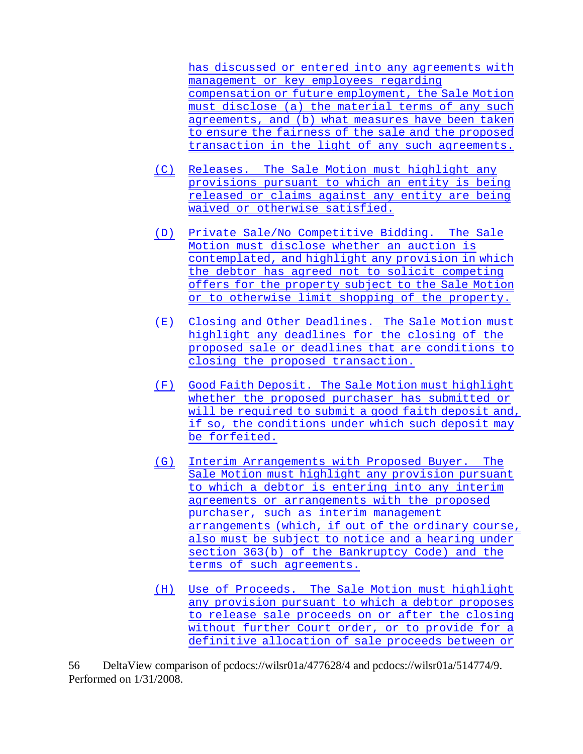has discussed or entered into any agreements with management or key employees regarding compensation or future employment, the Sale Motion must disclose (a) the material terms of any such agreements, and (b) what measures have been taken to ensure the fairness of the sale and the proposed transaction in the light of any such agreements.

(C) Releases. The Sale Motion must highlight any provisions pursuant to which an entity is being released or claims against any entity are being waived or otherwise satisfied.

(D) Private Sale/No Competitive Bidding. The Sale Motion must disclose whether an auction is contemplated, and highlight any provision in which the debtor has agreed not to solicit competing offers for the property subject to the Sale Motion or to otherwise limit shopping of the property.

(E) Closing and Other Deadlines. The Sale Motion must highlight any deadlines for the closing of the proposed sale or deadlines that are conditions to closing the proposed transaction.

(F) Good Faith Deposit. The Sale Motion must highlight whether the proposed purchaser has submitted or will be required to submit a good faith deposit and, if so, the conditions under which such deposit may be forfeited.

(G) Interim Arrangements with Proposed Buyer. The Sale Motion must highlight any provision pursuant to which a debtor is entering into any interim agreements or arrangements with the proposed purchaser, such as interim management arrangements (which, if out of the ordinary course, also must be subject to notice and a hearing under section 363(b) of the Bankruptcy Code) and the terms of such agreements.

(H) Use of Proceeds. The Sale Motion must highlight any provision pursuant to which a debtor proposes to release sale proceeds on or after the closing without further Court order, or to provide for a definitive allocation of sale proceeds between or

DeltaView comparison of pcdocs://wilsr01a/477628/4 and pcdocs://wilsr01a/514774/9. Performed on 1/31/2008.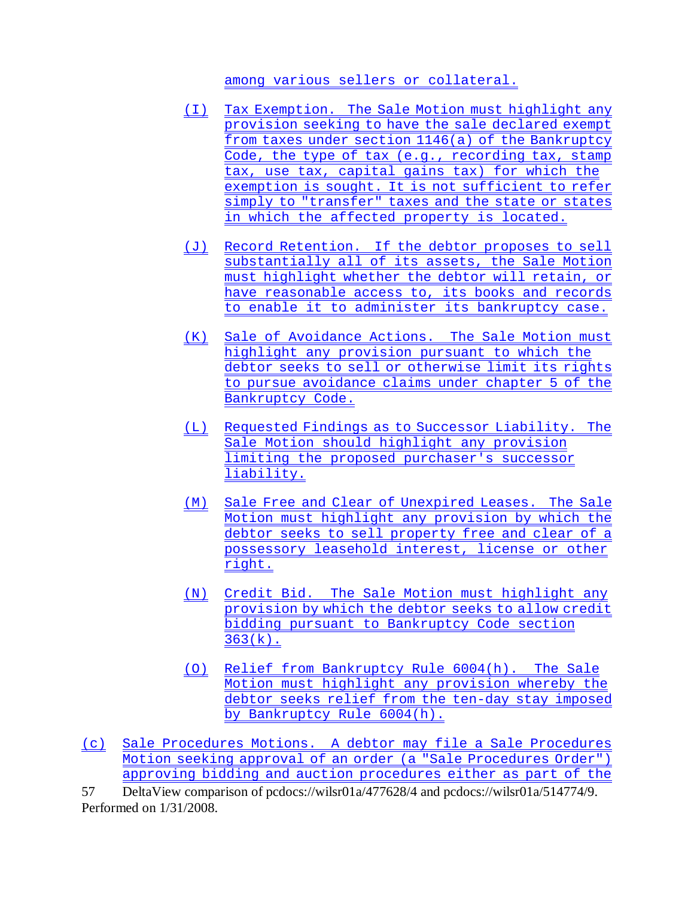among various sellers or collateral.

(I) Tax Exemption. The Sale Motion must highlight any provision seeking to have the sale declared exempt from taxes under section 1146(a) of the Bankruptcy Code, the type of tax (e.g., recording tax, stamp tax, use tax, capital gains tax) for which the exemption is sought. It is not sufficient to refer simply to "transfer" taxes and the state or states in which the affected property is located.

(J) Record Retention. If the debtor proposes to sell substantially all of its assets, the Sale Motion must highlight whether the debtor will retain, or have reasonable access to, its books and records to enable it to administer its bankruptcy case.

(K) Sale of Avoidance Actions. The Sale Motion must highlight any provision pursuant to which the debtor seeks to sell or otherwise limit its rights to pursue avoidance claims under chapter 5 of the Bankruptcy Code.

(L) Requested Findings as to Successor Liability. The Sale Motion should highlight any provision limiting the proposed purchaser's successor liability.

(M) Sale Free and Clear of Unexpired Leases. The Sale Motion must highlight any provision by which the debtor seeks to sell property free and clear of a possessory leasehold interest, license or other right.

(N) Credit Bid. The Sale Motion must highlight any provision by which the debtor seeks to allow credit bidding pursuant to Bankruptcy Code section 363(k).

(O) Relief from Bankruptcy Rule 6004(h). The Sale Motion must highlight any provision whereby the debtor seeks relief from the ten-day stay imposed by Bankruptcy Rule 6004(h).

(c) Sale Procedures Motions. A debtor may file a Sale Procedures Motion seeking approval of an order (a "Sale Procedures Order") approving bidding and auction procedures either as part of the

DeltaView comparison of pcdocs://wilsr01a/477628/4 and pcdocs://wilsr01a/514774/9. Performed on 1/31/2008.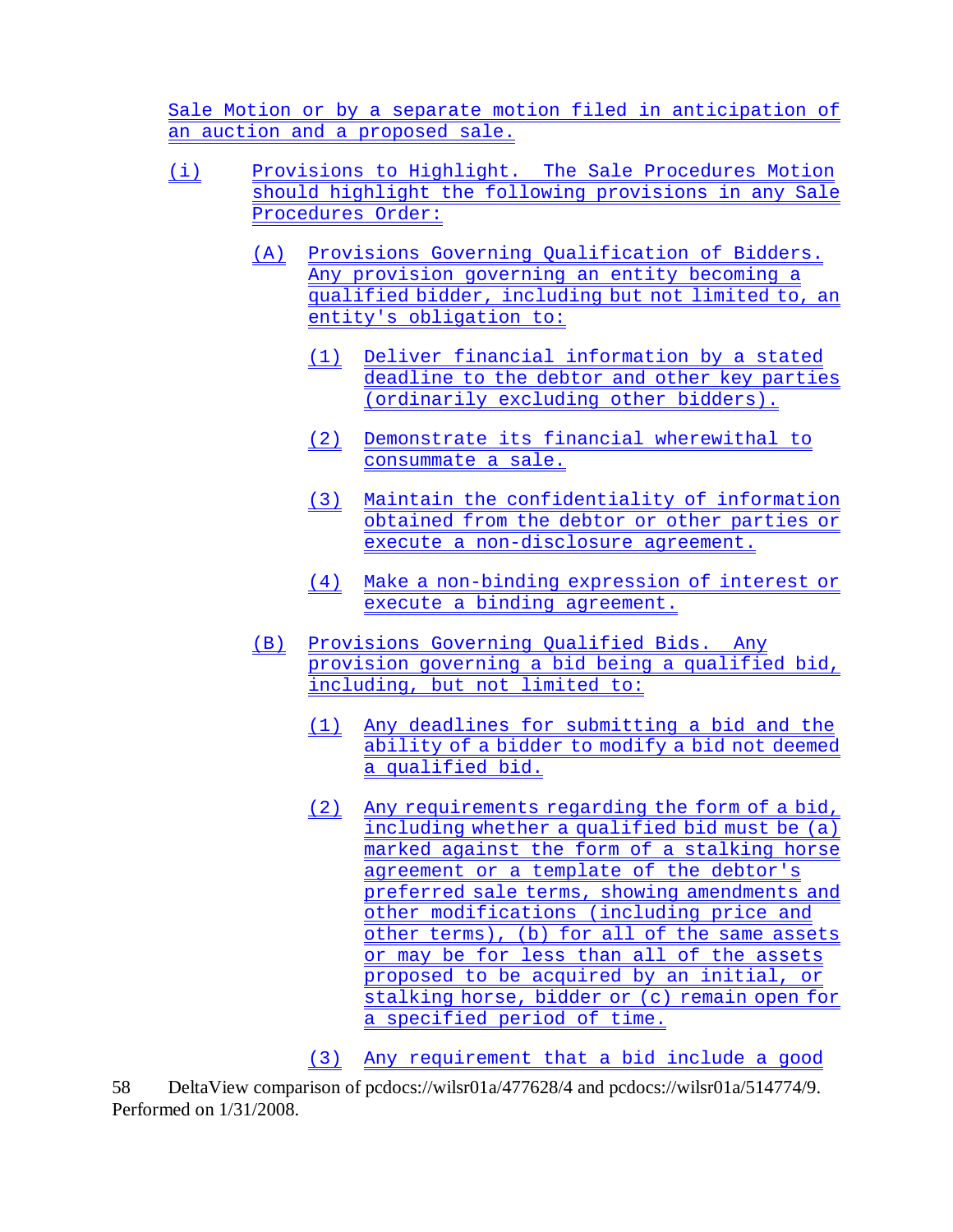Sale Motion or by a separate motion filed in anticipation of an auction and a proposed sale.

(i) Provisions to Highlight. The Sale Procedures Motion should highlight the following provisions in any Sale Procedures Order:

(A) Provisions Governing Qualification of Bidders. Any provision governing an entity becoming a qualified bidder, including but not limited to, an entity's obligation to:

(1) Deliver financial information by a stated deadline to the debtor and other key parties (ordinarily excluding other bidders).

(2) Demonstrate its financial wherewithal to consummate a sale.

(3) Maintain the confidentiality of information obtained from the debtor or other parties or execute a non-disclosure agreement.

(4) Make a non-binding expression of interest or execute a binding agreement.

(B) Provisions Governing Qualified Bids. Any provision governing a bid being a qualified bid, including, but not limited to:

(1) Any deadlines for submitting a bid and the ability of a bidder to modify a bid not deemed a qualified bid.

(2) Any requirements regarding the form of a bid, including whether a qualified bid must be (a) marked against the form of a stalking horse agreement or a template of the debtor's preferred sale terms, showing amendments and other modifications (including price and other terms), (b) for all of the same assets or may be for less than all of the assets proposed to be acquired by an initial, or stalking horse, bidder or (c) remain open for a specified period of time.

(3) Any requirement that a bid include a good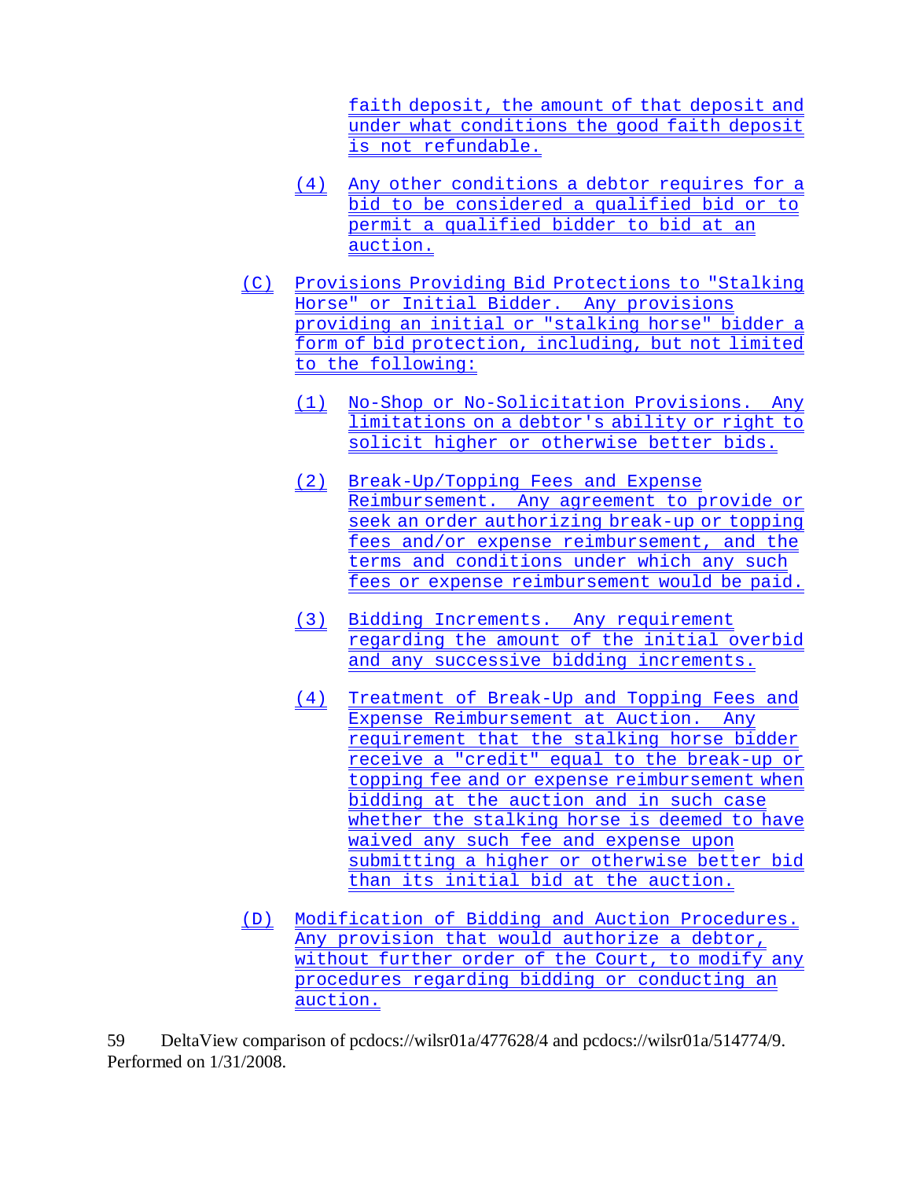faith deposit, the amount of that deposit and under what conditions the good faith deposit is not refundable.

(4) Any other conditions a debtor requires for a bid to be considered a qualified bid or to permit a qualified bidder to bid at an auction.

(C) Provisions Providing Bid Protections to "Stalking Horse" or Initial Bidder. Any provisions providing an initial or "stalking horse" bidder a form of bid protection, including, but not limited to the following:

(1) No-Shop or No-Solicitation Provisions. Any limitations on a debtor's ability or right to solicit higher or otherwise better bids.

(2) Break-Up/Topping Fees and Expense Reimbursement. Any agreement to provide or seek an order authorizing break-up or topping fees and/or expense reimbursement, and the terms and conditions under which any such fees or expense reimbursement would be paid.

(3) Bidding Increments. Any requirement regarding the amount of the initial overbid and any successive bidding increments.

(4) Treatment of Break-Up and Topping Fees and Expense Reimbursement at Auction. Any requirement that the stalking horse bidder receive a "credit" equal to the break-up or topping fee and or expense reimbursement when bidding at the auction and in such case whether the stalking horse is deemed to have waived any such fee and expense upon submitting a higher or otherwise better bid than its initial bid at the auction.

(D) Modification of Bidding and Auction Procedures. Any provision that would authorize a debtor, without further order of the Court, to modify any procedures regarding bidding or conducting an auction.

DeltaView comparison of pcdocs://wilsr01a/477628/4 and pcdocs://wilsr01a/514774/9. Performed on 1/31/2008.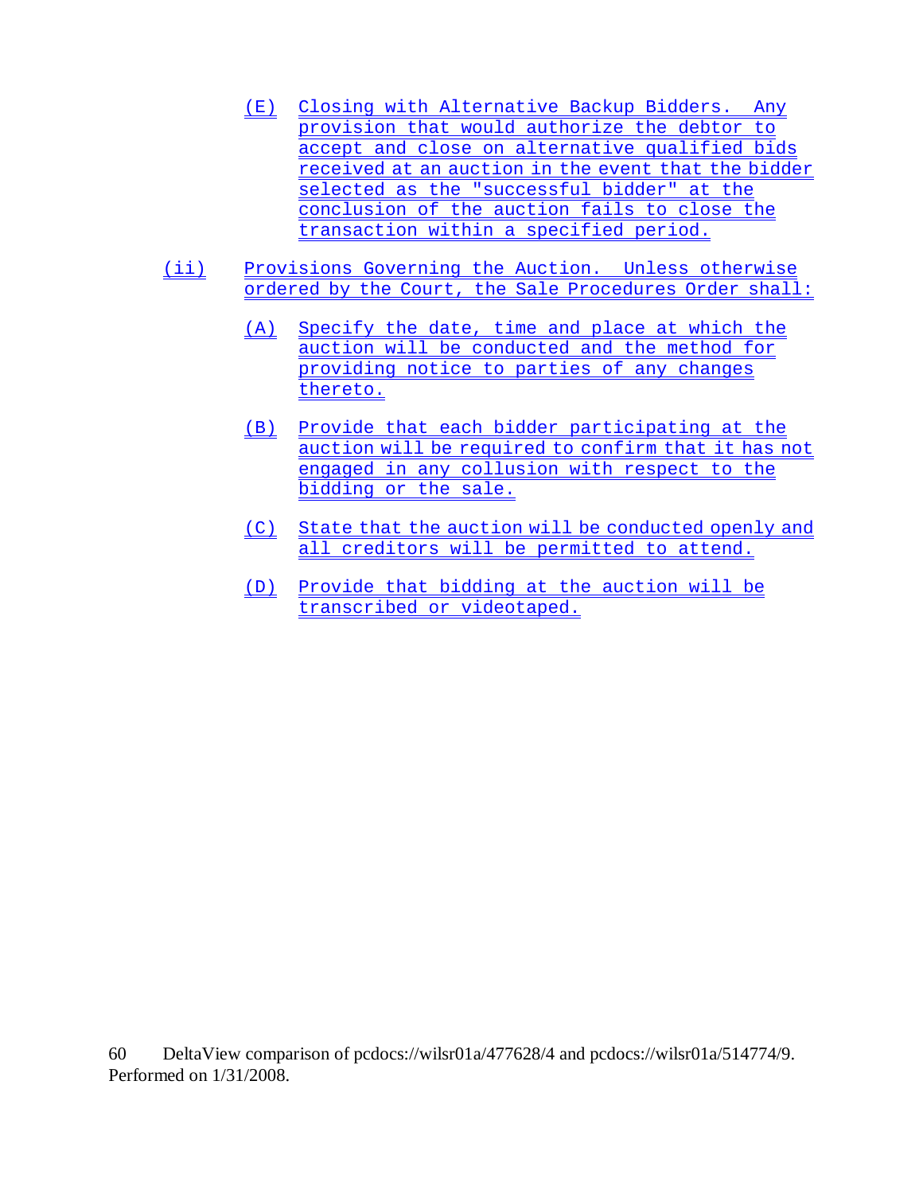(E) Closing with Alternative Backup Bidders. Any provision that would authorize the debtor to accept and close on alternative qualified bids received at an auction in the event that the bidder selected as the "successful bidder" at the conclusion of the auction fails to close the transaction within a specified period.

(ii) Provisions Governing the Auction. Unless otherwise ordered by the Court, the Sale Procedures Order shall:

(A) Specify the date, time and place at which the auction will be conducted and the method for providing notice to parties of any changes thereto.

(B) Provide that each bidder participating at the auction will be required to confirm that it has not engaged in any collusion with respect to the bidding or the sale.

(C) State that the auction will be conducted openly and all creditors will be permitted to attend.

(D) Provide that bidding at the auction will be transcribed or videotaped.

DeltaView comparison of pcdocs://wilsr01a/477628/4 and pcdocs://wilsr01a/514774/9. Performed on 1/31/2008.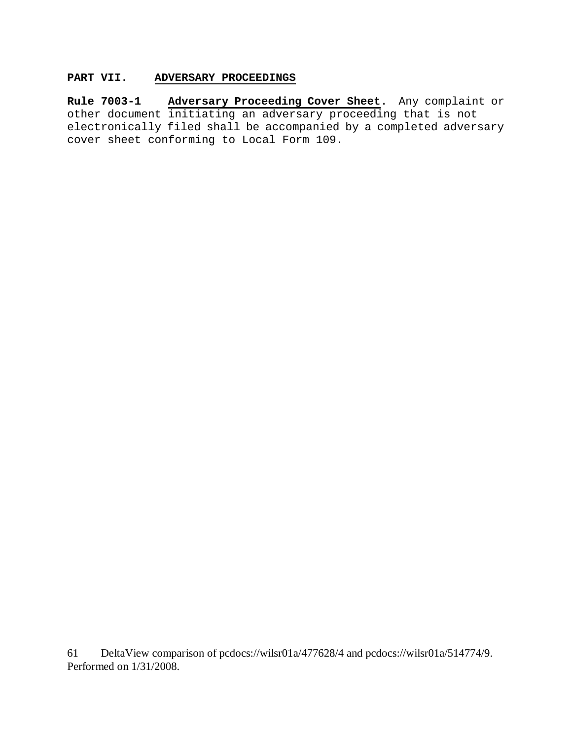## PART VII. <u>ADVERSARY PROCEEDINGS</u>

**Rule 7003-1** **<u>Adversary Proceeding Cover Sheet</u>**. Any complaint or other document initiating an adversary proceeding that is not electronically filed shall be accompanied by a completed adversary cover sheet conforming to Local Form 109.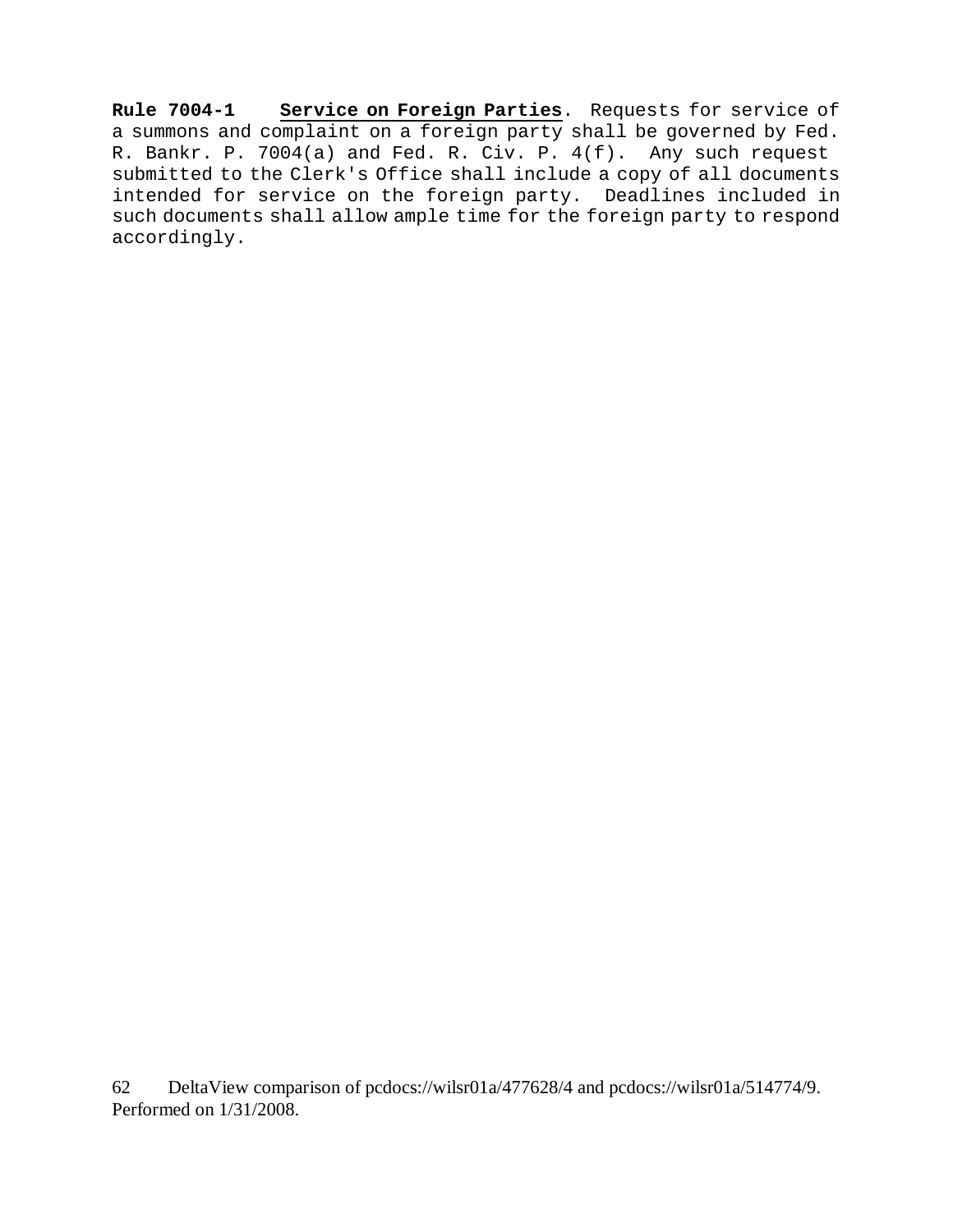**Rule 7004-1** **Service on Foreign Parties**. Requests for service of a summons and complaint on a foreign party shall be governed by Fed. R. Bankr. P. 7004(a) and Fed. R. Civ. P. 4(f). Any such request submitted to the Clerk's Office shall include a copy of all documents intended for service on the foreign party. Deadlines included in such documents shall allow ample time for the foreign party to respond accordingly.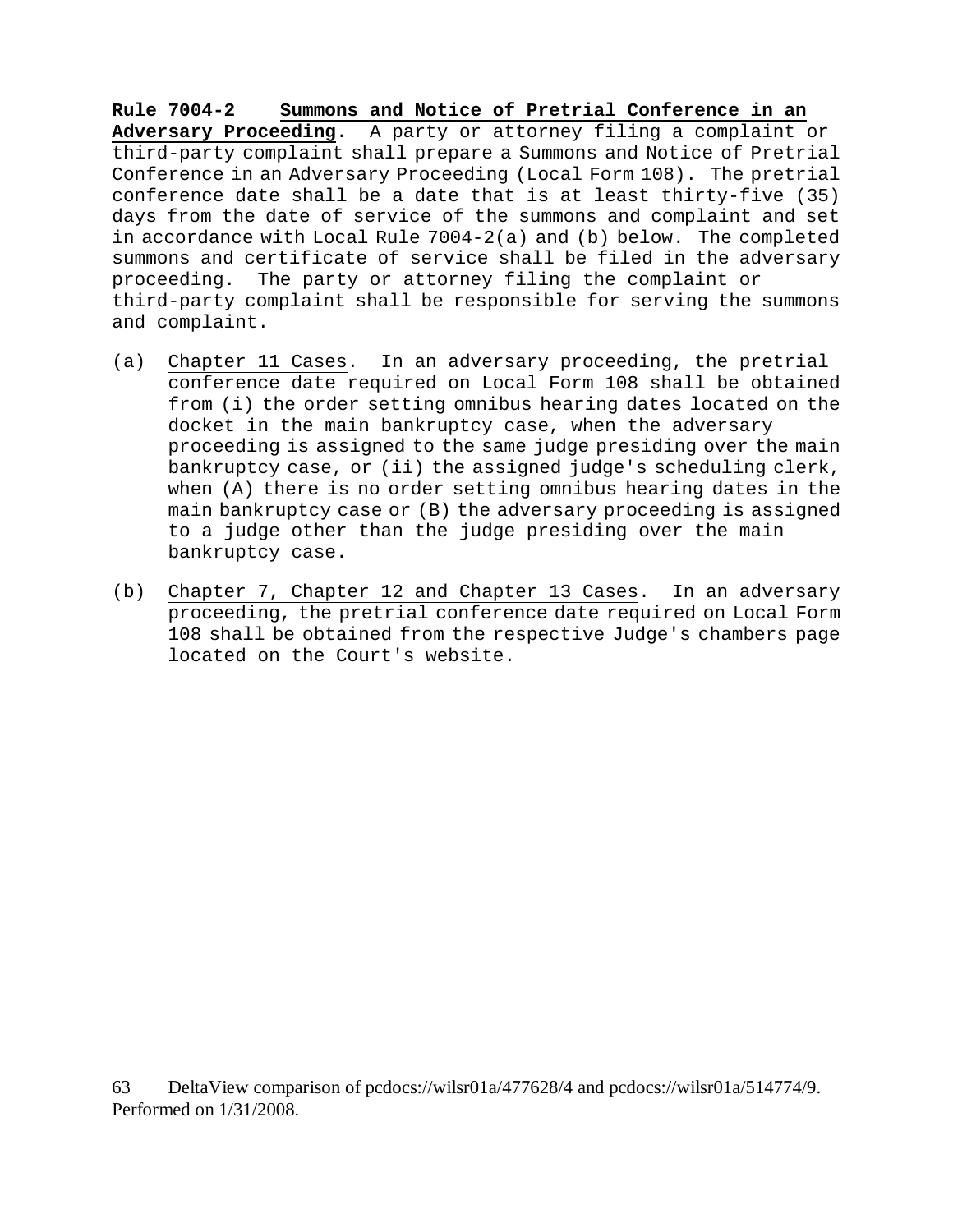**Rule 7004-2 Summons and Notice of Pretrial Conference in an Adversary Proceeding**. A party or attorney filing a complaint or third-party complaint shall prepare a Summons and Notice of Pretrial Conference in an Adversary Proceeding (Local Form 108). The pretrial conference date shall be a date that is at least thirty-five (35) days from the date of service of the summons and complaint and set in accordance with Local Rule 7004-2(a) and (b) below. The completed summons and certificate of service shall be filed in the adversary proceeding. The party or attorney filing the complaint or third-party complaint shall be responsible for serving the summons and complaint.

(a) Chapter 11 Cases. In an adversary proceeding, the pretrial conference date required on Local Form 108 shall be obtained from (i) the order setting omnibus hearing dates located on the docket in the main bankruptcy case, when the adversary proceeding is assigned to the same judge presiding over the main bankruptcy case, or (ii) the assigned judge's scheduling clerk, when (A) there is no order setting omnibus hearing dates in the main bankruptcy case or (B) the adversary proceeding is assigned to a judge other than the judge presiding over the main bankruptcy case.

(b) Chapter 7, Chapter 12 and Chapter 13 Cases. In an adversary proceeding, the pretrial conference date required on Local Form 108 shall be obtained from the respective Judge's chambers page located on the Court's website.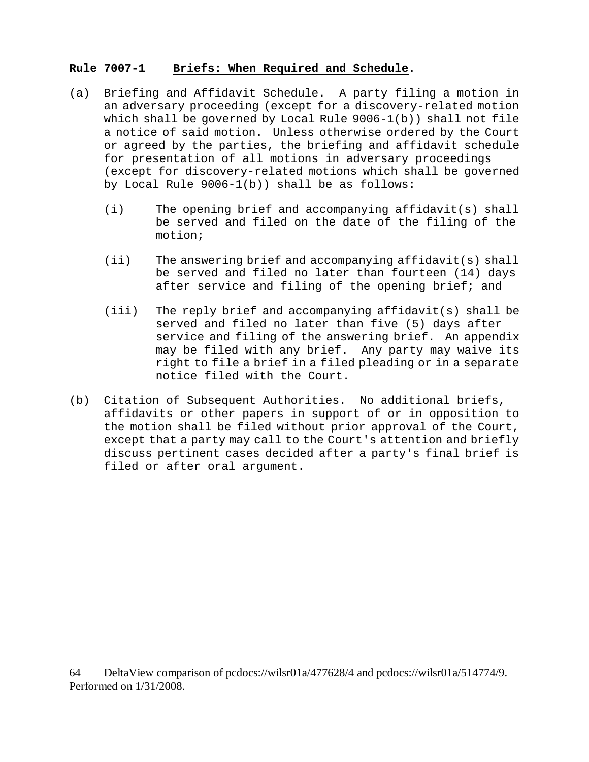**Rule 7007-1 Briefs: When Required and Schedule.**

(a) Briefing and Affidavit Schedule. A party filing a motion in an adversary proceeding (except for a discovery-related motion which shall be governed by Local Rule 9006-1(b)) shall not file a notice of said motion. Unless otherwise ordered by the Court or agreed by the parties, the briefing and affidavit schedule for presentation of all motions in adversary proceedings (except for discovery-related motions which shall be governed by Local Rule 9006-1(b)) shall be as follows:

   (i) The opening brief and accompanying affidavit(s) shall be served and filed on the date of the filing of the motion;

   (ii) The answering brief and accompanying affidavit(s) shall be served and filed no later than fourteen (14) days after service and filing of the opening brief; and

   (iii) The reply brief and accompanying affidavit(s) shall be served and filed no later than five (5) days after service and filing of the answering brief. An appendix may be filed with any brief. Any party may waive its right to file a brief in a filed pleading or in a separate notice filed with the Court.

(b) Citation of Subsequent Authorities. No additional briefs, affidavits or other papers in support of or in opposition to the motion shall be filed without prior approval of the Court, except that a party may call to the Court's attention and briefly discuss pertinent cases decided after a party's final brief is filed or after oral argument.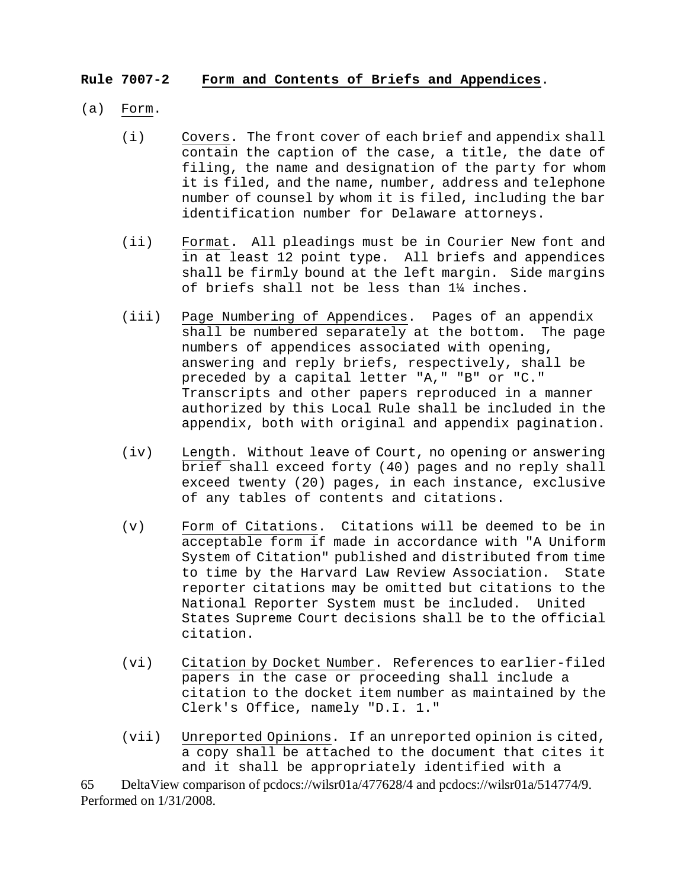**Rule 7007-2 Form and Contents of Briefs and Appendices.**

(a) Form.

(i) Covers. The front cover of each brief and appendix shall contain the caption of the case, a title, the date of filing, the name and designation of the party for whom it is filed, and the name, number, address and telephone number of counsel by whom it is filed, including the bar identification number for Delaware attorneys.

(ii) Format. All pleadings must be in Courier New font and in at least 12 point type. All briefs and appendices shall be firmly bound at the left margin. Side margins of briefs shall not be less than 1¼ inches.

(iii) Page Numbering of Appendices. Pages of an appendix shall be numbered separately at the bottom. The page numbers of appendices associated with opening, answering and reply briefs, respectively, shall be preceded by a capital letter "A," "B" or "C." Transcripts and other papers reproduced in a manner authorized by this Local Rule shall be included in the appendix, both with original and appendix pagination.

(iv) Length. Without leave of Court, no opening or answering brief shall exceed forty (40) pages and no reply shall exceed twenty (20) pages, in each instance, exclusive of any tables of contents and citations.

(v) Form of Citations. Citations will be deemed to be in acceptable form if made in accordance with "A Uniform System of Citation" published and distributed from time to time by the Harvard Law Review Association. State reporter citations may be omitted but citations to the National Reporter System must be included. United States Supreme Court decisions shall be to the official citation.

(vi) Citation by Docket Number. References to earlier-filed papers in the case or proceeding shall include a citation to the docket item number as maintained by the Clerk's Office, namely "D.I. 1."

(vii) Unreported Opinions. If an unreported opinion is cited, a copy shall be attached to the document that cites it and it shall be appropriately identified with a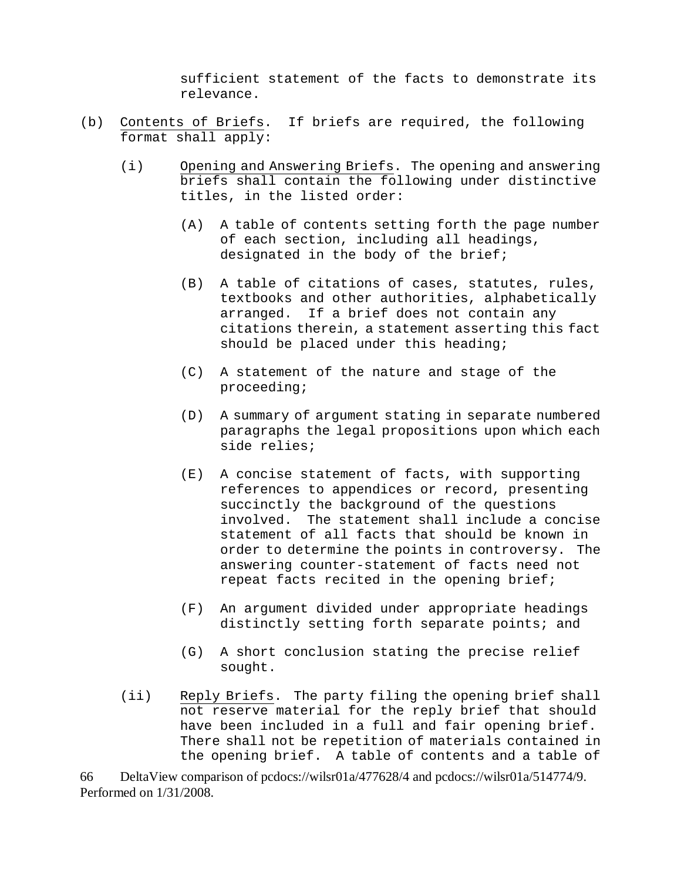sufficient statement of the facts to demonstrate its relevance.

(b) Contents of Briefs. If briefs are required, the following format shall apply:

(i) Opening and Answering Briefs. The opening and answering briefs shall contain the following under distinctive titles, in the listed order:

(A) A table of contents setting forth the page number of each section, including all headings, designated in the body of the brief;

(B) A table of citations of cases, statutes, rules, textbooks and other authorities, alphabetically arranged. If a brief does not contain any citations therein, a statement asserting this fact should be placed under this heading;

(C) A statement of the nature and stage of the proceeding;

(D) A summary of argument stating in separate numbered paragraphs the legal propositions upon which each side relies;

(E) A concise statement of facts, with supporting references to appendices or record, presenting succinctly the background of the questions involved. The statement shall include a concise statement of all facts that should be known in order to determine the points in controversy. The answering counter-statement of facts need not repeat facts recited in the opening brief;

(F) An argument divided under appropriate headings distinctly setting forth separate points; and

(G) A short conclusion stating the precise relief sought.

(ii) Reply Briefs. The party filing the opening brief shall not reserve material for the reply brief that should have been included in a full and fair opening brief. There shall not be repetition of materials contained in the opening brief. A table of contents and a table of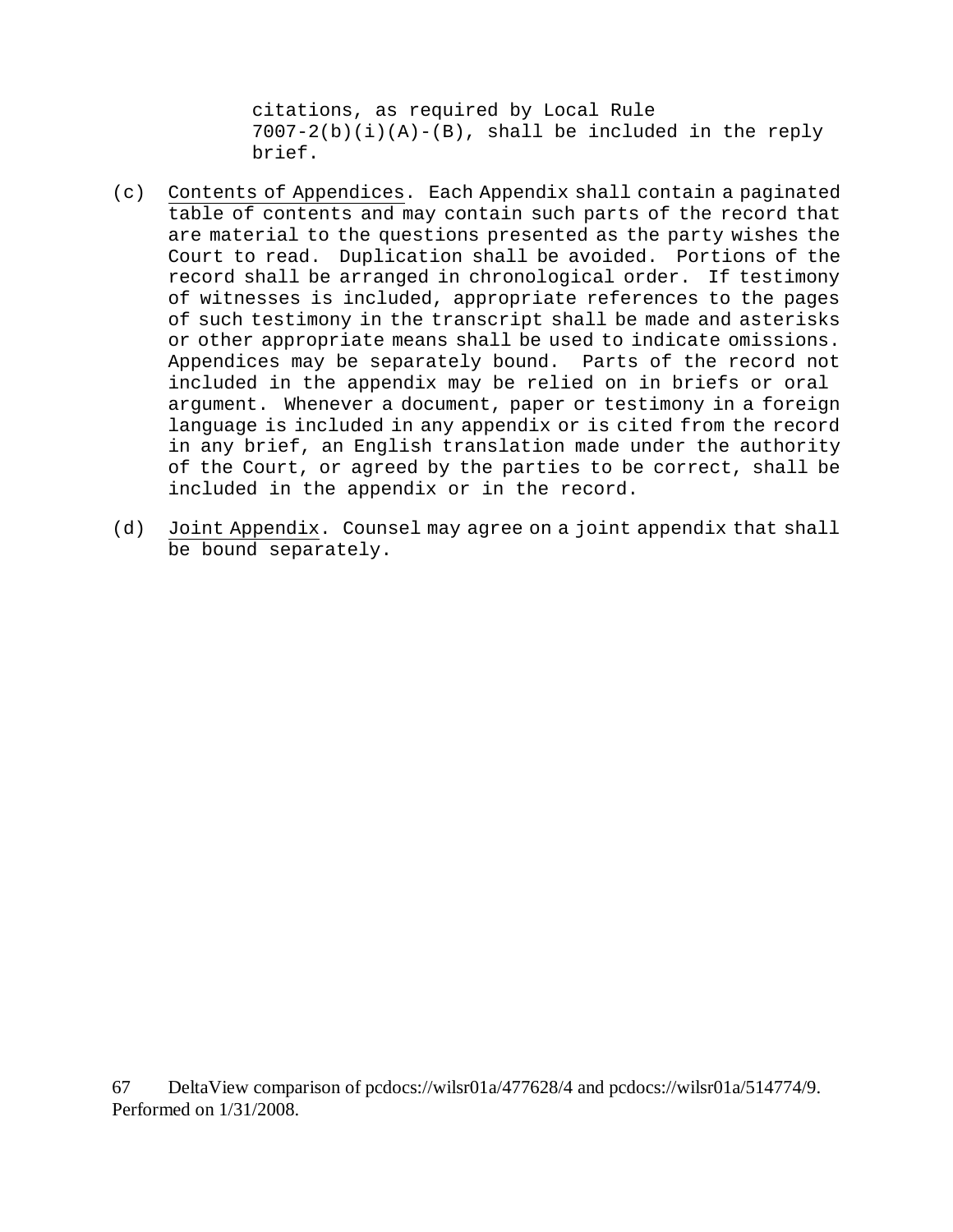citations, as required by Local Rule 7007-2(b)(i)(A)-(B), shall be included in the reply brief.

(c) Contents of Appendices. Each Appendix shall contain a paginated table of contents and may contain such parts of the record that are material to the questions presented as the party wishes the Court to read. Duplication shall be avoided. Portions of the record shall be arranged in chronological order. If testimony of witnesses is included, appropriate references to the pages of such testimony in the transcript shall be made and asterisks or other appropriate means shall be used to indicate omissions. Appendices may be separately bound. Parts of the record not included in the appendix may be relied on in briefs or oral argument. Whenever a document, paper or testimony in a foreign language is included in any appendix or is cited from the record in any brief, an English translation made under the authority of the Court, or agreed by the parties to be correct, shall be included in the appendix or in the record.

(d) Joint Appendix. Counsel may agree on a joint appendix that shall be bound separately.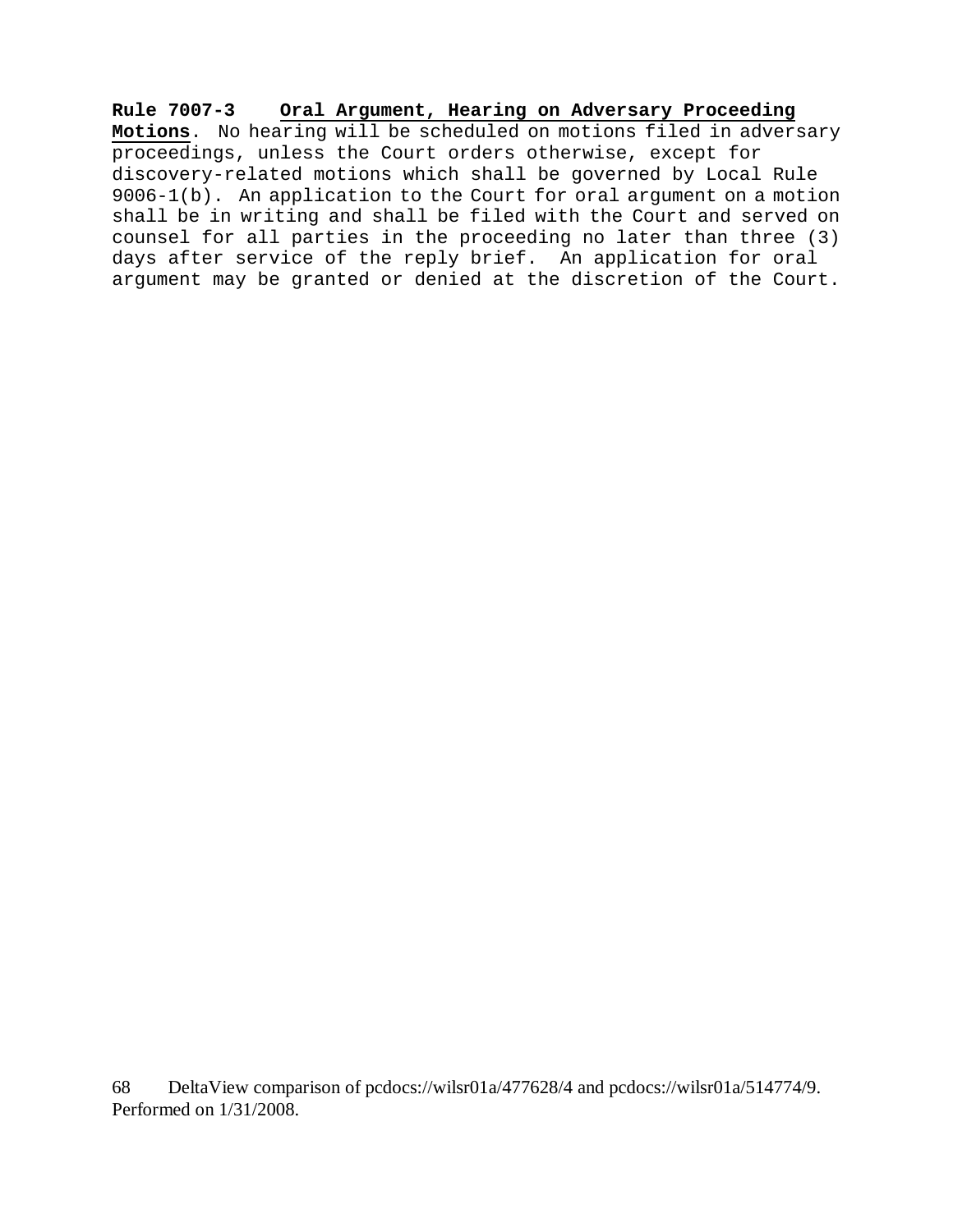**Rule 7007-3 <u>Oral Argument, Hearing on Adversary Proceeding Motions</u>.** No hearing will be scheduled on motions filed in adversary proceedings, unless the Court orders otherwise, except for discovery-related motions which shall be governed by Local Rule 9006-1(b). An application to the Court for oral argument on a motion shall be in writing and shall be filed with the Court and served on counsel for all parties in the proceeding no later than three (3) days after service of the reply brief. An application for oral argument may be granted or denied at the discretion of the Court.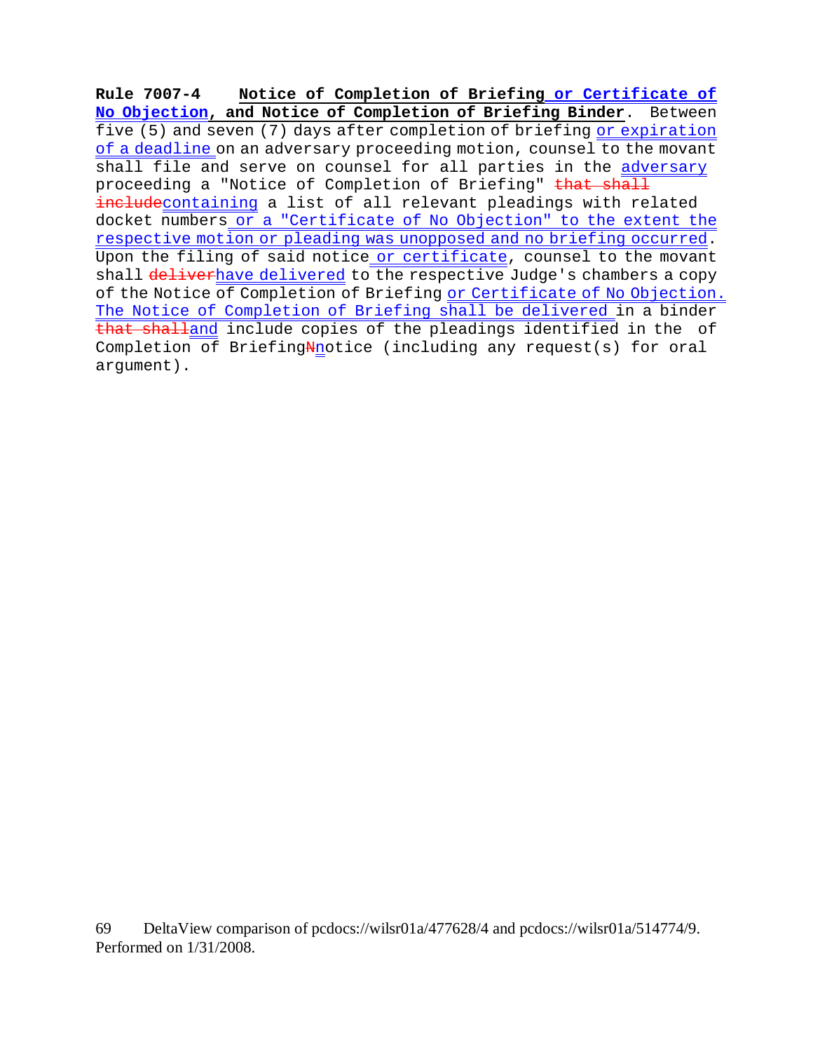**Rule 7007-4 Notice of Completion of Briefing or Certificate of No Objection, and Notice of Completion of Briefing Binder**. Between five (5) and seven (7) days after completion of briefing or expiration of a deadline on an adversary proceeding motion, counsel to the movant shall file and serve on counsel for all parties in the adversary proceeding a "Notice of Completion of Briefing" ~~that shall include~~containing a list of all relevant pleadings with related docket numbers or a "Certificate of No Objection" to the extent the respective motion or pleading was unopposed and no briefing occurred. Upon the filing of said notice or certificate, counsel to the movant shall ~~deliver~~have delivered to the respective Judge's chambers a copy of the Notice of Completion of Briefing or Certificate of No Objection. The Notice of Completion of Briefing shall be delivered in a binder ~~that shall~~and include copies of the pleadings identified in the of Completion of Briefing~~N~~notice (including any request(s) for oral argument).

69 DeltaView comparison of pcdocs://wilsr01a/477628/4 and pcdocs://wilsr01a/514774/9. Performed on 1/31/2008.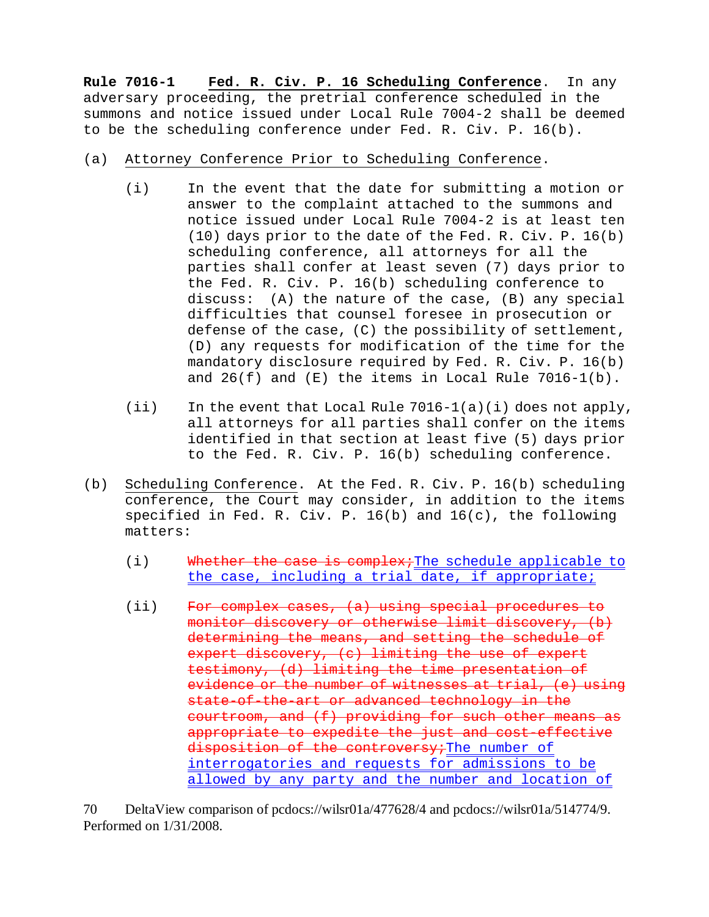**Rule 7016-1 Fed. R. Civ. P. 16 Scheduling Conference**. In any adversary proceeding, the pretrial conference scheduled in the summons and notice issued under Local Rule 7004-2 shall be deemed to be the scheduling conference under Fed. R. Civ. P. 16(b).

(a) Attorney Conference Prior to Scheduling Conference.

(i) In the event that the date for submitting a motion or answer to the complaint attached to the summons and notice issued under Local Rule 7004-2 is at least ten (10) days prior to the date of the Fed. R. Civ. P. 16(b) scheduling conference, all attorneys for all the parties shall confer at least seven (7) days prior to the Fed. R. Civ. P. 16(b) scheduling conference to discuss: (A) the nature of the case, (B) any special difficulties that counsel foresee in prosecution or defense of the case, (C) the possibility of settlement, (D) any requests for modification of the time for the mandatory disclosure required by Fed. R. Civ. P. 16(b) and 26(f) and (E) the items in Local Rule 7016-1(b).

(ii) In the event that Local Rule 7016-1(a)(i) does not apply, all attorneys for all parties shall confer on the items identified in that section at least five (5) days prior to the Fed. R. Civ. P. 16(b) scheduling conference.

(b) Scheduling Conference. At the Fed. R. Civ. P. 16(b) scheduling conference, the Court may consider, in addition to the items specified in Fed. R. Civ. P. 16(b) and 16(c), the following matters:

(i) ~~Whether the case is complex;~~The schedule applicable to the case, including a trial date, if appropriate;

(ii) ~~For complex cases, (a) using special procedures to monitor discovery or otherwise limit discovery, (b) determining the means, and setting the schedule of expert discovery, (c) limiting the use of expert testimony, (d) limiting the time presentation of evidence or the number of witnesses at trial, (e) using state-of-the-art or advanced technology in the courtroom, and (f) providing for such other means as appropriate to expedite the just and cost-effective disposition of the controversy;~~The number of interrogatories and requests for admissions to be allowed by any party and the number and location of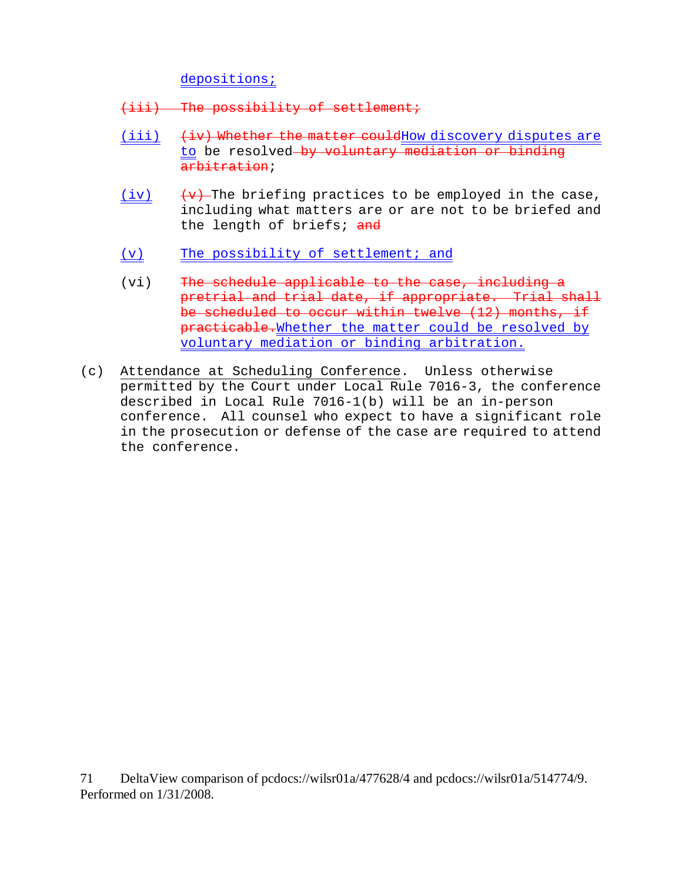depositions;

~~(iii) The possibility of settlement;~~

(iii) ~~(iv) Whether the matter could~~How discovery disputes are to be resolved~~ by voluntary mediation or binding arbitration~~;

(iv) ~~(v) ~~The briefing practices to be employed in the case, including what matters are or are not to be briefed and the length of briefs; ~~and~~

(v) The possibility of settlement; and

(vi) ~~The schedule applicable to the case, including a pretrial and trial date, if appropriate. Trial shall be scheduled to occur within twelve (12) months, if practicable.~~Whether the matter could be resolved by voluntary mediation or binding arbitration.

(c) Attendance at Scheduling Conference. Unless otherwise permitted by the Court under Local Rule 7016-3, the conference described in Local Rule 7016-1(b) will be an in-person conference. All counsel who expect to have a significant role in the prosecution or defense of the case are required to attend the conference.

DeltaView comparison of pcdocs://wilsr01a/477628/4 and pcdocs://wilsr01a/514774/9. Performed on 1/31/2008.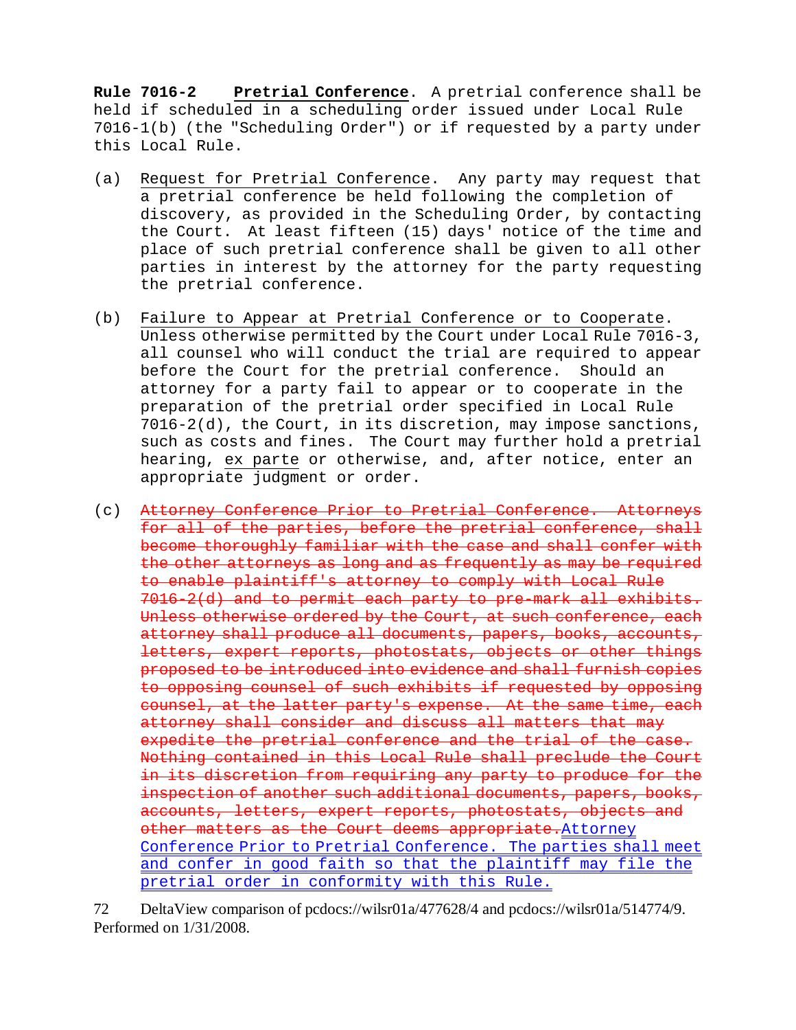**Rule 7016-2 Pretrial Conference**. A pretrial conference shall be held if scheduled in a scheduling order issued under Local Rule 7016-1(b) (the "Scheduling Order") or if requested by a party under this Local Rule.

(a) Request for Pretrial Conference. Any party may request that a pretrial conference be held following the completion of discovery, as provided in the Scheduling Order, by contacting the Court. At least fifteen (15) days' notice of the time and place of such pretrial conference shall be given to all other parties in interest by the attorney for the party requesting the pretrial conference.

(b) Failure to Appear at Pretrial Conference or to Cooperate. Unless otherwise permitted by the Court under Local Rule 7016-3, all counsel who will conduct the trial are required to appear before the Court for the pretrial conference. Should an attorney for a party fail to appear or to cooperate in the preparation of the pretrial order specified in Local Rule 7016-2(d), the Court, in its discretion, may impose sanctions, such as costs and fines. The Court may further hold a pretrial hearing, *ex parte* or otherwise, and, after notice, enter an appropriate judgment or order.

(c) ~~Attorney Conference Prior to Pretrial Conference. Attorneys for all of the parties, before the pretrial conference, shall become thoroughly familiar with the case and shall confer with the other attorneys as long and as frequently as may be required to enable plaintiff's attorney to comply with Local Rule 7016-2(d) and to permit each party to pre-mark all exhibits. Unless otherwise ordered by the Court, at such conference, each attorney shall produce all documents, papers, books, accounts, letters, expert reports, photostats, objects or other things proposed to be introduced into evidence and shall furnish copies to opposing counsel of such exhibits if requested by opposing counsel, at the latter party's expense. At the same time, each attorney shall consider and discuss all matters that may expedite the pretrial conference and the trial of the case. Nothing contained in this Local Rule shall preclude the Court in its discretion from requiring any party to produce for the inspection of another such additional documents, papers, books, accounts, letters, expert reports, photostats, objects and other matters as the Court deems appropriate.~~Attorney Conference Prior to Pretrial Conference. The parties shall meet and confer in good faith so that the plaintiff may file the pretrial order in conformity with this Rule.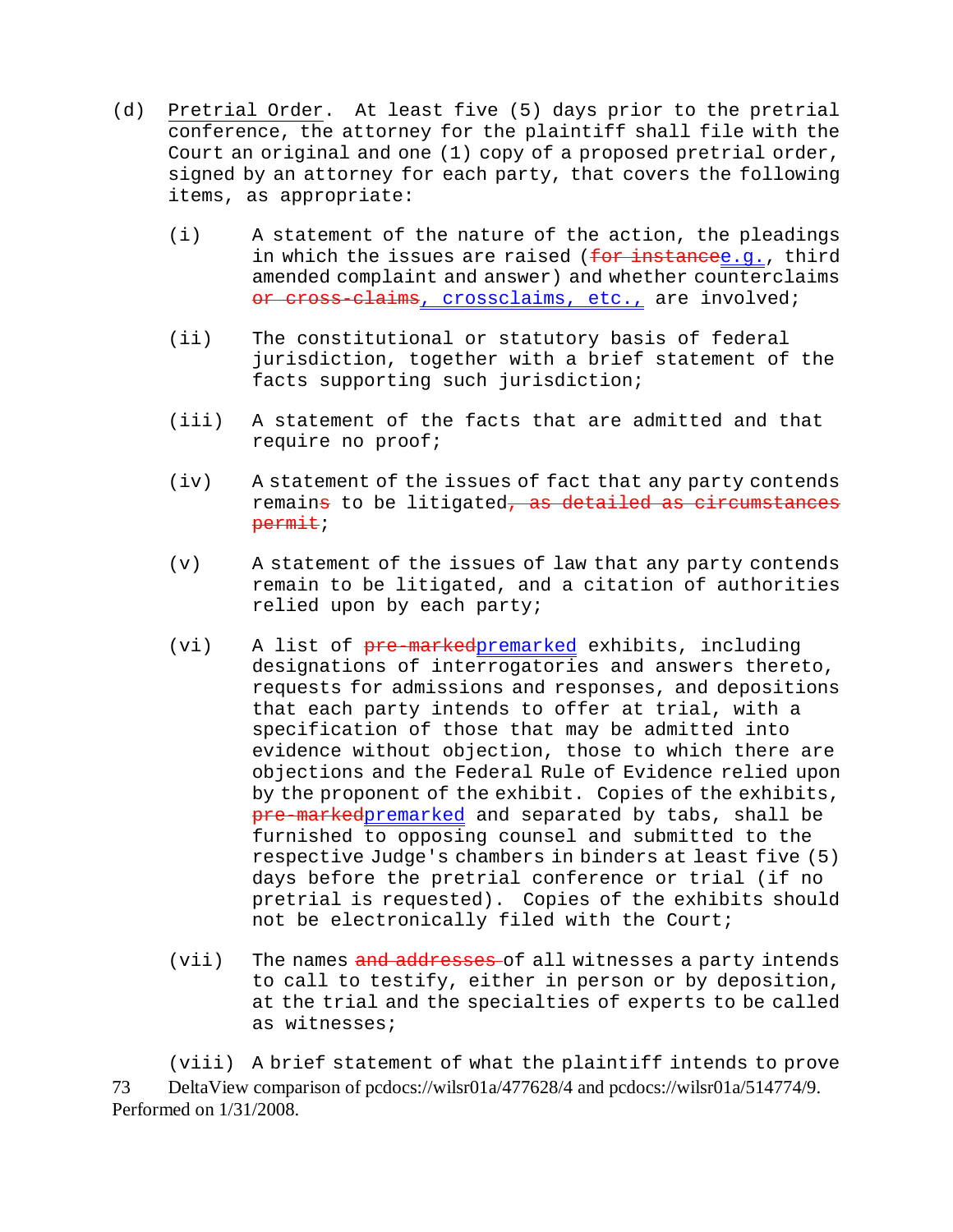(d) Pretrial Order. At least five (5) days prior to the pretrial conference, the attorney for the plaintiff shall file with the Court an original and one (1) copy of a proposed pretrial order, signed by an attorney for each party, that covers the following items, as appropriate:

(i) A statement of the nature of the action, the pleadings in which the issues are raised (~~for instance~~e.g., third amended complaint and answer) and whether counterclaims ~~or cross-claims~~, crossclaims, etc., are involved;

(ii) The constitutional or statutory basis of federal jurisdiction, together with a brief statement of the facts supporting such jurisdiction;

(iii) A statement of the facts that are admitted and that require no proof;

(iv) A statement of the issues of fact that any party contends remain~~s~~ to be litigated~~, as detailed as circumstances permit~~;

(v) A statement of the issues of law that any party contends remain to be litigated, and a citation of authorities relied upon by each party;

(vi) A list of ~~pre-marked~~premarked exhibits, including designations of interrogatories and answers thereto, requests for admissions and responses, and depositions that each party intends to offer at trial, with a specification of those that may be admitted into evidence without objection, those to which there are objections and the Federal Rule of Evidence relied upon by the proponent of the exhibit. Copies of the exhibits, ~~pre-marked~~premarked and separated by tabs, shall be furnished to opposing counsel and submitted to the respective Judge's chambers in binders at least five (5) days before the pretrial conference or trial (if no pretrial is requested). Copies of the exhibits should not be electronically filed with the Court;

(vii) The names ~~and addresses~~ of all witnesses a party intends to call to testify, either in person or by deposition, at the trial and the specialties of experts to be called as witnesses;

(viii) A brief statement of what the plaintiff intends to prove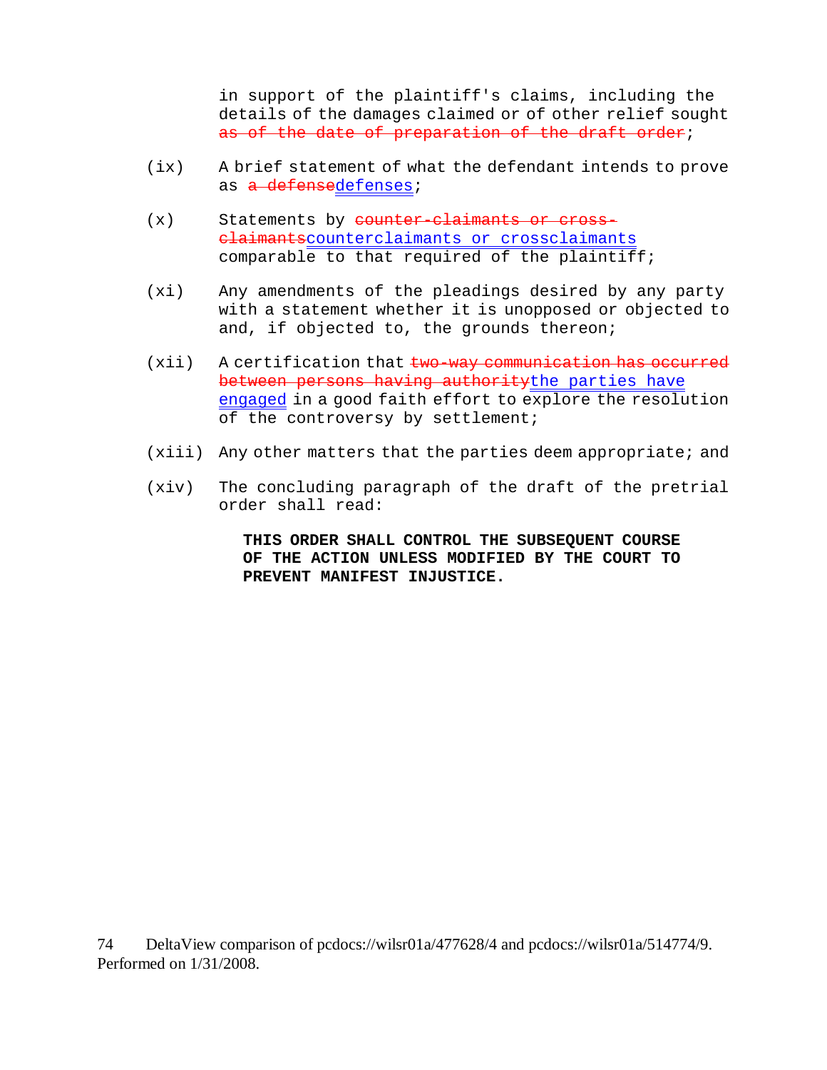in support of the plaintiff's claims, including the details of the damages claimed or of other relief sought ~~as of the date of preparation of the draft order~~;

(ix) A brief statement of what the defendant intends to prove as ~~a defense~~defenses;

(x) Statements by ~~counter-claimants or cross-claimants~~counterclaimants or crossclaimants comparable to that required of the plaintiff;

(xi) Any amendments of the pleadings desired by any party with a statement whether it is unopposed or objected to and, if objected to, the grounds thereon;

(xii) A certification that ~~two-way communication has occurred between persons having authority~~the parties have engaged in a good faith effort to explore the resolution of the controversy by settlement;

(xiii) Any other matters that the parties deem appropriate; and

(xiv) The concluding paragraph of the draft of the pretrial order shall read:

> **THIS ORDER SHALL CONTROL THE SUBSEQUENT COURSE OF THE ACTION UNLESS MODIFIED BY THE COURT TO PREVENT MANIFEST INJUSTICE.**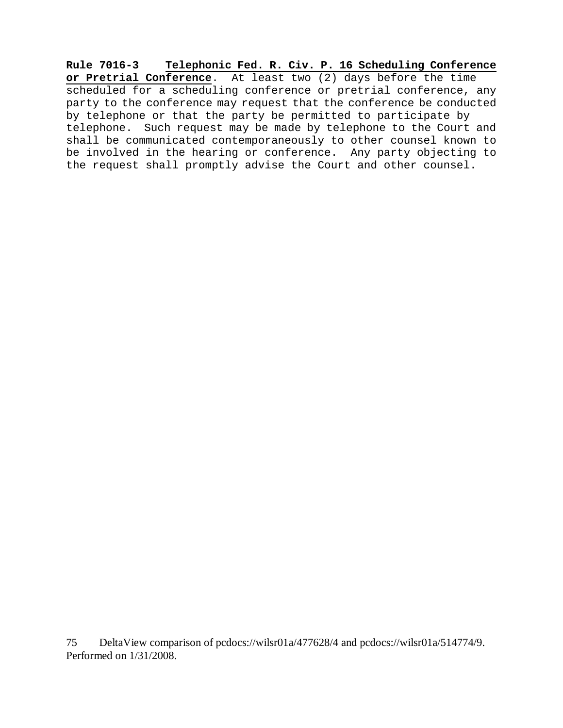**Rule 7016-3** **Telephonic Fed. R. Civ. P. 16 Scheduling Conference or Pretrial Conference**. At least two (2) days before the time scheduled for a scheduling conference or pretrial conference, any party to the conference may request that the conference be conducted by telephone or that the party be permitted to participate by telephone. Such request may be made by telephone to the Court and shall be communicated contemporaneously to other counsel known to be involved in the hearing or conference. Any party objecting to the request shall promptly advise the Court and other counsel.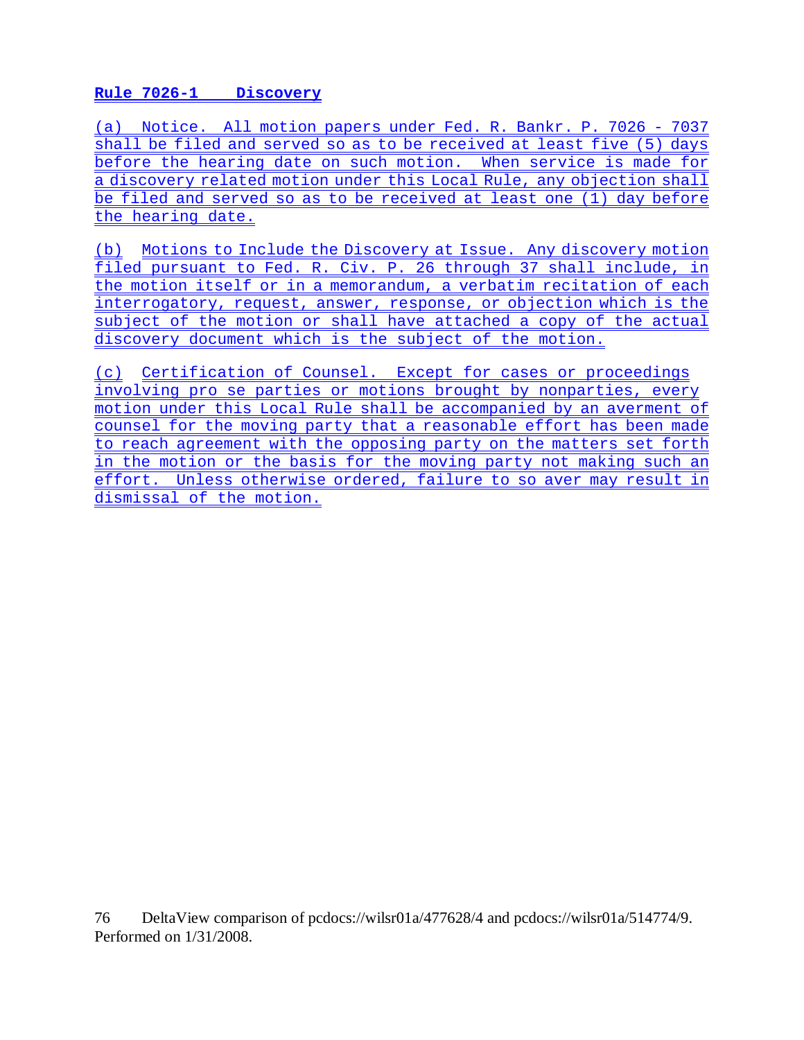**Rule 7026-1 Discovery**

(a) Notice. All motion papers under Fed. R. Bankr. P. 7026 - 7037 shall be filed and served so as to be received at least five (5) days before the hearing date on such motion. When service is made for a discovery related motion under this Local Rule, any objection shall be filed and served so as to be received at least one (1) day before the hearing date.

(b) Motions to Include the Discovery at Issue. Any discovery motion filed pursuant to Fed. R. Civ. P. 26 through 37 shall include, in the motion itself or in a memorandum, a verbatim recitation of each interrogatory, request, answer, response, or objection which is the subject of the motion or shall have attached a copy of the actual discovery document which is the subject of the motion.

(c) Certification of Counsel. Except for cases or proceedings involving pro se parties or motions brought by nonparties, every motion under this Local Rule shall be accompanied by an averment of counsel for the moving party that a reasonable effort has been made to reach agreement with the opposing party on the matters set forth in the motion or the basis for the moving party not making such an effort. Unless otherwise ordered, failure to so aver may result in dismissal of the motion.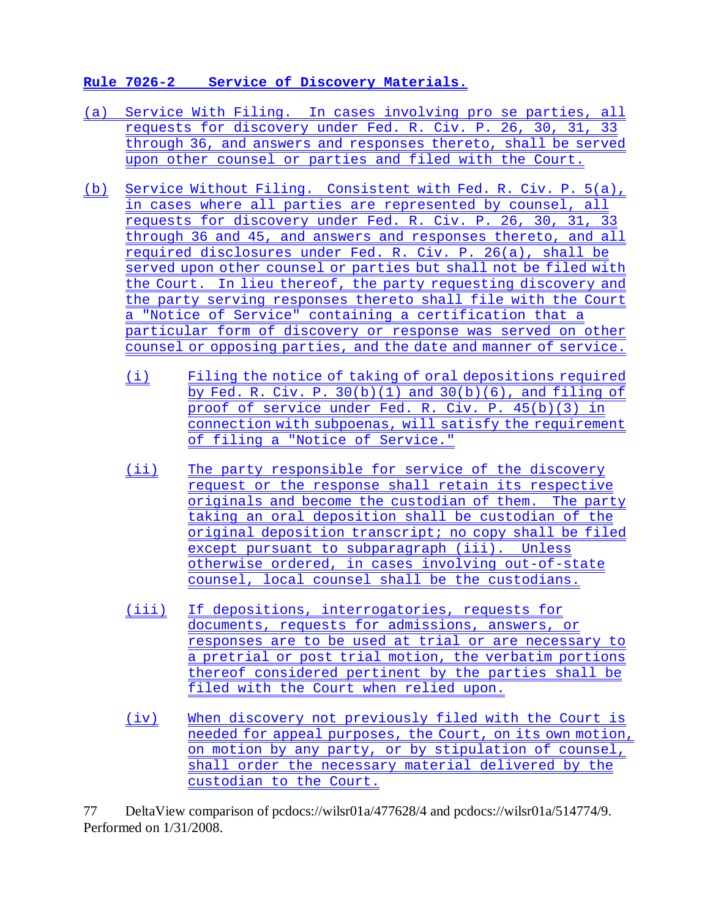## Rule 7026-2 Service of Discovery Materials.

(a) Service With Filing. In cases involving pro se parties, all requests for discovery under Fed. R. Civ. P. 26, 30, 31, 33 through 36, and answers and responses thereto, shall be served upon other counsel or parties and filed with the Court.

(b) Service Without Filing. Consistent with Fed. R. Civ. P. 5(a), in cases where all parties are represented by counsel, all requests for discovery under Fed. R. Civ. P. 26, 30, 31, 33 through 36 and 45, and answers and responses thereto, and all required disclosures under Fed. R. Civ. P. 26(a), shall be served upon other counsel or parties but shall not be filed with the Court. In lieu thereof, the party requesting discovery and the party serving responses thereto shall file with the Court a "Notice of Service" containing a certification that a particular form of discovery or response was served on other counsel or opposing parties, and the date and manner of service.

(i) Filing the notice of taking of oral depositions required by Fed. R. Civ. P. 30(b)(1) and 30(b)(6), and filing of proof of service under Fed. R. Civ. P. 45(b)(3) in connection with subpoenas, will satisfy the requirement of filing a "Notice of Service."

(ii) The party responsible for service of the discovery request or the response shall retain its respective originals and become the custodian of them. The party taking an oral deposition shall be custodian of the original deposition transcript; no copy shall be filed except pursuant to subparagraph (iii). Unless otherwise ordered, in cases involving out-of-state counsel, local counsel shall be the custodians.

(iii) If depositions, interrogatories, requests for documents, requests for admissions, answers, or responses are to be used at trial or are necessary to a pretrial or post trial motion, the verbatim portions thereof considered pertinent by the parties shall be filed with the Court when relied upon.

(iv) When discovery not previously filed with the Court is needed for appeal purposes, the Court, on its own motion, on motion by any party, or by stipulation of counsel, shall order the necessary material delivered by the custodian to the Court.

DeltaView comparison of pcdocs://wilsr01a/477628/4 and pcdocs://wilsr01a/514774/9. Performed on 1/31/2008.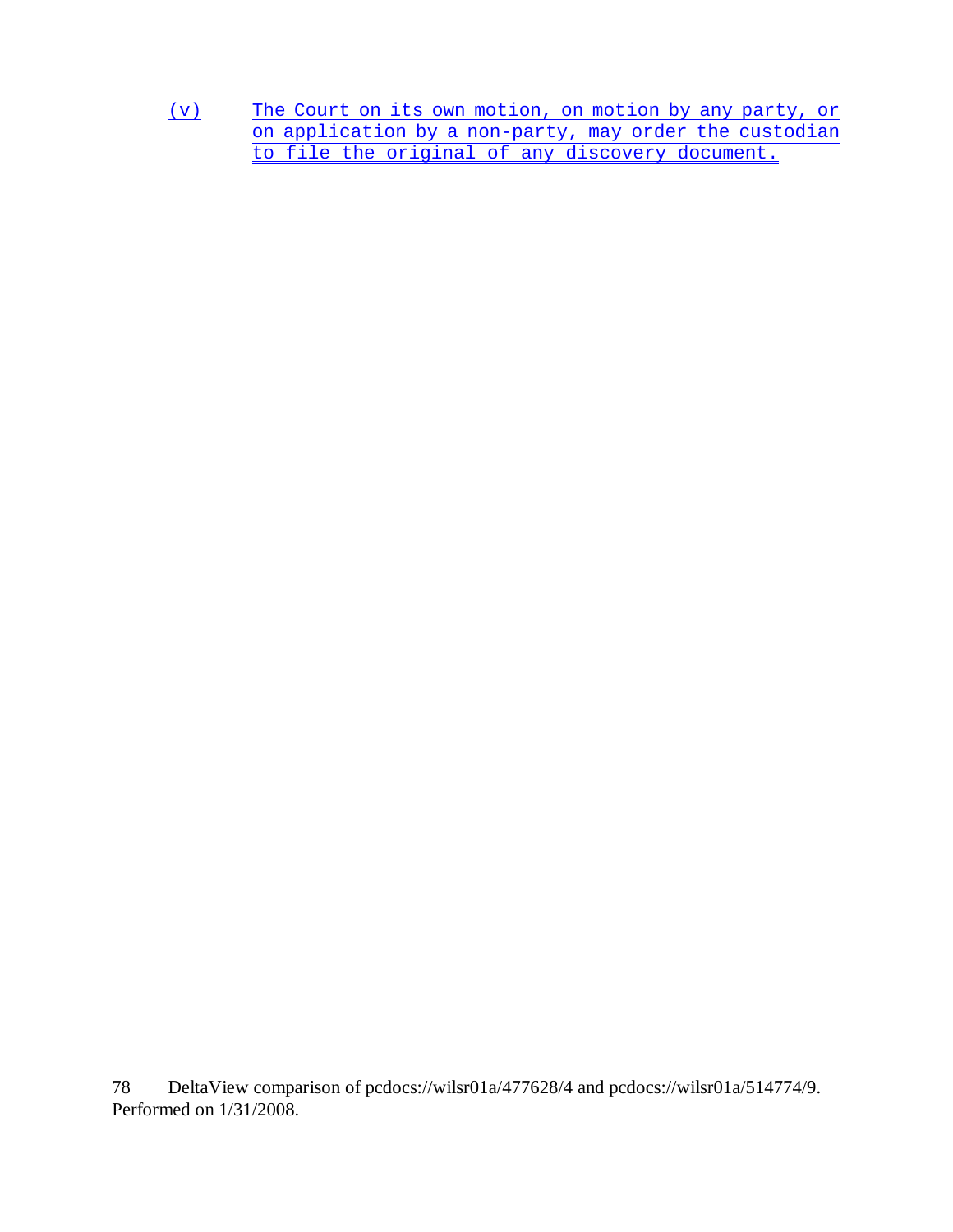(v) The Court on its own motion, on motion by any party, or on application by a non-party, may order the custodian to file the original of any discovery document.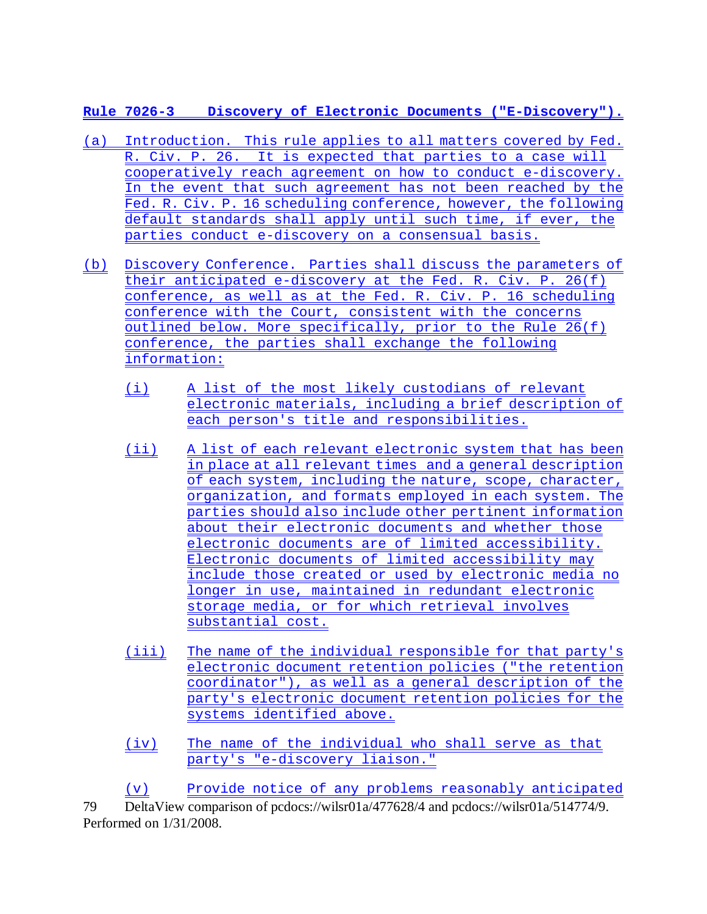**Rule 7026-3 Discovery of Electronic Documents ("E-Discovery").**

(a) Introduction. This rule applies to all matters covered by Fed. R. Civ. P. 26. It is expected that parties to a case will cooperatively reach agreement on how to conduct e-discovery. In the event that such agreement has not been reached by the Fed. R. Civ. P. 16 scheduling conference, however, the following default standards shall apply until such time, if ever, the parties conduct e-discovery on a consensual basis.

(b) Discovery Conference. Parties shall discuss the parameters of their anticipated e-discovery at the Fed. R. Civ. P. 26(f) conference, as well as at the Fed. R. Civ. P. 16 scheduling conference with the Court, consistent with the concerns outlined below. More specifically, prior to the Rule 26(f) conference, the parties shall exchange the following information:

(i) A list of the most likely custodians of relevant electronic materials, including a brief description of each person's title and responsibilities.

(ii) A list of each relevant electronic system that has been in place at all relevant times and a general description of each system, including the nature, scope, character, organization, and formats employed in each system. The parties should also include other pertinent information about their electronic documents and whether those electronic documents are of limited accessibility. Electronic documents of limited accessibility may include those created or used by electronic media no longer in use, maintained in redundant electronic storage media, or for which retrieval involves substantial cost.

(iii) The name of the individual responsible for that party's electronic document retention policies ("the retention coordinator"), as well as a general description of the party's electronic document retention policies for the systems identified above.

(iv) The name of the individual who shall serve as that party's "e-discovery liaison."

(v) Provide notice of any problems reasonably anticipated

DeltaView comparison of pcdocs://wilsr01a/477628/4 and pcdocs://wilsr01a/514774/9. Performed on 1/31/2008.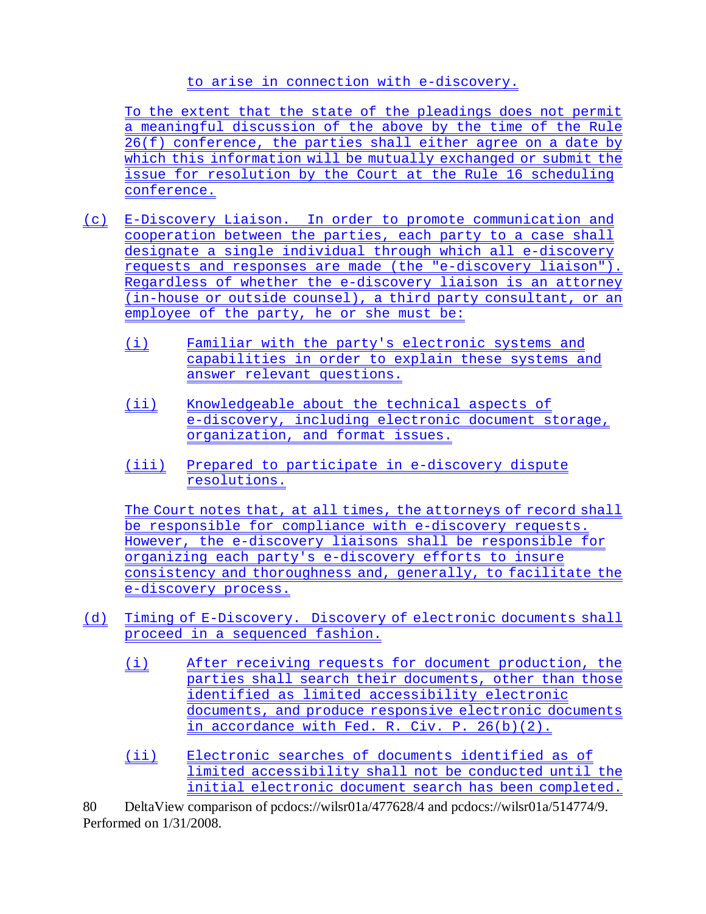to arise in connection with e-discovery.

To the extent that the state of the pleadings does not permit a meaningful discussion of the above by the time of the Rule 26(f) conference, the parties shall either agree on a date by which this information will be mutually exchanged or submit the issue for resolution by the Court at the Rule 16 scheduling conference.

(c) E-Discovery Liaison. In order to promote communication and cooperation between the parties, each party to a case shall designate a single individual through which all e-discovery requests and responses are made (the "e-discovery liaison"). Regardless of whether the e-discovery liaison is an attorney (in-house or outside counsel), a third party consultant, or an employee of the party, he or she must be:

- (i) Familiar with the party's electronic systems and capabilities in order to explain these systems and answer relevant questions.
- (ii) Knowledgeable about the technical aspects of e-discovery, including electronic document storage, organization, and format issues.
- (iii) Prepared to participate in e-discovery dispute resolutions.

The Court notes that, at all times, the attorneys of record shall be responsible for compliance with e-discovery requests. However, the e-discovery liaisons shall be responsible for organizing each party's e-discovery efforts to insure consistency and thoroughness and, generally, to facilitate the e-discovery process.

(d) Timing of E-Discovery. Discovery of electronic documents shall proceed in a sequenced fashion.

- (i) After receiving requests for document production, the parties shall search their documents, other than those identified as limited accessibility electronic documents, and produce responsive electronic documents in accordance with Fed. R. Civ. P. 26(b)(2).
- (ii) Electronic searches of documents identified as of limited accessibility shall not be conducted until the initial electronic document search has been completed.

80 DeltaView comparison of pcdocs://wilsr01a/477628/4 and pcdocs://wilsr01a/514774/9. Performed on 1/31/2008.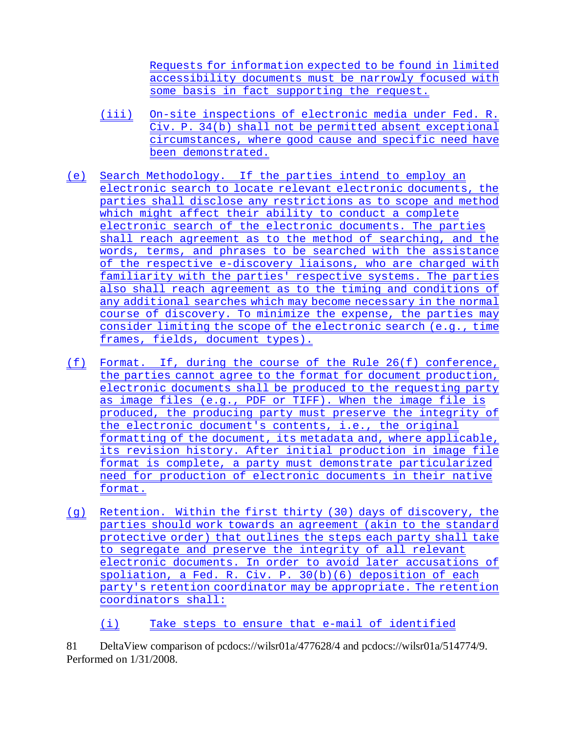Requests for information expected to be found in limited accessibility documents must be narrowly focused with some basis in fact supporting the request.

(iii) On-site inspections of electronic media under Fed. R. Civ. P. 34(b) shall not be permitted absent exceptional circumstances, where good cause and specific need have been demonstrated.

(e) Search Methodology. If the parties intend to employ an electronic search to locate relevant electronic documents, the parties shall disclose any restrictions as to scope and method which might affect their ability to conduct a complete electronic search of the electronic documents. The parties shall reach agreement as to the method of searching, and the words, terms, and phrases to be searched with the assistance of the respective e-discovery liaisons, who are charged with familiarity with the parties' respective systems. The parties also shall reach agreement as to the timing and conditions of any additional searches which may become necessary in the normal course of discovery. To minimize the expense, the parties may consider limiting the scope of the electronic search (e.g., time frames, fields, document types).

(f) Format. If, during the course of the Rule 26(f) conference, the parties cannot agree to the format for document production, electronic documents shall be produced to the requesting party as image files (e.g., PDF or TIFF). When the image file is produced, the producing party must preserve the integrity of the electronic document's contents, i.e., the original formatting of the document, its metadata and, where applicable, its revision history. After initial production in image file format is complete, a party must demonstrate particularized need for production of electronic documents in their native format.

(g) Retention. Within the first thirty (30) days of discovery, the parties should work towards an agreement (akin to the standard protective order) that outlines the steps each party shall take to segregate and preserve the integrity of all relevant electronic documents. In order to avoid later accusations of spoliation, a Fed. R. Civ. P. 30(b)(6) deposition of each party's retention coordinator may be appropriate. The retention coordinators shall:

(i) Take steps to ensure that e-mail of identified

DeltaView comparison of pcdocs://wilsr01a/477628/4 and pcdocs://wilsr01a/514774/9. Performed on 1/31/2008.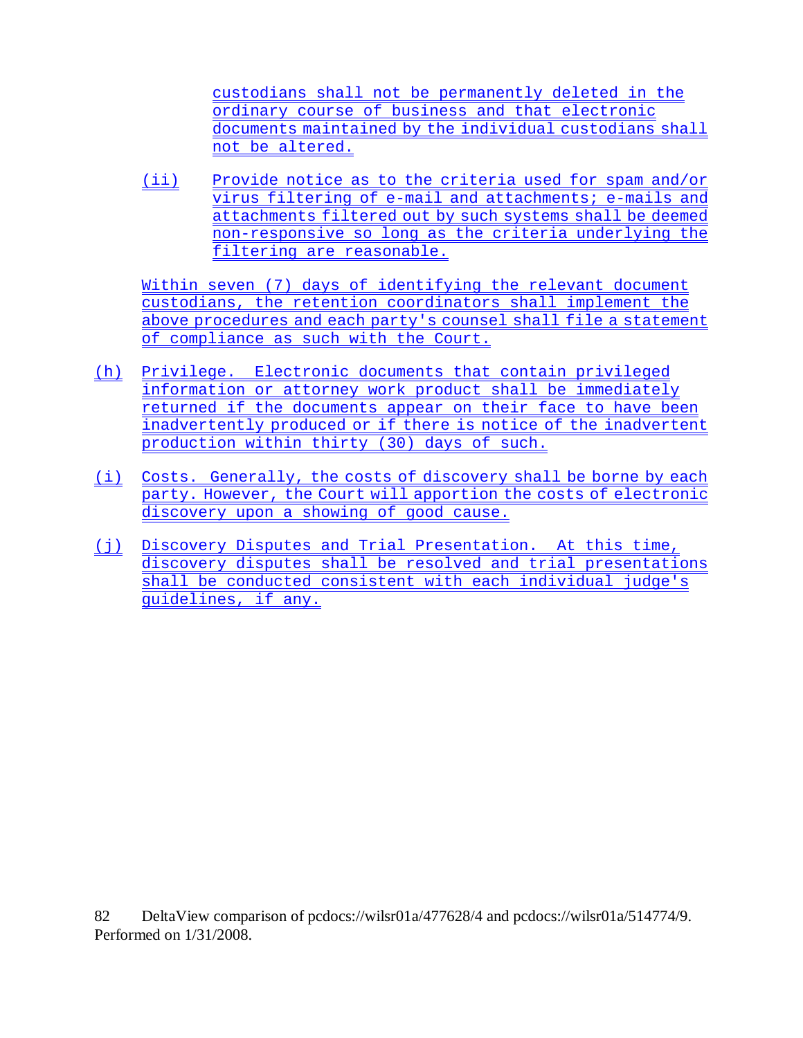custodians shall not be permanently deleted in the ordinary course of business and that electronic documents maintained by the individual custodians shall not be altered.

(ii) Provide notice as to the criteria used for spam and/or virus filtering of e-mail and attachments; e-mails and attachments filtered out by such systems shall be deemed non-responsive so long as the criteria underlying the filtering are reasonable.

Within seven (7) days of identifying the relevant document custodians, the retention coordinators shall implement the above procedures and each party's counsel shall file a statement of compliance as such with the Court.

(h) Privilege. Electronic documents that contain privileged information or attorney work product shall be immediately returned if the documents appear on their face to have been inadvertently produced or if there is notice of the inadvertent production within thirty (30) days of such.

(i) Costs. Generally, the costs of discovery shall be borne by each party. However, the Court will apportion the costs of electronic discovery upon a showing of good cause.

(j) Discovery Disputes and Trial Presentation. At this time, discovery disputes shall be resolved and trial presentations shall be conducted consistent with each individual judge's guidelines, if any.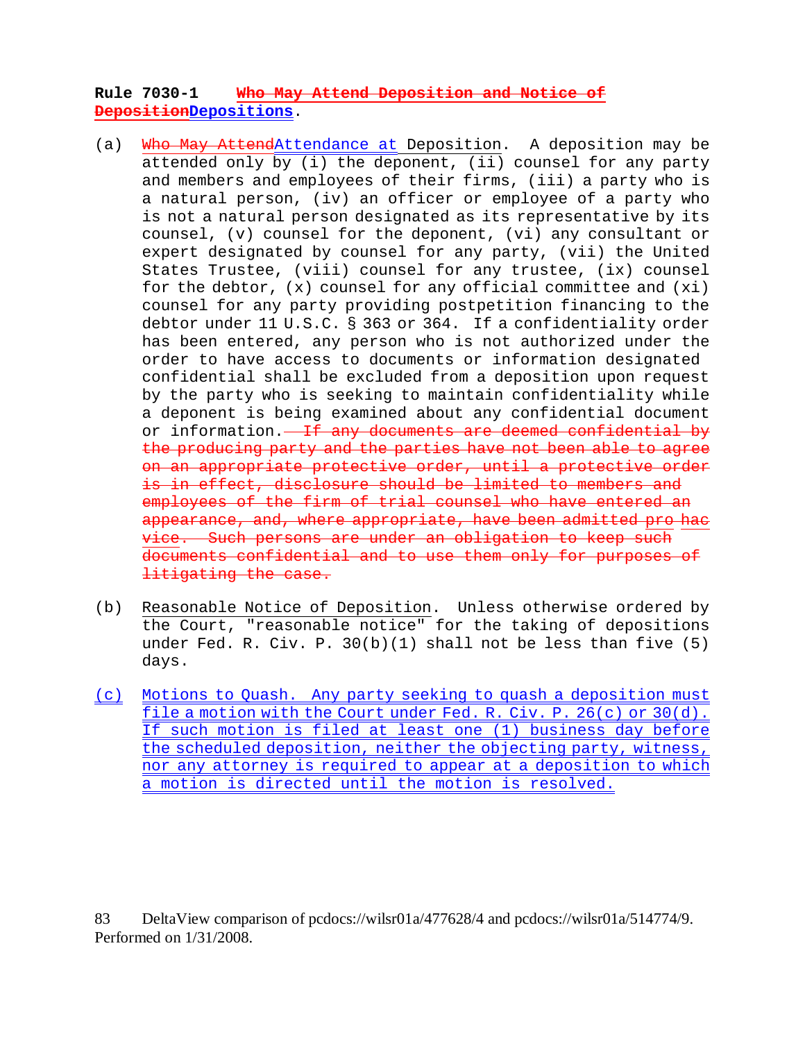**Rule 7030-1** ~~Who May Attend Deposition and Notice of Deposition~~Depositions.

(a) ~~Who May Attend~~Attendance at Deposition. A deposition may be attended only by (i) the deponent, (ii) counsel for any party and members and employees of their firms, (iii) a party who is a natural person, (iv) an officer or employee of a party who is not a natural person designated as its representative by its counsel, (v) counsel for the deponent, (vi) any consultant or expert designated by counsel for any party, (vii) the United States Trustee, (viii) counsel for any trustee, (ix) counsel for the debtor, (x) counsel for any official committee and (xi) counsel for any party providing postpetition financing to the debtor under 11 U.S.C. § 363 or 364. If a confidentiality order has been entered, any person who is not authorized under the order to have access to documents or information designated confidential shall be excluded from a deposition upon request by the party who is seeking to maintain confidentiality while a deponent is being examined about any confidential document or information. ~~If any documents are deemed confidential by the producing party and the parties have not been able to agree on an appropriate protective order, until a protective order is in effect, disclosure should be limited to members and employees of the firm of trial counsel who have entered an appearance, and, where appropriate, have been admitted pro hac vice. Such persons are under an obligation to keep such documents confidential and to use them only for purposes of litigating the case.~~

(b) Reasonable Notice of Deposition. Unless otherwise ordered by the Court, "reasonable notice" for the taking of depositions under Fed. R. Civ. P. 30(b)(1) shall not be less than five (5) days.

(c) Motions to Quash. Any party seeking to quash a deposition must file a motion with the Court under Fed. R. Civ. P. 26(c) or 30(d). If such motion is filed at least one (1) business day before the scheduled deposition, neither the objecting party, witness, nor any attorney is required to appear at a deposition to which a motion is directed until the motion is resolved.

DeltaView comparison of pcdocs://wilsr01a/477628/4 and pcdocs://wilsr01a/514774/9. Performed on 1/31/2008.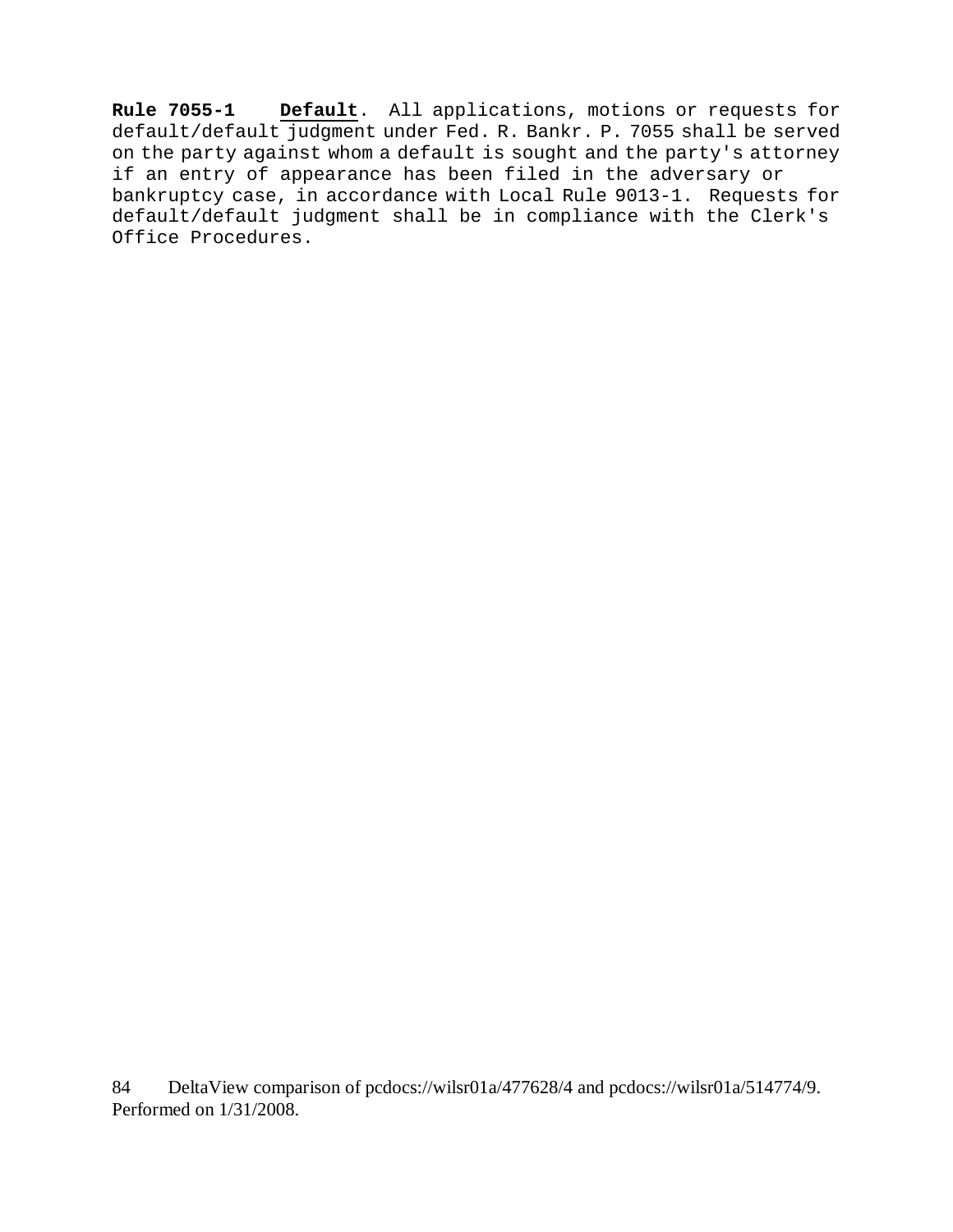**Rule 7055-1** **Default**. All applications, motions or requests for default/default judgment under Fed. R. Bankr. P. 7055 shall be served on the party against whom a default is sought and the party's attorney if an entry of appearance has been filed in the adversary or bankruptcy case, in accordance with Local Rule 9013-1. Requests for default/default judgment shall be in compliance with the Clerk's Office Procedures.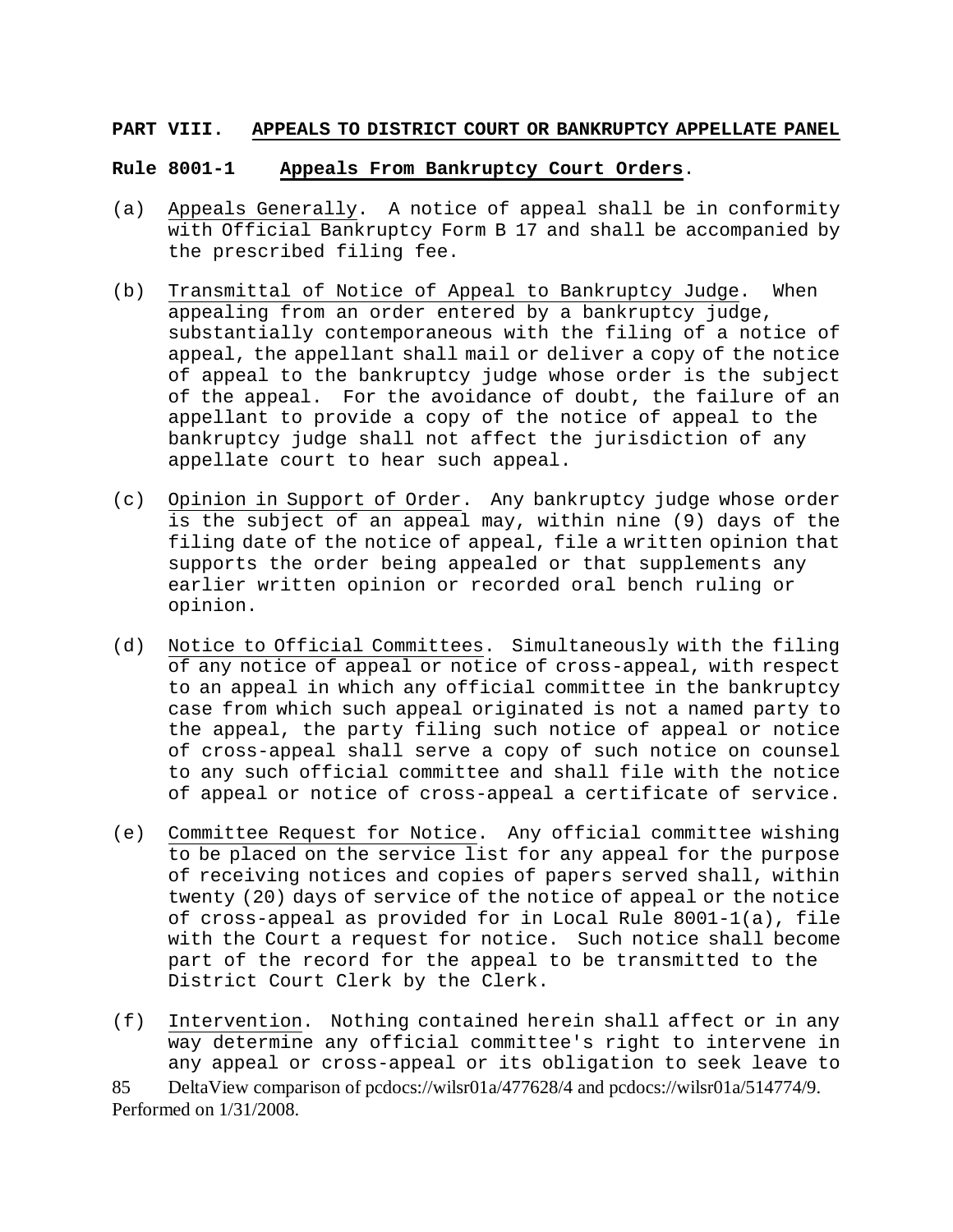**PART VIII. APPEALS TO DISTRICT COURT OR BANKRUPTCY APPELLATE PANEL**

**Rule 8001-1 Appeals From Bankruptcy Court Orders.**

(a) Appeals Generally. A notice of appeal shall be in conformity with Official Bankruptcy Form B 17 and shall be accompanied by the prescribed filing fee.

(b) Transmittal of Notice of Appeal to Bankruptcy Judge. When appealing from an order entered by a bankruptcy judge, substantially contemporaneous with the filing of a notice of appeal, the appellant shall mail or deliver a copy of the notice of appeal to the bankruptcy judge whose order is the subject of the appeal. For the avoidance of doubt, the failure of an appellant to provide a copy of the notice of appeal to the bankruptcy judge shall not affect the jurisdiction of any appellate court to hear such appeal.

(c) Opinion in Support of Order. Any bankruptcy judge whose order is the subject of an appeal may, within nine (9) days of the filing date of the notice of appeal, file a written opinion that supports the order being appealed or that supplements any earlier written opinion or recorded oral bench ruling or opinion.

(d) Notice to Official Committees. Simultaneously with the filing of any notice of appeal or notice of cross-appeal, with respect to an appeal in which any official committee in the bankruptcy case from which such appeal originated is not a named party to the appeal, the party filing such notice of appeal or notice of cross-appeal shall serve a copy of such notice on counsel to any such official committee and shall file with the notice of appeal or notice of cross-appeal a certificate of service.

(e) Committee Request for Notice. Any official committee wishing to be placed on the service list for any appeal for the purpose of receiving notices and copies of papers served shall, within twenty (20) days of service of the notice of appeal or the notice of cross-appeal as provided for in Local Rule 8001-1(a), file with the Court a request for notice. Such notice shall become part of the record for the appeal to be transmitted to the District Court Clerk by the Clerk.

(f) Intervention. Nothing contained herein shall affect or in any way determine any official committee's right to intervene in any appeal or cross-appeal or its obligation to seek leave to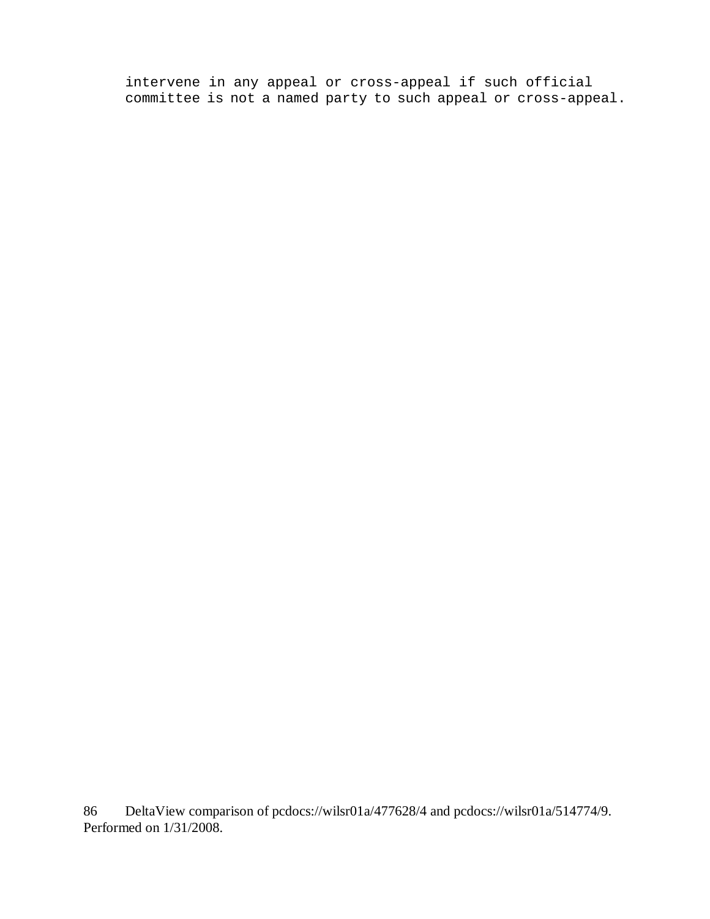intervene in any appeal or cross-appeal if such official committee is not a named party to such appeal or cross-appeal.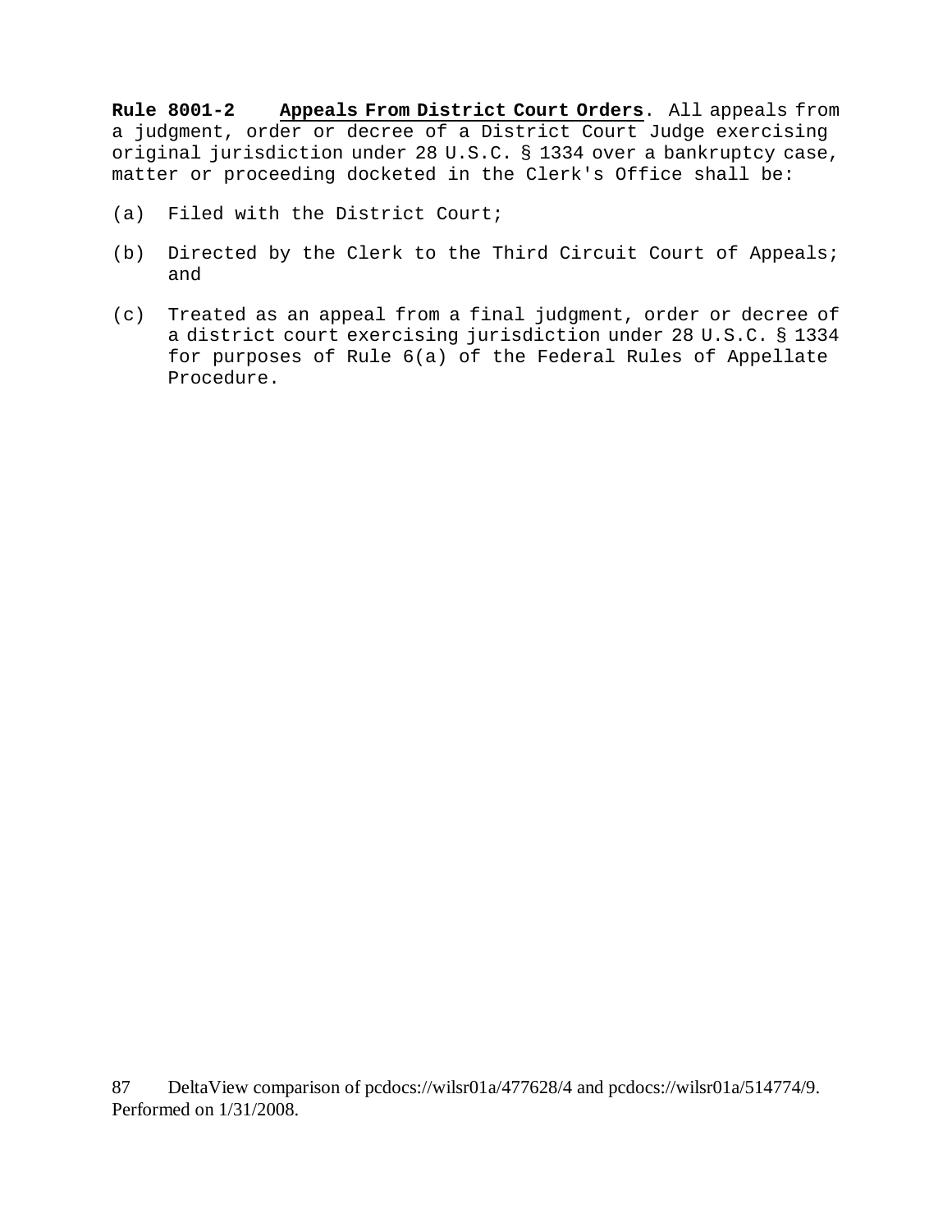**Rule 8001-2** **Appeals From District Court Orders**. All appeals from a judgment, order or decree of a District Court Judge exercising original jurisdiction under 28 U.S.C. § 1334 over a bankruptcy case, matter or proceeding docketed in the Clerk's Office shall be:

(a) Filed with the District Court;

(b) Directed by the Clerk to the Third Circuit Court of Appeals; and

(c) Treated as an appeal from a final judgment, order or decree of a district court exercising jurisdiction under 28 U.S.C. § 1334 for purposes of Rule 6(a) of the Federal Rules of Appellate Procedure.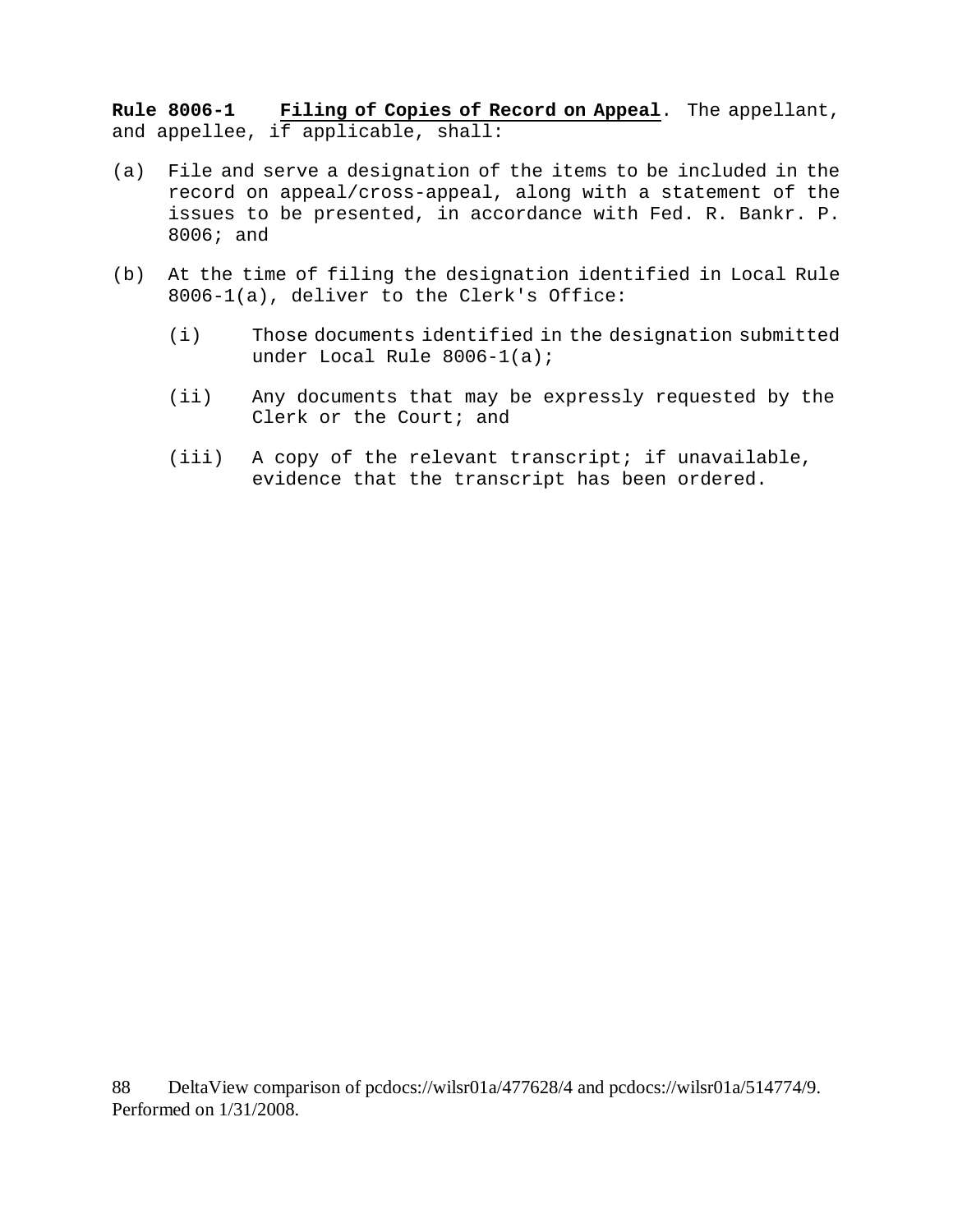**Rule 8006-1 Filing of Copies of Record on Appeal**. The appellant, and appellee, if applicable, shall:

(a) File and serve a designation of the items to be included in the record on appeal/cross-appeal, along with a statement of the issues to be presented, in accordance with Fed. R. Bankr. P. 8006; and

(b) At the time of filing the designation identified in Local Rule 8006-1(a), deliver to the Clerk's Office:

   (i) Those documents identified in the designation submitted under Local Rule 8006-1(a);

   (ii) Any documents that may be expressly requested by the Clerk or the Court; and

   (iii) A copy of the relevant transcript; if unavailable, evidence that the transcript has been ordered.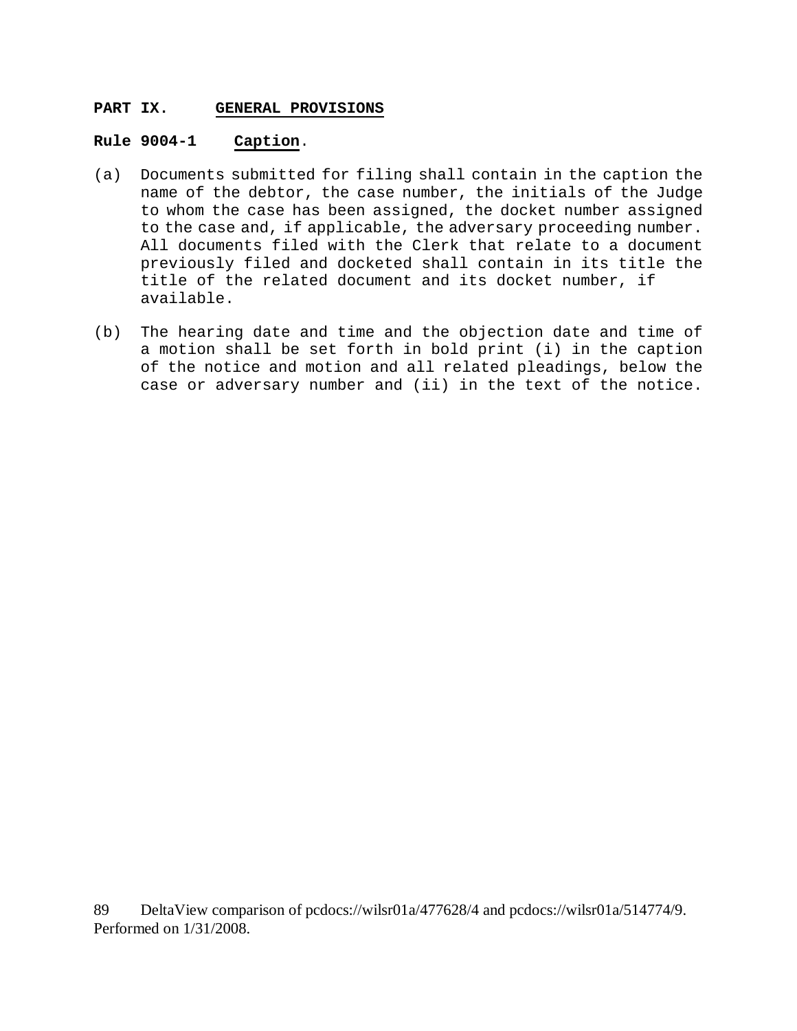## PART IX. GENERAL PROVISIONS

### Rule 9004-1 Caption.

(a) Documents submitted for filing shall contain in the caption the name of the debtor, the case number, the initials of the Judge to whom the case has been assigned, the docket number assigned to the case and, if applicable, the adversary proceeding number. All documents filed with the Clerk that relate to a document previously filed and docketed shall contain in its title the title of the related document and its docket number, if available.

(b) The hearing date and time and the objection date and time of a motion shall be set forth in bold print (i) in the caption of the notice and motion and all related pleadings, below the case or adversary number and (ii) in the text of the notice.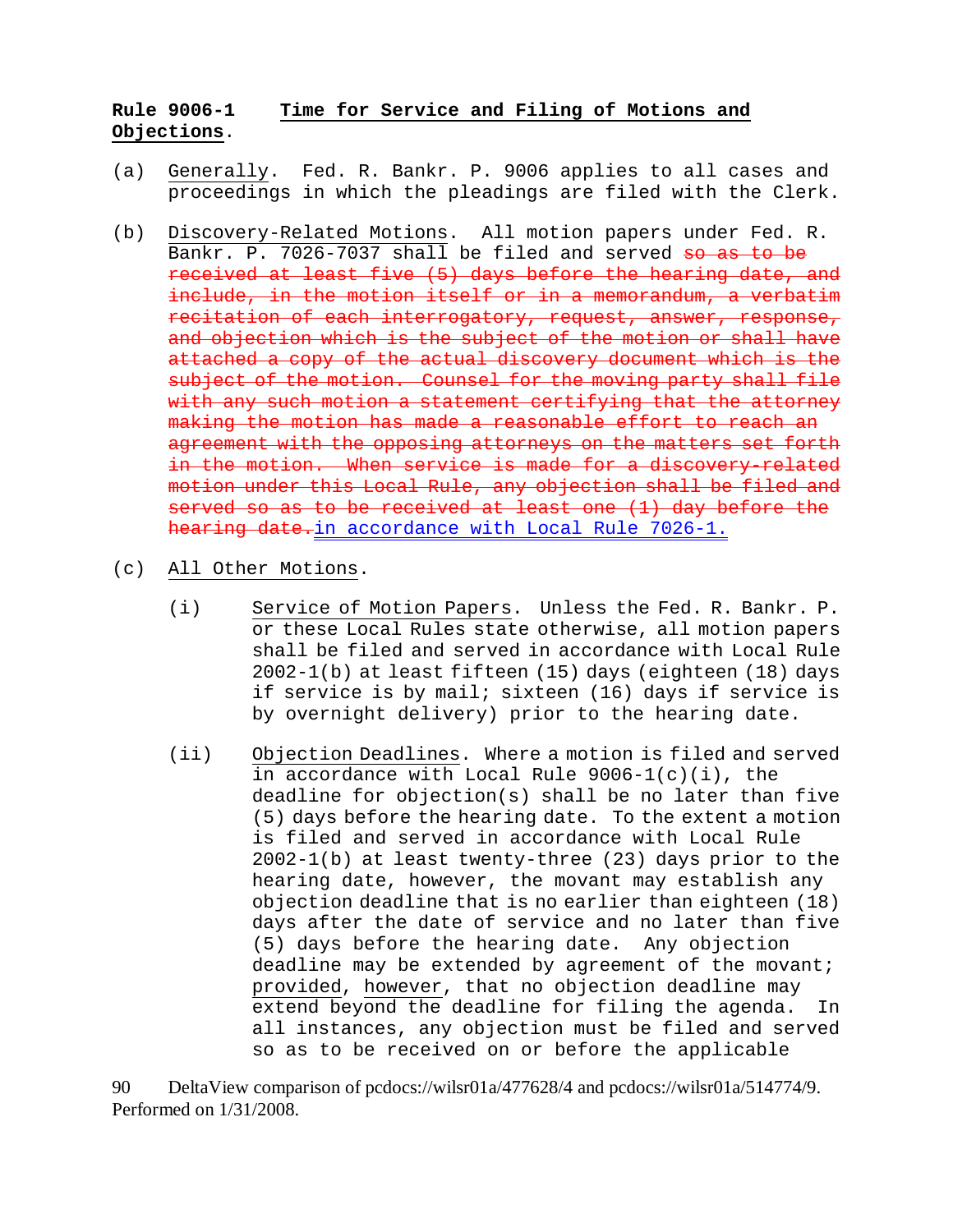**Rule 9006-1 Time for Service and Filing of Motions and Objections.**

(a) Generally. Fed. R. Bankr. P. 9006 applies to all cases and proceedings in which the pleadings are filed with the Clerk.

(b) Discovery-Related Motions. All motion papers under Fed. R. Bankr. P. 7026-7037 shall be filed and served ~~so as to be received at least five (5) days before the hearing date, and include, in the motion itself or in a memorandum, a verbatim recitation of each interrogatory, request, answer, response, and objection which is the subject of the motion or shall have attached a copy of the actual discovery document which is the subject of the motion. Counsel for the moving party shall file with any such motion a statement certifying that the attorney making the motion has made a reasonable effort to reach an agreement with the opposing attorneys on the matters set forth in the motion. When service is made for a discovery-related motion under this Local Rule, any objection shall be filed and served so as to be received at least one (1) day before the hearing date.~~in accordance with Local Rule 7026-1.

(c) All Other Motions.

(i) Service of Motion Papers. Unless the Fed. R. Bankr. P. or these Local Rules state otherwise, all motion papers shall be filed and served in accordance with Local Rule 2002-1(b) at least fifteen (15) days (eighteen (18) days if service is by mail; sixteen (16) days if service is by overnight delivery) prior to the hearing date.

(ii) Objection Deadlines. Where a motion is filed and served in accordance with Local Rule 9006-1(c)(i), the deadline for objection(s) shall be no later than five (5) days before the hearing date. To the extent a motion is filed and served in accordance with Local Rule 2002-1(b) at least twenty-three (23) days prior to the hearing date, however, the movant may establish any objection deadline that is no earlier than eighteen (18) days after the date of service and no later than five (5) days before the hearing date. Any objection deadline may be extended by agreement of the movant; provided, however, that no objection deadline may extend beyond the deadline for filing the agenda. In all instances, any objection must be filed and served so as to be received on or before the applicable

DeltaView comparison of pcdocs://wilsr01a/477628/4 and pcdocs://wilsr01a/514774/9. Performed on 1/31/2008.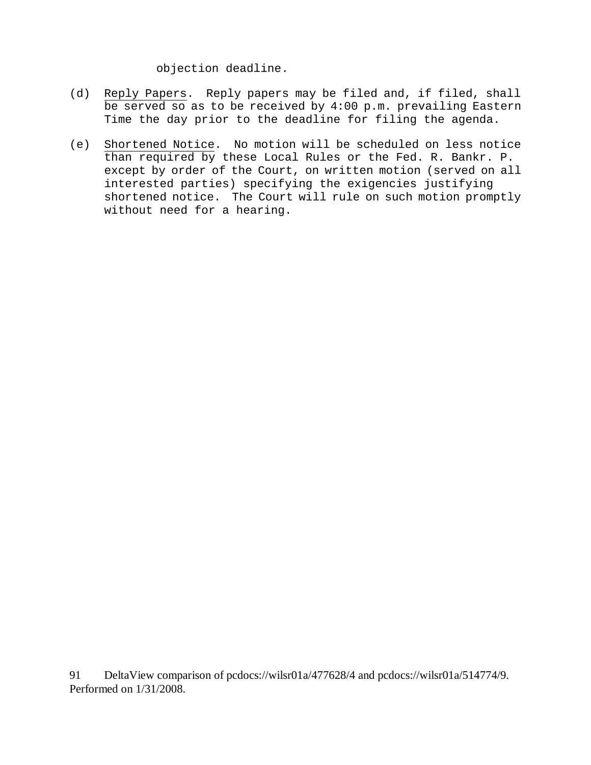objection deadline.

(d) Reply Papers. Reply papers may be filed and, if filed, shall be served so as to be received by 4:00 p.m. prevailing Eastern Time the day prior to the deadline for filing the agenda.

(e) Shortened Notice. No motion will be scheduled on less notice than required by these Local Rules or the Fed. R. Bankr. P. except by order of the Court, on written motion (served on all interested parties) specifying the exigencies justifying shortened notice. The Court will rule on such motion promptly without need for a hearing.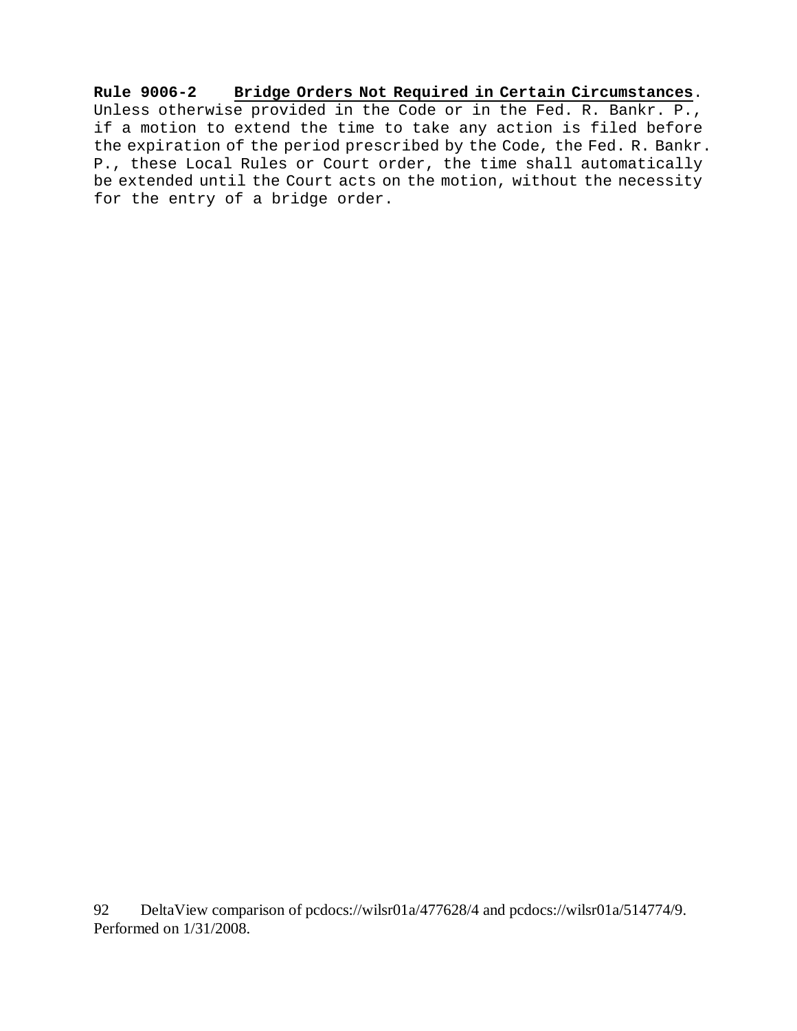**Rule 9006-2** **Bridge Orders Not Required in Certain Circumstances**. Unless otherwise provided in the Code or in the Fed. R. Bankr. P., if a motion to extend the time to take any action is filed before the expiration of the period prescribed by the Code, the Fed. R. Bankr. P., these Local Rules or Court order, the time shall automatically be extended until the Court acts on the motion, without the necessity for the entry of a bridge order.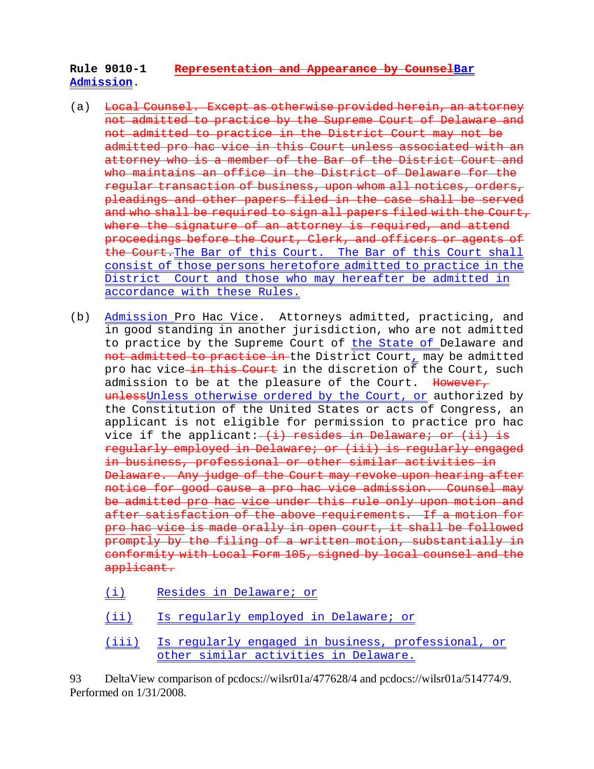**Rule 9010-1 ~~Representation and Appearance by Counsel~~Bar Admission.**

(a) ~~Local Counsel. Except as otherwise provided herein, an attorney not admitted to practice by the Supreme Court of Delaware and not admitted to practice in the District Court may not be admitted pro hac vice in this Court unless associated with an attorney who is a member of the Bar of the District Court and who maintains an office in the District of Delaware for the regular transaction of business, upon whom all notices, orders, pleadings and other papers filed in the case shall be served and who shall be required to sign all papers filed with the Court, where the signature of an attorney is required, and attend proceedings before the Court, Clerk, and officers or agents of the Court.~~The Bar of this Court. The Bar of this Court shall consist of those persons heretofore admitted to practice in the District Court and those who may hereafter be admitted in accordance with these Rules.

(b) Admission Pro Hac Vice. Attorneys admitted, practicing, and in good standing in another jurisdiction, who are not admitted to practice by the Supreme Court of the State of Delaware and ~~not admitted to practice in~~ the District Court, may be admitted pro hac vice ~~in this Court~~ in the discretion of the Court, such admission to be at the pleasure of the Court. ~~However, unless~~Unless otherwise ordered by the Court, or authorized by the Constitution of the United States or acts of Congress, an applicant is not eligible for permission to practice pro hac vice if the applicant: ~~(i) resides in Delaware; or (ii) is regularly employed in Delaware; or (iii) is regularly engaged in business, professional or other similar activities in Delaware. Any judge of the Court may revoke upon hearing after notice for good cause a pro hac vice admission. Counsel may be admitted pro hac vice under this rule only upon motion and after satisfaction of the above requirements. If a motion for pro hac vice is made orally in open court, it shall be followed promptly by the filing of a written motion, substantially in conformity with Local Form 105, signed by local counsel and the applicant.~~

(i) Resides in Delaware; or

(ii) Is regularly employed in Delaware; or

(iii) Is regularly engaged in business, professional, or other similar activities in Delaware.

DeltaView comparison of pcdocs://wilsr01a/477628/4 and pcdocs://wilsr01a/514774/9. Performed on 1/31/2008.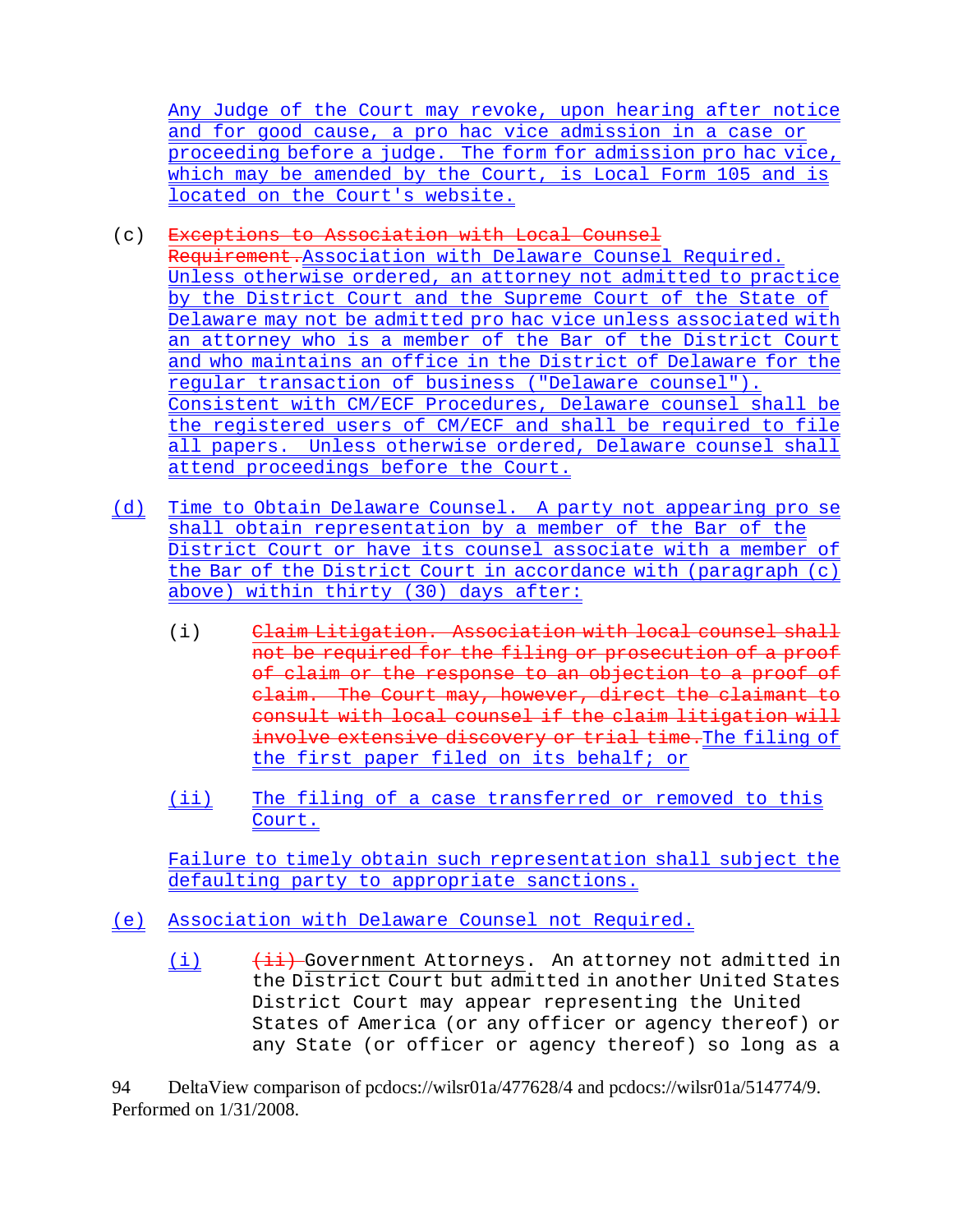Any Judge of the Court may revoke, upon hearing after notice and for good cause, a pro hac vice admission in a case or proceeding before a judge. The form for admission pro hac vice, which may be amended by the Court, is Local Form 105 and is located on the Court's website.

(c) ~~Exceptions to Association with Local Counsel Requirement.~~Association with Delaware Counsel Required. Unless otherwise ordered, an attorney not admitted to practice by the District Court and the Supreme Court of the State of Delaware may not be admitted pro hac vice unless associated with an attorney who is a member of the Bar of the District Court and who maintains an office in the District of Delaware for the regular transaction of business ("Delaware counsel"). Consistent with CM/ECF Procedures, Delaware counsel shall be the registered users of CM/ECF and shall be required to file all papers. Unless otherwise ordered, Delaware counsel shall attend proceedings before the Court.

(d) Time to Obtain Delaware Counsel. A party not appearing pro se shall obtain representation by a member of the Bar of the District Court or have its counsel associate with a member of the Bar of the District Court in accordance with (paragraph (c) above) within thirty (30) days after:

  (i) ~~Claim Litigation. Association with local counsel shall not be required for the filing or prosecution of a proof of claim or the response to an objection to a proof of claim. The Court may, however, direct the claimant to consult with local counsel if the claim litigation will involve extensive discovery or trial time.~~The filing of the first paper filed on its behalf; or

  (ii) The filing of a case transferred or removed to this Court.

  Failure to timely obtain such representation shall subject the defaulting party to appropriate sanctions.

(e) Association with Delaware Counsel not Required.

  (i) ~~(ii)~~ Government Attorneys. An attorney not admitted in the District Court but admitted in another United States District Court may appear representing the United States of America (or any officer or agency thereof) or any State (or officer or agency thereof) so long as a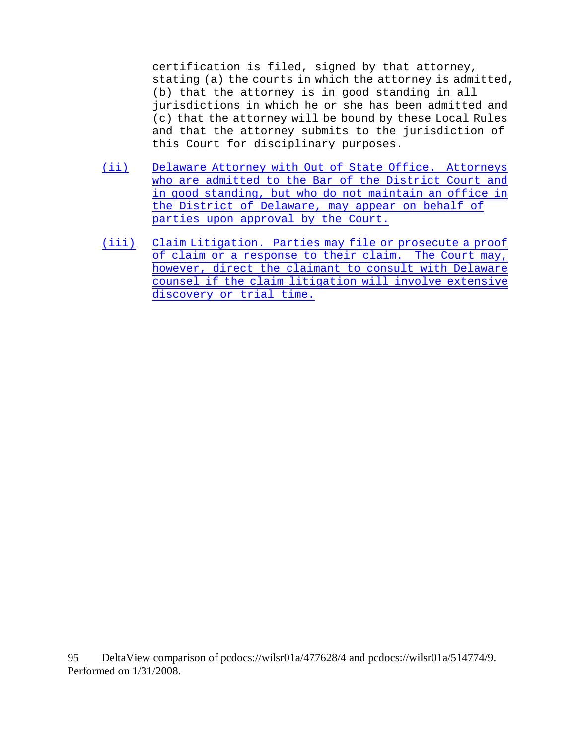certification is filed, signed by that attorney, stating (a) the courts in which the attorney is admitted, (b) that the attorney is in good standing in all jurisdictions in which he or she has been admitted and (c) that the attorney will be bound by these Local Rules and that the attorney submits to the jurisdiction of this Court for disciplinary purposes.

(ii) Delaware Attorney with Out of State Office. Attorneys who are admitted to the Bar of the District Court and in good standing, but who do not maintain an office in the District of Delaware, may appear on behalf of parties upon approval by the Court.

(iii) Claim Litigation. Parties may file or prosecute a proof of claim or a response to their claim. The Court may, however, direct the claimant to consult with Delaware counsel if the claim litigation will involve extensive discovery or trial time.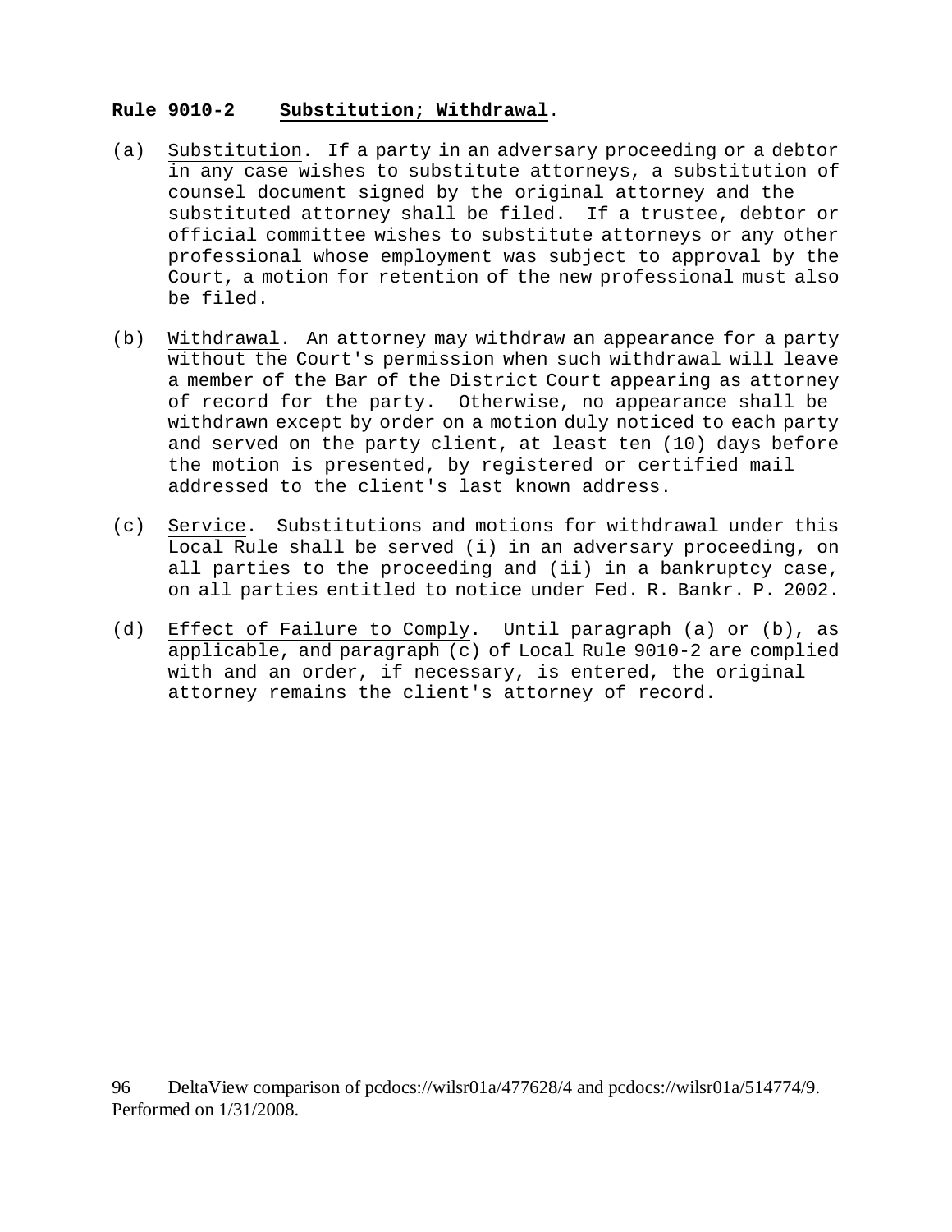**Rule 9010-2 Substitution; Withdrawal.**

(a) Substitution. If a party in an adversary proceeding or a debtor in any case wishes to substitute attorneys, a substitution of counsel document signed by the original attorney and the substituted attorney shall be filed. If a trustee, debtor or official committee wishes to substitute attorneys or any other professional whose employment was subject to approval by the Court, a motion for retention of the new professional must also be filed.

(b) Withdrawal. An attorney may withdraw an appearance for a party without the Court's permission when such withdrawal will leave a member of the Bar of the District Court appearing as attorney of record for the party. Otherwise, no appearance shall be withdrawn except by order on a motion duly noticed to each party and served on the party client, at least ten (10) days before the motion is presented, by registered or certified mail addressed to the client's last known address.

(c) Service. Substitutions and motions for withdrawal under this Local Rule shall be served (i) in an adversary proceeding, on all parties to the proceeding and (ii) in a bankruptcy case, on all parties entitled to notice under Fed. R. Bankr. P. 2002.

(d) Effect of Failure to Comply. Until paragraph (a) or (b), as applicable, and paragraph (c) of Local Rule 9010-2 are complied with and an order, if necessary, is entered, the original attorney remains the client's attorney of record.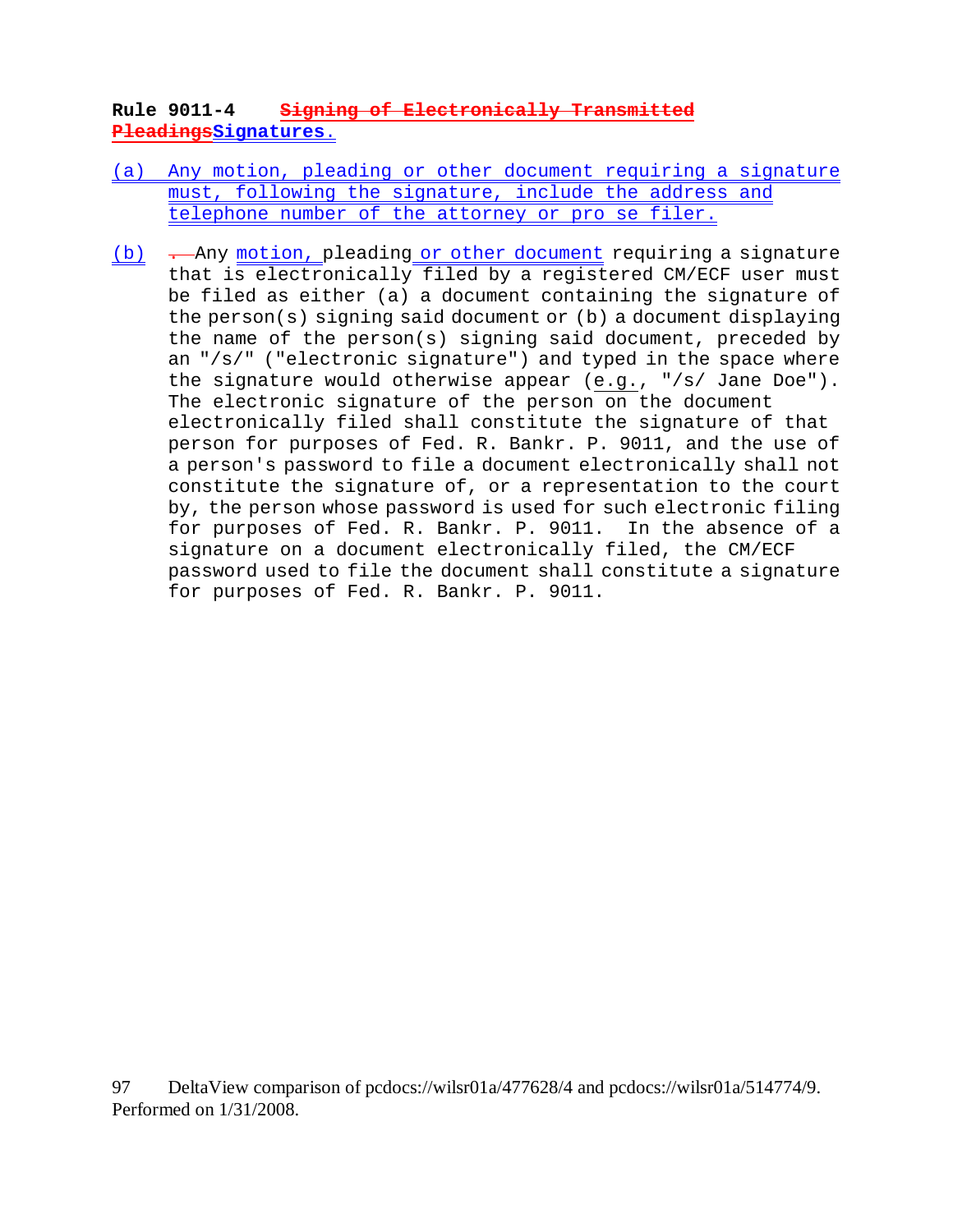**Rule 9011-4 ~~Signing of Electronically Transmitted Pleadings~~Signatures.**

(a) Any motion, pleading or other document requiring a signature must, following the signature, include the address and telephone number of the attorney or pro se filer.

(b) ~~.~~ Any motion, pleading or other document requiring a signature that is electronically filed by a registered CM/ECF user must be filed as either (a) a document containing the signature of the person(s) signing said document or (b) a document displaying the name of the person(s) signing said document, preceded by an "/s/" ("electronic signature") and typed in the space where the signature would otherwise appear (e.g., "/s/ Jane Doe"). The electronic signature of the person on the document electronically filed shall constitute the signature of that person for purposes of Fed. R. Bankr. P. 9011, and the use of a person's password to file a document electronically shall not constitute the signature of, or a representation to the court by, the person whose password is used for such electronic filing for purposes of Fed. R. Bankr. P. 9011. In the absence of a signature on a document electronically filed, the CM/ECF password used to file the document shall constitute a signature for purposes of Fed. R. Bankr. P. 9011.

DeltaView comparison of pcdocs://wilsr01a/477628/4 and pcdocs://wilsr01a/514774/9. Performed on 1/31/2008.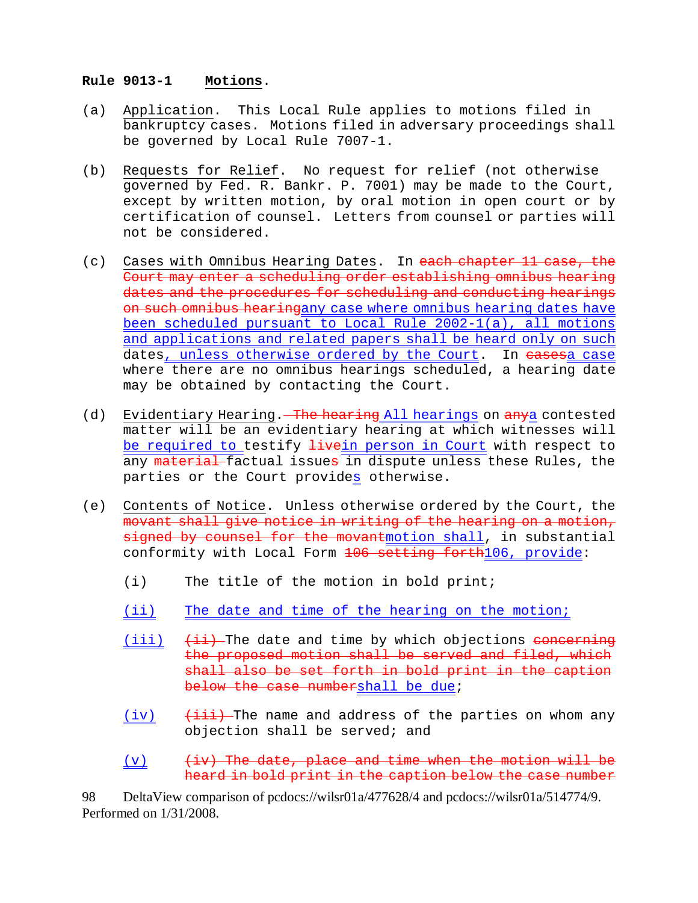**Rule 9013-1 Motions.**

(a) Application. This Local Rule applies to motions filed in bankruptcy cases. Motions filed in adversary proceedings shall be governed by Local Rule 7007-1.

(b) Requests for Relief. No request for relief (not otherwise governed by Fed. R. Bankr. P. 7001) may be made to the Court, except by written motion, by oral motion in open court or by certification of counsel. Letters from counsel or parties will not be considered.

(c) Cases with Omnibus Hearing Dates. In ~~each chapter 11 case, the Court may enter a scheduling order establishing omnibus hearing dates and the procedures for scheduling and conducting hearings on such omnibus hearing~~any case where omnibus hearing dates have been scheduled pursuant to Local Rule 2002-1(a), all motions and applications and related papers shall be heard only on such dates, unless otherwise ordered by the Court. In ~~cases~~a case where there are no omnibus hearings scheduled, a hearing date may be obtained by contacting the Court.

(d) Evidentiary Hearing. ~~The hearing~~ All hearings on ~~any~~a contested matter will be an evidentiary hearing at which witnesses will be required to testify ~~live~~in person in Court with respect to any ~~material~~ factual issue~~s~~ in dispute unless these Rules, the parties or the Court provides otherwise.

(e) Contents of Notice. Unless otherwise ordered by the Court, the ~~movant shall give notice in writing of the hearing on a motion, signed by counsel for the movant~~motion shall, in substantial conformity with Local Form ~~106 setting forth~~106, provide:

(i) The title of the motion in bold print;

(ii) The date and time of the hearing on the motion;

(iii) ~~(ii)~~ The date and time by which objections ~~concerning the proposed motion shall be served and filed, which shall also be set forth in bold print in the caption below the case number~~shall be due;

(iv) ~~(iii)~~ The name and address of the parties on whom any objection shall be served; and

(v) ~~(iv) The date, place and time when the motion will be heard in bold print in the caption below the case number~~

DeltaView comparison of pcdocs://wilsr01a/477628/4 and pcdocs://wilsr01a/514774/9. Performed on 1/31/2008.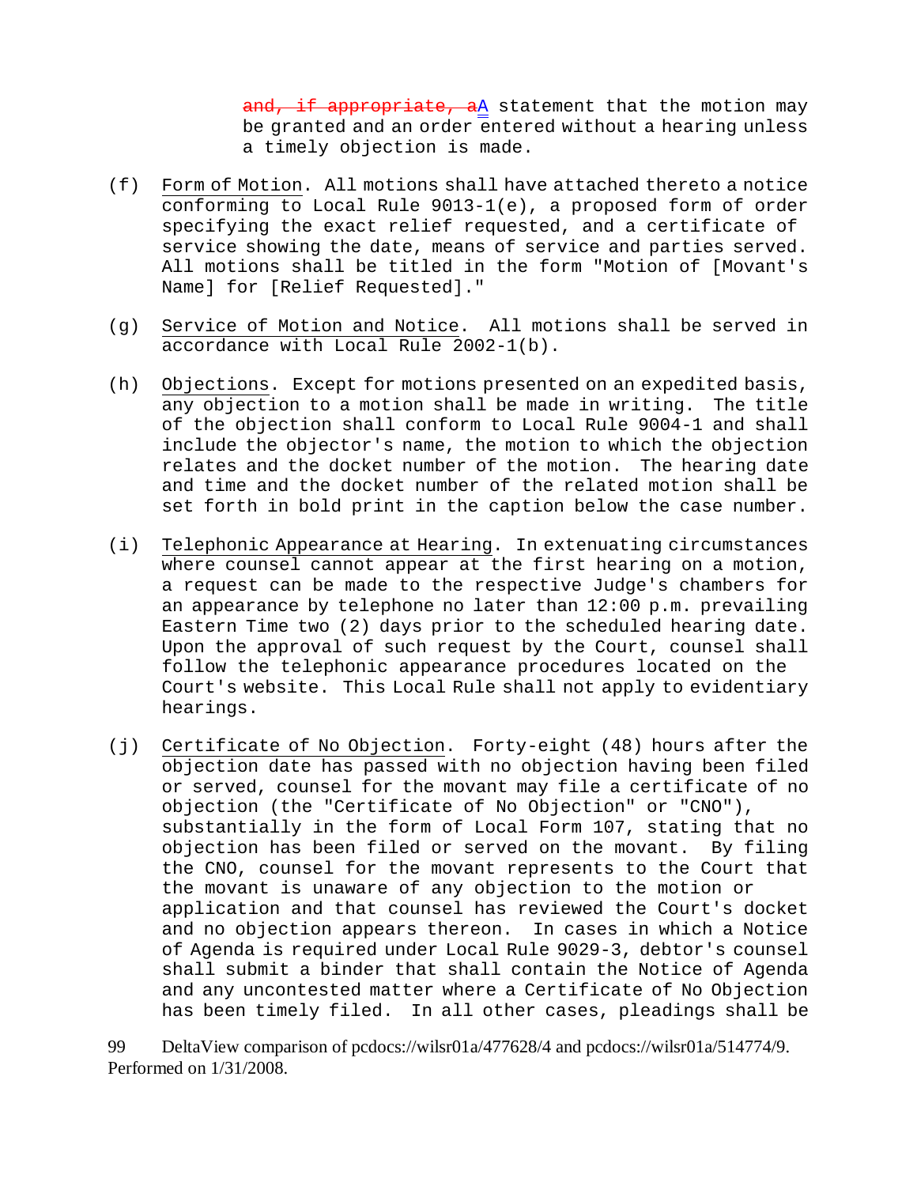~~and, if appropriate, a~~A statement that the motion may be granted and an order entered without a hearing unless a timely objection is made.

(f) Form of Motion. All motions shall have attached thereto a notice conforming to Local Rule 9013-1(e), a proposed form of order specifying the exact relief requested, and a certificate of service showing the date, means of service and parties served. All motions shall be titled in the form "Motion of [Movant's Name] for [Relief Requested]."

(g) Service of Motion and Notice. All motions shall be served in accordance with Local Rule 2002-1(b).

(h) Objections. Except for motions presented on an expedited basis, any objection to a motion shall be made in writing. The title of the objection shall conform to Local Rule 9004-1 and shall include the objector's name, the motion to which the objection relates and the docket number of the motion. The hearing date and time and the docket number of the related motion shall be set forth in bold print in the caption below the case number.

(i) Telephonic Appearance at Hearing. In extenuating circumstances where counsel cannot appear at the first hearing on a motion, a request can be made to the respective Judge's chambers for an appearance by telephone no later than 12:00 p.m. prevailing Eastern Time two (2) days prior to the scheduled hearing date. Upon the approval of such request by the Court, counsel shall follow the telephonic appearance procedures located on the Court's website. This Local Rule shall not apply to evidentiary hearings.

(j) Certificate of No Objection. Forty-eight (48) hours after the objection date has passed with no objection having been filed or served, counsel for the movant may file a certificate of no objection (the "Certificate of No Objection" or "CNO"), substantially in the form of Local Form 107, stating that no objection has been filed or served on the movant. By filing the CNO, counsel for the movant represents to the Court that the movant is unaware of any objection to the motion or application and that counsel has reviewed the Court's docket and no objection appears thereon. In cases in which a Notice of Agenda is required under Local Rule 9029-3, debtor's counsel shall submit a binder that shall contain the Notice of Agenda and any uncontested matter where a Certificate of No Objection has been timely filed. In all other cases, pleadings shall be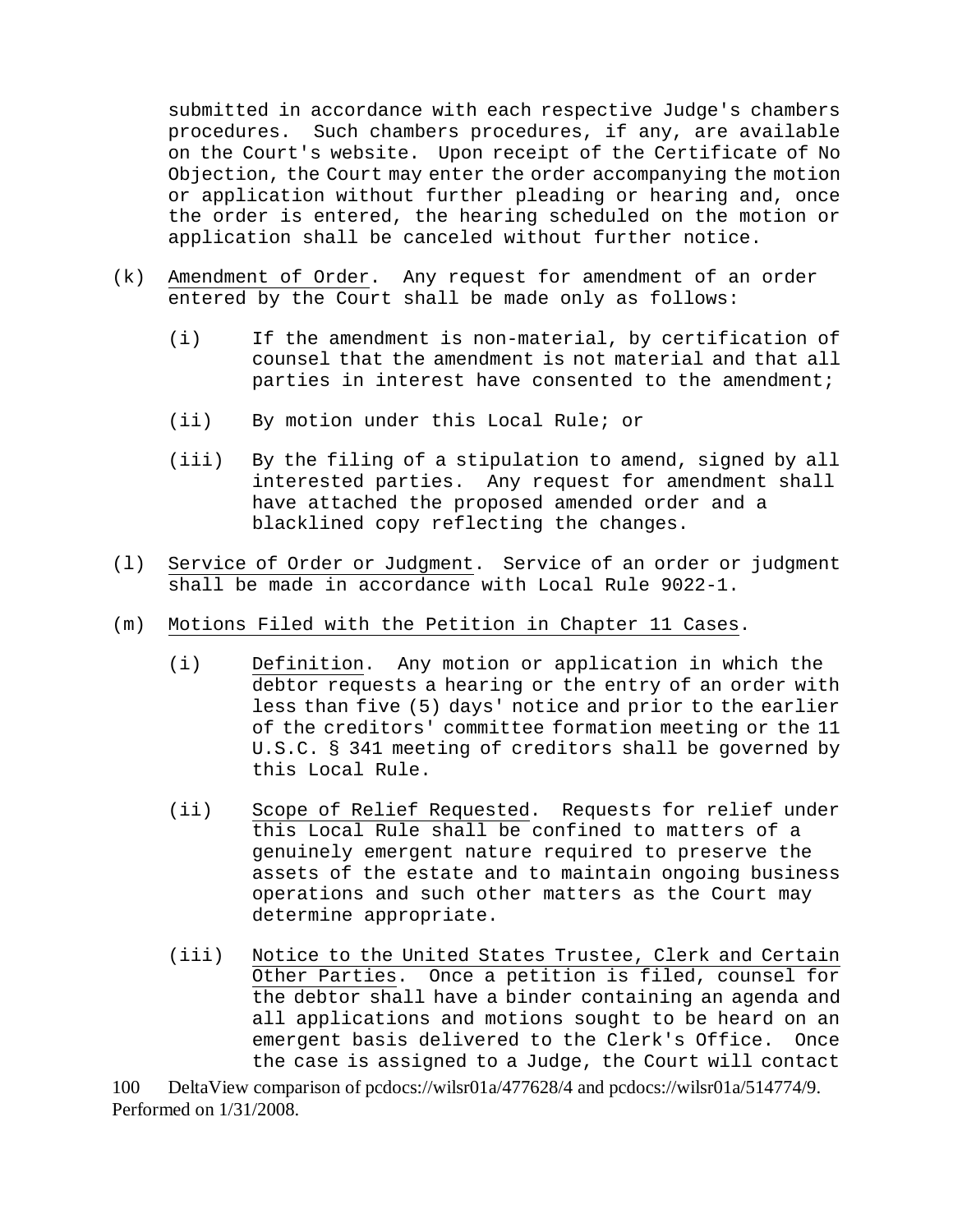submitted in accordance with each respective Judge's chambers procedures. Such chambers procedures, if any, are available on the Court's website. Upon receipt of the Certificate of No Objection, the Court may enter the order accompanying the motion or application without further pleading or hearing and, once the order is entered, the hearing scheduled on the motion or application shall be canceled without further notice.

(k) Amendment of Order. Any request for amendment of an order entered by the Court shall be made only as follows:

(i) If the amendment is non-material, by certification of counsel that the amendment is not material and that all parties in interest have consented to the amendment;

(ii) By motion under this Local Rule; or

(iii) By the filing of a stipulation to amend, signed by all interested parties. Any request for amendment shall have attached the proposed amended order and a blacklined copy reflecting the changes.

(l) Service of Order or Judgment. Service of an order or judgment shall be made in accordance with Local Rule 9022-1.

(m) Motions Filed with the Petition in Chapter 11 Cases.

(i) Definition. Any motion or application in which the debtor requests a hearing or the entry of an order with less than five (5) days' notice and prior to the earlier of the creditors' committee formation meeting or the 11 U.S.C. § 341 meeting of creditors shall be governed by this Local Rule.

(ii) Scope of Relief Requested. Requests for relief under this Local Rule shall be confined to matters of a genuinely emergent nature required to preserve the assets of the estate and to maintain ongoing business operations and such other matters as the Court may determine appropriate.

(iii) Notice to the United States Trustee, Clerk and Certain Other Parties. Once a petition is filed, counsel for the debtor shall have a binder containing an agenda and all applications and motions sought to be heard on an emergent basis delivered to the Clerk's Office. Once the case is assigned to a Judge, the Court will contact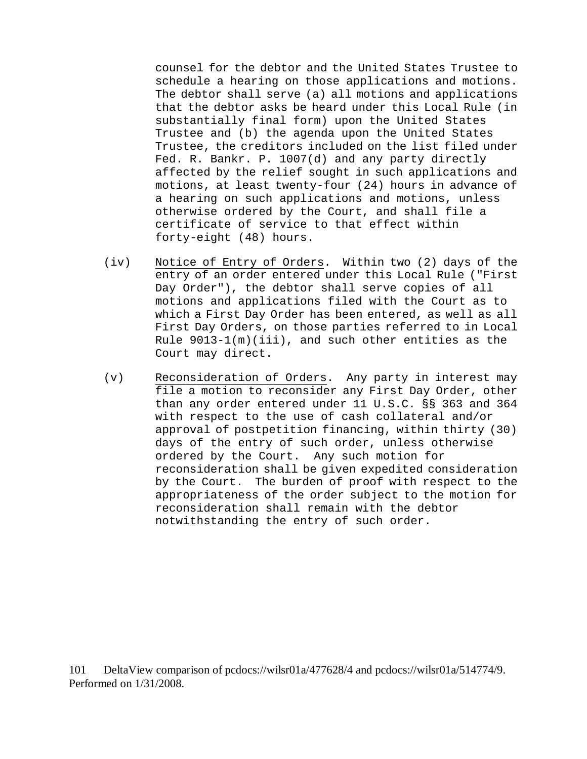counsel for the debtor and the United States Trustee to schedule a hearing on those applications and motions. The debtor shall serve (a) all motions and applications that the debtor asks be heard under this Local Rule (in substantially final form) upon the United States Trustee and (b) the agenda upon the United States Trustee, the creditors included on the list filed under Fed. R. Bankr. P. 1007(d) and any party directly affected by the relief sought in such applications and motions, at least twenty-four (24) hours in advance of a hearing on such applications and motions, unless otherwise ordered by the Court, and shall file a certificate of service to that effect within forty-eight (48) hours.

(iv) Notice of Entry of Orders. Within two (2) days of the entry of an order entered under this Local Rule ("First Day Order"), the debtor shall serve copies of all motions and applications filed with the Court as to which a First Day Order has been entered, as well as all First Day Orders, on those parties referred to in Local Rule 9013-1(m)(iii), and such other entities as the Court may direct.

(v) Reconsideration of Orders. Any party in interest may file a motion to reconsider any First Day Order, other than any order entered under 11 U.S.C. §§ 363 and 364 with respect to the use of cash collateral and/or approval of postpetition financing, within thirty (30) days of the entry of such order, unless otherwise ordered by the Court. Any such motion for reconsideration shall be given expedited consideration by the Court. The burden of proof with respect to the appropriateness of the order subject to the motion for reconsideration shall remain with the debtor notwithstanding the entry of such order.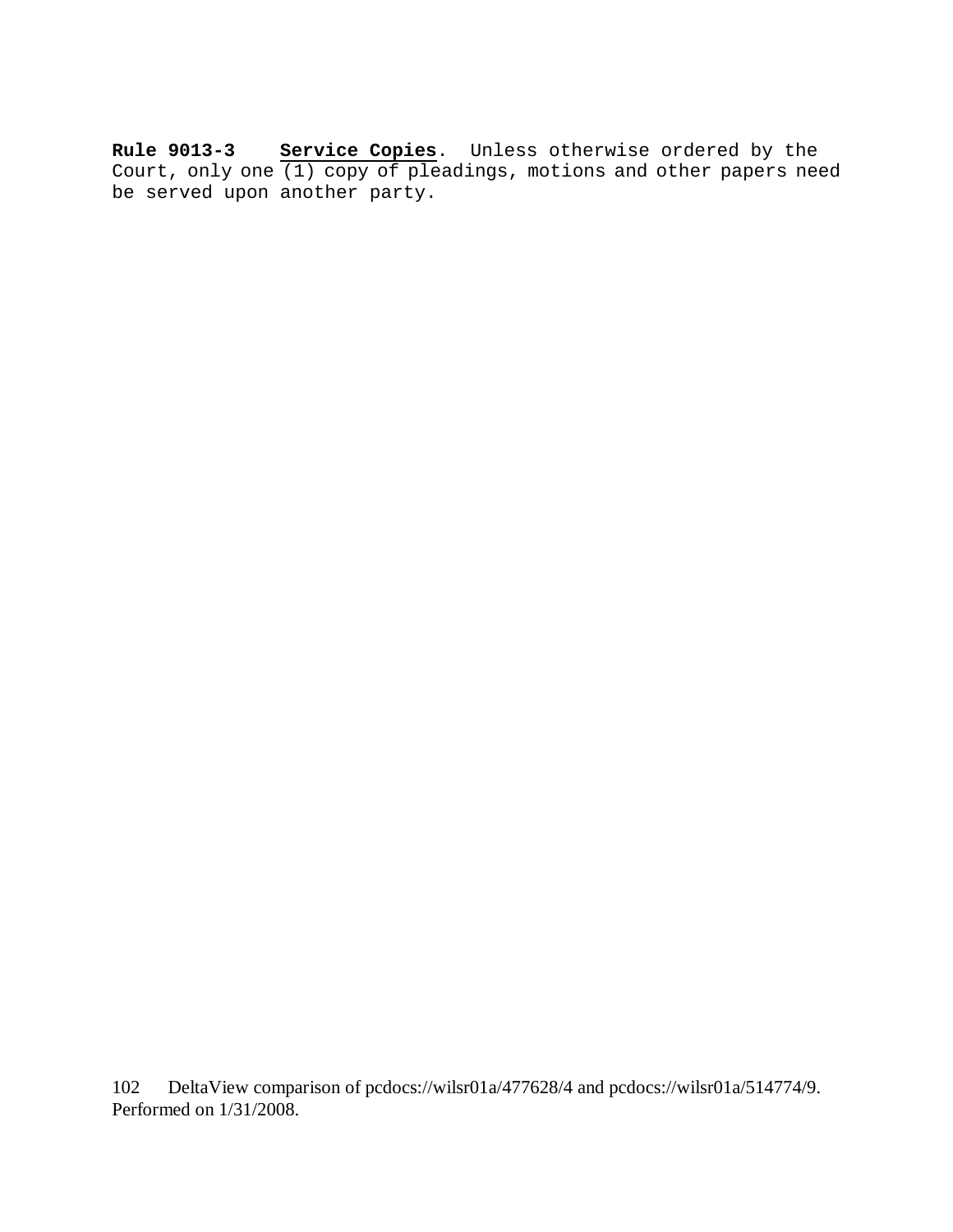**Rule 9013-3** <u>**Service Copies**</u>. Unless otherwise ordered by the Court, only one (1) copy of pleadings, motions and other papers need be served upon another party.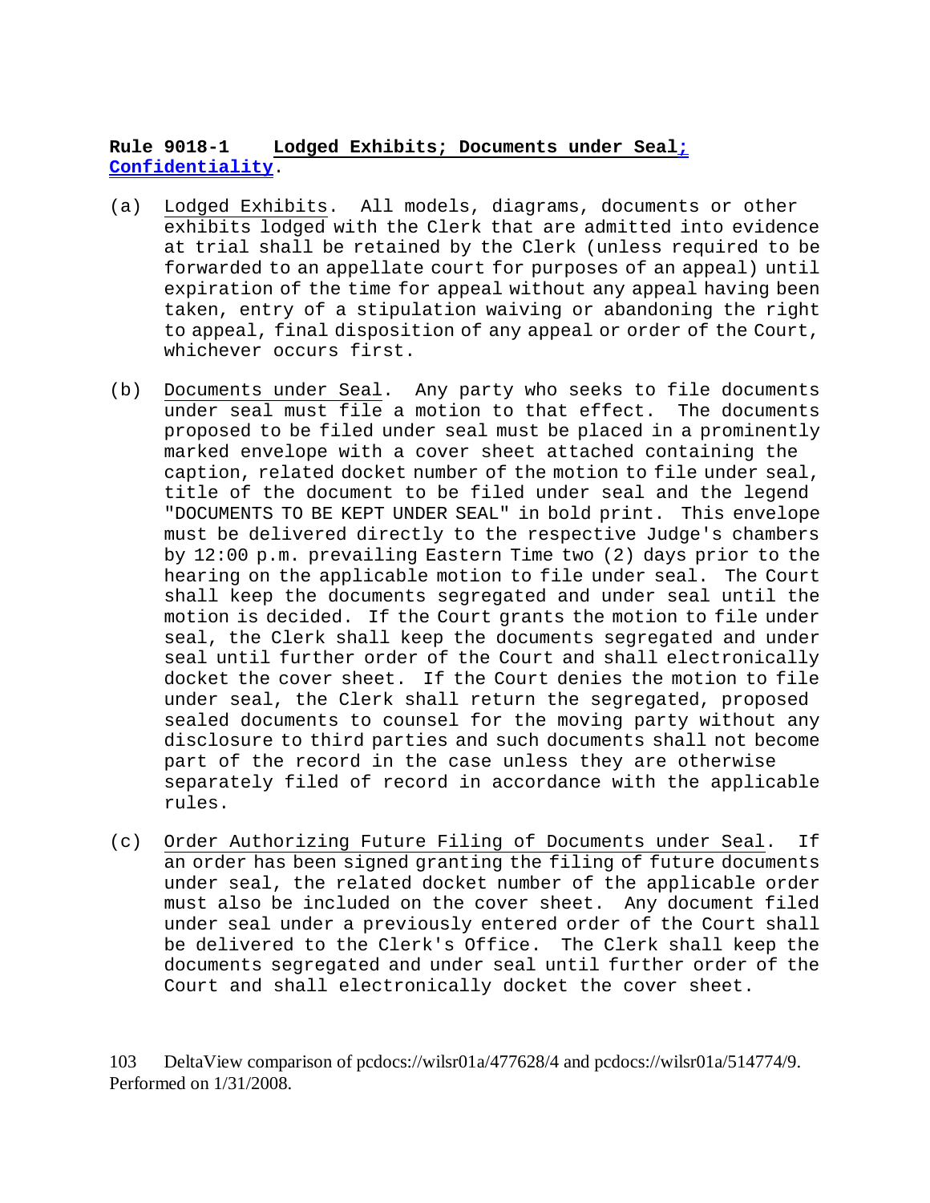**Rule 9018-1 Lodged Exhibits; Documents under Seal; Confidentiality.**

(a) Lodged Exhibits. All models, diagrams, documents or other exhibits lodged with the Clerk that are admitted into evidence at trial shall be retained by the Clerk (unless required to be forwarded to an appellate court for purposes of an appeal) until expiration of the time for appeal without any appeal having been taken, entry of a stipulation waiving or abandoning the right to appeal, final disposition of any appeal or order of the Court, whichever occurs first.

(b) Documents under Seal. Any party who seeks to file documents under seal must file a motion to that effect. The documents proposed to be filed under seal must be placed in a prominently marked envelope with a cover sheet attached containing the caption, related docket number of the motion to file under seal, title of the document to be filed under seal and the legend "DOCUMENTS TO BE KEPT UNDER SEAL" in bold print. This envelope must be delivered directly to the respective Judge's chambers by 12:00 p.m. prevailing Eastern Time two (2) days prior to the hearing on the applicable motion to file under seal. The Court shall keep the documents segregated and under seal until the motion is decided. If the Court grants the motion to file under seal, the Clerk shall keep the documents segregated and under seal until further order of the Court and shall electronically docket the cover sheet. If the Court denies the motion to file under seal, the Clerk shall return the segregated, proposed sealed documents to counsel for the moving party without any disclosure to third parties and such documents shall not become part of the record in the case unless they are otherwise separately filed of record in accordance with the applicable rules.

(c) Order Authorizing Future Filing of Documents under Seal. If an order has been signed granting the filing of future documents under seal, the related docket number of the applicable order must also be included on the cover sheet. Any document filed under seal under a previously entered order of the Court shall be delivered to the Clerk's Office. The Clerk shall keep the documents segregated and under seal until further order of the Court and shall electronically docket the cover sheet.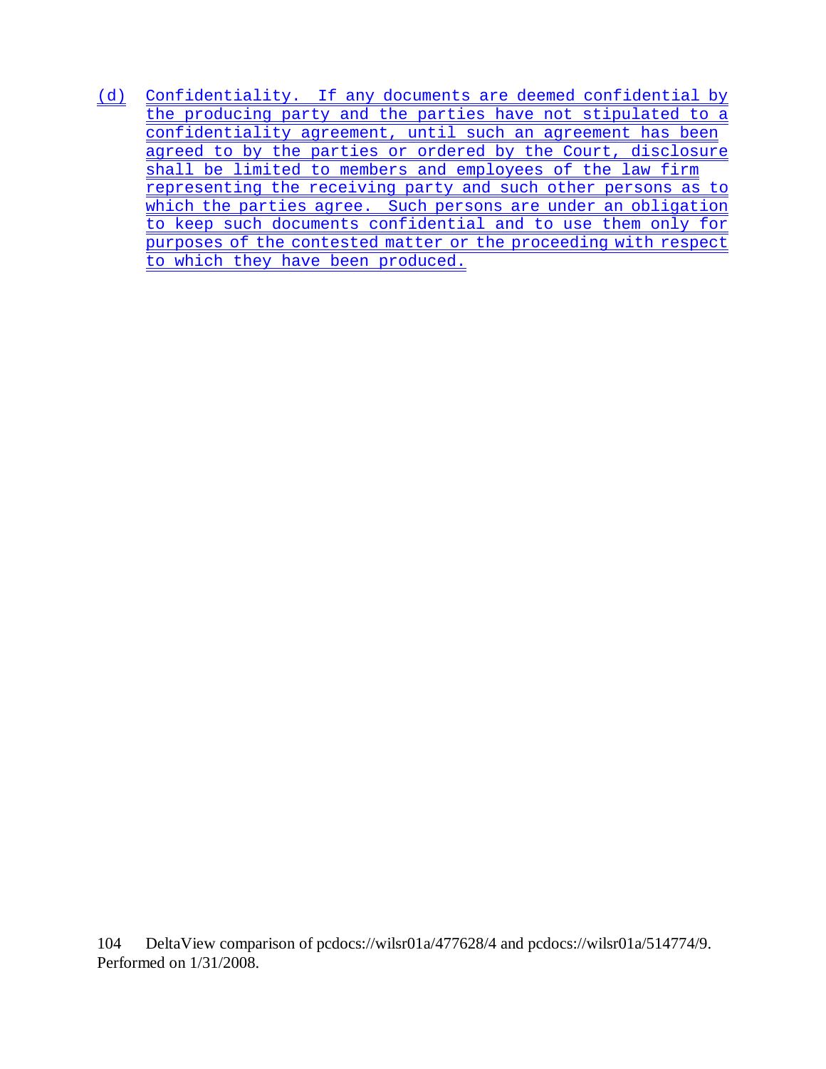(d) Confidentiality. If any documents are deemed confidential by the producing party and the parties have not stipulated to a confidentiality agreement, until such an agreement has been agreed to by the parties or ordered by the Court, disclosure shall be limited to members and employees of the law firm representing the receiving party and such other persons as to which the parties agree. Such persons are under an obligation to keep such documents confidential and to use them only for purposes of the contested matter or the proceeding with respect to which they have been produced.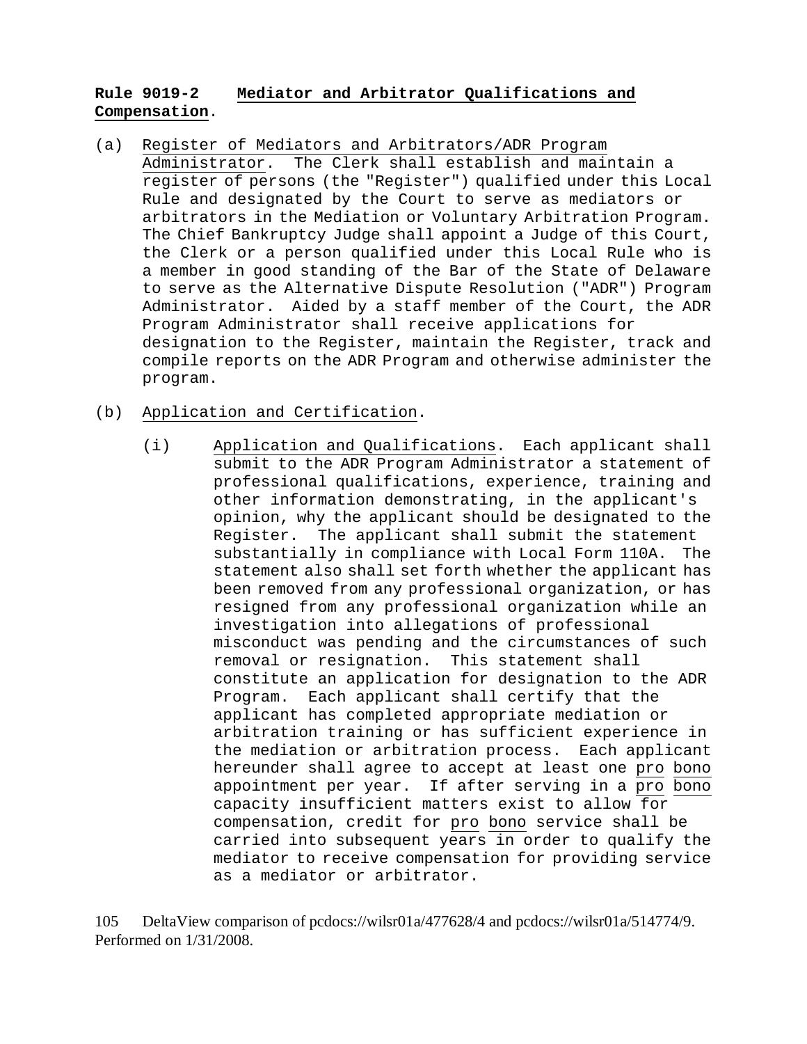**Rule 9019-2 Mediator and Arbitrator Qualifications and Compensation.**

(a) Register of Mediators and Arbitrators/ADR Program Administrator. The Clerk shall establish and maintain a register of persons (the "Register") qualified under this Local Rule and designated by the Court to serve as mediators or arbitrators in the Mediation or Voluntary Arbitration Program. The Chief Bankruptcy Judge shall appoint a Judge of this Court, the Clerk or a person qualified under this Local Rule who is a member in good standing of the Bar of the State of Delaware to serve as the Alternative Dispute Resolution ("ADR") Program Administrator. Aided by a staff member of the Court, the ADR Program Administrator shall receive applications for designation to the Register, maintain the Register, track and compile reports on the ADR Program and otherwise administer the program.

(b) Application and Certification.

(i) Application and Qualifications. Each applicant shall submit to the ADR Program Administrator a statement of professional qualifications, experience, training and other information demonstrating, in the applicant's opinion, why the applicant should be designated to the Register. The applicant shall submit the statement substantially in compliance with Local Form 110A. The statement also shall set forth whether the applicant has been removed from any professional organization, or has resigned from any professional organization while an investigation into allegations of professional misconduct was pending and the circumstances of such removal or resignation. This statement shall constitute an application for designation to the ADR Program. Each applicant shall certify that the applicant has completed appropriate mediation or arbitration training or has sufficient experience in the mediation or arbitration process. Each applicant hereunder shall agree to accept at least one pro bono appointment per year. If after serving in a pro bono capacity insufficient matters exist to allow for compensation, credit for pro bono service shall be carried into subsequent years in order to qualify the mediator to receive compensation for providing service as a mediator or arbitrator.

105 DeltaView comparison of pcdocs://wilsr01a/477628/4 and pcdocs://wilsr01a/514774/9. Performed on 1/31/2008.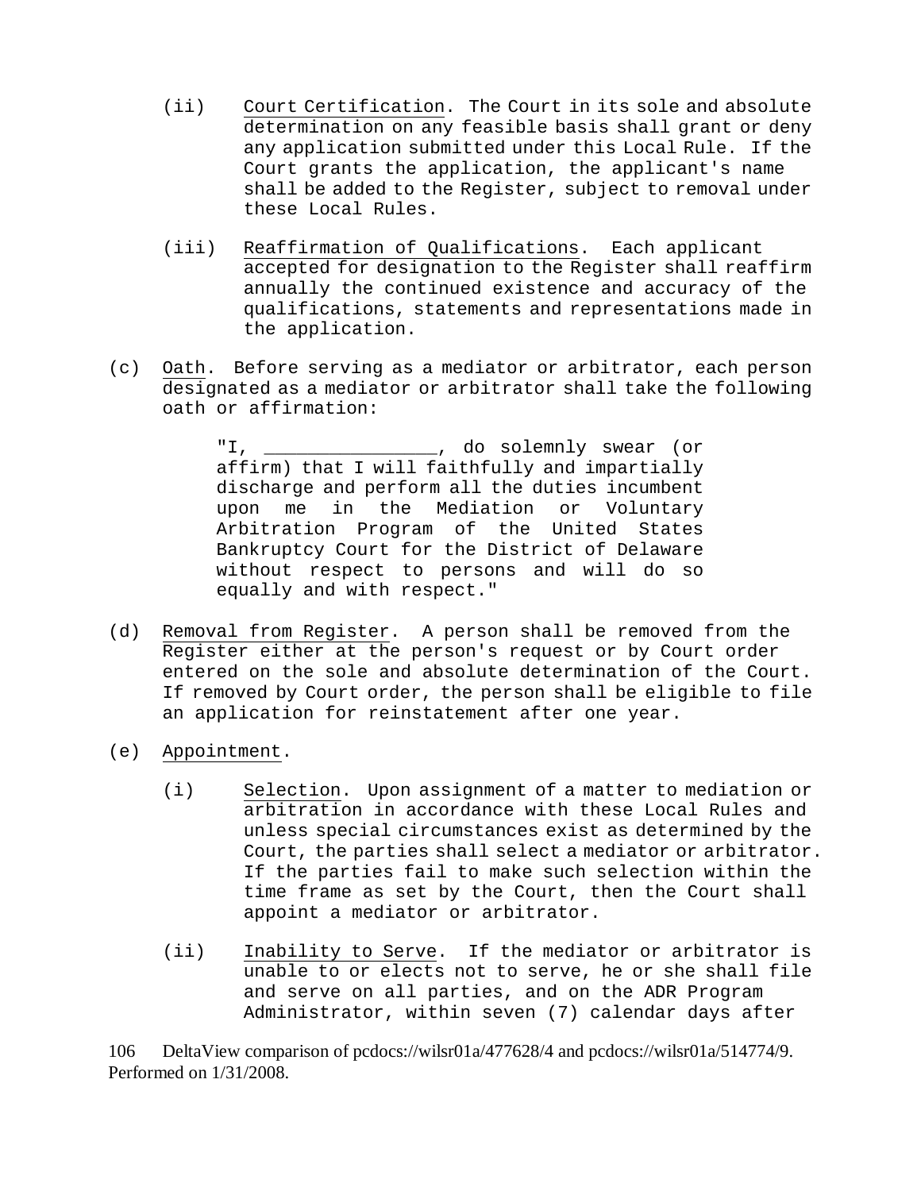(ii) Court Certification. The Court in its sole and absolute determination on any feasible basis shall grant or deny any application submitted under this Local Rule. If the Court grants the application, the applicant's name shall be added to the Register, subject to removal under these Local Rules.

(iii) Reaffirmation of Qualifications. Each applicant accepted for designation to the Register shall reaffirm annually the continued existence and accuracy of the qualifications, statements and representations made in the application.

(c) Oath. Before serving as a mediator or arbitrator, each person designated as a mediator or arbitrator shall take the following oath or affirmation:

> "I, ________________, do solemnly swear (or affirm) that I will faithfully and impartially discharge and perform all the duties incumbent upon me in the Mediation or Voluntary Arbitration Program of the United States Bankruptcy Court for the District of Delaware without respect to persons and will do so equally and with respect."

(d) Removal from Register. A person shall be removed from the Register either at the person's request or by Court order entered on the sole and absolute determination of the Court. If removed by Court order, the person shall be eligible to file an application for reinstatement after one year.

(e) Appointment.

(i) Selection. Upon assignment of a matter to mediation or arbitration in accordance with these Local Rules and unless special circumstances exist as determined by the Court, the parties shall select a mediator or arbitrator. If the parties fail to make such selection within the time frame as set by the Court, then the Court shall appoint a mediator or arbitrator.

(ii) Inability to Serve. If the mediator or arbitrator is unable to or elects not to serve, he or she shall file and serve on all parties, and on the ADR Program Administrator, within seven (7) calendar days after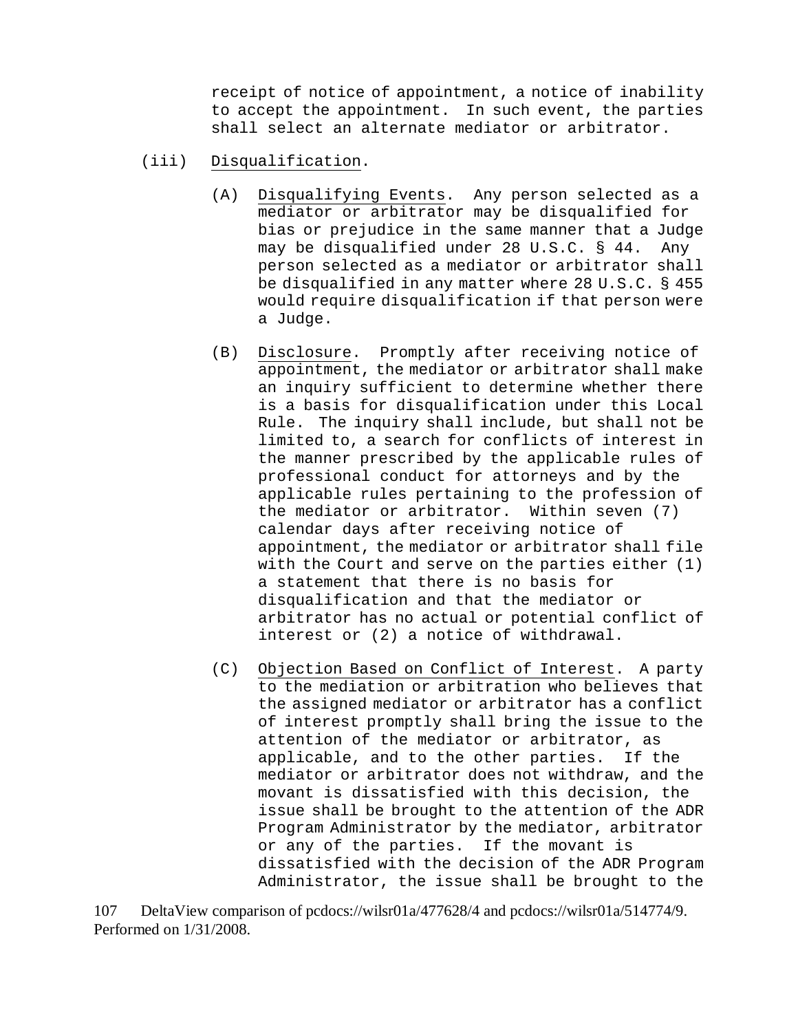receipt of notice of appointment, a notice of inability to accept the appointment. In such event, the parties shall select an alternate mediator or arbitrator.

(iii) Disqualification.

(A) Disqualifying Events. Any person selected as a mediator or arbitrator may be disqualified for bias or prejudice in the same manner that a Judge may be disqualified under 28 U.S.C. § 44. Any person selected as a mediator or arbitrator shall be disqualified in any matter where 28 U.S.C. § 455 would require disqualification if that person were a Judge.

(B) Disclosure. Promptly after receiving notice of appointment, the mediator or arbitrator shall make an inquiry sufficient to determine whether there is a basis for disqualification under this Local Rule. The inquiry shall include, but shall not be limited to, a search for conflicts of interest in the manner prescribed by the applicable rules of professional conduct for attorneys and by the applicable rules pertaining to the profession of the mediator or arbitrator. Within seven (7) calendar days after receiving notice of appointment, the mediator or arbitrator shall file with the Court and serve on the parties either (1) a statement that there is no basis for disqualification and that the mediator or arbitrator has no actual or potential conflict of interest or (2) a notice of withdrawal.

(C) Objection Based on Conflict of Interest. A party to the mediation or arbitration who believes that the assigned mediator or arbitrator has a conflict of interest promptly shall bring the issue to the attention of the mediator or arbitrator, as applicable, and to the other parties. If the mediator or arbitrator does not withdraw, and the movant is dissatisfied with this decision, the issue shall be brought to the attention of the ADR Program Administrator by the mediator, arbitrator or any of the parties. If the movant is dissatisfied with the decision of the ADR Program Administrator, the issue shall be brought to the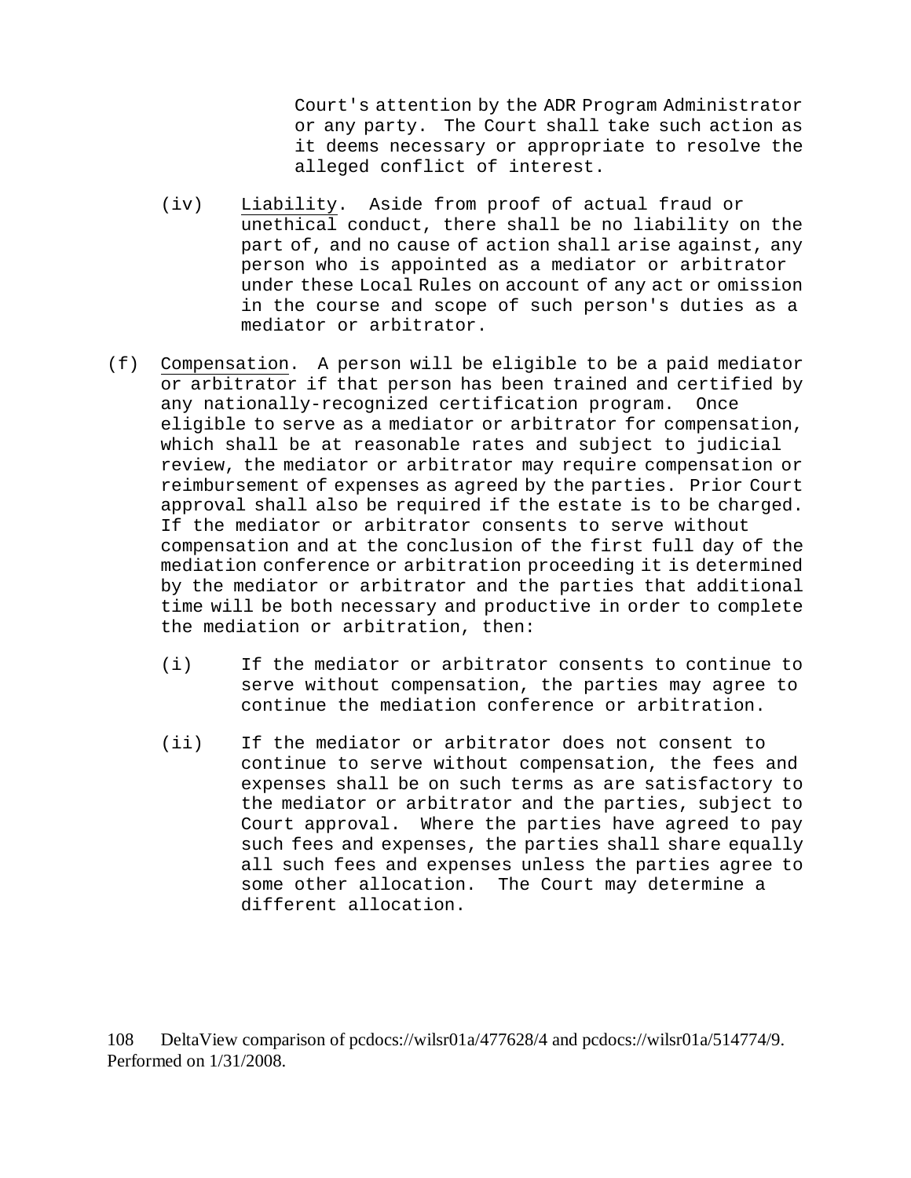Court's attention by the ADR Program Administrator or any party. The Court shall take such action as it deems necessary or appropriate to resolve the alleged conflict of interest.

(iv) Liability. Aside from proof of actual fraud or unethical conduct, there shall be no liability on the part of, and no cause of action shall arise against, any person who is appointed as a mediator or arbitrator under these Local Rules on account of any act or omission in the course and scope of such person's duties as a mediator or arbitrator.

(f) Compensation. A person will be eligible to be a paid mediator or arbitrator if that person has been trained and certified by any nationally-recognized certification program. Once eligible to serve as a mediator or arbitrator for compensation, which shall be at reasonable rates and subject to judicial review, the mediator or arbitrator may require compensation or reimbursement of expenses as agreed by the parties. Prior Court approval shall also be required if the estate is to be charged. If the mediator or arbitrator consents to serve without compensation and at the conclusion of the first full day of the mediation conference or arbitration proceeding it is determined by the mediator or arbitrator and the parties that additional time will be both necessary and productive in order to complete the mediation or arbitration, then:

(i) If the mediator or arbitrator consents to continue to serve without compensation, the parties may agree to continue the mediation conference or arbitration.

(ii) If the mediator or arbitrator does not consent to continue to serve without compensation, the fees and expenses shall be on such terms as are satisfactory to the mediator or arbitrator and the parties, subject to Court approval. Where the parties have agreed to pay such fees and expenses, the parties shall share equally all such fees and expenses unless the parties agree to some other allocation. The Court may determine a different allocation.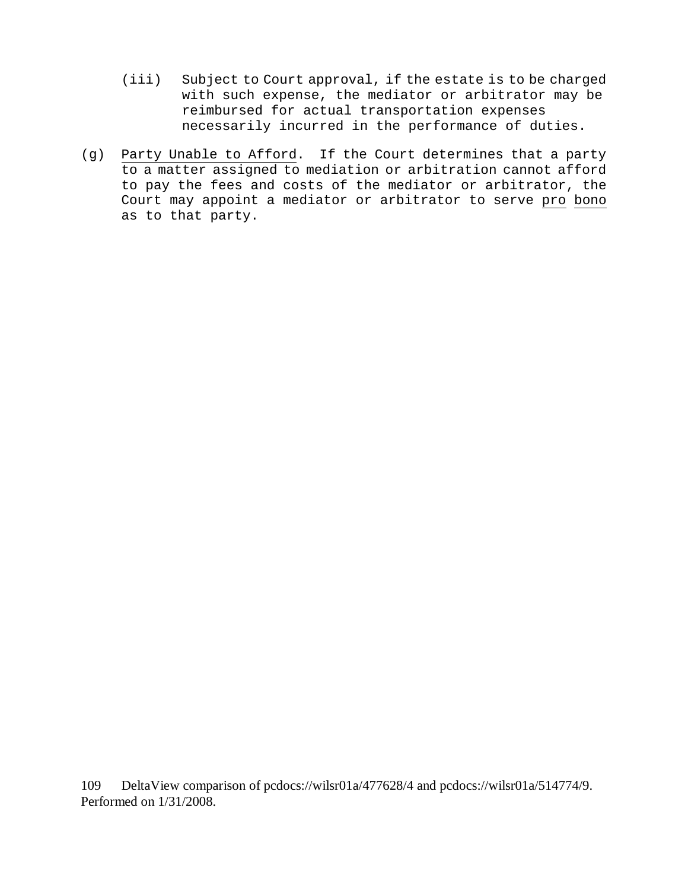(iii) Subject to Court approval, if the estate is to be charged with such expense, the mediator or arbitrator may be reimbursed for actual transportation expenses necessarily incurred in the performance of duties.

(g) Party Unable to Afford. If the Court determines that a party to a matter assigned to mediation or arbitration cannot afford to pay the fees and costs of the mediator or arbitrator, the Court may appoint a mediator or arbitrator to serve *pro bono* as to that party.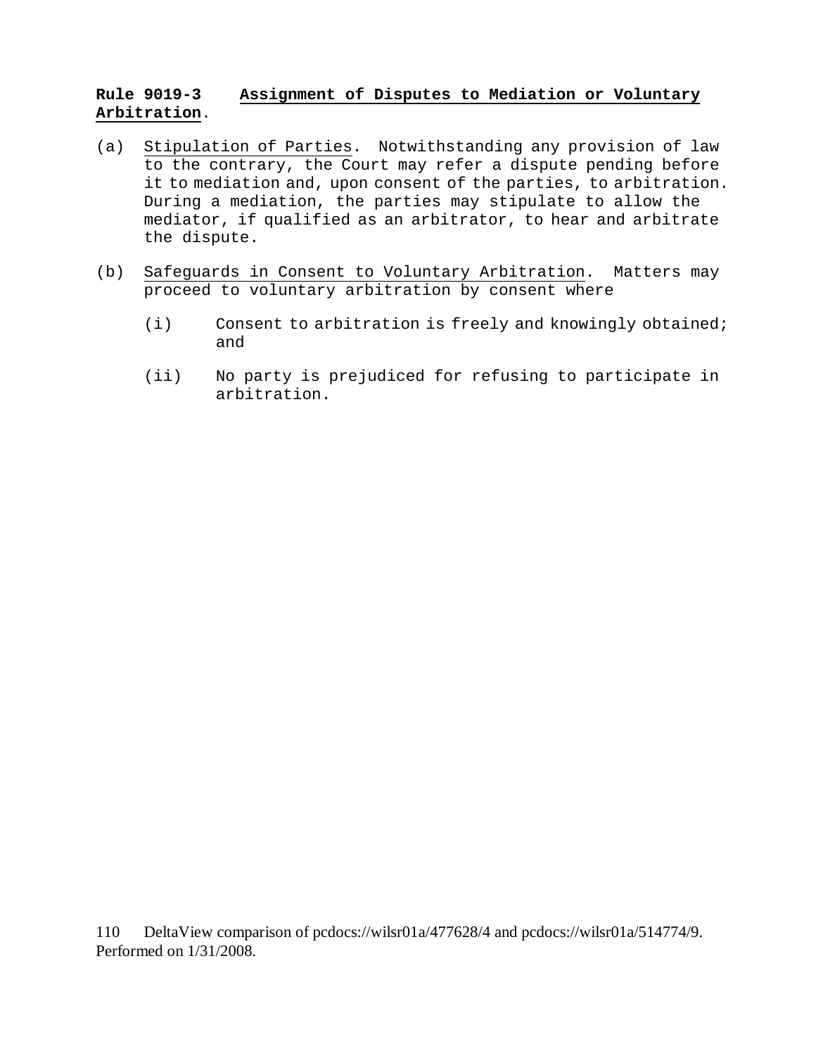**Rule 9019-3 Assignment of Disputes to Mediation or Voluntary Arbitration.**

(a) Stipulation of Parties. Notwithstanding any provision of law to the contrary, the Court may refer a dispute pending before it to mediation and, upon consent of the parties, to arbitration. During a mediation, the parties may stipulate to allow the mediator, if qualified as an arbitrator, to hear and arbitrate the dispute.

(b) Safeguards in Consent to Voluntary Arbitration. Matters may proceed to voluntary arbitration by consent where

(i) Consent to arbitration is freely and knowingly obtained; and

(ii) No party is prejudiced for refusing to participate in arbitration.

110 DeltaView comparison of pcdocs://wilsr01a/477628/4 and pcdocs://wilsr01a/514774/9. Performed on 1/31/2008.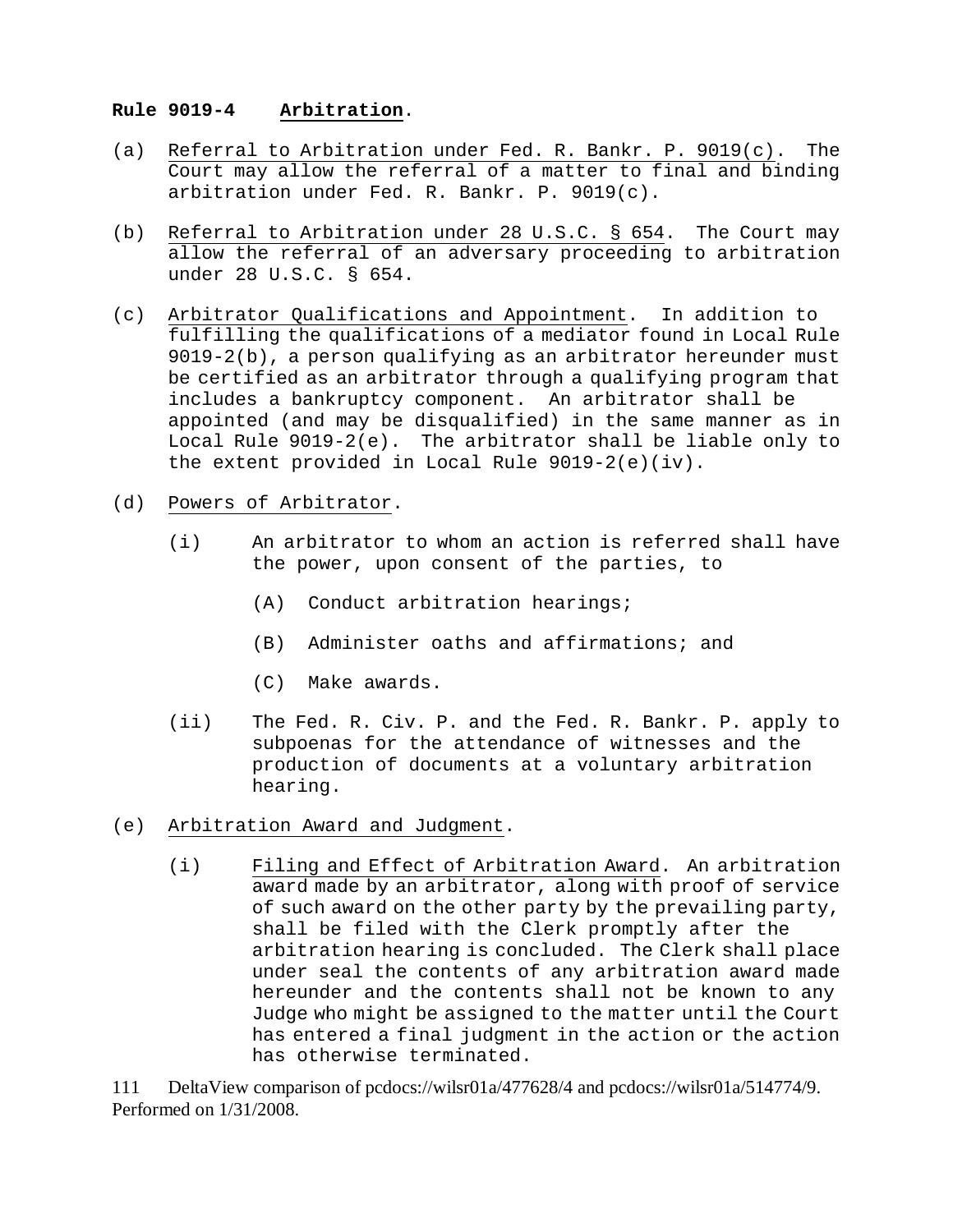**Rule 9019-4 Arbitration.**

(a) Referral to Arbitration under Fed. R. Bankr. P. 9019(c). The Court may allow the referral of a matter to final and binding arbitration under Fed. R. Bankr. P. 9019(c).

(b) Referral to Arbitration under 28 U.S.C. § 654. The Court may allow the referral of an adversary proceeding to arbitration under 28 U.S.C. § 654.

(c) Arbitrator Qualifications and Appointment. In addition to fulfilling the qualifications of a mediator found in Local Rule 9019-2(b), a person qualifying as an arbitrator hereunder must be certified as an arbitrator through a qualifying program that includes a bankruptcy component. An arbitrator shall be appointed (and may be disqualified) in the same manner as in Local Rule 9019-2(e). The arbitrator shall be liable only to the extent provided in Local Rule 9019-2(e)(iv).

(d) Powers of Arbitrator.

   (i) An arbitrator to whom an action is referred shall have the power, upon consent of the parties, to

      (A) Conduct arbitration hearings;

      (B) Administer oaths and affirmations; and

      (C) Make awards.

   (ii) The Fed. R. Civ. P. and the Fed. R. Bankr. P. apply to subpoenas for the attendance of witnesses and the production of documents at a voluntary arbitration hearing.

(e) Arbitration Award and Judgment.

   (i) Filing and Effect of Arbitration Award. An arbitration award made by an arbitrator, along with proof of service of such award on the other party by the prevailing party, shall be filed with the Clerk promptly after the arbitration hearing is concluded. The Clerk shall place under seal the contents of any arbitration award made hereunder and the contents shall not be known to any Judge who might be assigned to the matter until the Court has entered a final judgment in the action or the action has otherwise terminated.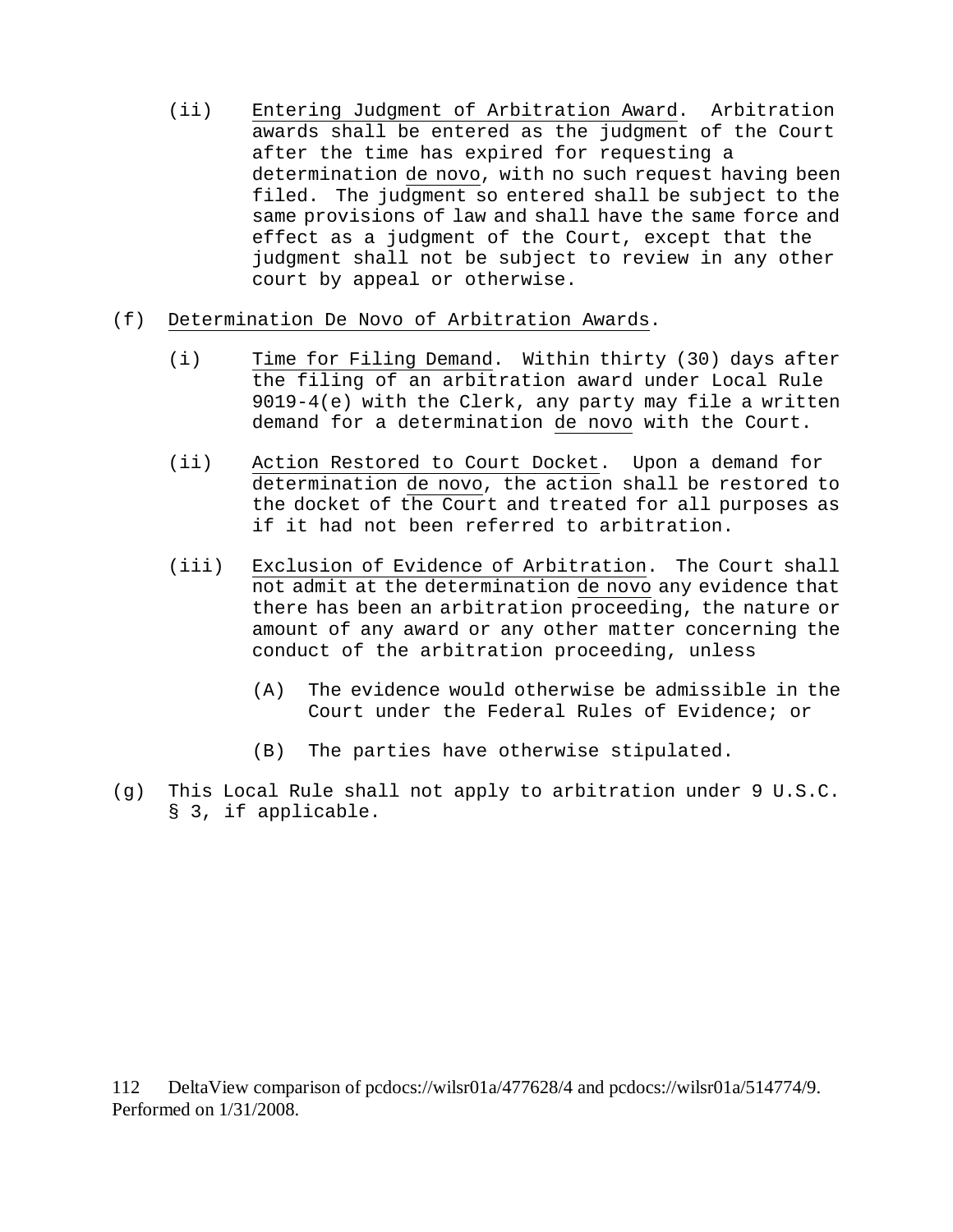(ii) Entering Judgment of Arbitration Award. Arbitration awards shall be entered as the judgment of the Court after the time has expired for requesting a determination de novo, with no such request having been filed. The judgment so entered shall be subject to the same provisions of law and shall have the same force and effect as a judgment of the Court, except that the judgment shall not be subject to review in any other court by appeal or otherwise.

(f) Determination De Novo of Arbitration Awards.

(i) Time for Filing Demand. Within thirty (30) days after the filing of an arbitration award under Local Rule 9019-4(e) with the Clerk, any party may file a written demand for a determination de novo with the Court.

(ii) Action Restored to Court Docket. Upon a demand for determination de novo, the action shall be restored to the docket of the Court and treated for all purposes as if it had not been referred to arbitration.

(iii) Exclusion of Evidence of Arbitration. The Court shall not admit at the determination de novo any evidence that there has been an arbitration proceeding, the nature or amount of any award or any other matter concerning the conduct of the arbitration proceeding, unless

(A) The evidence would otherwise be admissible in the Court under the Federal Rules of Evidence; or

(B) The parties have otherwise stipulated.

(g) This Local Rule shall not apply to arbitration under 9 U.S.C. § 3, if applicable.

112 DeltaView comparison of pcdocs://wilsr01a/477628/4 and pcdocs://wilsr01a/514774/9. Performed on 1/31/2008.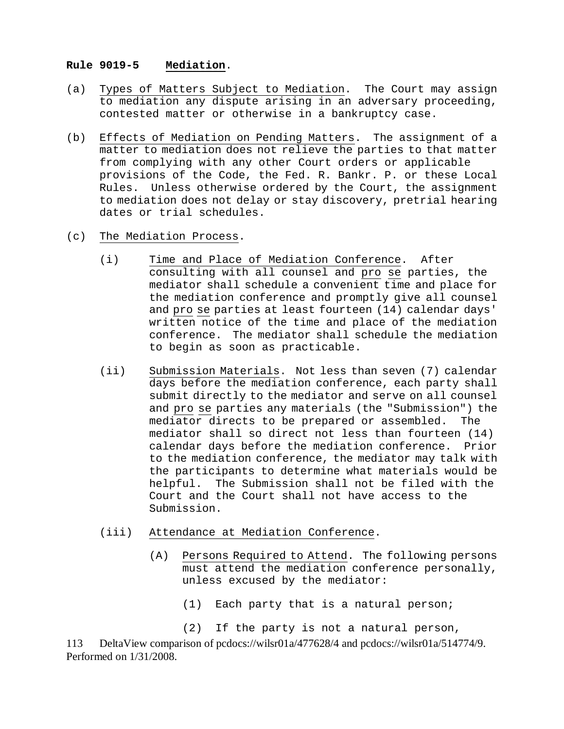**Rule 9019-5 Mediation.**

(a) Types of Matters Subject to Mediation. The Court may assign to mediation any dispute arising in an adversary proceeding, contested matter or otherwise in a bankruptcy case.

(b) Effects of Mediation on Pending Matters. The assignment of a matter to mediation does not relieve the parties to that matter from complying with any other Court orders or applicable provisions of the Code, the Fed. R. Bankr. P. or these Local Rules. Unless otherwise ordered by the Court, the assignment to mediation does not delay or stay discovery, pretrial hearing dates or trial schedules.

(c) The Mediation Process.

(i) Time and Place of Mediation Conference. After consulting with all counsel and pro se parties, the mediator shall schedule a convenient time and place for the mediation conference and promptly give all counsel and pro se parties at least fourteen (14) calendar days' written notice of the time and place of the mediation conference. The mediator shall schedule the mediation to begin as soon as practicable.

(ii) Submission Materials. Not less than seven (7) calendar days before the mediation conference, each party shall submit directly to the mediator and serve on all counsel and pro se parties any materials (the "Submission") the mediator directs to be prepared or assembled. The mediator shall so direct not less than fourteen (14) calendar days before the mediation conference. Prior to the mediation conference, the mediator may talk with the participants to determine what materials would be helpful. The Submission shall not be filed with the Court and the Court shall not have access to the Submission.

(iii) Attendance at Mediation Conference.

(A) Persons Required to Attend. The following persons must attend the mediation conference personally, unless excused by the mediator:

(1) Each party that is a natural person;

(2) If the party is not a natural person,

113 DeltaView comparison of pcdocs://wilsr01a/477628/4 and pcdocs://wilsr01a/514774/9. Performed on 1/31/2008.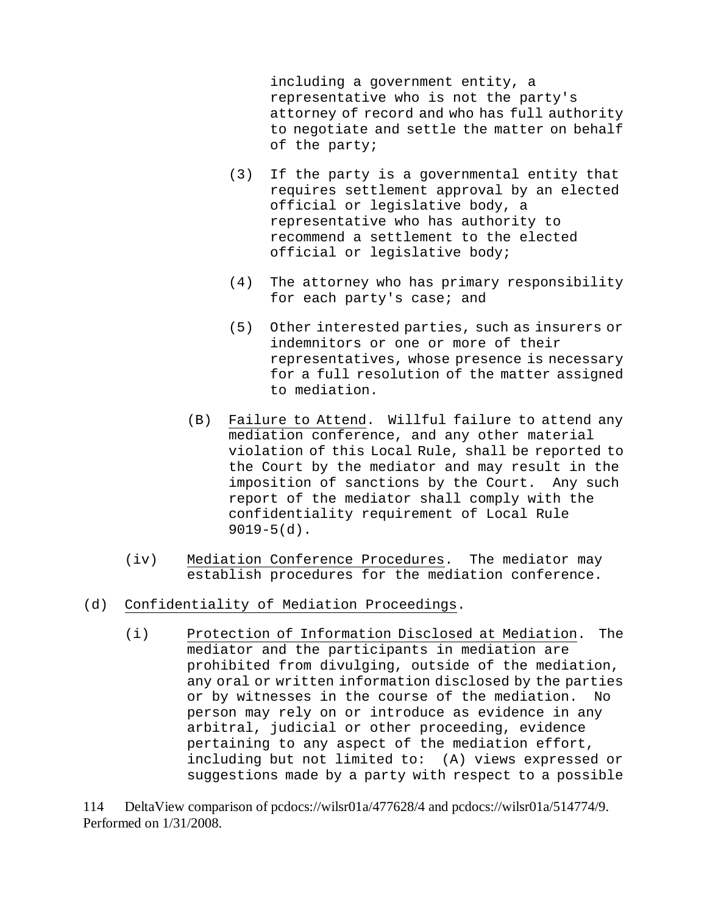including a government entity, a representative who is not the party's attorney of record and who has full authority to negotiate and settle the matter on behalf of the party;

(3) If the party is a governmental entity that requires settlement approval by an elected official or legislative body, a representative who has authority to recommend a settlement to the elected official or legislative body;

(4) The attorney who has primary responsibility for each party's case; and

(5) Other interested parties, such as insurers or indemnitors or one or more of their representatives, whose presence is necessary for a full resolution of the matter assigned to mediation.

(B) Failure to Attend. Willful failure to attend any mediation conference, and any other material violation of this Local Rule, shall be reported to the Court by the mediator and may result in the imposition of sanctions by the Court. Any such report of the mediator shall comply with the confidentiality requirement of Local Rule 9019-5(d).

(iv) Mediation Conference Procedures. The mediator may establish procedures for the mediation conference.

(d) Confidentiality of Mediation Proceedings.

(i) Protection of Information Disclosed at Mediation. The mediator and the participants in mediation are prohibited from divulging, outside of the mediation, any oral or written information disclosed by the parties or by witnesses in the course of the mediation. No person may rely on or introduce as evidence in any arbitral, judicial or other proceeding, evidence pertaining to any aspect of the mediation effort, including but not limited to: (A) views expressed or suggestions made by a party with respect to a possible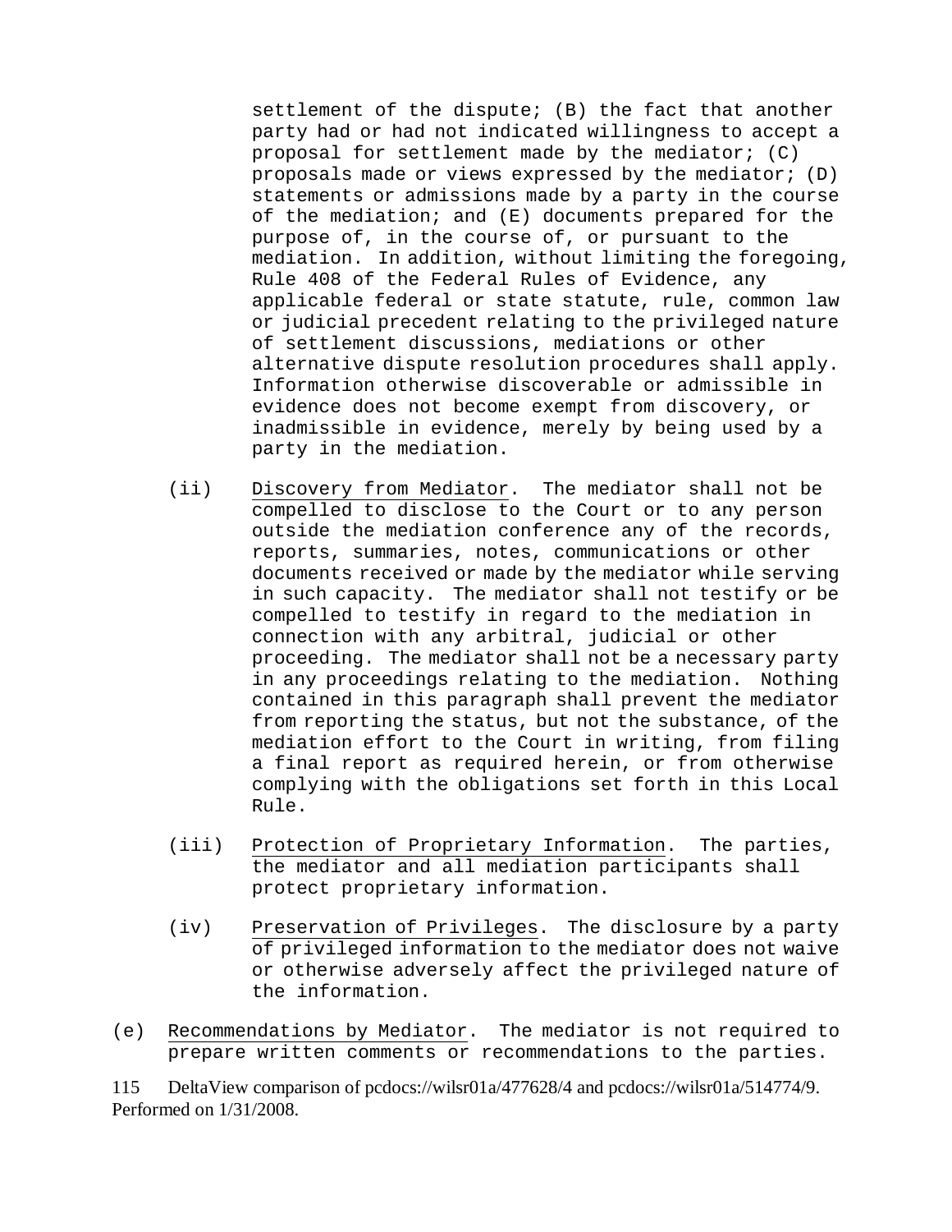settlement of the dispute; (B) the fact that another party had or had not indicated willingness to accept a proposal for settlement made by the mediator; (C) proposals made or views expressed by the mediator; (D) statements or admissions made by a party in the course of the mediation; and (E) documents prepared for the purpose of, in the course of, or pursuant to the mediation. In addition, without limiting the foregoing, Rule 408 of the Federal Rules of Evidence, any applicable federal or state statute, rule, common law or judicial precedent relating to the privileged nature of settlement discussions, mediations or other alternative dispute resolution procedures shall apply. Information otherwise discoverable or admissible in evidence does not become exempt from discovery, or inadmissible in evidence, merely by being used by a party in the mediation.

(ii) Discovery from Mediator. The mediator shall not be compelled to disclose to the Court or to any person outside the mediation conference any of the records, reports, summaries, notes, communications or other documents received or made by the mediator while serving in such capacity. The mediator shall not testify or be compelled to testify in regard to the mediation in connection with any arbitral, judicial or other proceeding. The mediator shall not be a necessary party in any proceedings relating to the mediation. Nothing contained in this paragraph shall prevent the mediator from reporting the status, but not the substance, of the mediation effort to the Court in writing, from filing a final report as required herein, or from otherwise complying with the obligations set forth in this Local Rule.

(iii) Protection of Proprietary Information. The parties, the mediator and all mediation participants shall protect proprietary information.

(iv) Preservation of Privileges. The disclosure by a party of privileged information to the mediator does not waive or otherwise adversely affect the privileged nature of the information.

(e) Recommendations by Mediator. The mediator is not required to prepare written comments or recommendations to the parties.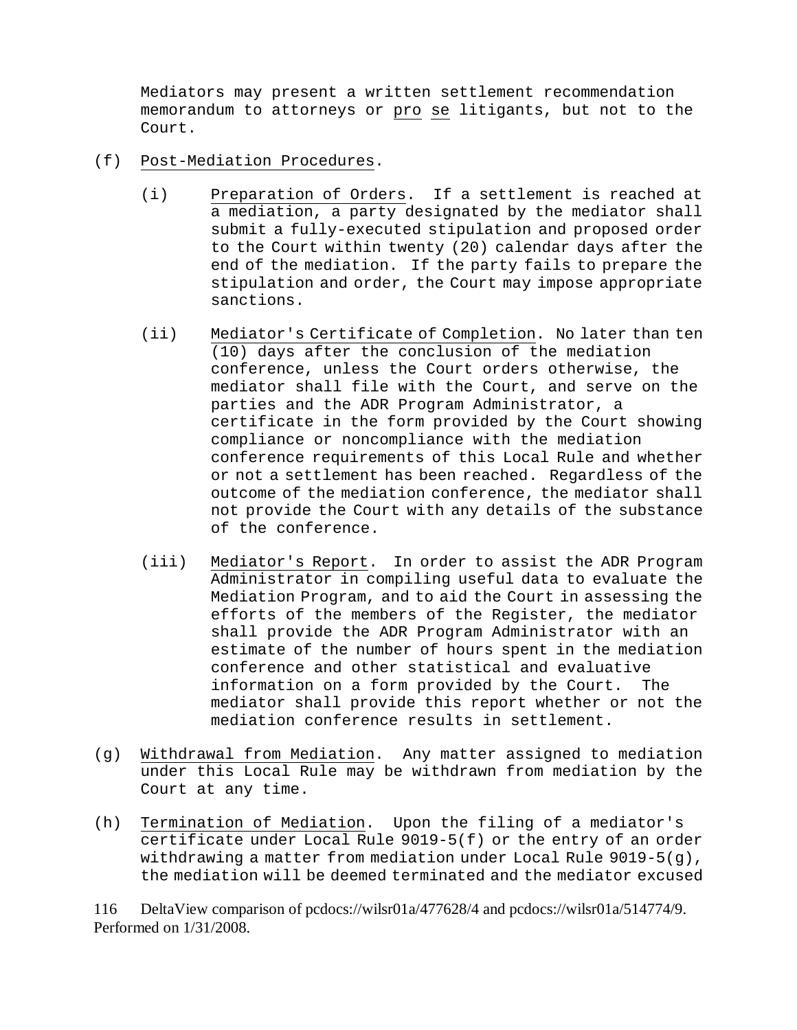Mediators may present a written settlement recommendation memorandum to attorneys or pro se litigants, but not to the Court.

(f) Post-Mediation Procedures.

(i) Preparation of Orders. If a settlement is reached at a mediation, a party designated by the mediator shall submit a fully-executed stipulation and proposed order to the Court within twenty (20) calendar days after the end of the mediation. If the party fails to prepare the stipulation and order, the Court may impose appropriate sanctions.

(ii) Mediator's Certificate of Completion. No later than ten (10) days after the conclusion of the mediation conference, unless the Court orders otherwise, the mediator shall file with the Court, and serve on the parties and the ADR Program Administrator, a certificate in the form provided by the Court showing compliance or noncompliance with the mediation conference requirements of this Local Rule and whether or not a settlement has been reached. Regardless of the outcome of the mediation conference, the mediator shall not provide the Court with any details of the substance of the conference.

(iii) Mediator's Report. In order to assist the ADR Program Administrator in compiling useful data to evaluate the Mediation Program, and to aid the Court in assessing the efforts of the members of the Register, the mediator shall provide the ADR Program Administrator with an estimate of the number of hours spent in the mediation conference and other statistical and evaluative information on a form provided by the Court. The mediator shall provide this report whether or not the mediation conference results in settlement.

(g) Withdrawal from Mediation. Any matter assigned to mediation under this Local Rule may be withdrawn from mediation by the Court at any time.

(h) Termination of Mediation. Upon the filing of a mediator's certificate under Local Rule 9019-5(f) or the entry of an order withdrawing a matter from mediation under Local Rule 9019-5(g), the mediation will be deemed terminated and the mediator excused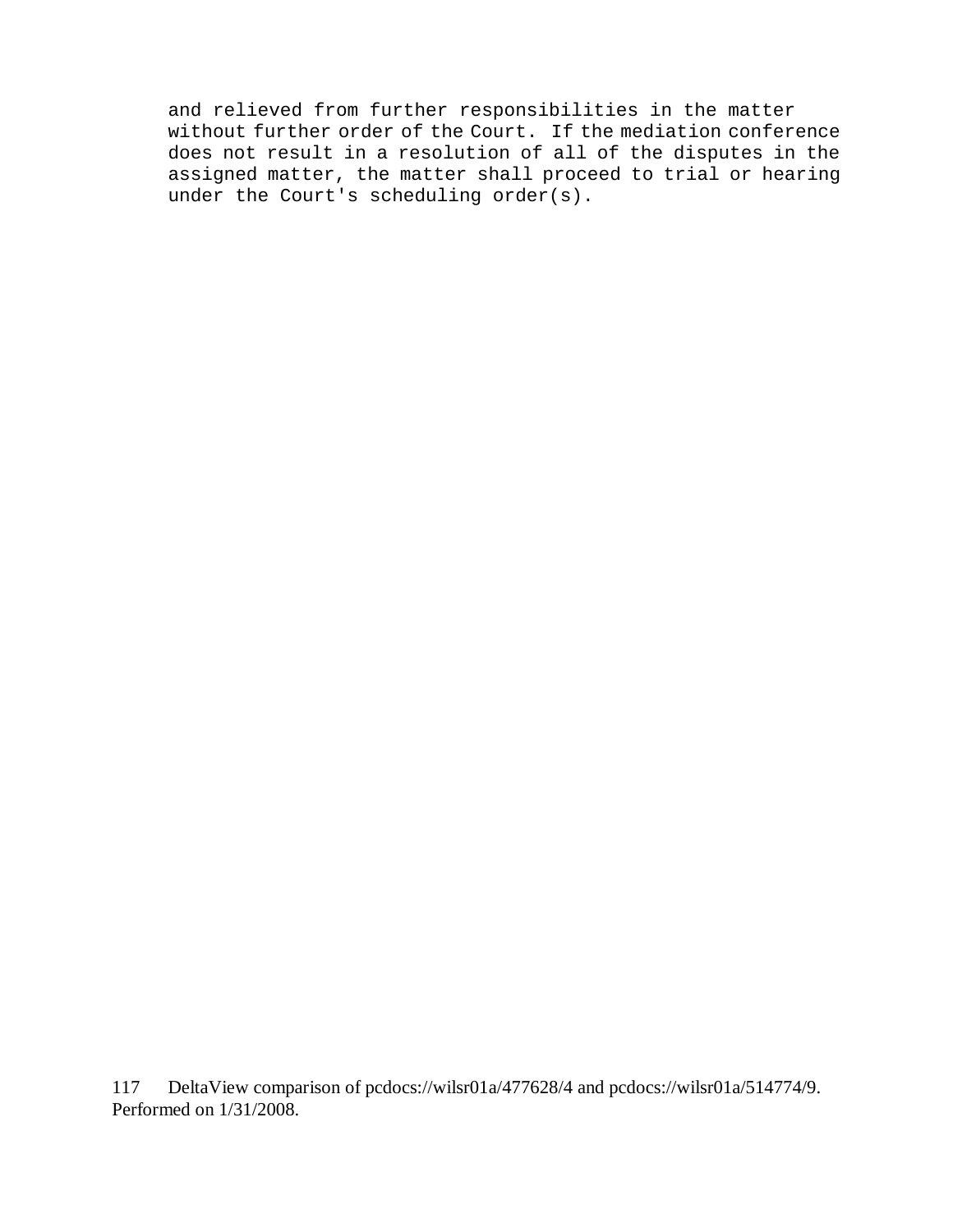and relieved from further responsibilities in the matter without further order of the Court. If the mediation conference does not result in a resolution of all of the disputes in the assigned matter, the matter shall proceed to trial or hearing under the Court's scheduling order(s).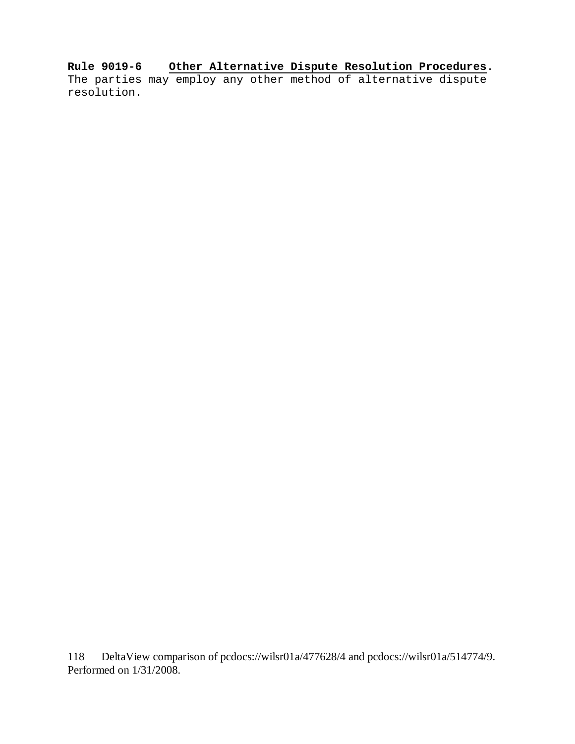**Rule 9019-6** **<u>Other Alternative Dispute Resolution Procedures</u>**. The parties may employ any other method of alternative dispute resolution.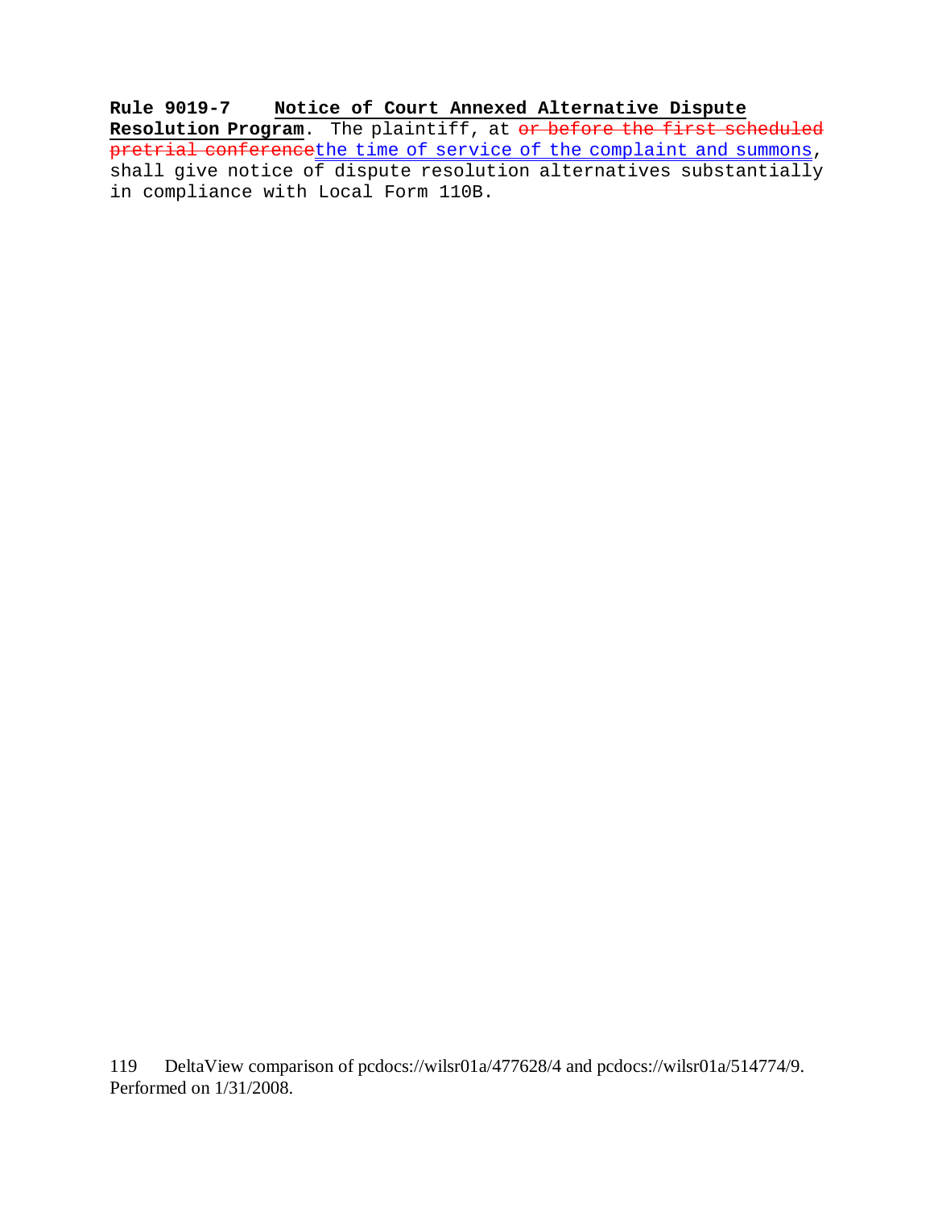**Rule 9019-7 Notice of Court Annexed Alternative Dispute Resolution Program**. The plaintiff, at ~~or before the first scheduled pretrial conference~~the time of service of the complaint and summons, shall give notice of dispute resolution alternatives substantially in compliance with Local Form 110B.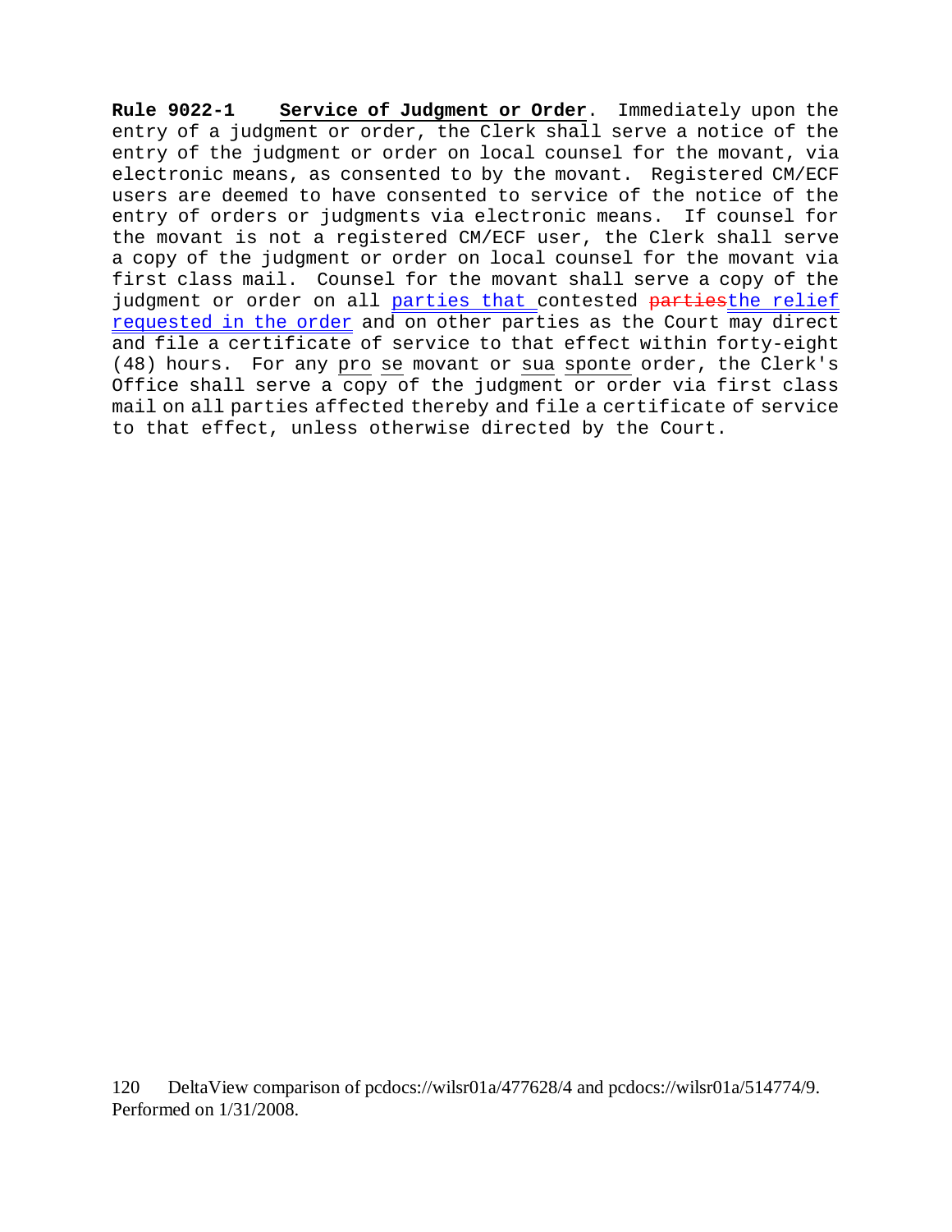**Rule 9022-1** **Service of Judgment or Order**. Immediately upon the entry of a judgment or order, the Clerk shall serve a notice of the entry of the judgment or order on local counsel for the movant, via electronic means, as consented to by the movant. Registered CM/ECF users are deemed to have consented to service of the notice of the entry of orders or judgments via electronic means. If counsel for the movant is not a registered CM/ECF user, the Clerk shall serve a copy of the judgment or order on local counsel for the movant via first class mail. Counsel for the movant shall serve a copy of the judgment or order on all parties that contested ~~parties~~the relief requested in the order and on other parties as the Court may direct and file a certificate of service to that effect within forty-eight (48) hours. For any *pro se* movant or *sua sponte* order, the Clerk's Office shall serve a copy of the judgment or order via first class mail on all parties affected thereby and file a certificate of service to that effect, unless otherwise directed by the Court.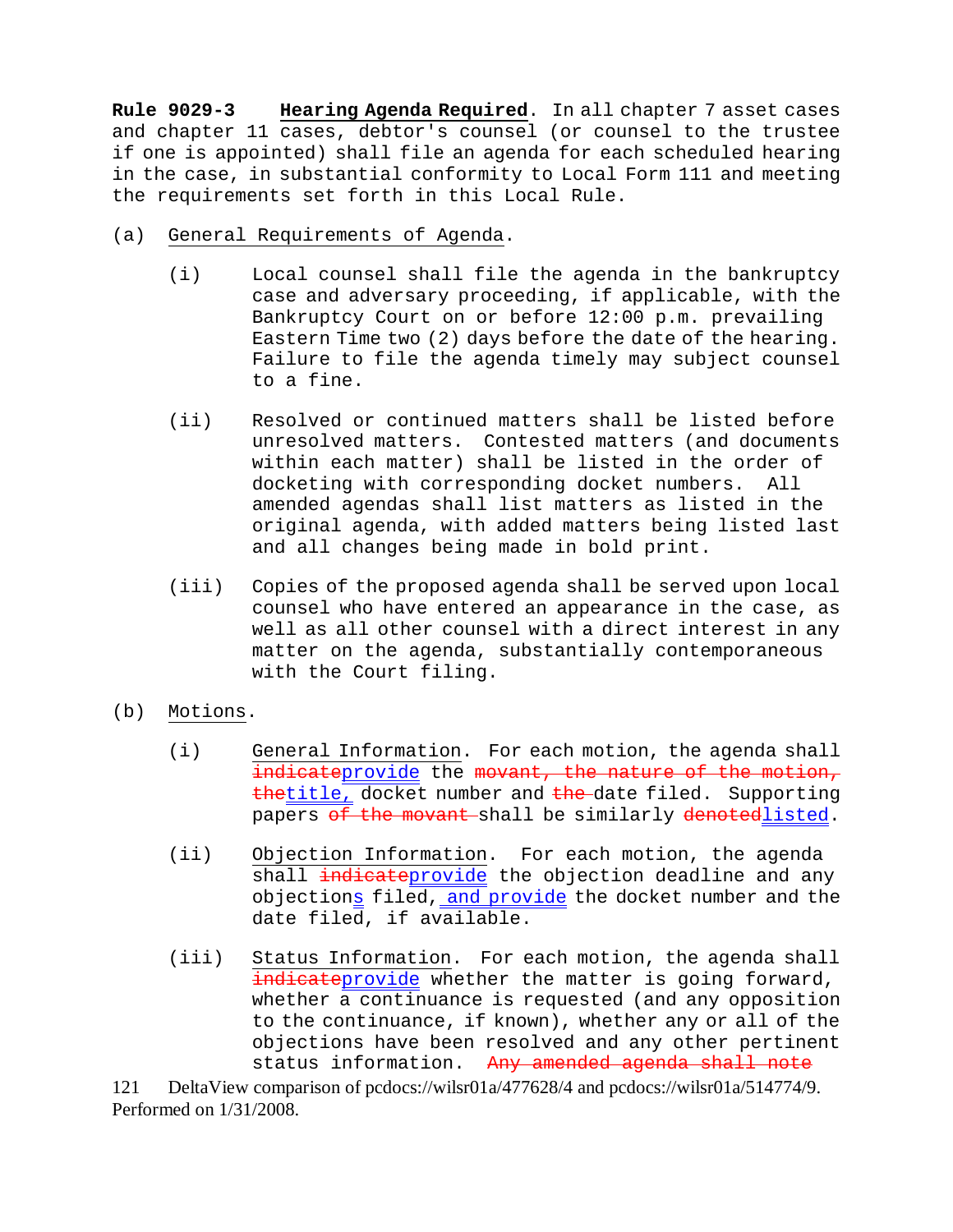**Rule 9029-3** <u>**Hearing Agenda Required**</u>. In all chapter 7 asset cases and chapter 11 cases, debtor's counsel (or counsel to the trustee if one is appointed) shall file an agenda for each scheduled hearing in the case, in substantial conformity to Local Form 111 and meeting the requirements set forth in this Local Rule.

(a) <u>General Requirements of Agenda</u>.

(i) Local counsel shall file the agenda in the bankruptcy case and adversary proceeding, if applicable, with the Bankruptcy Court on or before 12:00 p.m. prevailing Eastern Time two (2) days before the date of the hearing. Failure to file the agenda timely may subject counsel to a fine.

(ii) Resolved or continued matters shall be listed before unresolved matters. Contested matters (and documents within each matter) shall be listed in the order of docketing with corresponding docket numbers. All amended agendas shall list matters as listed in the original agenda, with added matters being listed last and all changes being made in bold print.

(iii) Copies of the proposed agenda shall be served upon local counsel who have entered an appearance in the case, as well as all other counsel with a direct interest in any matter on the agenda, substantially contemporaneous with the Court filing.

(b) <u>Motions</u>.

(i) <u>General Information</u>. For each motion, the agenda shall ~~indicate~~<u>provide</u> the ~~movant, the nature of the motion, the~~<u>title,</u> docket number and ~~the~~ date filed. Supporting papers ~~of the movant~~ shall be similarly ~~denoted~~<u>listed</u>.

(ii) <u>Objection Information</u>. For each motion, the agenda shall ~~indicate~~<u>provide</u> the objection deadline and any objection<u>s</u> filed,<u> and provide</u> the docket number and the date filed, if available.

(iii) <u>Status Information</u>. For each motion, the agenda shall ~~indicate~~<u>provide</u> whether the matter is going forward, whether a continuance is requested (and any opposition to the continuance, if known), whether any or all of the objections have been resolved and any other pertinent status information. ~~Any amended agenda shall note~~

121 DeltaView comparison of pcdocs://wilsr01a/477628/4 and pcdocs://wilsr01a/514774/9. Performed on 1/31/2008.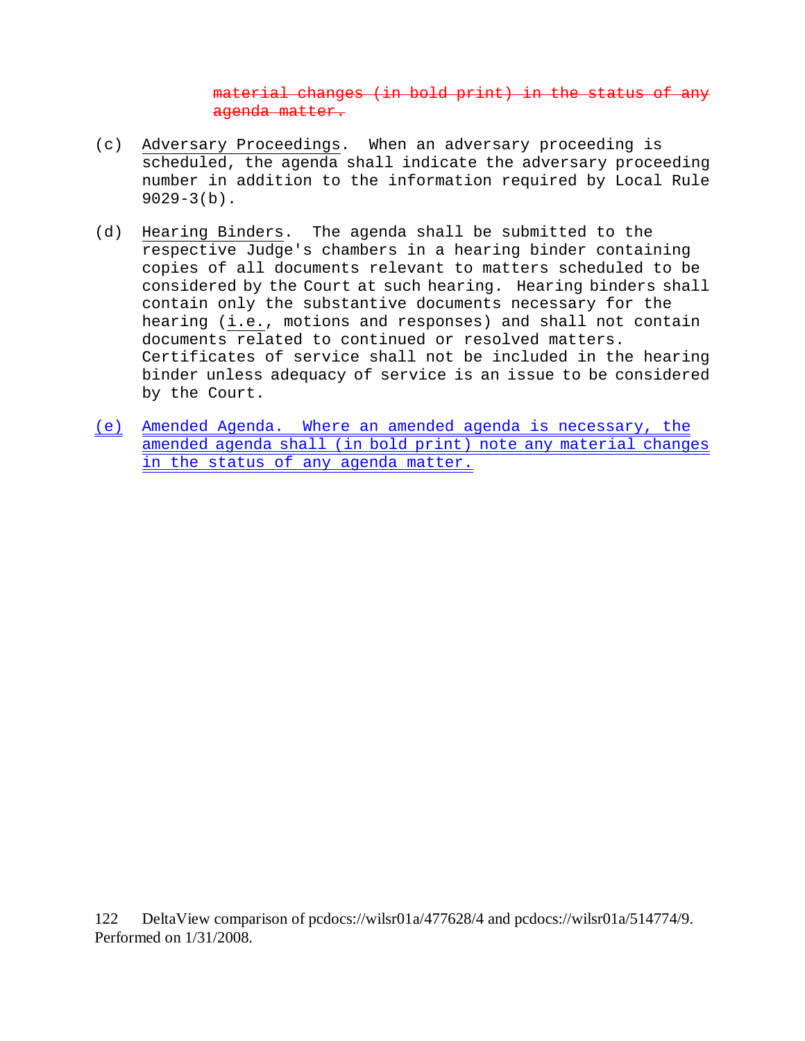~~material changes (in bold print) in the status of any agenda matter.~~

(c) Adversary Proceedings. When an adversary proceeding is scheduled, the agenda shall indicate the adversary proceeding number in addition to the information required by Local Rule 9029-3(b).

(d) Hearing Binders. The agenda shall be submitted to the respective Judge's chambers in a hearing binder containing copies of all documents relevant to matters scheduled to be considered by the Court at such hearing. Hearing binders shall contain only the substantive documents necessary for the hearing (i.e., motions and responses) and shall not contain documents related to continued or resolved matters. Certificates of service shall not be included in the hearing binder unless adequacy of service is an issue to be considered by the Court.

(e) Amended Agenda. Where an amended agenda is necessary, the amended agenda shall (in bold print) note any material changes in the status of any agenda matter.

DeltaView comparison of pcdocs://wilsr01a/477628/4 and pcdocs://wilsr01a/514774/9. Performed on 1/31/2008.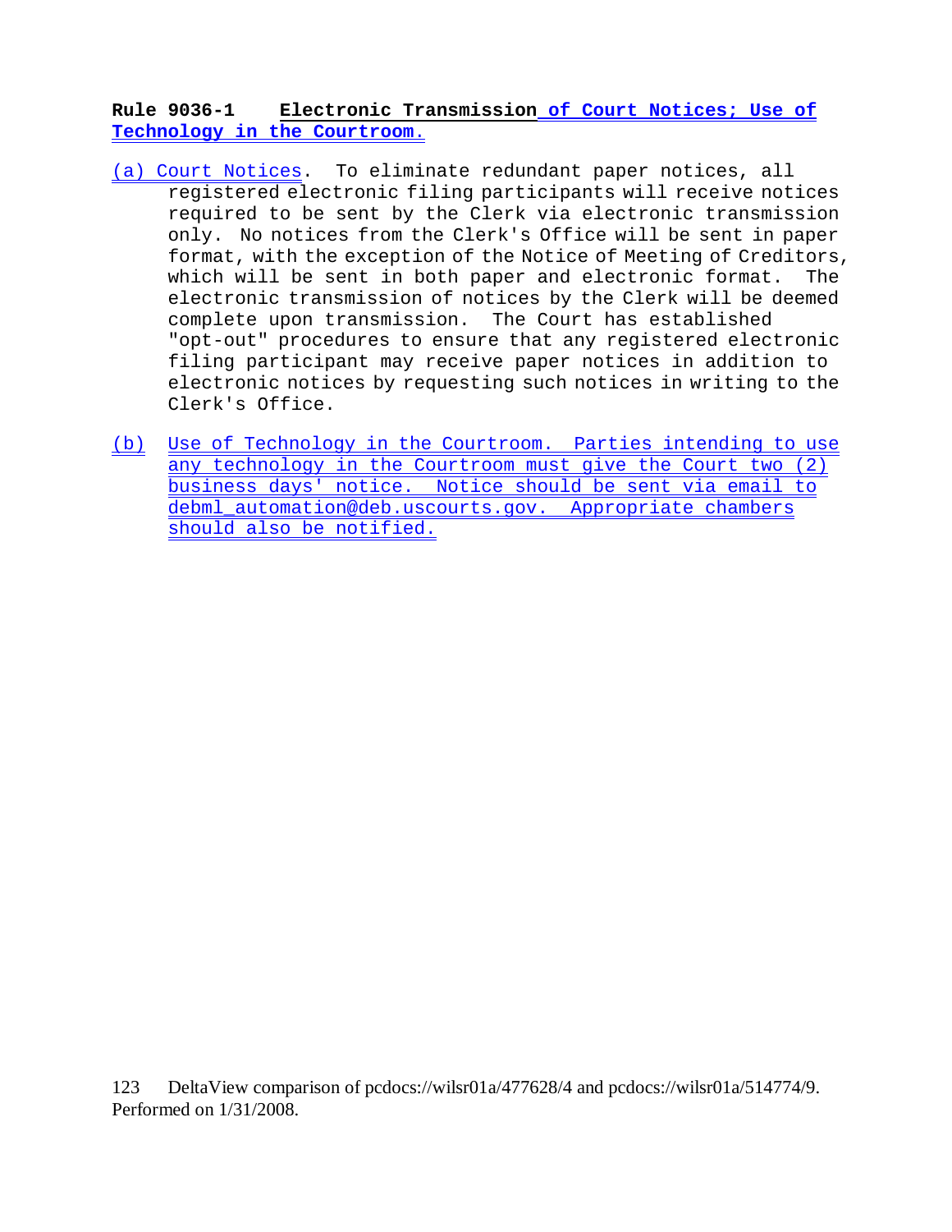**Rule 9036-1 Electronic Transmission of Court Notices; Use of Technology in the Courtroom.**

(a) Court Notices. To eliminate redundant paper notices, all registered electronic filing participants will receive notices required to be sent by the Clerk via electronic transmission only. No notices from the Clerk's Office will be sent in paper format, with the exception of the Notice of Meeting of Creditors, which will be sent in both paper and electronic format. The electronic transmission of notices by the Clerk will be deemed complete upon transmission. The Court has established "opt-out" procedures to ensure that any registered electronic filing participant may receive paper notices in addition to electronic notices by requesting such notices in writing to the Clerk's Office.

(b) Use of Technology in the Courtroom. Parties intending to use any technology in the Courtroom must give the Court two (2) business days' notice. Notice should be sent via email to debml_automation@deb.uscourts.gov. Appropriate chambers should also be notified.

123 DeltaView comparison of pcdocs://wilsr01a/477628/4 and pcdocs://wilsr01a/514774/9. Performed on 1/31/2008.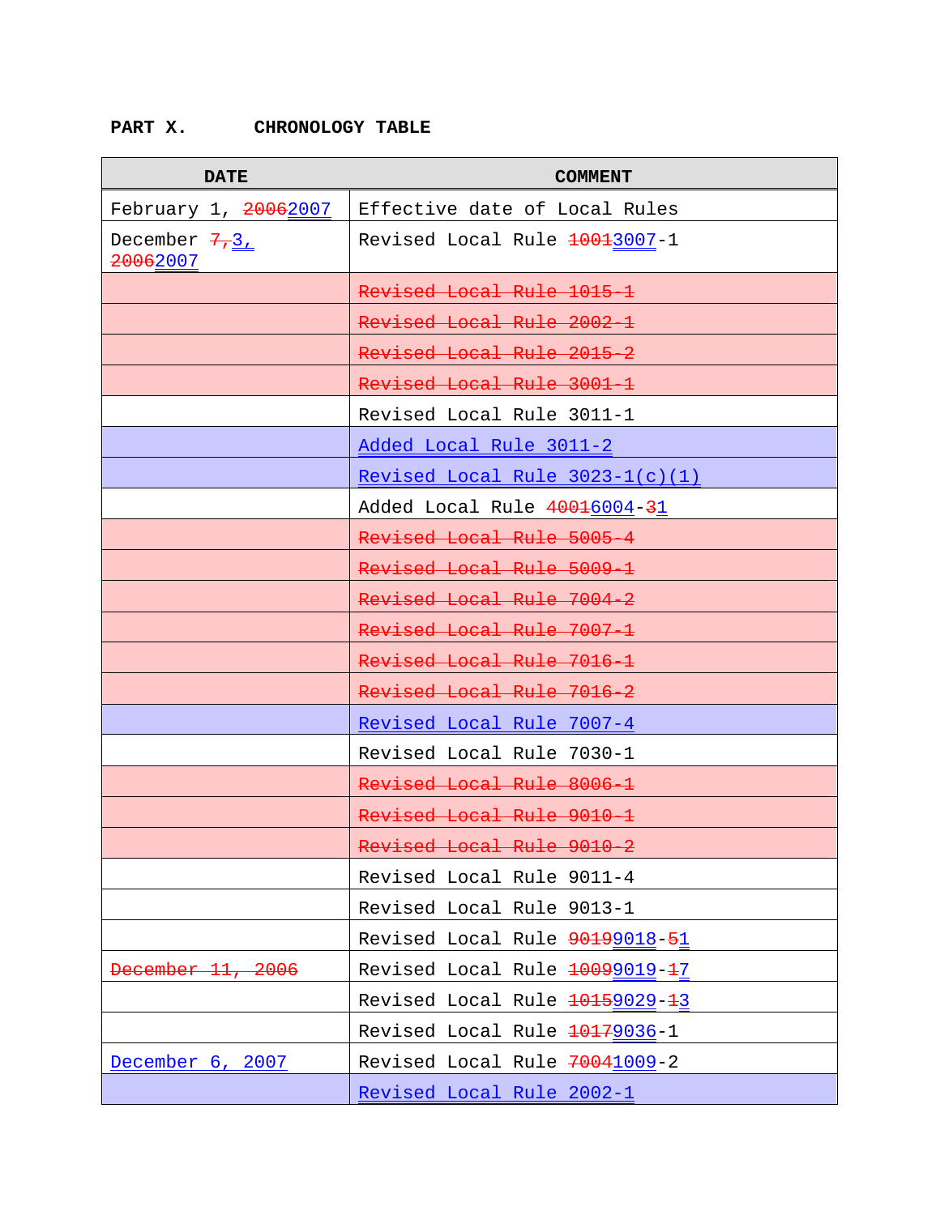**PART X. CHRONOLOGY TABLE**

| DATE | COMMENT |
|---|---|
| February 1, ~~2006~~2007 | Effective date of Local Rules |
| December ~~7,~~3, ~~2006~~2007 | Revised Local Rule ~~1001~~3007-1 |
| | ~~Revised Local Rule 1015-1~~ |
| | ~~Revised Local Rule 2002-1~~ |
| | ~~Revised Local Rule 2015-2~~ |
| | ~~Revised Local Rule 3001-1~~ |
| | Revised Local Rule 3011-1 |
| | Added Local Rule 3011-2 |
| | Revised Local Rule 3023-1(c)(1) |
| | Added Local Rule ~~4001~~6004-~~3~~1 |
| | ~~Revised Local Rule 5005-4~~ |
| | ~~Revised Local Rule 5009-1~~ |
| | ~~Revised Local Rule 7004-2~~ |
| | ~~Revised Local Rule 7007-1~~ |
| | ~~Revised Local Rule 7016-1~~ |
| | ~~Revised Local Rule 7016-2~~ |
| | Revised Local Rule 7007-4 |
| | Revised Local Rule 7030-1 |
| | ~~Revised Local Rule 8006-1~~ |
| | ~~Revised Local Rule 9010-1~~ |
| | ~~Revised Local Rule 9010-2~~ |
| | Revised Local Rule 9011-4 |
| | Revised Local Rule 9013-1 |
| | Revised Local Rule ~~9019~~9018-~~5~~1 |
| ~~December 11, 2006~~ | Revised Local Rule ~~1009~~9019-~~1~~7 |
| | Revised Local Rule ~~1015~~9029-~~1~~3 |
| | Revised Local Rule ~~1017~~9036-1 |
| December 6, 2007 | Revised Local Rule ~~7004~~1009-2 |
| | Revised Local Rule 2002-1 |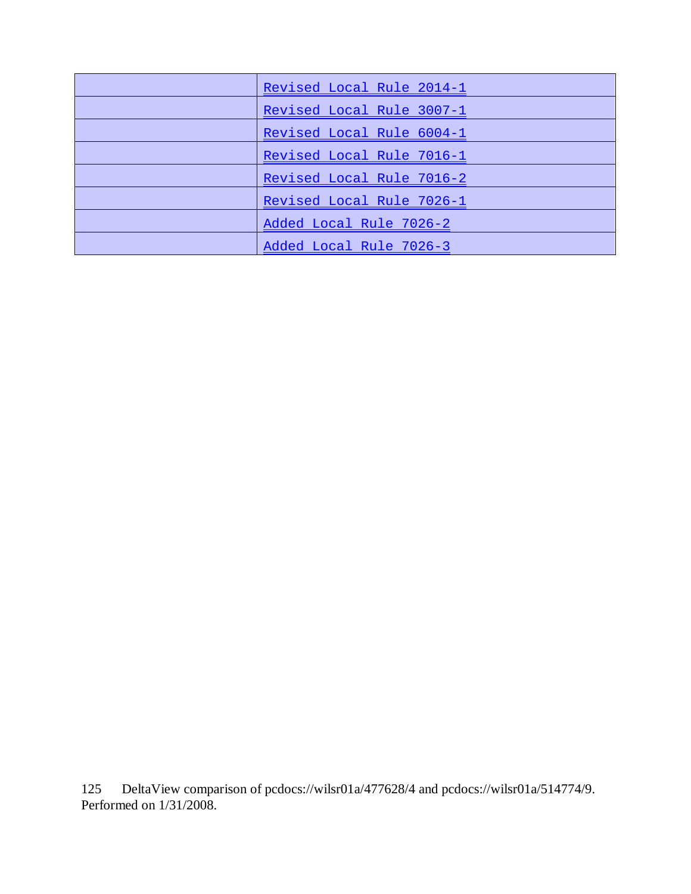| | |
|---|---|
| | Revised Local Rule 2014-1 |
| | Revised Local Rule 3007-1 |
| | Revised Local Rule 6004-1 |
| | Revised Local Rule 7016-1 |
| | Revised Local Rule 7016-2 |
| | Revised Local Rule 7026-1 |
| | Added Local Rule 7026-2 |
| | Added Local Rule 7026-3 |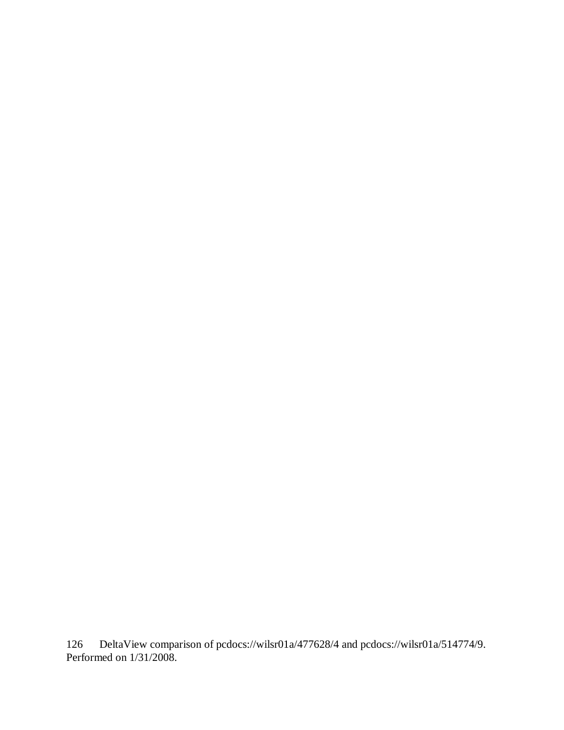126 DeltaView comparison of pcdocs://wilsr01a/477628/4 and pcdocs://wilsr01a/514774/9. Performed on 1/31/2008.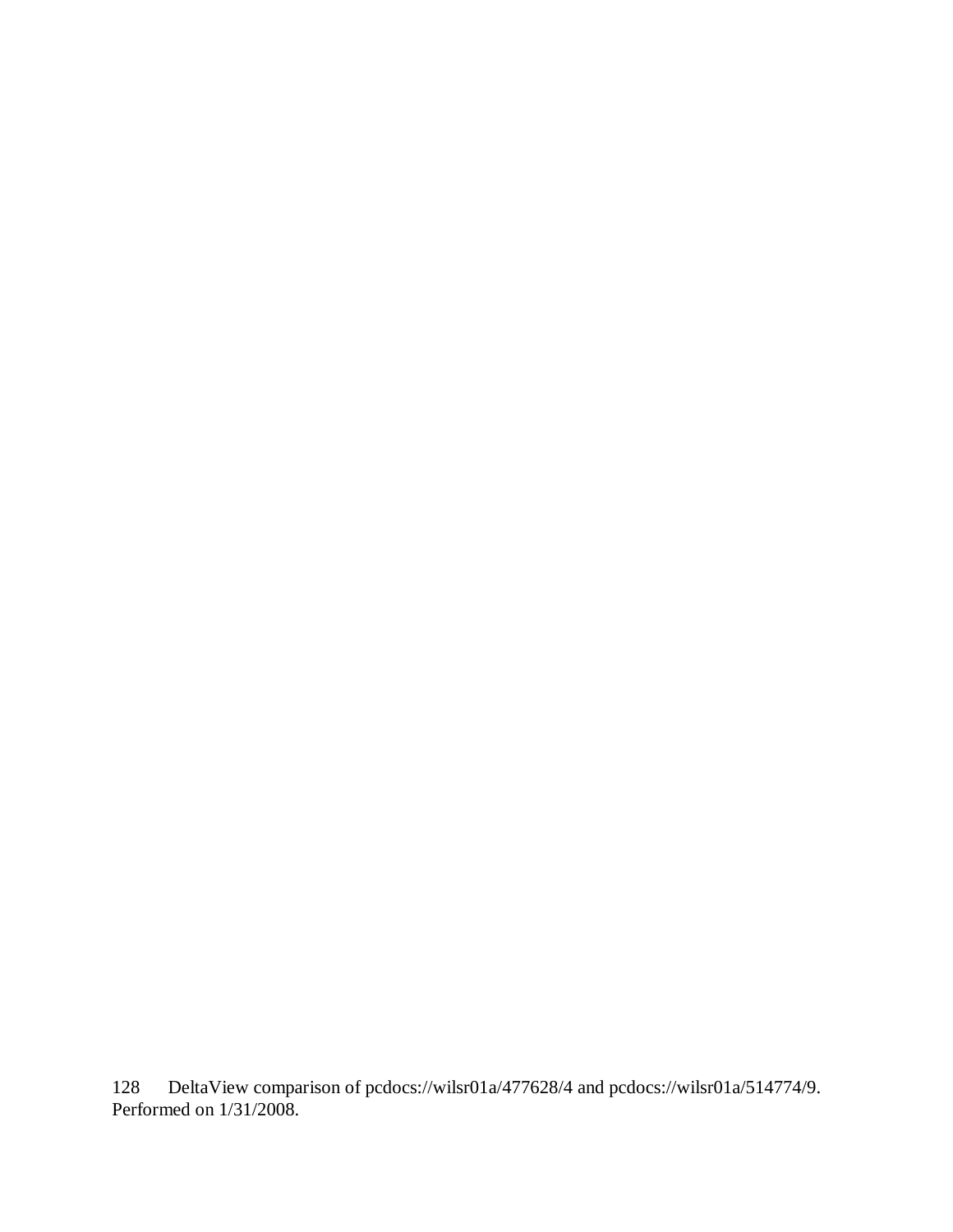[128] DeltaView comparison of pcdocs://wilsr01a/477628/4 and pcdocs://wilsr01a/514774/9. Performed on 1/31/2008.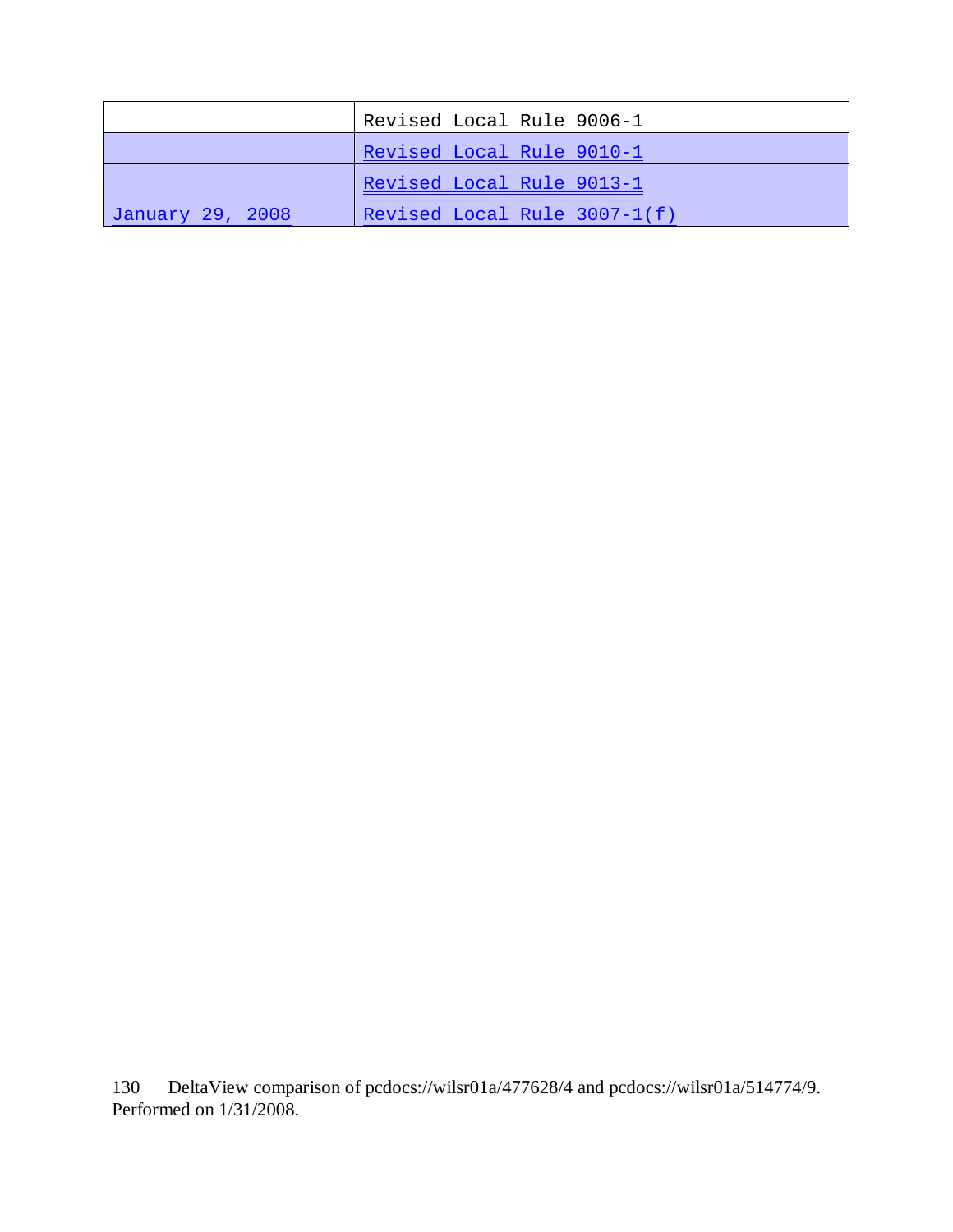| | |
|---|---|
| | Revised Local Rule 9006-1 |
| | Revised Local Rule 9010-1 |
| | Revised Local Rule 9013-1 |
| January 29, 2008 | Revised Local Rule 3007-1(f) |

130 DeltaView comparison of pcdocs://wilsr01a/477628/4 and pcdocs://wilsr01a/514774/9. Performed on 1/31/2008.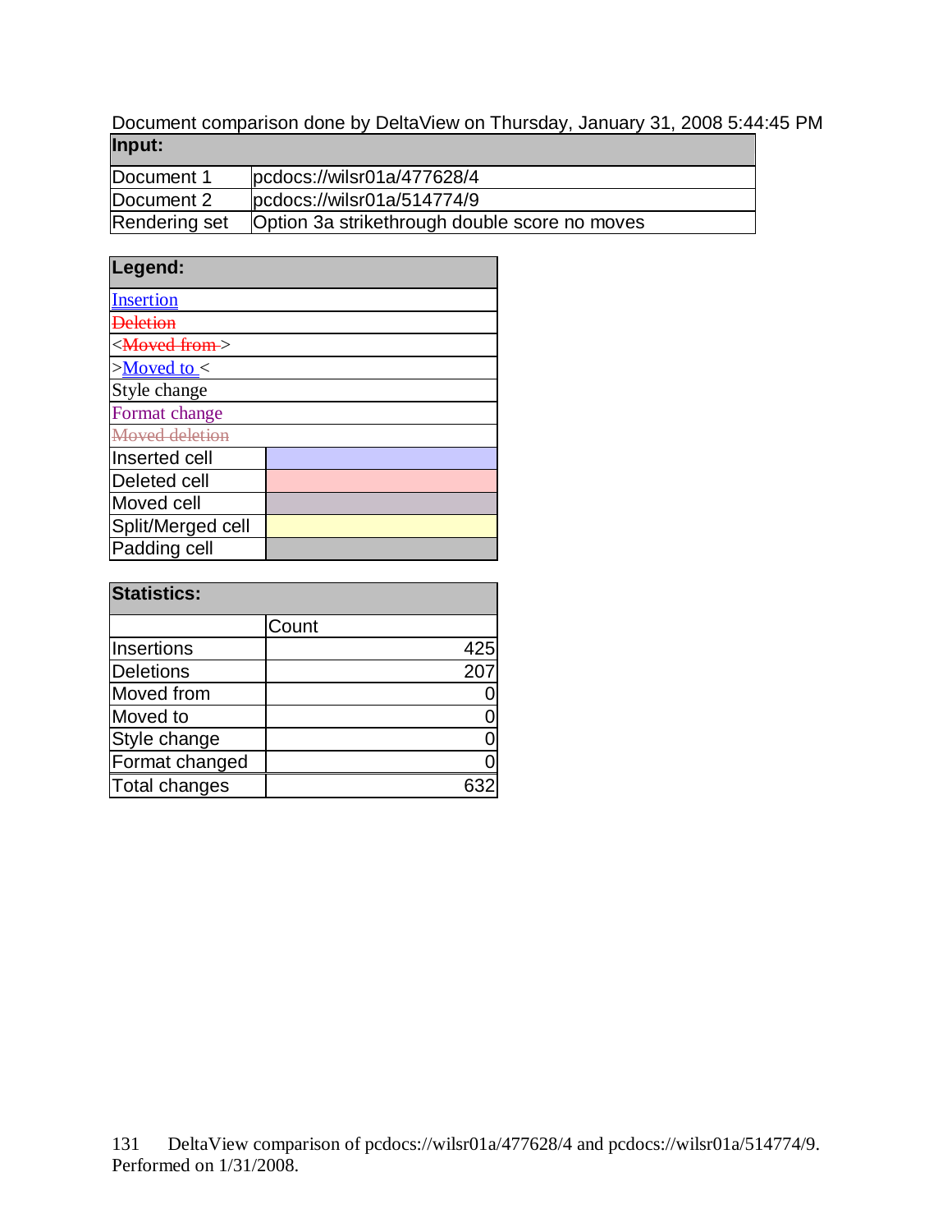Document comparison done by DeltaView on Thursday, January 31, 2008 5:44:45 PM

| **Input:** | |
|---|---|
| Document 1 | pcdocs://wilsr01a/477628/4 |
| Document 2 | pcdocs://wilsr01a/514774/9 |
| Rendering set | Option 3a strikethrough double score no moves |

| **Legend:** | |
|---|---|
| Insertion | |
| ~~Deletion~~ | |
| <~~Moved from~~ > | |
| >Moved to < | |
| Style change | |
| Format change | |
| ~~Moved deletion~~ | |
| Inserted cell | |
| Deleted cell | |
| Moved cell | |
| Split/Merged cell | |
| Padding cell | |

| **Statistics:** | |
|---|---|
| | Count |
| Insertions | 425 |
| Deletions | 207 |
| Moved from | 0 |
| Moved to | 0 |
| Style change | 0 |
| Format changed | 0 |
| Total changes | 632 |

131 DeltaView comparison of pcdocs://wilsr01a/477628/4 and pcdocs://wilsr01a/514774/9. Performed on 1/31/2008.